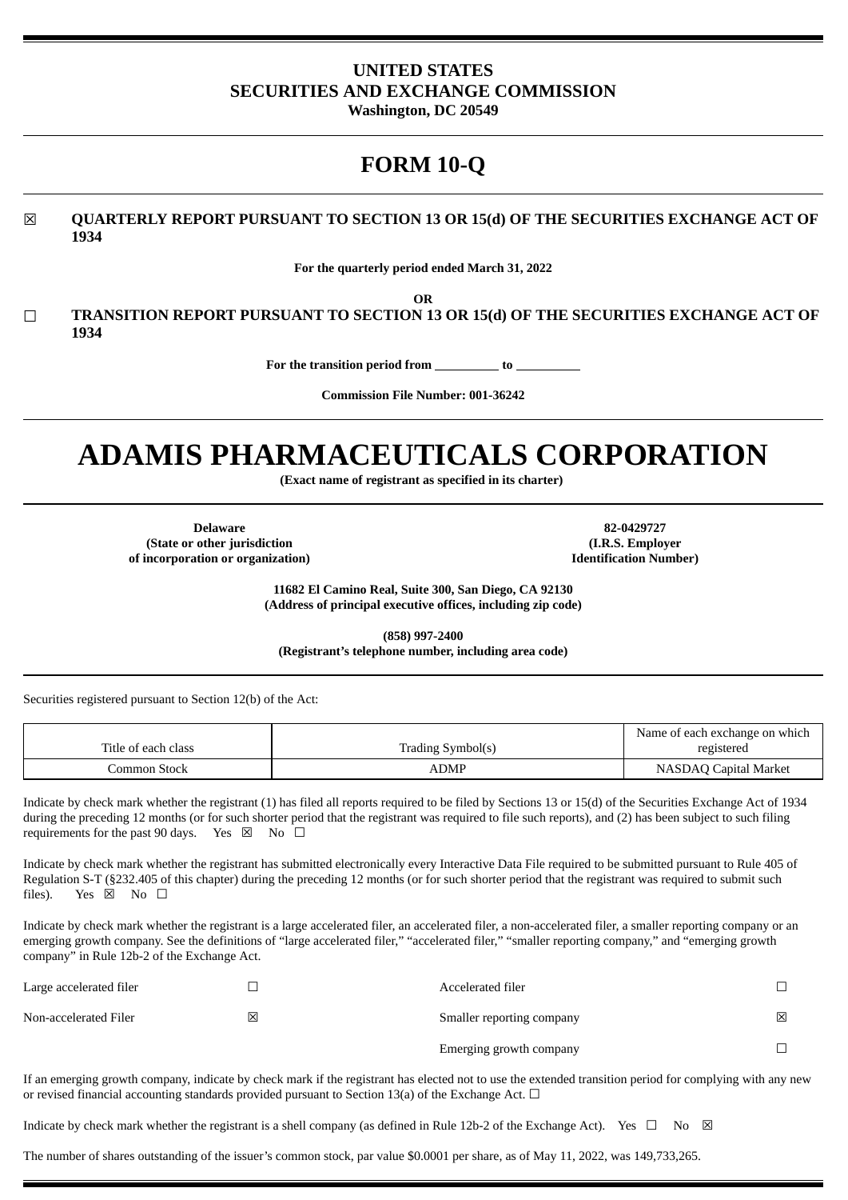**UNITED STATES**
**SECURITIES AND EXCHANGE COMMISSION**
**Washington, DC 20549**

# FORM 10-Q

☒ **QUARTERLY REPORT PURSUANT TO SECTION 13 OR 15(d) OF THE SECURITIES EXCHANGE ACT OF 1934**

**For the quarterly period ended March 31, 2022**

**OR**

☐ **TRANSITION REPORT PURSUANT TO SECTION 13 OR 15(d) OF THE SECURITIES EXCHANGE ACT OF 1934**

**For the transition period from \_\_\_\_\_\_\_\_\_\_ to \_\_\_\_\_\_\_\_\_\_**

**Commission File Number: 001-36242**

# ADAMIS PHARMACEUTICALS CORPORATION

**(Exact name of registrant as specified in its charter)**

| **Delaware** | **82-0429727** |
|---|---|
| **(State or other jurisdiction of incorporation or organization)** | **(I.R.S. Employer Identification Number)** |

**11682 El Camino Real, Suite 300, San Diego, CA 92130**
**(Address of principal executive offices, including zip code)**

**(858) 997-2400**
**(Registrant's telephone number, including area code)**

Securities registered pursuant to Section 12(b) of the Act:

| Title of each class | Trading Symbol(s) | Name of each exchange on which registered |
|---|---|---|
| Common Stock | ADMP | NASDAQ Capital Market |

Indicate by check mark whether the registrant (1) has filed all reports required to be filed by Sections 13 or 15(d) of the Securities Exchange Act of 1934 during the preceding 12 months (or for such shorter period that the registrant was required to file such reports), and (2) has been subject to such filing requirements for the past 90 days. Yes ☒ No ☐

Indicate by check mark whether the registrant has submitted electronically every Interactive Data File required to be submitted pursuant to Rule 405 of Regulation S-T (§232.405 of this chapter) during the preceding 12 months (or for such shorter period that the registrant was required to submit such files). Yes ☒ No ☐

Indicate by check mark whether the registrant is a large accelerated filer, an accelerated filer, a non-accelerated filer, a smaller reporting company or an emerging growth company. See the definitions of "large accelerated filer," "accelerated filer," "smaller reporting company," and "emerging growth company" in Rule 12b-2 of the Exchange Act.

| | | | |
|---|---|---|---|
| Large accelerated filer | ☐ | Accelerated filer | ☐ |
| Non-accelerated Filer | ☒ | Smaller reporting company | ☒ |
| | | Emerging growth company | ☐ |

If an emerging growth company, indicate by check mark if the registrant has elected not to use the extended transition period for complying with any new or revised financial accounting standards provided pursuant to Section 13(a) of the Exchange Act. ☐

Indicate by check mark whether the registrant is a shell company (as defined in Rule 12b-2 of the Exchange Act). Yes ☐ No ☒

The number of shares outstanding of the issuer's common stock, par value $0.0001 per share, as of May 11, 2022, was 149,733,265.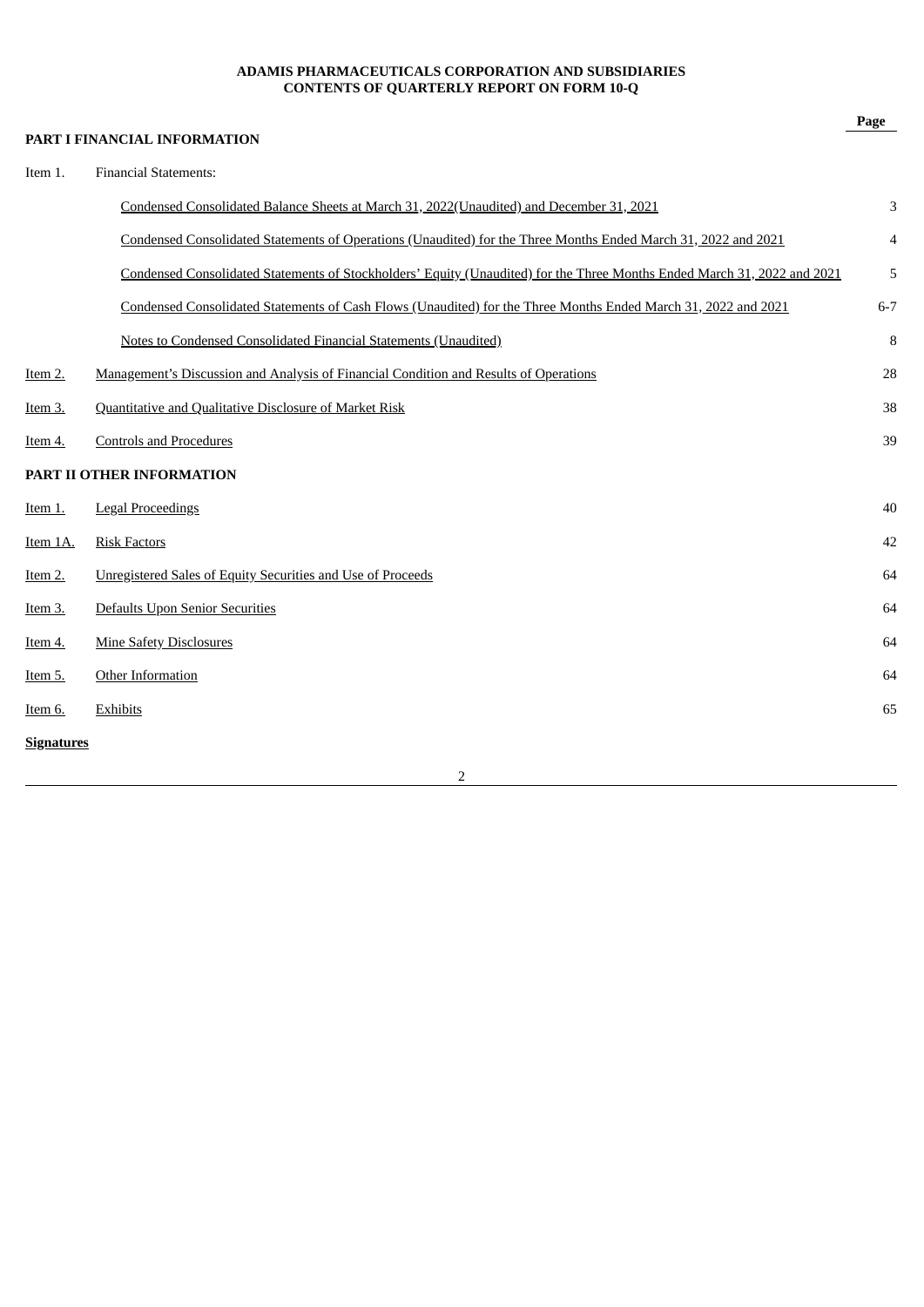**ADAMIS PHARMACEUTICALS CORPORATION AND SUBSIDIARIES**
**CONTENTS OF QUARTERLY REPORT ON FORM 10-Q**

| | | Page |
|---|---|---|
| **PART I FINANCIAL INFORMATION** | | |
| Item 1. | Financial Statements: | |
| | Condensed Consolidated Balance Sheets at March 31, 2022(Unaudited) and December 31, 2021 | 3 |
| | Condensed Consolidated Statements of Operations (Unaudited) for the Three Months Ended March 31, 2022 and 2021 | 4 |
| | Condensed Consolidated Statements of Stockholders' Equity (Unaudited) for the Three Months Ended March 31, 2022 and 2021 | 5 |
| | Condensed Consolidated Statements of Cash Flows (Unaudited) for the Three Months Ended March 31, 2022 and 2021 | 6-7 |
| | Notes to Condensed Consolidated Financial Statements (Unaudited) | 8 |
| Item 2. | Management's Discussion and Analysis of Financial Condition and Results of Operations | 28 |
| Item 3. | Quantitative and Qualitative Disclosure of Market Risk | 38 |
| Item 4. | Controls and Procedures | 39 |
| **PART II OTHER INFORMATION** | | |
| Item 1. | Legal Proceedings | 40 |
| Item 1A. | Risk Factors | 42 |
| Item 2. | Unregistered Sales of Equity Securities and Use of Proceeds | 64 |
| Item 3. | Defaults Upon Senior Securities | 64 |
| Item 4. | Mine Safety Disclosures | 64 |
| Item 5. | Other Information | 64 |
| Item 6. | Exhibits | 65 |
| **Signatures** | | |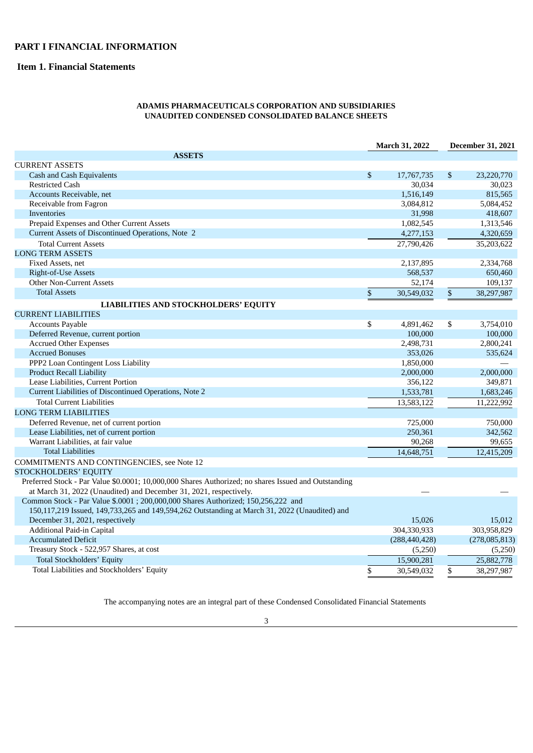# PART I FINANCIAL INFORMATION

## Item 1. Financial Statements

**ADAMIS PHARMACEUTICALS CORPORATION AND SUBSIDIARIES**
**UNAUDITED CONDENSED CONSOLIDATED BALANCE SHEETS**

| | March 31, 2022 | December 31, 2021 |
|---|---|---|
| **ASSETS** | | |
| CURRENT ASSETS | | |
| Cash and Cash Equivalents | $ 17,767,735 | $ 23,220,770 |
| Restricted Cash | 30,034 | 30,023 |
| Accounts Receivable, net | 1,516,149 | 815,565 |
| Receivable from Fagron | 3,084,812 | 5,084,452 |
| Inventories | 31,998 | 418,607 |
| Prepaid Expenses and Other Current Assets | 1,082,545 | 1,313,546 |
| Current Assets of Discontinued Operations, Note 2 | 4,277,153 | 4,320,659 |
| Total Current Assets | 27,790,426 | 35,203,622 |
| LONG TERM ASSETS | | |
| Fixed Assets, net | 2,137,895 | 2,334,768 |
| Right-of-Use Assets | 568,537 | 650,460 |
| Other Non-Current Assets | 52,174 | 109,137 |
| Total Assets | $ 30,549,032 | $ 38,297,987 |
| **LIABILITIES AND STOCKHOLDERS' EQUITY** | | |
| CURRENT LIABILITIES | | |
| Accounts Payable | $ 4,891,462 | $ 3,754,010 |
| Deferred Revenue, current portion | 100,000 | 100,000 |
| Accrued Other Expenses | 2,498,731 | 2,800,241 |
| Accrued Bonuses | 353,026 | 535,624 |
| PPP2 Loan Contingent Loss Liability | 1,850,000 | — |
| Product Recall Liability | 2,000,000 | 2,000,000 |
| Lease Liabilities, Current Portion | 356,122 | 349,871 |
| Current Liabilities of Discontinued Operations, Note 2 | 1,533,781 | 1,683,246 |
| Total Current Liabilities | 13,583,122 | 11,222,992 |
| LONG TERM LIABILITIES | | |
| Deferred Revenue, net of current portion | 725,000 | 750,000 |
| Lease Liabilities, net of current portion | 250,361 | 342,562 |
| Warrant Liabilities, at fair value | 90,268 | 99,655 |
| Total Liabilities | 14,648,751 | 12,415,209 |
| COMMITMENTS AND CONTINGENCIES, see Note 12 | | |
| STOCKHOLDERS' EQUITY | | |
| Preferred Stock - Par Value $0.0001; 10,000,000 Shares Authorized; no shares Issued and Outstanding at March 31, 2022 (Unaudited) and December 31, 2021, respectively. | — | — |
| Common Stock - Par Value $.0001 ; 200,000,000 Shares Authorized; 150,256,222 and 150,117,219 Issued, 149,733,265 and 149,594,262 Outstanding at March 31, 2022 (Unaudited) and December 31, 2021, respectively | 15,026 | 15,012 |
| Additional Paid-in Capital | 304,330,933 | 303,958,829 |
| Accumulated Deficit | (288,440,428) | (278,085,813) |
| Treasury Stock - 522,957 Shares, at cost | (5,250) | (5,250) |
| Total Stockholders' Equity | 15,900,281 | 25,882,778 |
| Total Liabilities and Stockholders' Equity | $ 30,549,032 | $ 38,297,987 |

The accompanying notes are an integral part of these Condensed Consolidated Financial Statements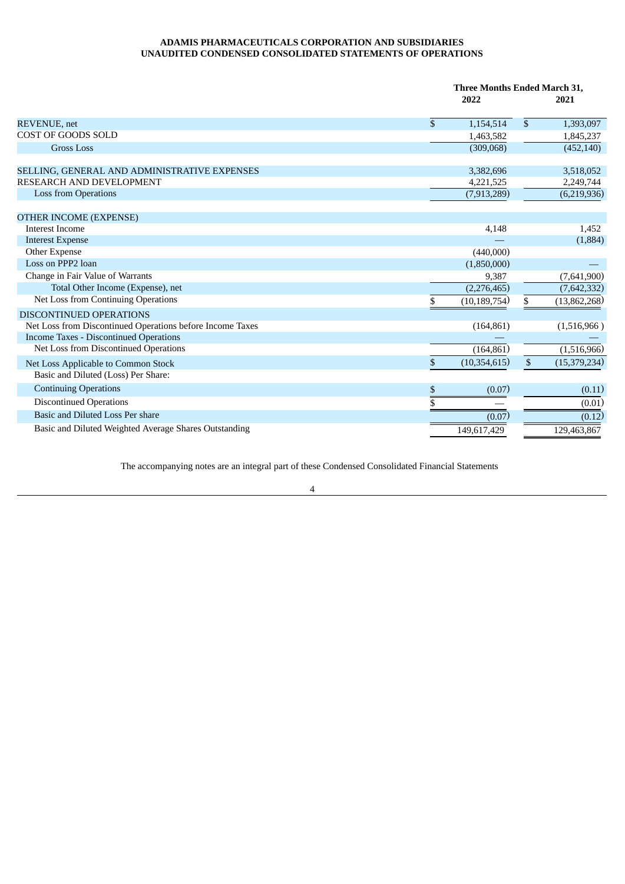**ADAMIS PHARMACEUTICALS CORPORATION AND SUBSIDIARIES**
**UNAUDITED CONDENSED CONSOLIDATED STATEMENTS OF OPERATIONS**

| | Three Months Ended March 31, | |
|---|---|---|
| | 2022 | 2021 |
| REVENUE, net | $ 1,154,514 | $ 1,393,097 |
| COST OF GOODS SOLD | 1,463,582 | 1,845,237 |
| Gross Loss | (309,068) | (452,140) |
| | | |
| SELLING, GENERAL AND ADMINISTRATIVE EXPENSES | 3,382,696 | 3,518,052 |
| RESEARCH AND DEVELOPMENT | 4,221,525 | 2,249,744 |
| Loss from Operations | (7,913,289) | (6,219,936) |
| | | |
| OTHER INCOME (EXPENSE) | | |
| Interest Income | 4,148 | 1,452 |
| Interest Expense | — | (1,884) |
| Other Expense | (440,000) | |
| Loss on PPP2 loan | (1,850,000) | — |
| Change in Fair Value of Warrants | 9,387 | (7,641,900) |
| Total Other Income (Expense), net | (2,276,465) | (7,642,332) |
| Net Loss from Continuing Operations | $ (10,189,754) | $ (13,862,268) |
| DISCONTINUED OPERATIONS | | |
| Net Loss from Discontinued Operations before Income Taxes | (164,861) | (1,516,966) |
| Income Taxes - Discontinued Operations | — | — |
| Net Loss from Discontinued Operations | (164,861) | (1,516,966) |
| Net Loss Applicable to Common Stock | $ (10,354,615) | $ (15,379,234) |
| Basic and Diluted (Loss) Per Share: | | |
| Continuing Operations | $ (0.07) | (0.11) |
| Discontinued Operations | $ — | (0.01) |
| Basic and Diluted Loss Per share | (0.07) | (0.12) |
| Basic and Diluted Weighted Average Shares Outstanding | 149,617,429 | 129,463,867 |

The accompanying notes are an integral part of these Condensed Consolidated Financial Statements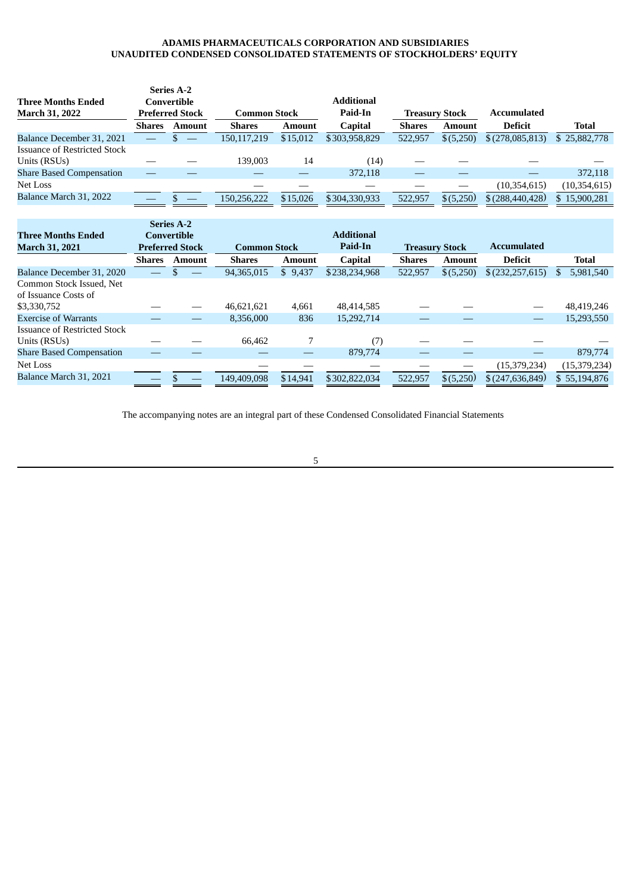**ADAMIS PHARMACEUTICALS CORPORATION AND SUBSIDIARIES**
**UNAUDITED CONDENSED CONSOLIDATED STATEMENTS OF STOCKHOLDERS' EQUITY**

| Three Months Ended March 31, 2022 | Series A-2 Convertible Preferred Stock | | Common Stock | | Additional Paid-In Capital | Treasury Stock | | Accumulated Deficit | Total |
|---|---|---|---|---|---|---|---|---|---|
| | Shares | Amount | Shares | Amount | Capital | Shares | Amount | Deficit | Total |
| Balance December 31, 2021 | — | $ — | 150,117,219 | $15,012 | $303,958,829 | 522,957 | $(5,250) | $(278,085,813) | $ 25,882,778 |
| Issuance of Restricted Stock Units (RSUs) | — | — | 139,003 | 14 | (14) | — | — | — | — |
| Share Based Compensation | — | — | — | — | 372,118 | — | — | — | 372,118 |
| Net Loss | | | — | — | — | — | — | (10,354,615) | (10,354,615) |
| Balance March 31, 2022 | — | $ — | 150,256,222 | $15,026 | $304,330,933 | 522,957 | $(5,250) | $(288,440,428) | $ 15,900,281 |

| Three Months Ended March 31, 2021 | Series A-2 Convertible Preferred Stock | | Common Stock | | Additional Paid-In Capital | Treasury Stock | | Accumulated Deficit | Total |
|---|---|---|---|---|---|---|---|---|---|
| | Shares | Amount | Shares | Amount | Capital | Shares | Amount | Deficit | Total |
| Balance December 31, 2020 | — | $ — | 94,365,015 | $ 9,437 | $238,234,968 | 522,957 | $(5,250) | $(232,257,615) | $ 5,981,540 |
| Common Stock Issued, Net of Issuance Costs of $3,330,752 | — | — | 46,621,621 | 4,661 | 48,414,585 | — | — | — | 48,419,246 |
| Exercise of Warrants | — | — | 8,356,000 | 836 | 15,292,714 | — | — | — | 15,293,550 |
| Issuance of Restricted Stock Units (RSUs) | — | — | 66,462 | 7 | (7) | — | — | — | — |
| Share Based Compensation | — | — | — | — | 879,774 | — | — | — | 879,774 |
| Net Loss | | | — | — | — | — | — | (15,379,234) | (15,379,234) |
| Balance March 31, 2021 | — | $ — | 149,409,098 | $14,941 | $302,822,034 | 522,957 | $(5,250) | $(247,636,849) | $ 55,194,876 |

The accompanying notes are an integral part of these Condensed Consolidated Financial Statements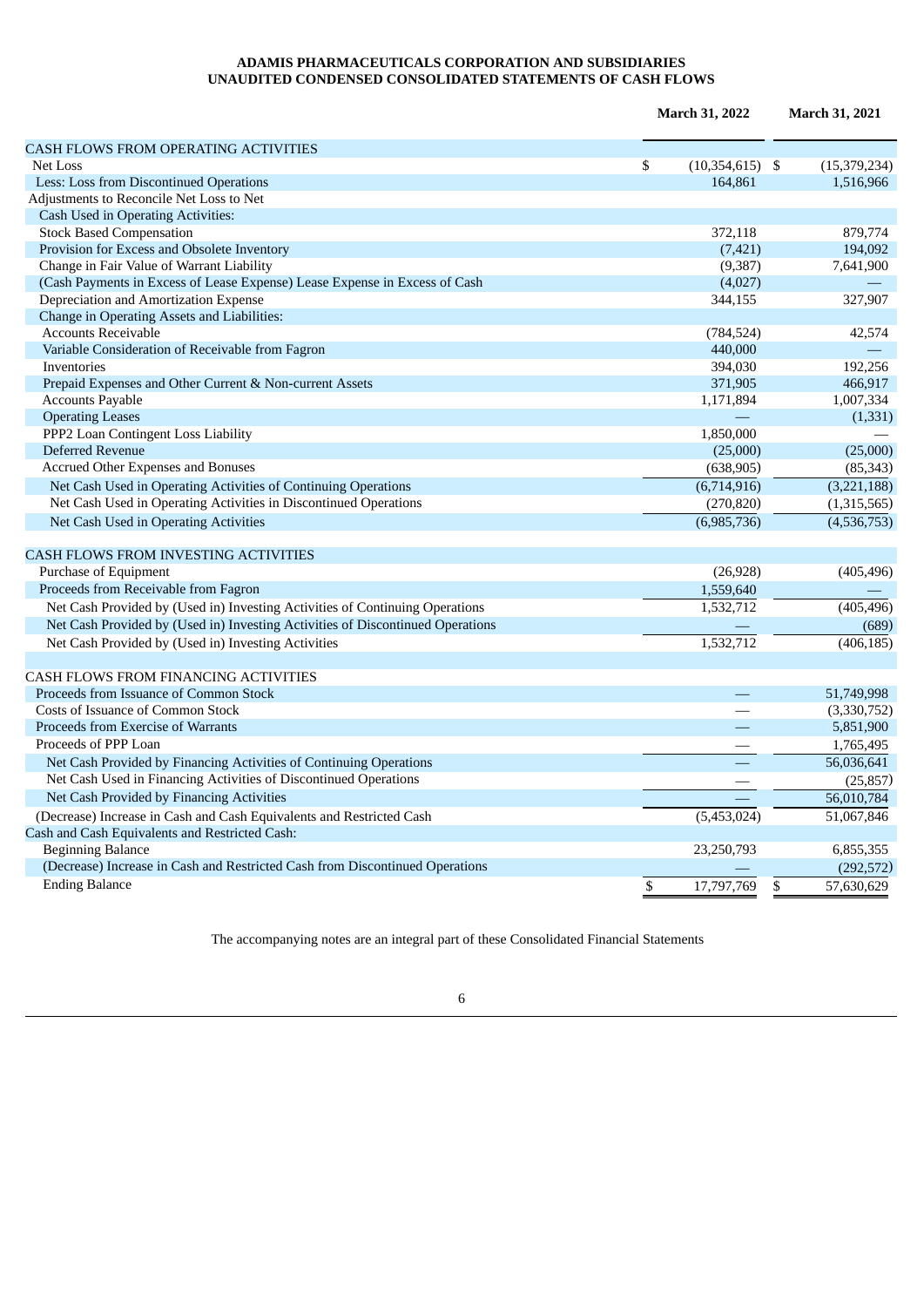**ADAMIS PHARMACEUTICALS CORPORATION AND SUBSIDIARIES**
**UNAUDITED CONDENSED CONSOLIDATED STATEMENTS OF CASH FLOWS**

| | March 31, 2022 | March 31, 2021 |
|---|---|---|
| CASH FLOWS FROM OPERATING ACTIVITIES | | |
| Net Loss | $ (10,354,615) | $ (15,379,234) |
| Less: Loss from Discontinued Operations | 164,861 | 1,516,966 |
| Adjustments to Reconcile Net Loss to Net | | |
| Cash Used in Operating Activities: | | |
| Stock Based Compensation | 372,118 | 879,774 |
| Provision for Excess and Obsolete Inventory | (7,421) | 194,092 |
| Change in Fair Value of Warrant Liability | (9,387) | 7,641,900 |
| (Cash Payments in Excess of Lease Expense) Lease Expense in Excess of Cash | (4,027) | — |
| Depreciation and Amortization Expense | 344,155 | 327,907 |
| Change in Operating Assets and Liabilities: | | |
| Accounts Receivable | (784,524) | 42,574 |
| Variable Consideration of Receivable from Fagron | 440,000 | — |
| Inventories | 394,030 | 192,256 |
| Prepaid Expenses and Other Current & Non-current Assets | 371,905 | 466,917 |
| Accounts Payable | 1,171,894 | 1,007,334 |
| Operating Leases | — | (1,331) |
| PPP2 Loan Contingent Loss Liability | 1,850,000 | — |
| Deferred Revenue | (25,000) | (25,000) |
| Accrued Other Expenses and Bonuses | (638,905) | (85,343) |
| Net Cash Used in Operating Activities of Continuing Operations | (6,714,916) | (3,221,188) |
| Net Cash Used in Operating Activities in Discontinued Operations | (270,820) | (1,315,565) |
| Net Cash Used in Operating Activities | (6,985,736) | (4,536,753) |
| CASH FLOWS FROM INVESTING ACTIVITIES | | |
| Purchase of Equipment | (26,928) | (405,496) |
| Proceeds from Receivable from Fagron | 1,559,640 | — |
| Net Cash Provided by (Used in) Investing Activities of Continuing Operations | 1,532,712 | (405,496) |
| Net Cash Provided by (Used in) Investing Activities of Discontinued Operations | — | (689) |
| Net Cash Provided by (Used in) Investing Activities | 1,532,712 | (406,185) |
| CASH FLOWS FROM FINANCING ACTIVITIES | | |
| Proceeds from Issuance of Common Stock | — | 51,749,998 |
| Costs of Issuance of Common Stock | — | (3,330,752) |
| Proceeds from Exercise of Warrants | — | 5,851,900 |
| Proceeds of PPP Loan | — | 1,765,495 |
| Net Cash Provided by Financing Activities of Continuing Operations | — | 56,036,641 |
| Net Cash Used in Financing Activities of Discontinued Operations | — | (25,857) |
| Net Cash Provided by Financing Activities | — | 56,010,784 |
| (Decrease) Increase in Cash and Cash Equivalents and Restricted Cash | (5,453,024) | 51,067,846 |
| Cash and Cash Equivalents and Restricted Cash: | | |
| Beginning Balance | 23,250,793 | 6,855,355 |
| (Decrease) Increase in Cash and Restricted Cash from Discontinued Operations | — | (292,572) |
| Ending Balance | $ 17,797,769 | $ 57,630,629 |

The accompanying notes are an integral part of these Consolidated Financial Statements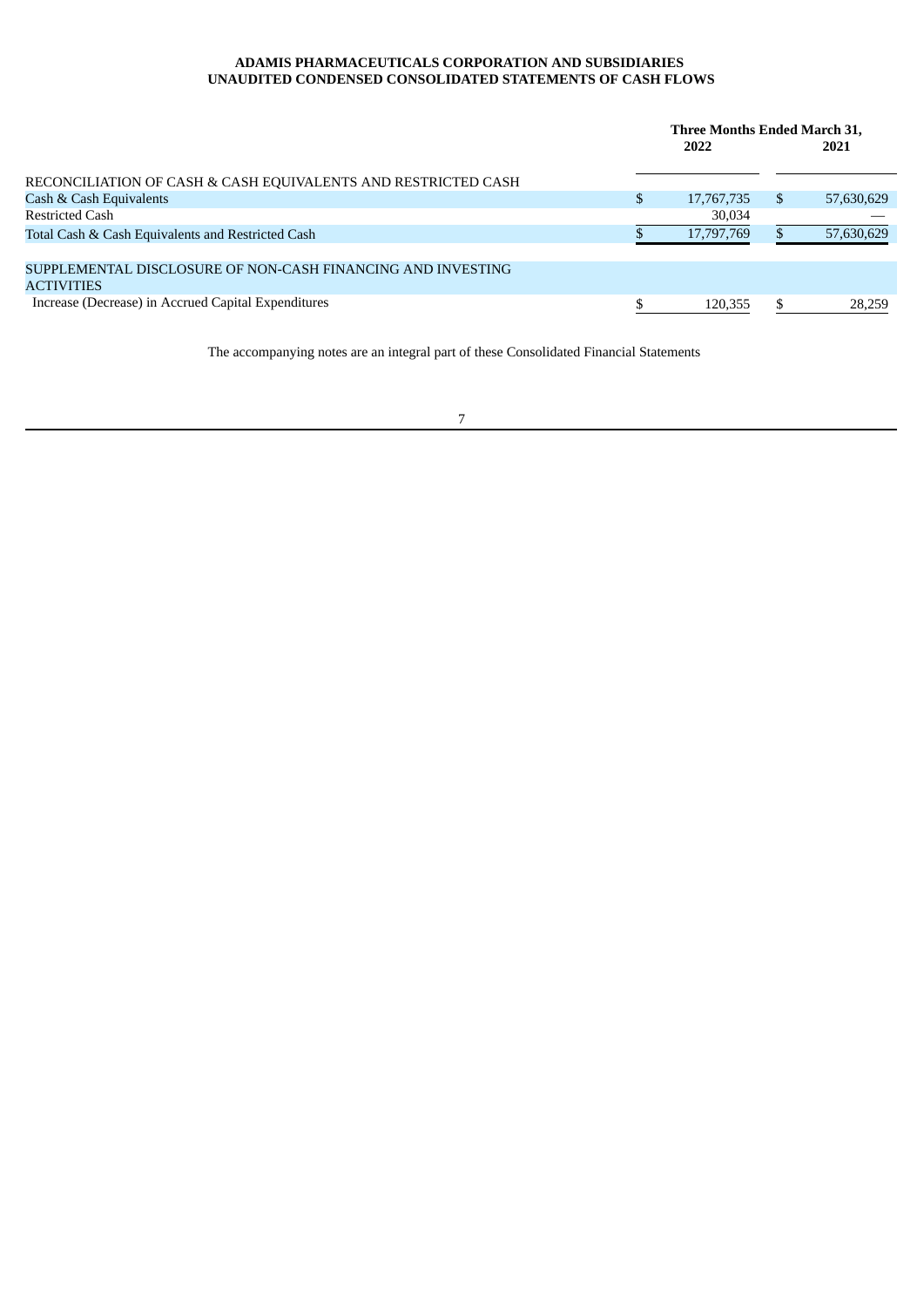**ADAMIS PHARMACEUTICALS CORPORATION AND SUBSIDIARIES**
**UNAUDITED CONDENSED CONSOLIDATED STATEMENTS OF CASH FLOWS**

| | Three Months Ended March 31, 2022 | Three Months Ended March 31, 2021 |
|---|---|---|
| RECONCILIATION OF CASH & CASH EQUIVALENTS AND RESTRICTED CASH | | |
| Cash & Cash Equivalents | $ 17,767,735 | $ 57,630,629 |
| Restricted Cash | 30,034 | — |
| Total Cash & Cash Equivalents and Restricted Cash | $ 17,797,769 | $ 57,630,629 |
| | | |
| SUPPLEMENTAL DISCLOSURE OF NON-CASH FINANCING AND INVESTING ACTIVITIES | | |
| Increase (Decrease) in Accrued Capital Expenditures | $ 120,355 | $ 28,259 |

The accompanying notes are an integral part of these Consolidated Financial Statements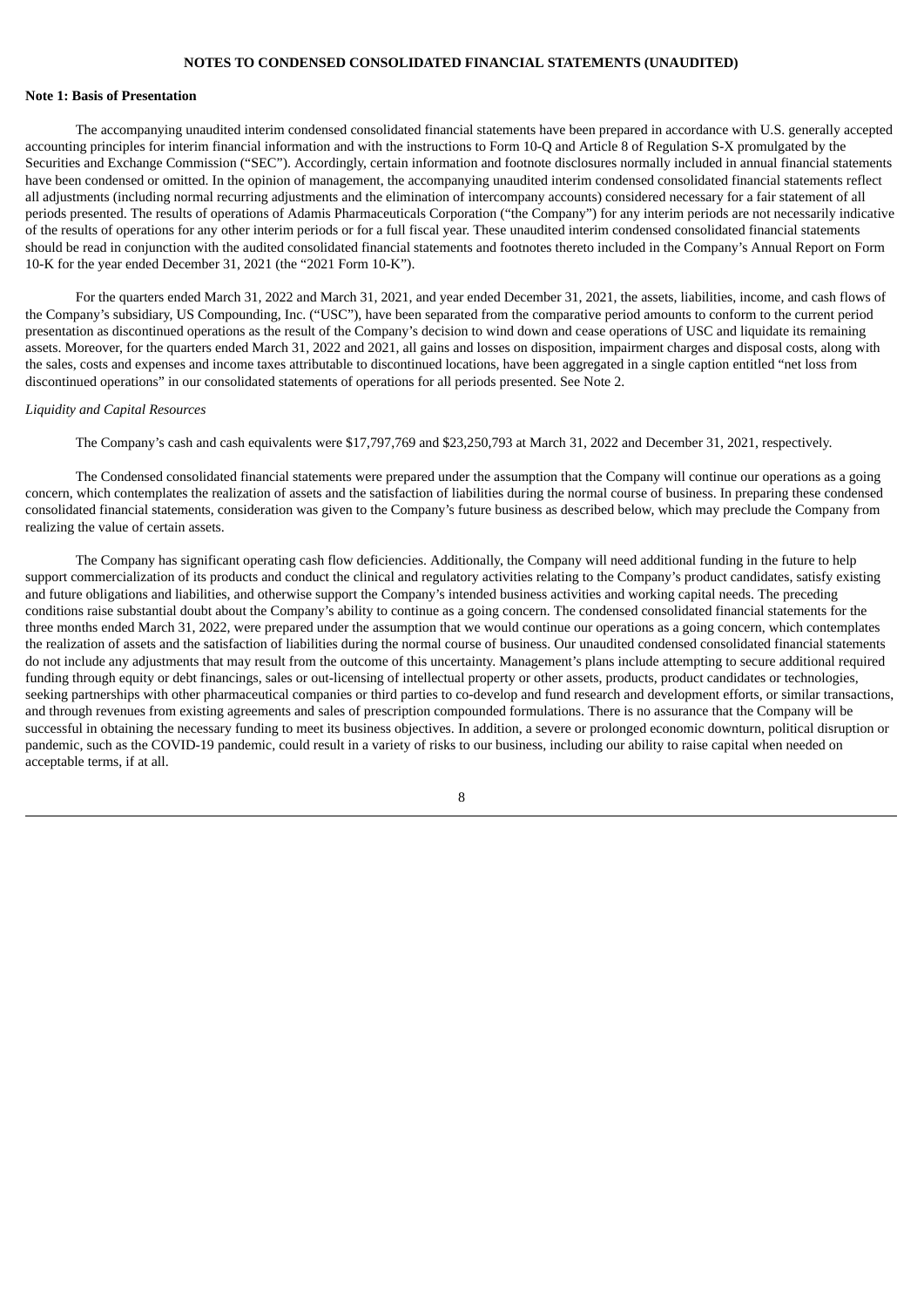# NOTES TO CONDENSED CONSOLIDATED FINANCIAL STATEMENTS (UNAUDITED)

**Note 1: Basis of Presentation**

The accompanying unaudited interim condensed consolidated financial statements have been prepared in accordance with U.S. generally accepted accounting principles for interim financial information and with the instructions to Form 10-Q and Article 8 of Regulation S-X promulgated by the Securities and Exchange Commission ("SEC"). Accordingly, certain information and footnote disclosures normally included in annual financial statements have been condensed or omitted. In the opinion of management, the accompanying unaudited interim condensed consolidated financial statements reflect all adjustments (including normal recurring adjustments and the elimination of intercompany accounts) considered necessary for a fair statement of all periods presented. The results of operations of Adamis Pharmaceuticals Corporation ("the Company") for any interim periods are not necessarily indicative of the results of operations for any other interim periods or for a full fiscal year. These unaudited interim condensed consolidated financial statements should be read in conjunction with the audited consolidated financial statements and footnotes thereto included in the Company's Annual Report on Form 10-K for the year ended December 31, 2021 (the "2021 Form 10-K").

For the quarters ended March 31, 2022 and March 31, 2021, and year ended December 31, 2021, the assets, liabilities, income, and cash flows of the Company's subsidiary, US Compounding, Inc. ("USC"), have been separated from the comparative period amounts to conform to the current period presentation as discontinued operations as the result of the Company's decision to wind down and cease operations of USC and liquidate its remaining assets. Moreover, for the quarters ended March 31, 2022 and 2021, all gains and losses on disposition, impairment charges and disposal costs, along with the sales, costs and expenses and income taxes attributable to discontinued locations, have been aggregated in a single caption entitled "net loss from discontinued operations" in our consolidated statements of operations for all periods presented. See Note 2.

*Liquidity and Capital Resources*

The Company's cash and cash equivalents were $17,797,769 and $23,250,793 at March 31, 2022 and December 31, 2021, respectively.

The Condensed consolidated financial statements were prepared under the assumption that the Company will continue our operations as a going concern, which contemplates the realization of assets and the satisfaction of liabilities during the normal course of business. In preparing these condensed consolidated financial statements, consideration was given to the Company's future business as described below, which may preclude the Company from realizing the value of certain assets.

The Company has significant operating cash flow deficiencies. Additionally, the Company will need additional funding in the future to help support commercialization of its products and conduct the clinical and regulatory activities relating to the Company's product candidates, satisfy existing and future obligations and liabilities, and otherwise support the Company's intended business activities and working capital needs. The preceding conditions raise substantial doubt about the Company's ability to continue as a going concern. The condensed consolidated financial statements for the three months ended March 31, 2022, were prepared under the assumption that we would continue our operations as a going concern, which contemplates the realization of assets and the satisfaction of liabilities during the normal course of business. Our unaudited condensed consolidated financial statements do not include any adjustments that may result from the outcome of this uncertainty. Management's plans include attempting to secure additional required funding through equity or debt financings, sales or out-licensing of intellectual property or other assets, products, product candidates or technologies, seeking partnerships with other pharmaceutical companies or third parties to co-develop and fund research and development efforts, or similar transactions, and through revenues from existing agreements and sales of prescription compounded formulations. There is no assurance that the Company will be successful in obtaining the necessary funding to meet its business objectives. In addition, a severe or prolonged economic downturn, political disruption or pandemic, such as the COVID-19 pandemic, could result in a variety of risks to our business, including our ability to raise capital when needed on acceptable terms, if at all.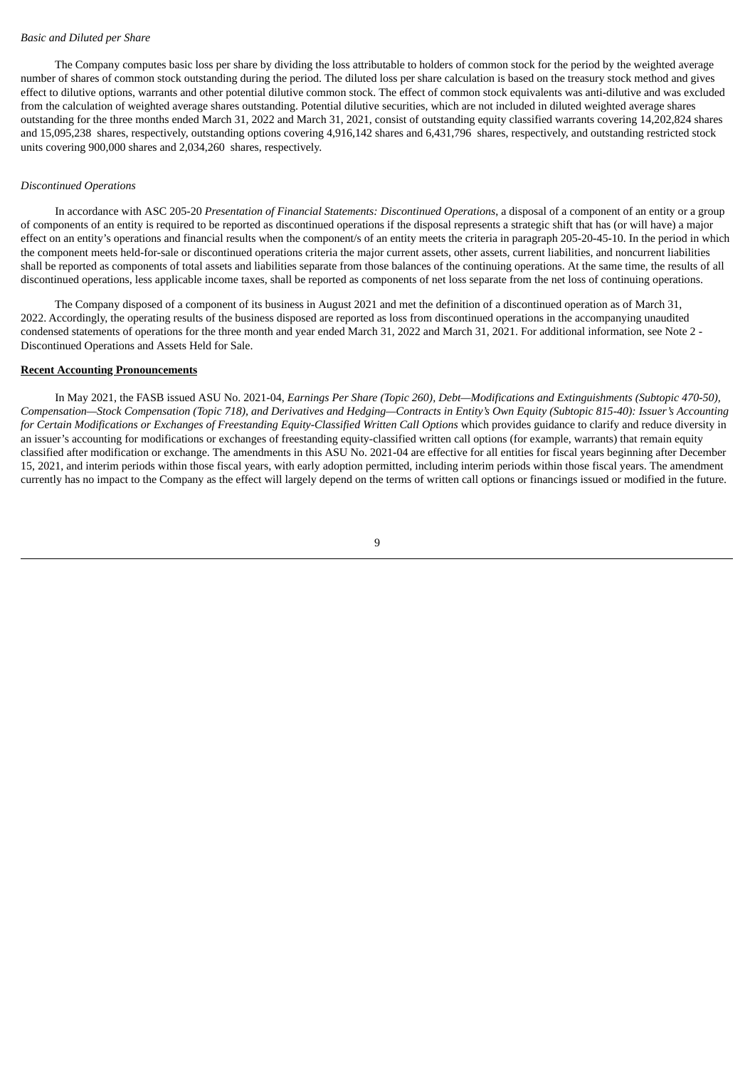*Basic and Diluted per Share*

The Company computes basic loss per share by dividing the loss attributable to holders of common stock for the period by the weighted average number of shares of common stock outstanding during the period. The diluted loss per share calculation is based on the treasury stock method and gives effect to dilutive options, warrants and other potential dilutive common stock. The effect of common stock equivalents was anti-dilutive and was excluded from the calculation of weighted average shares outstanding. Potential dilutive securities, which are not included in diluted weighted average shares outstanding for the three months ended March 31, 2022 and March 31, 2021, consist of outstanding equity classified warrants covering 14,202,824 shares and 15,095,238 shares, respectively, outstanding options covering 4,916,142 shares and 6,431,796 shares, respectively, and outstanding restricted stock units covering 900,000 shares and 2,034,260 shares, respectively.

*Discontinued Operations*

In accordance with ASC 205-20 *Presentation of Financial Statements: Discontinued Operations*, a disposal of a component of an entity or a group of components of an entity is required to be reported as discontinued operations if the disposal represents a strategic shift that has (or will have) a major effect on an entity's operations and financial results when the component/s of an entity meets the criteria in paragraph 205-20-45-10. In the period in which the component meets held-for-sale or discontinued operations criteria the major current assets, other assets, current liabilities, and noncurrent liabilities shall be reported as components of total assets and liabilities separate from those balances of the continuing operations. At the same time, the results of all discontinued operations, less applicable income taxes, shall be reported as components of net loss separate from the net loss of continuing operations.

The Company disposed of a component of its business in August 2021 and met the definition of a discontinued operation as of March 31, 2022. Accordingly, the operating results of the business disposed are reported as loss from discontinued operations in the accompanying unaudited condensed statements of operations for the three month and year ended March 31, 2022 and March 31, 2021. For additional information, see Note 2 - Discontinued Operations and Assets Held for Sale.

**Recent Accounting Pronouncements**

In May 2021, the FASB issued ASU No. 2021-04, *Earnings Per Share (Topic 260), Debt—Modifications and Extinguishments (Subtopic 470-50), Compensation—Stock Compensation (Topic 718), and Derivatives and Hedging—Contracts in Entity's Own Equity (Subtopic 815-40): Issuer's Accounting for Certain Modifications or Exchanges of Freestanding Equity-Classified Written Call Options* which provides guidance to clarify and reduce diversity in an issuer's accounting for modifications or exchanges of freestanding equity-classified written call options (for example, warrants) that remain equity classified after modification or exchange. The amendments in this ASU No. 2021-04 are effective for all entities for fiscal years beginning after December 15, 2021, and interim periods within those fiscal years, with early adoption permitted, including interim periods within those fiscal years. The amendment currently has no impact to the Company as the effect will largely depend on the terms of written call options or financings issued or modified in the future.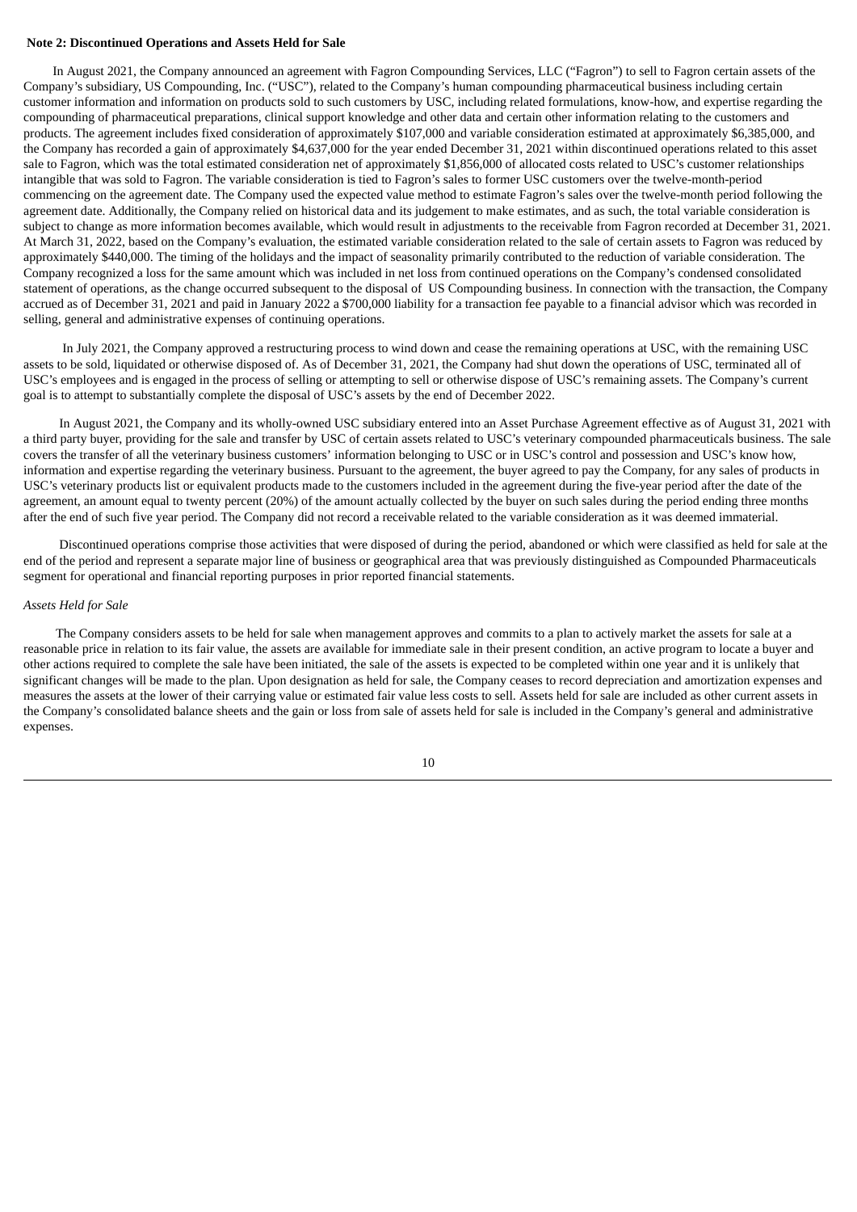**Note 2: Discontinued Operations and Assets Held for Sale**

In August 2021, the Company announced an agreement with Fagron Compounding Services, LLC ("Fagron") to sell to Fagron certain assets of the Company's subsidiary, US Compounding, Inc. ("USC"), related to the Company's human compounding pharmaceutical business including certain customer information and information on products sold to such customers by USC, including related formulations, know-how, and expertise regarding the compounding of pharmaceutical preparations, clinical support knowledge and other data and certain other information relating to the customers and products. The agreement includes fixed consideration of approximately \$107,000 and variable consideration estimated at approximately \$6,385,000, and the Company has recorded a gain of approximately \$4,637,000 for the year ended December 31, 2021 within discontinued operations related to this asset sale to Fagron, which was the total estimated consideration net of approximately \$1,856,000 of allocated costs related to USC's customer relationships intangible that was sold to Fagron. The variable consideration is tied to Fagron's sales to former USC customers over the twelve-month-period commencing on the agreement date. The Company used the expected value method to estimate Fagron's sales over the twelve-month period following the agreement date. Additionally, the Company relied on historical data and its judgement to make estimates, and as such, the total variable consideration is subject to change as more information becomes available, which would result in adjustments to the receivable from Fagron recorded at December 31, 2021. At March 31, 2022, based on the Company's evaluation, the estimated variable consideration related to the sale of certain assets to Fagron was reduced by approximately \$440,000. The timing of the holidays and the impact of seasonality primarily contributed to the reduction of variable consideration. The Company recognized a loss for the same amount which was included in net loss from continued operations on the Company's condensed consolidated statement of operations, as the change occurred subsequent to the disposal of US Compounding business. In connection with the transaction, the Company accrued as of December 31, 2021 and paid in January 2022 a \$700,000 liability for a transaction fee payable to a financial advisor which was recorded in selling, general and administrative expenses of continuing operations.

In July 2021, the Company approved a restructuring process to wind down and cease the remaining operations at USC, with the remaining USC assets to be sold, liquidated or otherwise disposed of. As of December 31, 2021, the Company had shut down the operations of USC, terminated all of USC's employees and is engaged in the process of selling or attempting to sell or otherwise dispose of USC's remaining assets. The Company's current goal is to attempt to substantially complete the disposal of USC's assets by the end of December 2022.

In August 2021, the Company and its wholly-owned USC subsidiary entered into an Asset Purchase Agreement effective as of August 31, 2021 with a third party buyer, providing for the sale and transfer by USC of certain assets related to USC's veterinary compounded pharmaceuticals business. The sale covers the transfer of all the veterinary business customers' information belonging to USC or in USC's control and possession and USC's know how, information and expertise regarding the veterinary business. Pursuant to the agreement, the buyer agreed to pay the Company, for any sales of products in USC's veterinary products list or equivalent products made to the customers included in the agreement during the five-year period after the date of the agreement, an amount equal to twenty percent (20%) of the amount actually collected by the buyer on such sales during the period ending three months after the end of such five year period. The Company did not record a receivable related to the variable consideration as it was deemed immaterial.

Discontinued operations comprise those activities that were disposed of during the period, abandoned or which were classified as held for sale at the end of the period and represent a separate major line of business or geographical area that was previously distinguished as Compounded Pharmaceuticals segment for operational and financial reporting purposes in prior reported financial statements.

*Assets Held for Sale*

The Company considers assets to be held for sale when management approves and commits to a plan to actively market the assets for sale at a reasonable price in relation to its fair value, the assets are available for immediate sale in their present condition, an active program to locate a buyer and other actions required to complete the sale have been initiated, the sale of the assets is expected to be completed within one year and it is unlikely that significant changes will be made to the plan. Upon designation as held for sale, the Company ceases to record depreciation and amortization expenses and measures the assets at the lower of their carrying value or estimated fair value less costs to sell. Assets held for sale are included as other current assets in the Company's consolidated balance sheets and the gain or loss from sale of assets held for sale is included in the Company's general and administrative expenses.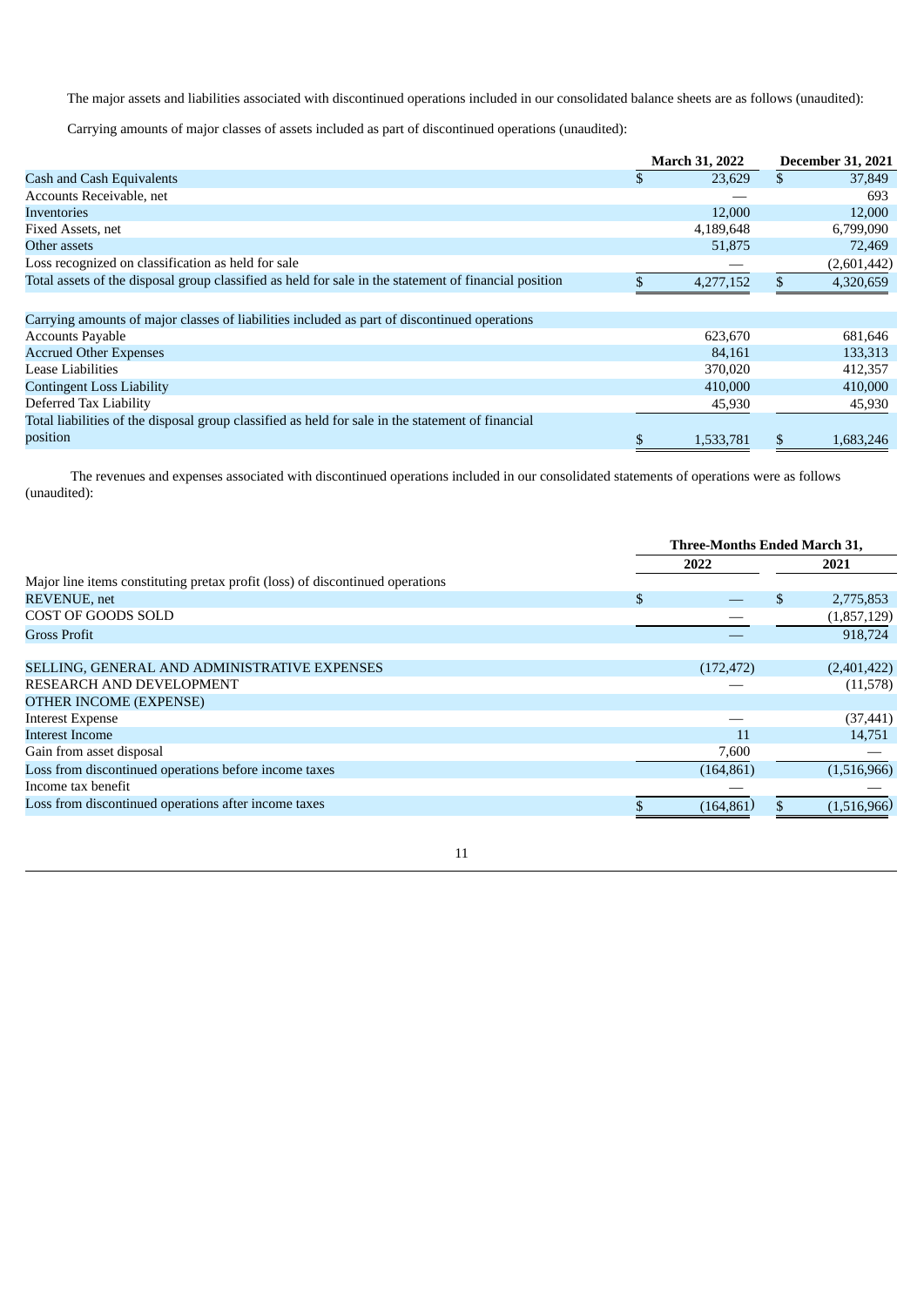The major assets and liabilities associated with discontinued operations included in our consolidated balance sheets are as follows (unaudited):

Carrying amounts of major classes of assets included as part of discontinued operations (unaudited):

| | March 31, 2022 | December 31, 2021 |
|---|---|---|
| Cash and Cash Equivalents | $ 23,629 | $ 37,849 |
| Accounts Receivable, net | — | 693 |
| Inventories | 12,000 | 12,000 |
| Fixed Assets, net | 4,189,648 | 6,799,090 |
| Other assets | 51,875 | 72,469 |
| Loss recognized on classification as held for sale | — | (2,601,442) |
| Total assets of the disposal group classified as held for sale in the statement of financial position | $ 4,277,152 | $ 4,320,659 |
| | | |
| Carrying amounts of major classes of liabilities included as part of discontinued operations | | |
| Accounts Payable | 623,670 | 681,646 |
| Accrued Other Expenses | 84,161 | 133,313 |
| Lease Liabilities | 370,020 | 412,357 |
| Contingent Loss Liability | 410,000 | 410,000 |
| Deferred Tax Liability | 45,930 | 45,930 |
| Total liabilities of the disposal group classified as held for sale in the statement of financial position | $ 1,533,781 | $ 1,683,246 |

The revenues and expenses associated with discontinued operations included in our consolidated statements of operations were as follows (unaudited):

| | Three-Months Ended March 31, | |
|---|---|---|
| | 2022 | 2021 |
| Major line items constituting pretax profit (loss) of discontinued operations | | |
| REVENUE, net | $ — | $ 2,775,853 |
| COST OF GOODS SOLD | — | (1,857,129) |
| Gross Profit | — | 918,724 |
| | | |
| SELLING, GENERAL AND ADMINISTRATIVE EXPENSES | (172,472) | (2,401,422) |
| RESEARCH AND DEVELOPMENT | — | (11,578) |
| OTHER INCOME (EXPENSE) | | |
| Interest Expense | — | (37,441) |
| Interest Income | 11 | 14,751 |
| Gain from asset disposal | 7,600 | — |
| Loss from discontinued operations before income taxes | (164,861) | (1,516,966) |
| Income tax benefit | — | — |
| Loss from discontinued operations after income taxes | $ (164,861) | $ (1,516,966) |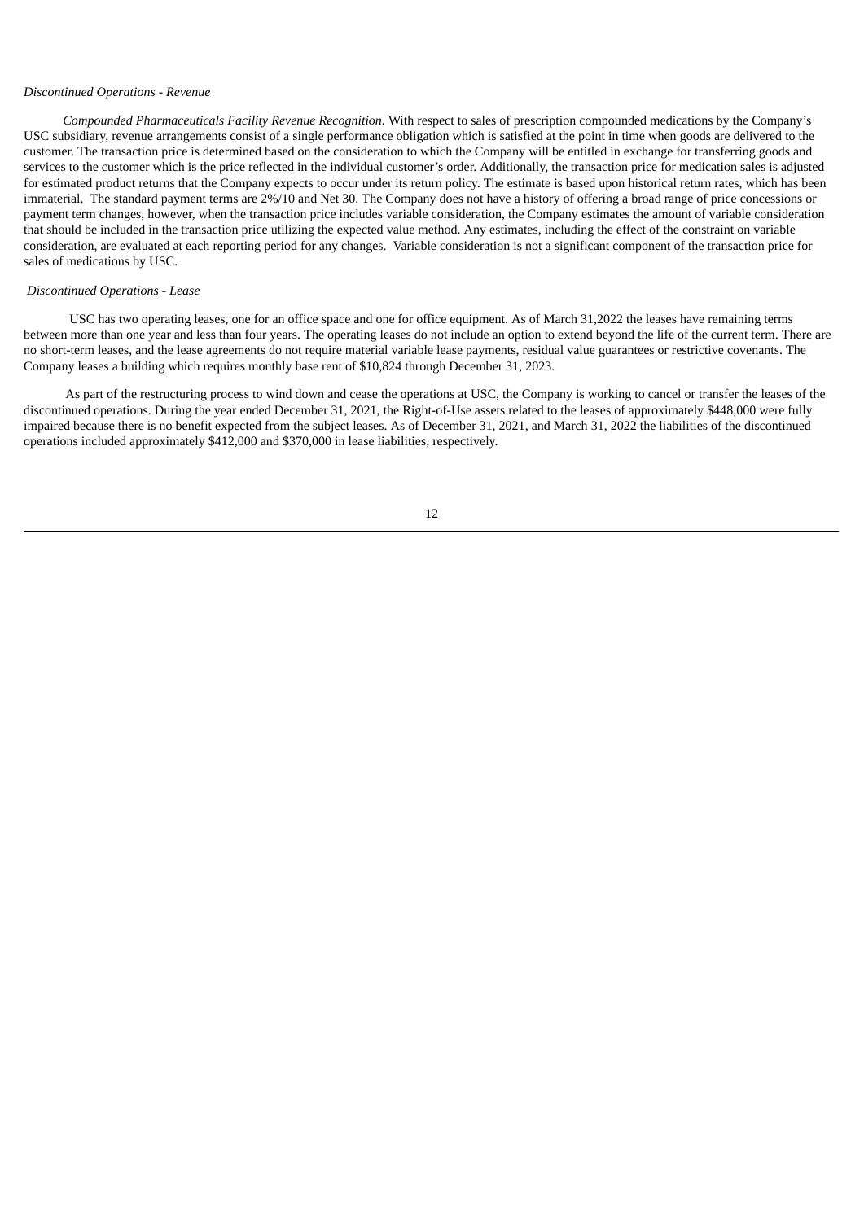*Discontinued Operations - Revenue*

*Compounded Pharmaceuticals Facility Revenue Recognition.* With respect to sales of prescription compounded medications by the Company's USC subsidiary, revenue arrangements consist of a single performance obligation which is satisfied at the point in time when goods are delivered to the customer. The transaction price is determined based on the consideration to which the Company will be entitled in exchange for transferring goods and services to the customer which is the price reflected in the individual customer's order. Additionally, the transaction price for medication sales is adjusted for estimated product returns that the Company expects to occur under its return policy. The estimate is based upon historical return rates, which has been immaterial. The standard payment terms are 2%/10 and Net 30. The Company does not have a history of offering a broad range of price concessions or payment term changes, however, when the transaction price includes variable consideration, the Company estimates the amount of variable consideration that should be included in the transaction price utilizing the expected value method. Any estimates, including the effect of the constraint on variable consideration, are evaluated at each reporting period for any changes. Variable consideration is not a significant component of the transaction price for sales of medications by USC.

*Discontinued Operations - Lease*

USC has two operating leases, one for an office space and one for office equipment. As of March 31,2022 the leases have remaining terms between more than one year and less than four years. The operating leases do not include an option to extend beyond the life of the current term. There are no short-term leases, and the lease agreements do not require material variable lease payments, residual value guarantees or restrictive covenants. The Company leases a building which requires monthly base rent of $10,824 through December 31, 2023.

As part of the restructuring process to wind down and cease the operations at USC, the Company is working to cancel or transfer the leases of the discontinued operations. During the year ended December 31, 2021, the Right-of-Use assets related to the leases of approximately $448,000 were fully impaired because there is no benefit expected from the subject leases. As of December 31, 2021, and March 31, 2022 the liabilities of the discontinued operations included approximately $412,000 and $370,000 in lease liabilities, respectively.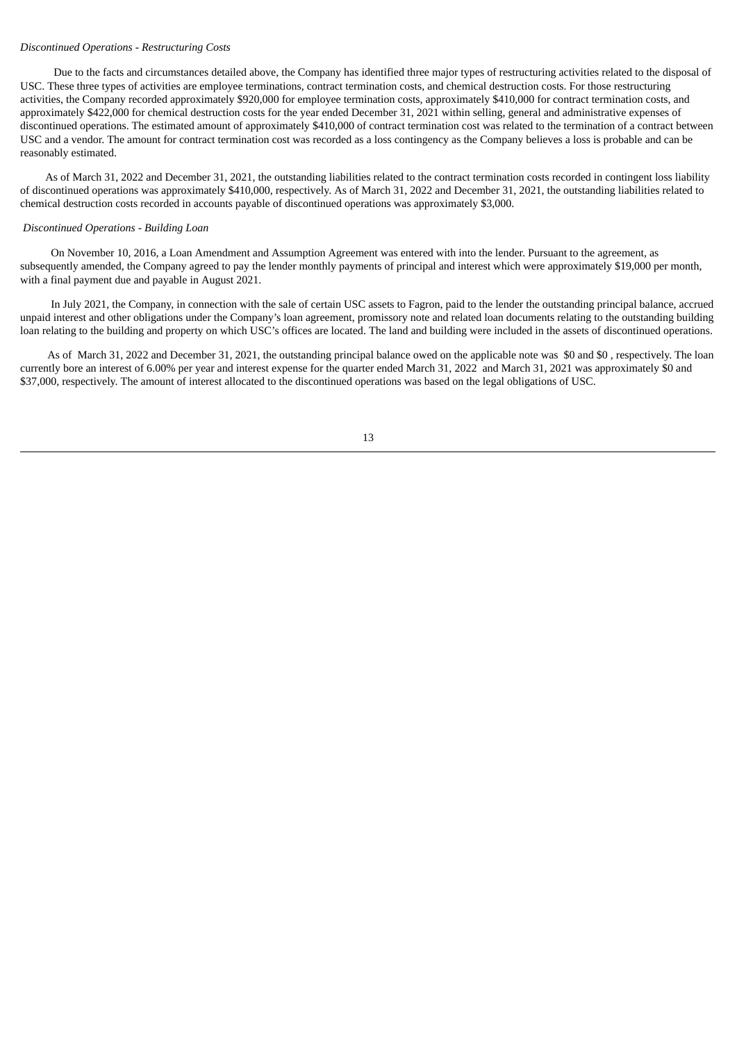*Discontinued Operations - Restructuring Costs*

Due to the facts and circumstances detailed above, the Company has identified three major types of restructuring activities related to the disposal of USC. These three types of activities are employee terminations, contract termination costs, and chemical destruction costs. For those restructuring activities, the Company recorded approximately $920,000 for employee termination costs, approximately $410,000 for contract termination costs, and approximately $422,000 for chemical destruction costs for the year ended December 31, 2021 within selling, general and administrative expenses of discontinued operations. The estimated amount of approximately $410,000 of contract termination cost was related to the termination of a contract between USC and a vendor. The amount for contract termination cost was recorded as a loss contingency as the Company believes a loss is probable and can be reasonably estimated.

As of March 31, 2022 and December 31, 2021, the outstanding liabilities related to the contract termination costs recorded in contingent loss liability of discontinued operations was approximately $410,000, respectively. As of March 31, 2022 and December 31, 2021, the outstanding liabilities related to chemical destruction costs recorded in accounts payable of discontinued operations was approximately $3,000.

*Discontinued Operations - Building Loan*

On November 10, 2016, a Loan Amendment and Assumption Agreement was entered with into the lender. Pursuant to the agreement, as subsequently amended, the Company agreed to pay the lender monthly payments of principal and interest which were approximately $19,000 per month, with a final payment due and payable in August 2021.

In July 2021, the Company, in connection with the sale of certain USC assets to Fagron, paid to the lender the outstanding principal balance, accrued unpaid interest and other obligations under the Company's loan agreement, promissory note and related loan documents relating to the outstanding building loan relating to the building and property on which USC's offices are located. The land and building were included in the assets of discontinued operations.

As of March 31, 2022 and December 31, 2021, the outstanding principal balance owed on the applicable note was $0 and $0 , respectively. The loan currently bore an interest of 6.00% per year and interest expense for the quarter ended March 31, 2022 and March 31, 2021 was approximately $0 and $37,000, respectively. The amount of interest allocated to the discontinued operations was based on the legal obligations of USC.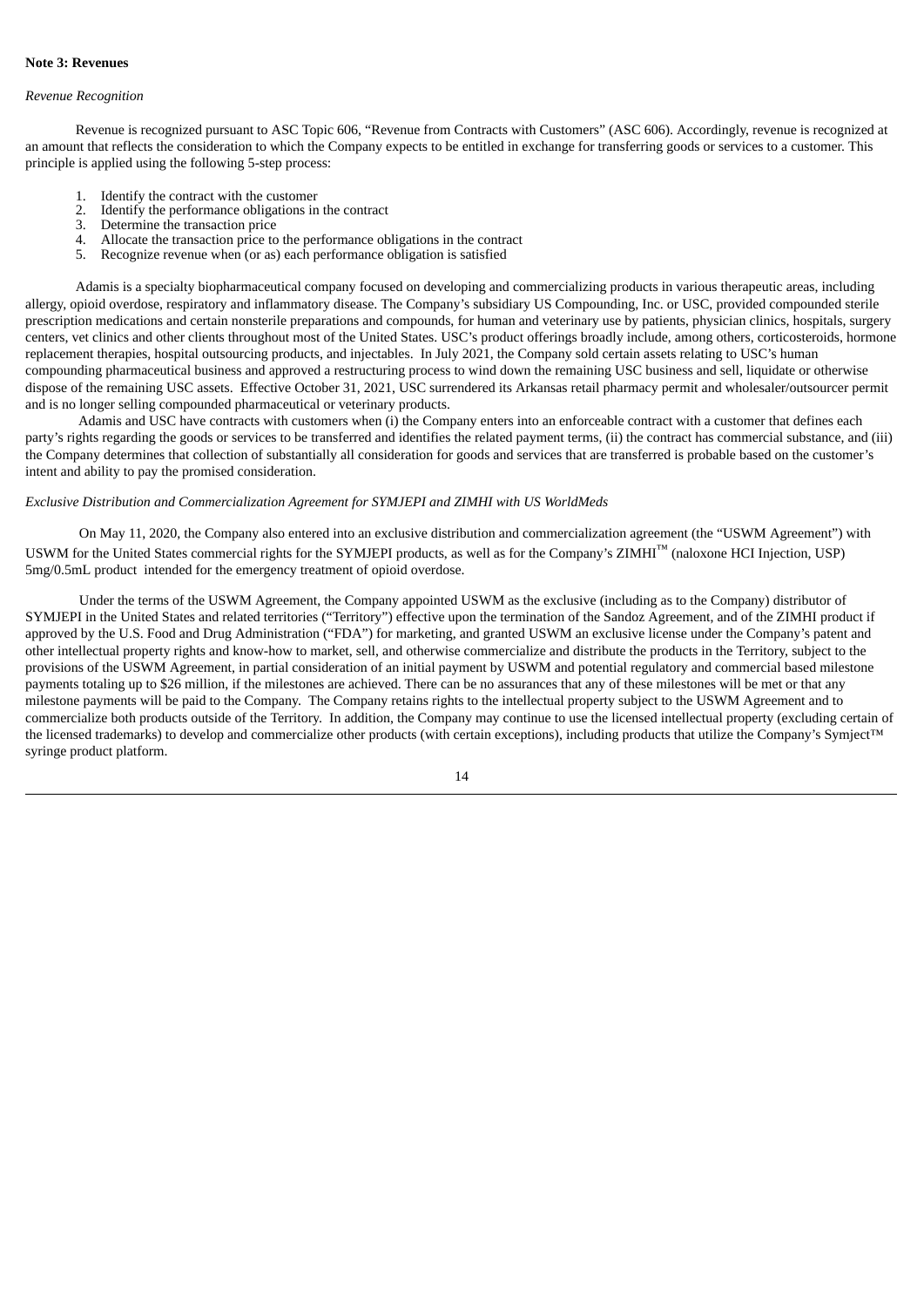**Note 3: Revenues**

*Revenue Recognition*

Revenue is recognized pursuant to ASC Topic 606, "Revenue from Contracts with Customers" (ASC 606). Accordingly, revenue is recognized at an amount that reflects the consideration to which the Company expects to be entitled in exchange for transferring goods or services to a customer. This principle is applied using the following 5-step process:

1. Identify the contract with the customer
2. Identify the performance obligations in the contract
3. Determine the transaction price
4. Allocate the transaction price to the performance obligations in the contract
5. Recognize revenue when (or as) each performance obligation is satisfied

Adamis is a specialty biopharmaceutical company focused on developing and commercializing products in various therapeutic areas, including allergy, opioid overdose, respiratory and inflammatory disease. The Company's subsidiary US Compounding, Inc. or USC, provided compounded sterile prescription medications and certain nonsterile preparations and compounds, for human and veterinary use by patients, physician clinics, hospitals, surgery centers, vet clinics and other clients throughout most of the United States. USC's product offerings broadly include, among others, corticosteroids, hormone replacement therapies, hospital outsourcing products, and injectables. In July 2021, the Company sold certain assets relating to USC's human compounding pharmaceutical business and approved a restructuring process to wind down the remaining USC business and sell, liquidate or otherwise dispose of the remaining USC assets. Effective October 31, 2021, USC surrendered its Arkansas retail pharmacy permit and wholesaler/outsourcer permit and is no longer selling compounded pharmaceutical or veterinary products.

Adamis and USC have contracts with customers when (i) the Company enters into an enforceable contract with a customer that defines each party's rights regarding the goods or services to be transferred and identifies the related payment terms, (ii) the contract has commercial substance, and (iii) the Company determines that collection of substantially all consideration for goods and services that are transferred is probable based on the customer's intent and ability to pay the promised consideration.

*Exclusive Distribution and Commercialization Agreement for SYMJEPI and ZIMHI with US WorldMeds*

On May 11, 2020, the Company also entered into an exclusive distribution and commercialization agreement (the "USWM Agreement") with USWM for the United States commercial rights for the SYMJEPI products, as well as for the Company's ZIMHI™ (naloxone HCI Injection, USP) 5mg/0.5mL product intended for the emergency treatment of opioid overdose.

Under the terms of the USWM Agreement, the Company appointed USWM as the exclusive (including as to the Company) distributor of SYMJEPI in the United States and related territories ("Territory") effective upon the termination of the Sandoz Agreement, and of the ZIMHI product if approved by the U.S. Food and Drug Administration ("FDA") for marketing, and granted USWM an exclusive license under the Company's patent and other intellectual property rights and know-how to market, sell, and otherwise commercialize and distribute the products in the Territory, subject to the provisions of the USWM Agreement, in partial consideration of an initial payment by USWM and potential regulatory and commercial based milestone payments totaling up to $26 million, if the milestones are achieved. There can be no assurances that any of these milestones will be met or that any milestone payments will be paid to the Company. The Company retains rights to the intellectual property subject to the USWM Agreement and to commercialize both products outside of the Territory. In addition, the Company may continue to use the licensed intellectual property (excluding certain of the licensed trademarks) to develop and commercialize other products (with certain exceptions), including products that utilize the Company's Symject™ syringe product platform.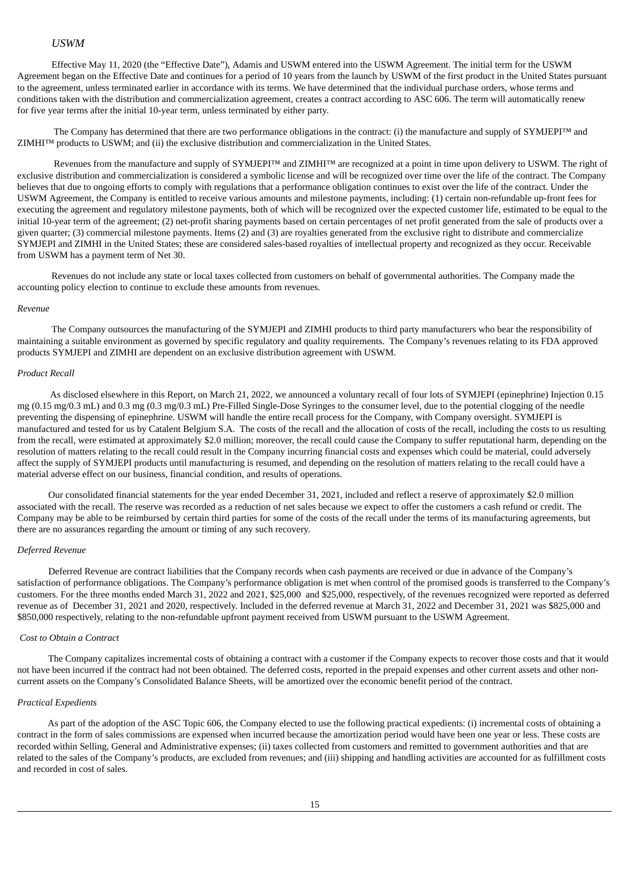*USWM*

Effective May 11, 2020 (the "Effective Date"), Adamis and USWM entered into the USWM Agreement. The initial term for the USWM Agreement began on the Effective Date and continues for a period of 10 years from the launch by USWM of the first product in the United States pursuant to the agreement, unless terminated earlier in accordance with its terms. We have determined that the individual purchase orders, whose terms and conditions taken with the distribution and commercialization agreement, creates a contract according to ASC 606. The term will automatically renew for five year terms after the initial 10-year term, unless terminated by either party.

The Company has determined that there are two performance obligations in the contract: (i) the manufacture and supply of SYMJEPI™ and ZIMHI™ products to USWM; and (ii) the exclusive distribution and commercialization in the United States.

Revenues from the manufacture and supply of SYMJEPI™ and ZIMHI™ are recognized at a point in time upon delivery to USWM. The right of exclusive distribution and commercialization is considered a symbolic license and will be recognized over time over the life of the contract. The Company believes that due to ongoing efforts to comply with regulations that a performance obligation continues to exist over the life of the contract. Under the USWM Agreement, the Company is entitled to receive various amounts and milestone payments, including: (1) certain non-refundable up-front fees for executing the agreement and regulatory milestone payments, both of which will be recognized over the expected customer life, estimated to be equal to the initial 10-year term of the agreement; (2) net-profit sharing payments based on certain percentages of net profit generated from the sale of products over a given quarter; (3) commercial milestone payments. Items (2) and (3) are royalties generated from the exclusive right to distribute and commercialize SYMJEPI and ZIMHI in the United States; these are considered sales-based royalties of intellectual property and recognized as they occur. Receivable from USWM has a payment term of Net 30.

Revenues do not include any state or local taxes collected from customers on behalf of governmental authorities. The Company made the accounting policy election to continue to exclude these amounts from revenues.

*Revenue*

The Company outsources the manufacturing of the SYMJEPI and ZIMHI products to third party manufacturers who bear the responsibility of maintaining a suitable environment as governed by specific regulatory and quality requirements. The Company's revenues relating to its FDA approved products SYMJEPI and ZIMHI are dependent on an exclusive distribution agreement with USWM.

*Product Recall*

As disclosed elsewhere in this Report, on March 21, 2022, we announced a voluntary recall of four lots of SYMJEPI (epinephrine) Injection 0.15 mg (0.15 mg/0.3 mL) and 0.3 mg (0.3 mg/0.3 mL) Pre-Filled Single-Dose Syringes to the consumer level, due to the potential clogging of the needle preventing the dispensing of epinephrine. USWM will handle the entire recall process for the Company, with Company oversight. SYMJEPI is manufactured and tested for us by Catalent Belgium S.A. The costs of the recall and the allocation of costs of the recall, including the costs to us resulting from the recall, were estimated at approximately $2.0 million; moreover, the recall could cause the Company to suffer reputational harm, depending on the resolution of matters relating to the recall could result in the Company incurring financial costs and expenses which could be material, could adversely affect the supply of SYMJEPI products until manufacturing is resumed, and depending on the resolution of matters relating to the recall could have a material adverse effect on our business, financial condition, and results of operations.

Our consolidated financial statements for the year ended December 31, 2021, included and reflect a reserve of approximately $2.0 million associated with the recall. The reserve was recorded as a reduction of net sales because we expect to offer the customers a cash refund or credit. The Company may be able to be reimbursed by certain third parties for some of the costs of the recall under the terms of its manufacturing agreements, but there are no assurances regarding the amount or timing of any such recovery.

*Deferred Revenue*

Deferred Revenue are contract liabilities that the Company records when cash payments are received or due in advance of the Company's satisfaction of performance obligations. The Company's performance obligation is met when control of the promised goods is transferred to the Company's customers. For the three months ended March 31, 2022 and 2021, $25,000 and $25,000, respectively, of the revenues recognized were reported as deferred revenue as of December 31, 2021 and 2020, respectively. Included in the deferred revenue at March 31, 2022 and December 31, 2021 was $825,000 and $850,000 respectively, relating to the non-refundable upfront payment received from USWM pursuant to the USWM Agreement.

*Cost to Obtain a Contract*

The Company capitalizes incremental costs of obtaining a contract with a customer if the Company expects to recover those costs and that it would not have been incurred if the contract had not been obtained. The deferred costs, reported in the prepaid expenses and other current assets and other non-current assets on the Company's Consolidated Balance Sheets, will be amortized over the economic benefit period of the contract.

*Practical Expedients*

As part of the adoption of the ASC Topic 606, the Company elected to use the following practical expedients: (i) incremental costs of obtaining a contract in the form of sales commissions are expensed when incurred because the amortization period would have been one year or less. These costs are recorded within Selling, General and Administrative expenses; (ii) taxes collected from customers and remitted to government authorities and that are related to the sales of the Company's products, are excluded from revenues; and (iii) shipping and handling activities are accounted for as fulfillment costs and recorded in cost of sales.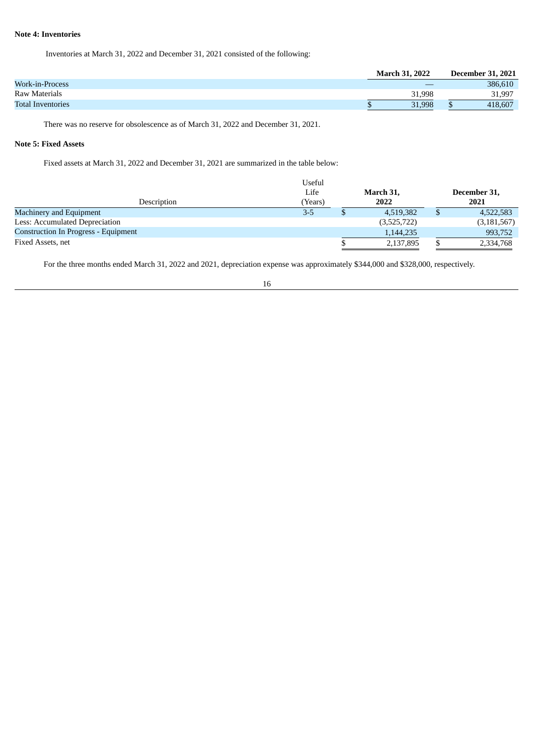**Note 4: Inventories**

Inventories at March 31, 2022 and December 31, 2021 consisted of the following:

| | March 31, 2022 | December 31, 2021 |
|---|---|---|
| Work-in-Process | — | 386,610 |
| Raw Materials | 31,998 | 31,997 |
| Total Inventories | $ 31,998 | $ 418,607 |

There was no reserve for obsolescence as of March 31, 2022 and December 31, 2021.

**Note 5: Fixed Assets**

Fixed assets at March 31, 2022 and December 31, 2021 are summarized in the table below:

| Description | Useful Life (Years) | March 31, 2022 | December 31, 2021 |
|---|---|---|---|
| Machinery and Equipment | 3-5 | $ 4,519,382 | $ 4,522,583 |
| Less: Accumulated Depreciation | | (3,525,722) | (3,181,567) |
| Construction In Progress - Equipment | | 1,144,235 | 993,752 |
| Fixed Assets, net | | $ 2,137,895 | $ 2,334,768 |

For the three months ended March 31, 2022 and 2021, depreciation expense was approximately $344,000 and $328,000, respectively.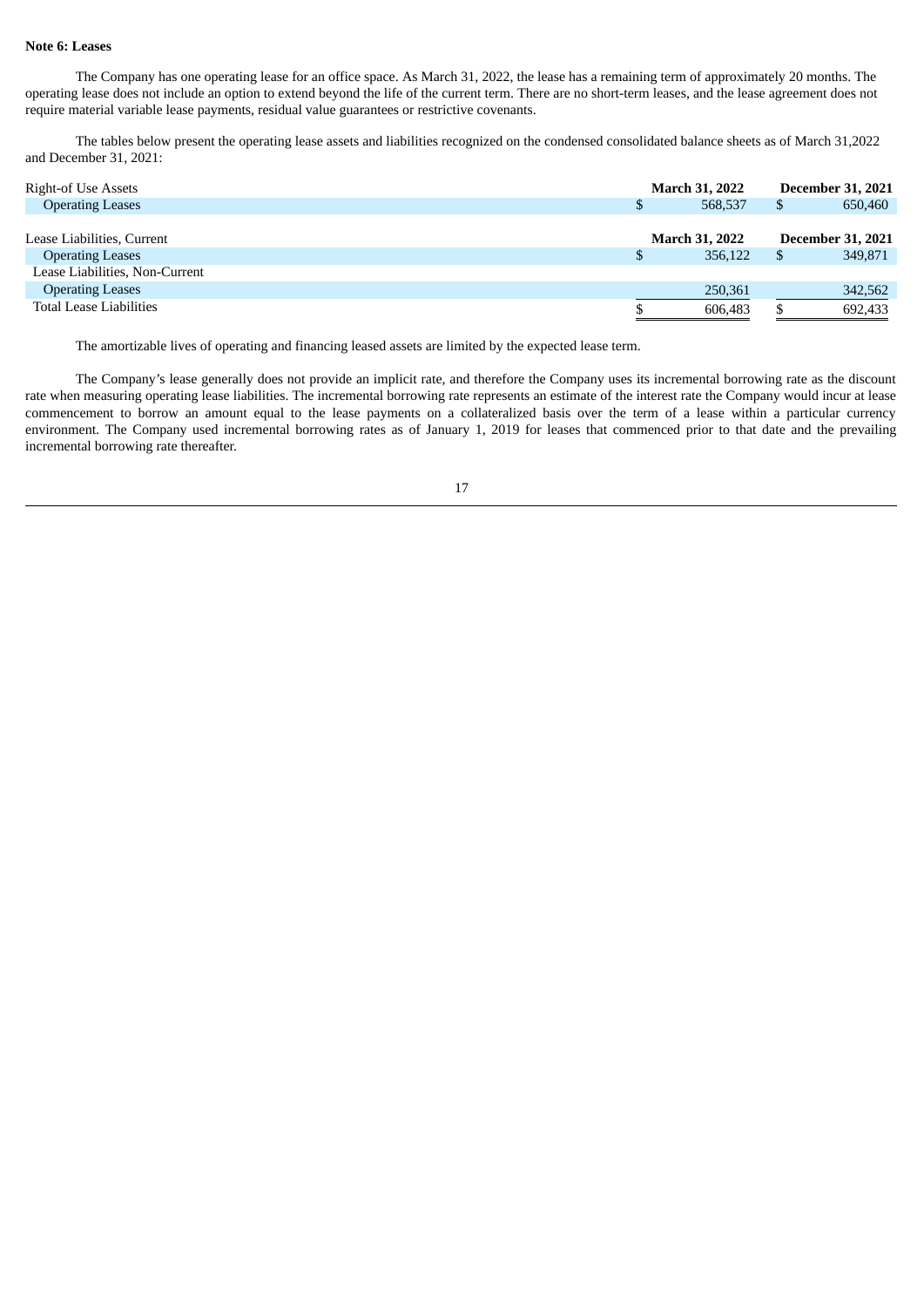**Note 6: Leases**

The Company has one operating lease for an office space. As March 31, 2022, the lease has a remaining term of approximately 20 months. The operating lease does not include an option to extend beyond the life of the current term. There are no short-term leases, and the lease agreement does not require material variable lease payments, residual value guarantees or restrictive covenants.

The tables below present the operating lease assets and liabilities recognized on the condensed consolidated balance sheets as of March 31,2022 and December 31, 2021:

| Right-of Use Assets | March 31, 2022 | December 31, 2021 |
|---|---|---|
| Operating Leases | $ 568,537 | $ 650,460 |

| Lease Liabilities, Current | March 31, 2022 | December 31, 2021 |
|---|---|---|
| Operating Leases | $ 356,122 | $ 349,871 |
| Lease Liabilities, Non-Current | | |
| Operating Leases | 250,361 | 342,562 |
| Total Lease Liabilities | $ 606,483 | $ 692,433 |

The amortizable lives of operating and financing leased assets are limited by the expected lease term.

The Company's lease generally does not provide an implicit rate, and therefore the Company uses its incremental borrowing rate as the discount rate when measuring operating lease liabilities. The incremental borrowing rate represents an estimate of the interest rate the Company would incur at lease commencement to borrow an amount equal to the lease payments on a collateralized basis over the term of a lease within a particular currency environment. The Company used incremental borrowing rates as of January 1, 2019 for leases that commenced prior to that date and the prevailing incremental borrowing rate thereafter.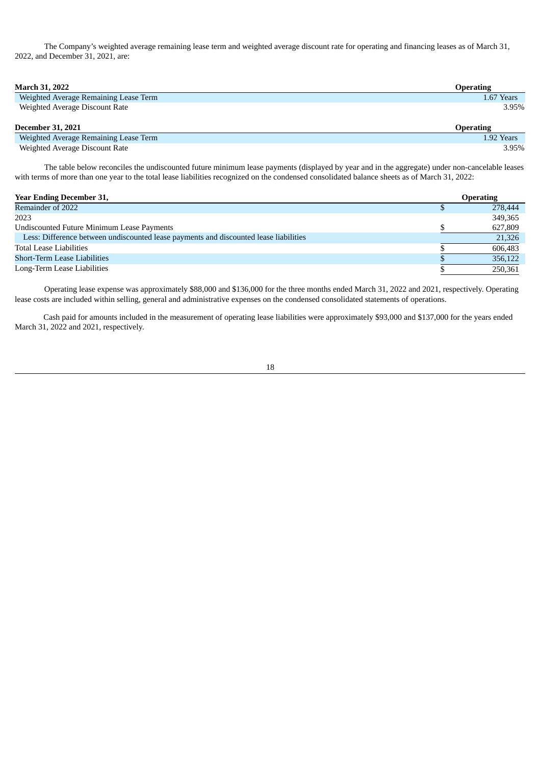The Company's weighted average remaining lease term and weighted average discount rate for operating and financing leases as of March 31, 2022, and December 31, 2021, are:

| **March 31, 2022** | **Operating** |
| --- | --- |
| Weighted Average Remaining Lease Term | 1.67 Years |
| Weighted Average Discount Rate | 3.95% |

| **December 31, 2021** | **Operating** |
| --- | --- |
| Weighted Average Remaining Lease Term | 1.92 Years |
| Weighted Average Discount Rate | 3.95% |

The table below reconciles the undiscounted future minimum lease payments (displayed by year and in the aggregate) under non-cancelable leases with terms of more than one year to the total lease liabilities recognized on the condensed consolidated balance sheets as of March 31, 2022:

| **Year Ending December 31,** | | **Operating** |
| --- | --- | --- |
| Remainder of 2022 | $ | 278,444 |
| 2023 | | 349,365 |
| Undiscounted Future Minimum Lease Payments | $ | 627,809 |
| Less: Difference between undiscounted lease payments and discounted lease liabilities | | 21,326 |
| Total Lease Liabilities | $ | 606,483 |
| Short-Term Lease Liabilities | $ | 356,122 |
| Long-Term Lease Liabilities | $ | 250,361 |

Operating lease expense was approximately $88,000 and $136,000 for the three months ended March 31, 2022 and 2021, respectively. Operating lease costs are included within selling, general and administrative expenses on the condensed consolidated statements of operations.

Cash paid for amounts included in the measurement of operating lease liabilities were approximately $93,000 and $137,000 for the years ended March 31, 2022 and 2021, respectively.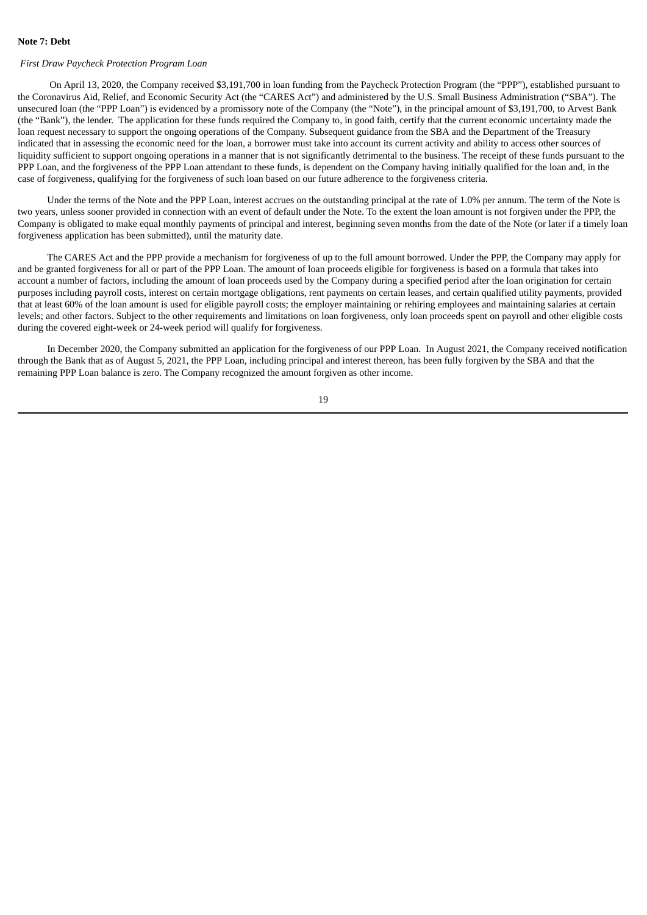**Note 7: Debt**

*First Draw Paycheck Protection Program Loan*

On April 13, 2020, the Company received $3,191,700 in loan funding from the Paycheck Protection Program (the "PPP"), established pursuant to the Coronavirus Aid, Relief, and Economic Security Act (the "CARES Act") and administered by the U.S. Small Business Administration ("SBA"). The unsecured loan (the "PPP Loan") is evidenced by a promissory note of the Company (the "Note"), in the principal amount of $3,191,700, to Arvest Bank (the "Bank"), the lender. The application for these funds required the Company to, in good faith, certify that the current economic uncertainty made the loan request necessary to support the ongoing operations of the Company. Subsequent guidance from the SBA and the Department of the Treasury indicated that in assessing the economic need for the loan, a borrower must take into account its current activity and ability to access other sources of liquidity sufficient to support ongoing operations in a manner that is not significantly detrimental to the business. The receipt of these funds pursuant to the PPP Loan, and the forgiveness of the PPP Loan attendant to these funds, is dependent on the Company having initially qualified for the loan and, in the case of forgiveness, qualifying for the forgiveness of such loan based on our future adherence to the forgiveness criteria.

Under the terms of the Note and the PPP Loan, interest accrues on the outstanding principal at the rate of 1.0% per annum. The term of the Note is two years, unless sooner provided in connection with an event of default under the Note. To the extent the loan amount is not forgiven under the PPP, the Company is obligated to make equal monthly payments of principal and interest, beginning seven months from the date of the Note (or later if a timely loan forgiveness application has been submitted), until the maturity date.

The CARES Act and the PPP provide a mechanism for forgiveness of up to the full amount borrowed. Under the PPP, the Company may apply for and be granted forgiveness for all or part of the PPP Loan. The amount of loan proceeds eligible for forgiveness is based on a formula that takes into account a number of factors, including the amount of loan proceeds used by the Company during a specified period after the loan origination for certain purposes including payroll costs, interest on certain mortgage obligations, rent payments on certain leases, and certain qualified utility payments, provided that at least 60% of the loan amount is used for eligible payroll costs; the employer maintaining or rehiring employees and maintaining salaries at certain levels; and other factors. Subject to the other requirements and limitations on loan forgiveness, only loan proceeds spent on payroll and other eligible costs during the covered eight-week or 24-week period will qualify for forgiveness.

In December 2020, the Company submitted an application for the forgiveness of our PPP Loan. In August 2021, the Company received notification through the Bank that as of August 5, 2021, the PPP Loan, including principal and interest thereon, has been fully forgiven by the SBA and that the remaining PPP Loan balance is zero. The Company recognized the amount forgiven as other income.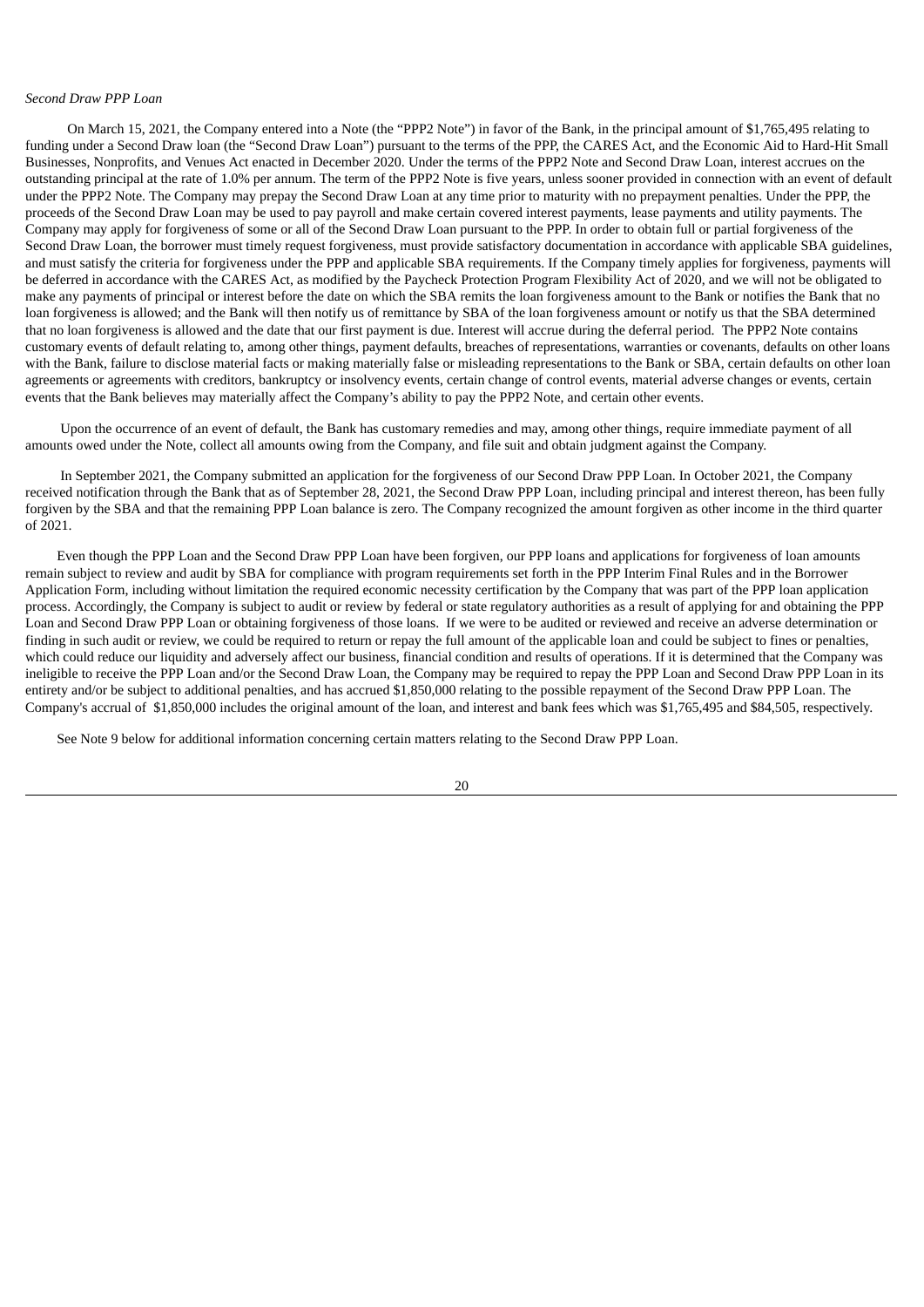*Second Draw PPP Loan*

On March 15, 2021, the Company entered into a Note (the "PPP2 Note") in favor of the Bank, in the principal amount of $1,765,495 relating to funding under a Second Draw loan (the "Second Draw Loan") pursuant to the terms of the PPP, the CARES Act, and the Economic Aid to Hard-Hit Small Businesses, Nonprofits, and Venues Act enacted in December 2020. Under the terms of the PPP2 Note and Second Draw Loan, interest accrues on the outstanding principal at the rate of 1.0% per annum. The term of the PPP2 Note is five years, unless sooner provided in connection with an event of default under the PPP2 Note. The Company may prepay the Second Draw Loan at any time prior to maturity with no prepayment penalties. Under the PPP, the proceeds of the Second Draw Loan may be used to pay payroll and make certain covered interest payments, lease payments and utility payments. The Company may apply for forgiveness of some or all of the Second Draw Loan pursuant to the PPP. In order to obtain full or partial forgiveness of the Second Draw Loan, the borrower must timely request forgiveness, must provide satisfactory documentation in accordance with applicable SBA guidelines, and must satisfy the criteria for forgiveness under the PPP and applicable SBA requirements. If the Company timely applies for forgiveness, payments will be deferred in accordance with the CARES Act, as modified by the Paycheck Protection Program Flexibility Act of 2020, and we will not be obligated to make any payments of principal or interest before the date on which the SBA remits the loan forgiveness amount to the Bank or notifies the Bank that no loan forgiveness is allowed; and the Bank will then notify us of remittance by SBA of the loan forgiveness amount or notify us that the SBA determined that no loan forgiveness is allowed and the date that our first payment is due. Interest will accrue during the deferral period. The PPP2 Note contains customary events of default relating to, among other things, payment defaults, breaches of representations, warranties or covenants, defaults on other loans with the Bank, failure to disclose material facts or making materially false or misleading representations to the Bank or SBA, certain defaults on other loan agreements or agreements with creditors, bankruptcy or insolvency events, certain change of control events, material adverse changes or events, certain events that the Bank believes may materially affect the Company's ability to pay the PPP2 Note, and certain other events.

Upon the occurrence of an event of default, the Bank has customary remedies and may, among other things, require immediate payment of all amounts owed under the Note, collect all amounts owing from the Company, and file suit and obtain judgment against the Company.

In September 2021, the Company submitted an application for the forgiveness of our Second Draw PPP Loan. In October 2021, the Company received notification through the Bank that as of September 28, 2021, the Second Draw PPP Loan, including principal and interest thereon, has been fully forgiven by the SBA and that the remaining PPP Loan balance is zero. The Company recognized the amount forgiven as other income in the third quarter of 2021.

Even though the PPP Loan and the Second Draw PPP Loan have been forgiven, our PPP loans and applications for forgiveness of loan amounts remain subject to review and audit by SBA for compliance with program requirements set forth in the PPP Interim Final Rules and in the Borrower Application Form, including without limitation the required economic necessity certification by the Company that was part of the PPP loan application process. Accordingly, the Company is subject to audit or review by federal or state regulatory authorities as a result of applying for and obtaining the PPP Loan and Second Draw PPP Loan or obtaining forgiveness of those loans. If we were to be audited or reviewed and receive an adverse determination or finding in such audit or review, we could be required to return or repay the full amount of the applicable loan and could be subject to fines or penalties, which could reduce our liquidity and adversely affect our business, financial condition and results of operations. If it is determined that the Company was ineligible to receive the PPP Loan and/or the Second Draw Loan, the Company may be required to repay the PPP Loan and Second Draw PPP Loan in its entirety and/or be subject to additional penalties, and has accrued $1,850,000 relating to the possible repayment of the Second Draw PPP Loan. The Company's accrual of $1,850,000 includes the original amount of the loan, and interest and bank fees which was $1,765,495 and $84,505, respectively.

See Note 9 below for additional information concerning certain matters relating to the Second Draw PPP Loan.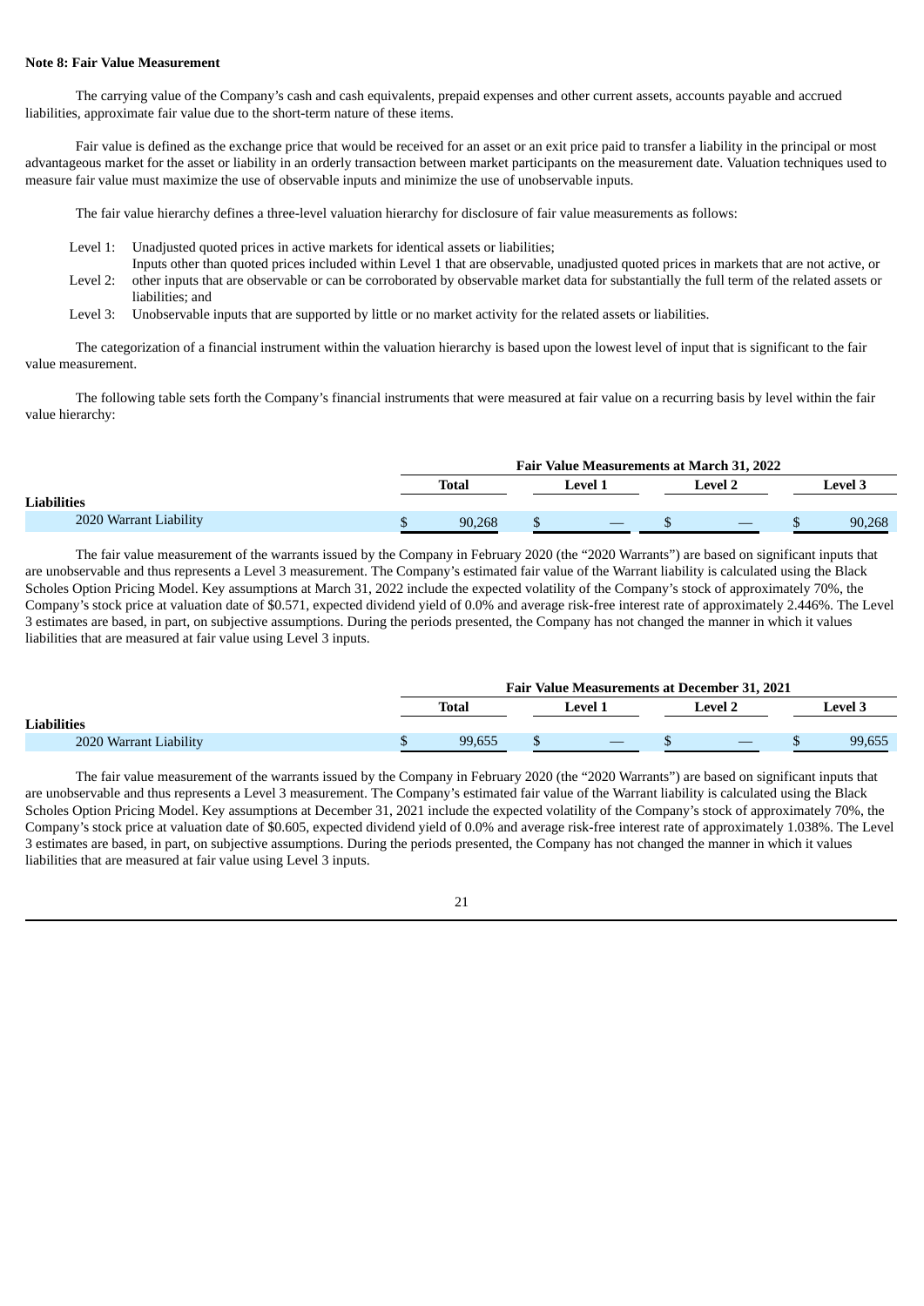**Note 8: Fair Value Measurement**

The carrying value of the Company's cash and cash equivalents, prepaid expenses and other current assets, accounts payable and accrued liabilities, approximate fair value due to the short-term nature of these items.

Fair value is defined as the exchange price that would be received for an asset or an exit price paid to transfer a liability in the principal or most advantageous market for the asset or liability in an orderly transaction between market participants on the measurement date. Valuation techniques used to measure fair value must maximize the use of observable inputs and minimize the use of unobservable inputs.

The fair value hierarchy defines a three-level valuation hierarchy for disclosure of fair value measurements as follows:

- Level 1: Unadjusted quoted prices in active markets for identical assets or liabilities;
- Level 2: Inputs other than quoted prices included within Level 1 that are observable, unadjusted quoted prices in markets that are not active, or other inputs that are observable or can be corroborated by observable market data for substantially the full term of the related assets or liabilities; and
- Level 3: Unobservable inputs that are supported by little or no market activity for the related assets or liabilities.

The categorization of a financial instrument within the valuation hierarchy is based upon the lowest level of input that is significant to the fair value measurement.

The following table sets forth the Company's financial instruments that were measured at fair value on a recurring basis by level within the fair value hierarchy:

| | Fair Value Measurements at March 31, 2022 | | | |
|---|---|---|---|---|
| | Total | Level 1 | Level 2 | Level 3 |
| **Liabilities** | | | | |
| 2020 Warrant Liability | $ 90,268 | $ — | $ — | $ 90,268 |

The fair value measurement of the warrants issued by the Company in February 2020 (the "2020 Warrants") are based on significant inputs that are unobservable and thus represents a Level 3 measurement. The Company's estimated fair value of the Warrant liability is calculated using the Black Scholes Option Pricing Model. Key assumptions at March 31, 2022 include the expected volatility of the Company's stock of approximately 70%, the Company's stock price at valuation date of $0.571, expected dividend yield of 0.0% and average risk-free interest rate of approximately 2.446%. The Level 3 estimates are based, in part, on subjective assumptions. During the periods presented, the Company has not changed the manner in which it values liabilities that are measured at fair value using Level 3 inputs.

| | Fair Value Measurements at December 31, 2021 | | | |
|---|---|---|---|---|
| | Total | Level 1 | Level 2 | Level 3 |
| **Liabilities** | | | | |
| 2020 Warrant Liability | $ 99,655 | $ — | $ — | $ 99,655 |

The fair value measurement of the warrants issued by the Company in February 2020 (the "2020 Warrants") are based on significant inputs that are unobservable and thus represents a Level 3 measurement. The Company's estimated fair value of the Warrant liability is calculated using the Black Scholes Option Pricing Model. Key assumptions at December 31, 2021 include the expected volatility of the Company's stock of approximately 70%, the Company's stock price at valuation date of $0.605, expected dividend yield of 0.0% and average risk-free interest rate of approximately 1.038%. The Level 3 estimates are based, in part, on subjective assumptions. During the periods presented, the Company has not changed the manner in which it values liabilities that are measured at fair value using Level 3 inputs.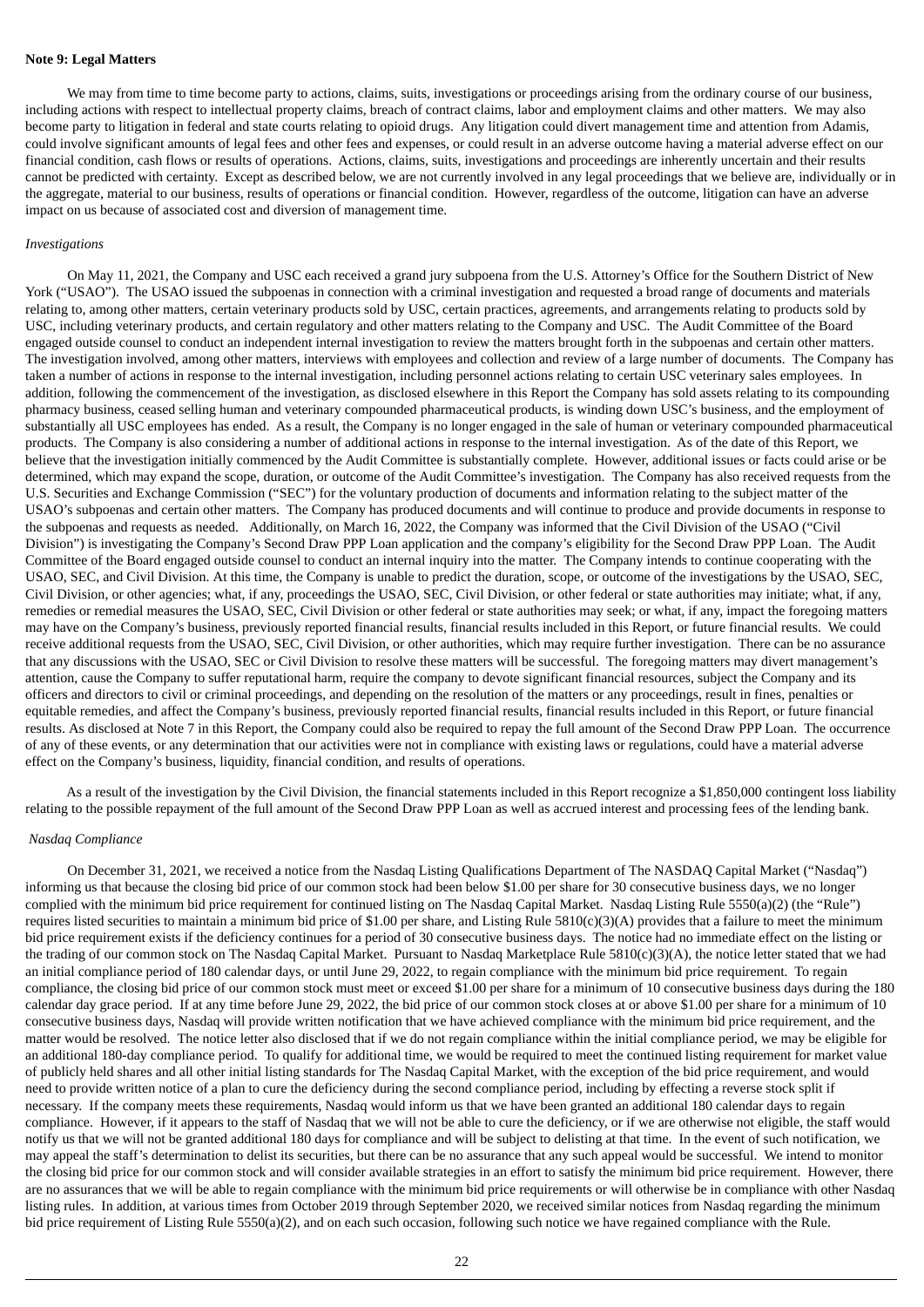**Note 9: Legal Matters**

We may from time to time become party to actions, claims, suits, investigations or proceedings arising from the ordinary course of our business, including actions with respect to intellectual property claims, breach of contract claims, labor and employment claims and other matters. We may also become party to litigation in federal and state courts relating to opioid drugs. Any litigation could divert management time and attention from Adamis, could involve significant amounts of legal fees and other fees and expenses, or could result in an adverse outcome having a material adverse effect on our financial condition, cash flows or results of operations. Actions, claims, suits, investigations and proceedings are inherently uncertain and their results cannot be predicted with certainty. Except as described below, we are not currently involved in any legal proceedings that we believe are, individually or in the aggregate, material to our business, results of operations or financial condition. However, regardless of the outcome, litigation can have an adverse impact on us because of associated cost and diversion of management time.

*Investigations*

On May 11, 2021, the Company and USC each received a grand jury subpoena from the U.S. Attorney's Office for the Southern District of New York ("USAO"). The USAO issued the subpoenas in connection with a criminal investigation and requested a broad range of documents and materials relating to, among other matters, certain veterinary products sold by USC, certain practices, agreements, and arrangements relating to products sold by USC, including veterinary products, and certain regulatory and other matters relating to the Company and USC. The Audit Committee of the Board engaged outside counsel to conduct an independent internal investigation to review the matters brought forth in the subpoenas and certain other matters. The investigation involved, among other matters, interviews with employees and collection and review of a large number of documents. The Company has taken a number of actions in response to the internal investigation, including personnel actions relating to certain USC veterinary sales employees. In addition, following the commencement of the investigation, as disclosed elsewhere in this Report the Company has sold assets relating to its compounding pharmacy business, ceased selling human and veterinary compounded pharmaceutical products, is winding down USC's business, and the employment of substantially all USC employees has ended. As a result, the Company is no longer engaged in the sale of human or veterinary compounded pharmaceutical products. The Company is also considering a number of additional actions in response to the internal investigation. As of the date of this Report, we believe that the investigation initially commenced by the Audit Committee is substantially complete. However, additional issues or facts could arise or be determined, which may expand the scope, duration, or outcome of the Audit Committee's investigation. The Company has also received requests from the U.S. Securities and Exchange Commission ("SEC") for the voluntary production of documents and information relating to the subject matter of the USAO's subpoenas and certain other matters. The Company has produced documents and will continue to produce and provide documents in response to the subpoenas and requests as needed. Additionally, on March 16, 2022, the Company was informed that the Civil Division of the USAO ("Civil Division") is investigating the Company's Second Draw PPP Loan application and the company's eligibility for the Second Draw PPP Loan. The Audit Committee of the Board engaged outside counsel to conduct an internal inquiry into the matter. The Company intends to continue cooperating with the USAO, SEC, and Civil Division. At this time, the Company is unable to predict the duration, scope, or outcome of the investigations by the USAO, SEC, Civil Division, or other agencies; what, if any, proceedings the USAO, SEC, Civil Division, or other federal or state authorities may initiate; what, if any, remedies or remedial measures the USAO, SEC, Civil Division or other federal or state authorities may seek; or what, if any, impact the foregoing matters may have on the Company's business, previously reported financial results, financial results included in this Report, or future financial results. We could receive additional requests from the USAO, SEC, Civil Division, or other authorities, which may require further investigation. There can be no assurance that any discussions with the USAO, SEC or Civil Division to resolve these matters will be successful. The foregoing matters may divert management's attention, cause the Company to suffer reputational harm, require the company to devote significant financial resources, subject the Company and its officers and directors to civil or criminal proceedings, and depending on the resolution of the matters or any proceedings, result in fines, penalties or equitable remedies, and affect the Company's business, previously reported financial results, financial results included in this Report, or future financial results. As disclosed at Note 7 in this Report, the Company could also be required to repay the full amount of the Second Draw PPP Loan. The occurrence of any of these events, or any determination that our activities were not in compliance with existing laws or regulations, could have a material adverse effect on the Company's business, liquidity, financial condition, and results of operations.

As a result of the investigation by the Civil Division, the financial statements included in this Report recognize a $1,850,000 contingent loss liability relating to the possible repayment of the full amount of the Second Draw PPP Loan as well as accrued interest and processing fees of the lending bank.

*Nasdaq Compliance*

On December 31, 2021, we received a notice from the Nasdaq Listing Qualifications Department of The NASDAQ Capital Market ("Nasdaq") informing us that because the closing bid price of our common stock had been below $1.00 per share for 30 consecutive business days, we no longer complied with the minimum bid price requirement for continued listing on The Nasdaq Capital Market. Nasdaq Listing Rule 5550(a)(2) (the "Rule") requires listed securities to maintain a minimum bid price of $1.00 per share, and Listing Rule 5810(c)(3)(A) provides that a failure to meet the minimum bid price requirement exists if the deficiency continues for a period of 30 consecutive business days. The notice had no immediate effect on the listing or the trading of our common stock on The Nasdaq Capital Market. Pursuant to Nasdaq Marketplace Rule 5810(c)(3)(A), the notice letter stated that we had an initial compliance period of 180 calendar days, or until June 29, 2022, to regain compliance with the minimum bid price requirement. To regain compliance, the closing bid price of our common stock must meet or exceed $1.00 per share for a minimum of 10 consecutive business days during the 180 calendar day grace period. If at any time before June 29, 2022, the bid price of our common stock closes at or above $1.00 per share for a minimum of 10 consecutive business days, Nasdaq will provide written notification that we have achieved compliance with the minimum bid price requirement, and the matter would be resolved. The notice letter also disclosed that if we do not regain compliance within the initial compliance period, we may be eligible for an additional 180-day compliance period. To qualify for additional time, we would be required to meet the continued listing requirement for market value of publicly held shares and all other initial listing standards for The Nasdaq Capital Market, with the exception of the bid price requirement, and would need to provide written notice of a plan to cure the deficiency during the second compliance period, including by effecting a reverse stock split if necessary. If the company meets these requirements, Nasdaq would inform us that we have been granted an additional 180 calendar days to regain compliance. However, if it appears to the staff of Nasdaq that we will not be able to cure the deficiency, or if we are otherwise not eligible, the staff would notify us that we will not be granted additional 180 days for compliance and will be subject to delisting at that time. In the event of such notification, we may appeal the staff's determination to delist its securities, but there can be no assurance that any such appeal would be successful. We intend to monitor the closing bid price for our common stock and will consider available strategies in an effort to satisfy the minimum bid price requirement. However, there are no assurances that we will be able to regain compliance with the minimum bid price requirements or will otherwise be in compliance with other Nasdaq listing rules. In addition, at various times from October 2019 through September 2020, we received similar notices from Nasdaq regarding the minimum bid price requirement of Listing Rule 5550(a)(2), and on each such occasion, following such notice we have regained compliance with the Rule.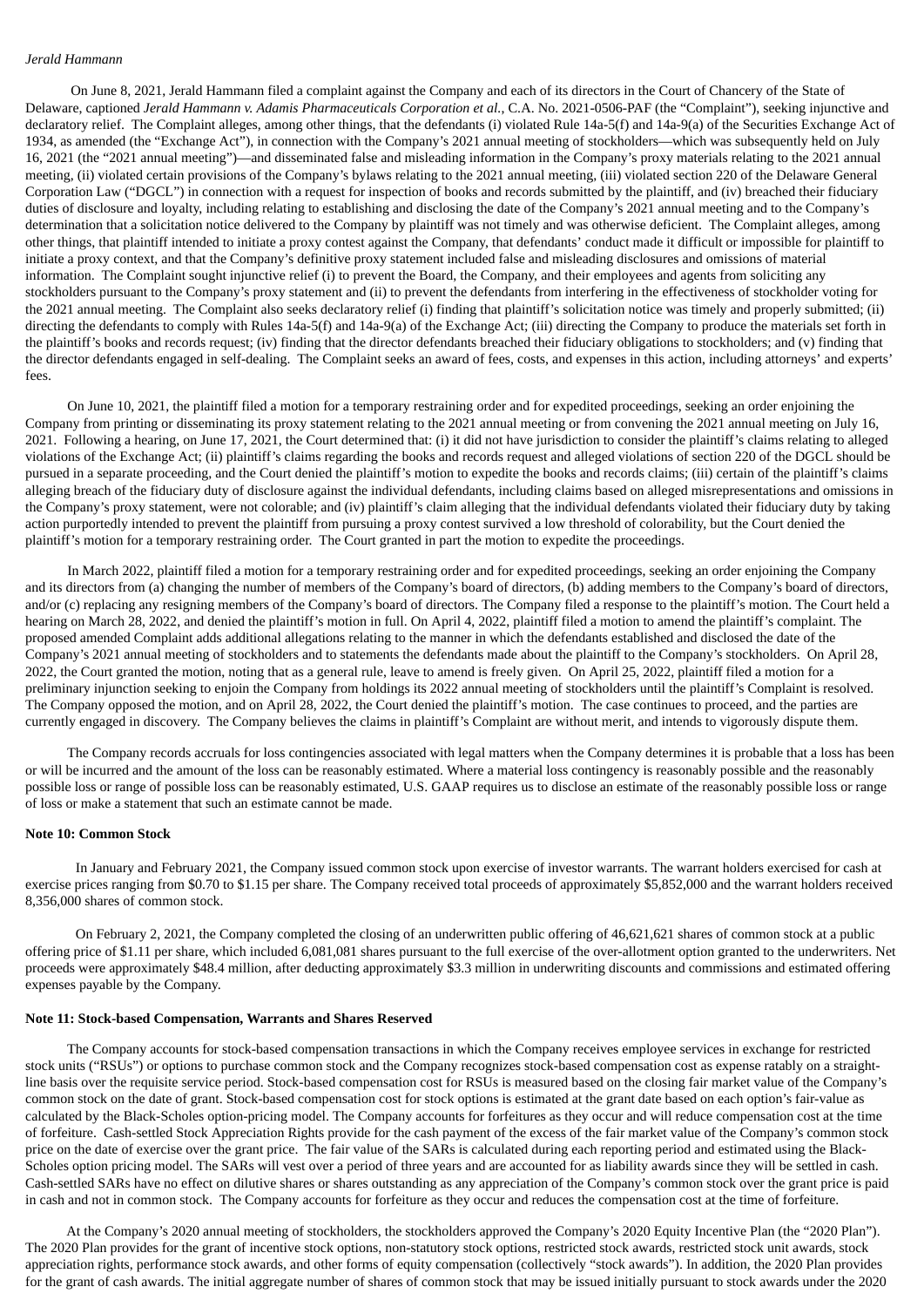*Jerald Hammann*

On June 8, 2021, Jerald Hammann filed a complaint against the Company and each of its directors in the Court of Chancery of the State of Delaware, captioned *Jerald Hammann v. Adamis Pharmaceuticals Corporation et al.*, C.A. No. 2021-0506-PAF (the "Complaint"), seeking injunctive and declaratory relief. The Complaint alleges, among other things, that the defendants (i) violated Rule 14a-5(f) and 14a-9(a) of the Securities Exchange Act of 1934, as amended (the "Exchange Act"), in connection with the Company's 2021 annual meeting of stockholders—which was subsequently held on July 16, 2021 (the "2021 annual meeting")—and disseminated false and misleading information in the Company's proxy materials relating to the 2021 annual meeting, (ii) violated certain provisions of the Company's bylaws relating to the 2021 annual meeting, (iii) violated section 220 of the Delaware General Corporation Law ("DGCL") in connection with a request for inspection of books and records submitted by the plaintiff, and (iv) breached their fiduciary duties of disclosure and loyalty, including relating to establishing and disclosing the date of the Company's 2021 annual meeting and to the Company's determination that a solicitation notice delivered to the Company by plaintiff was not timely and was otherwise deficient. The Complaint alleges, among other things, that plaintiff intended to initiate a proxy contest against the Company, that defendants' conduct made it difficult or impossible for plaintiff to initiate a proxy context, and that the Company's definitive proxy statement included false and misleading disclosures and omissions of material information. The Complaint sought injunctive relief (i) to prevent the Board, the Company, and their employees and agents from soliciting any stockholders pursuant to the Company's proxy statement and (ii) to prevent the defendants from interfering in the effectiveness of stockholder voting for the 2021 annual meeting. The Complaint also seeks declaratory relief (i) finding that plaintiff's solicitation notice was timely and properly submitted; (ii) directing the defendants to comply with Rules 14a-5(f) and 14a-9(a) of the Exchange Act; (iii) directing the Company to produce the materials set forth in the plaintiff's books and records request; (iv) finding that the director defendants breached their fiduciary obligations to stockholders; and (v) finding that the director defendants engaged in self-dealing. The Complaint seeks an award of fees, costs, and expenses in this action, including attorneys' and experts' fees.

On June 10, 2021, the plaintiff filed a motion for a temporary restraining order and for expedited proceedings, seeking an order enjoining the Company from printing or disseminating its proxy statement relating to the 2021 annual meeting or from convening the 2021 annual meeting on July 16, 2021. Following a hearing, on June 17, 2021, the Court determined that: (i) it did not have jurisdiction to consider the plaintiff's claims relating to alleged violations of the Exchange Act; (ii) plaintiff's claims regarding the books and records request and alleged violations of section 220 of the DGCL should be pursued in a separate proceeding, and the Court denied the plaintiff's motion to expedite the books and records claims; (iii) certain of the plaintiff's claims alleging breach of the fiduciary duty of disclosure against the individual defendants, including claims based on alleged misrepresentations and omissions in the Company's proxy statement, were not colorable; and (iv) plaintiff's claim alleging that the individual defendants violated their fiduciary duty by taking action purportedly intended to prevent the plaintiff from pursuing a proxy contest survived a low threshold of colorability, but the Court denied the plaintiff's motion for a temporary restraining order. The Court granted in part the motion to expedite the proceedings.

In March 2022, plaintiff filed a motion for a temporary restraining order and for expedited proceedings, seeking an order enjoining the Company and its directors from (a) changing the number of members of the Company's board of directors, (b) adding members to the Company's board of directors, and/or (c) replacing any resigning members of the Company's board of directors. The Company filed a response to the plaintiff's motion. The Court held a hearing on March 28, 2022, and denied the plaintiff's motion in full. On April 4, 2022, plaintiff filed a motion to amend the plaintiff's complaint. The proposed amended Complaint adds additional allegations relating to the manner in which the defendants established and disclosed the date of the Company's 2021 annual meeting of stockholders and to statements the defendants made about the plaintiff to the Company's stockholders. On April 28, 2022, the Court granted the motion, noting that as a general rule, leave to amend is freely given. On April 25, 2022, plaintiff filed a motion for a preliminary injunction seeking to enjoin the Company from holdings its 2022 annual meeting of stockholders until the plaintiff's Complaint is resolved. The Company opposed the motion, and on April 28, 2022, the Court denied the plaintiff's motion. The case continues to proceed, and the parties are currently engaged in discovery. The Company believes the claims in plaintiff's Complaint are without merit, and intends to vigorously dispute them.

The Company records accruals for loss contingencies associated with legal matters when the Company determines it is probable that a loss has been or will be incurred and the amount of the loss can be reasonably estimated. Where a material loss contingency is reasonably possible and the reasonably possible loss or range of possible loss can be reasonably estimated, U.S. GAAP requires us to disclose an estimate of the reasonably possible loss or range of loss or make a statement that such an estimate cannot be made.

**Note 10: Common Stock**

In January and February 2021, the Company issued common stock upon exercise of investor warrants. The warrant holders exercised for cash at exercise prices ranging from $0.70 to $1.15 per share. The Company received total proceeds of approximately $5,852,000 and the warrant holders received 8,356,000 shares of common stock.

On February 2, 2021, the Company completed the closing of an underwritten public offering of 46,621,621 shares of common stock at a public offering price of $1.11 per share, which included 6,081,081 shares pursuant to the full exercise of the over-allotment option granted to the underwriters. Net proceeds were approximately $48.4 million, after deducting approximately $3.3 million in underwriting discounts and commissions and estimated offering expenses payable by the Company.

**Note 11: Stock-based Compensation, Warrants and Shares Reserved**

The Company accounts for stock-based compensation transactions in which the Company receives employee services in exchange for restricted stock units ("RSUs") or options to purchase common stock and the Company recognizes stock-based compensation cost as expense ratably on a straight-line basis over the requisite service period. Stock-based compensation cost for RSUs is measured based on the closing fair market value of the Company's common stock on the date of grant. Stock-based compensation cost for stock options is estimated at the grant date based on each option's fair-value as calculated by the Black-Scholes option-pricing model. The Company accounts for forfeitures as they occur and will reduce compensation cost at the time of forfeiture. Cash-settled Stock Appreciation Rights provide for the cash payment of the excess of the fair market value of the Company's common stock price on the date of exercise over the grant price. The fair value of the SARs is calculated during each reporting period and estimated using the Black-Scholes option pricing model. The SARs will vest over a period of three years and are accounted for as liability awards since they will be settled in cash. Cash-settled SARs have no effect on dilutive shares or shares outstanding as any appreciation of the Company's common stock over the grant price is paid in cash and not in common stock. The Company accounts for forfeiture as they occur and reduces the compensation cost at the time of forfeiture.

At the Company's 2020 annual meeting of stockholders, the stockholders approved the Company's 2020 Equity Incentive Plan (the "2020 Plan"). The 2020 Plan provides for the grant of incentive stock options, non-statutory stock options, restricted stock awards, restricted stock unit awards, stock appreciation rights, performance stock awards, and other forms of equity compensation (collectively "stock awards"). In addition, the 2020 Plan provides for the grant of cash awards. The initial aggregate number of shares of common stock that may be issued initially pursuant to stock awards under the 2020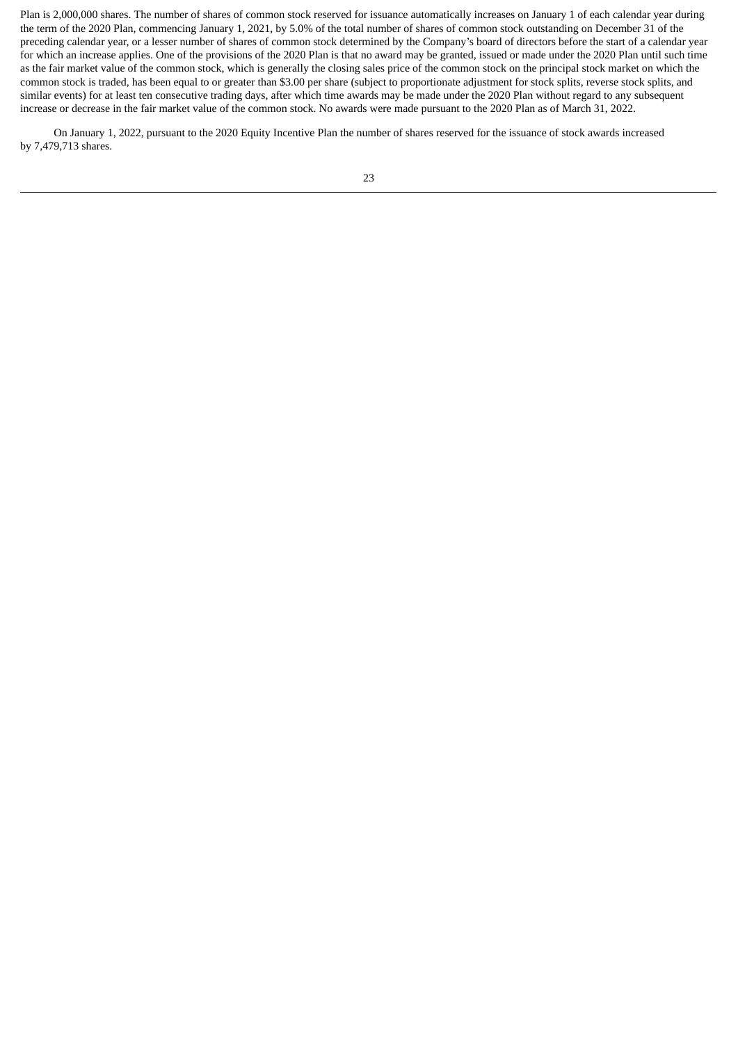Plan is 2,000,000 shares. The number of shares of common stock reserved for issuance automatically increases on January 1 of each calendar year during the term of the 2020 Plan, commencing January 1, 2021, by 5.0% of the total number of shares of common stock outstanding on December 31 of the preceding calendar year, or a lesser number of shares of common stock determined by the Company's board of directors before the start of a calendar year for which an increase applies. One of the provisions of the 2020 Plan is that no award may be granted, issued or made under the 2020 Plan until such time as the fair market value of the common stock, which is generally the closing sales price of the common stock on the principal stock market on which the common stock is traded, has been equal to or greater than $3.00 per share (subject to proportionate adjustment for stock splits, reverse stock splits, and similar events) for at least ten consecutive trading days, after which time awards may be made under the 2020 Plan without regard to any subsequent increase or decrease in the fair market value of the common stock. No awards were made pursuant to the 2020 Plan as of March 31, 2022.

On January 1, 2022, pursuant to the 2020 Equity Incentive Plan the number of shares reserved for the issuance of stock awards increased by 7,479,713 shares.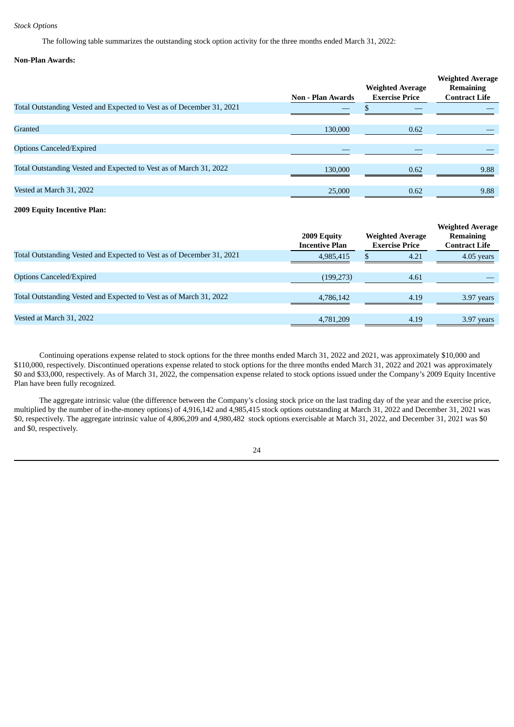*Stock Options*

The following table summarizes the outstanding stock option activity for the three months ended March 31, 2022:

**Non-Plan Awards:**

| | Non - Plan Awards | Weighted Average Exercise Price | Weighted Average Remaining Contract Life |
|---|---|---|---|
| Total Outstanding Vested and Expected to Vest as of December 31, 2021 | — | $ — | — |
| Granted | 130,000 | 0.62 | — |
| Options Canceled/Expired | — | — | — |
| Total Outstanding Vested and Expected to Vest as of March 31, 2022 | 130,000 | 0.62 | 9.88 |
| Vested at March 31, 2022 | 25,000 | 0.62 | 9.88 |

**2009 Equity Incentive Plan:**

| | 2009 Equity Incentive Plan | Weighted Average Exercise Price | Weighted Average Remaining Contract Life |
|---|---|---|---|
| Total Outstanding Vested and Expected to Vest as of December 31, 2021 | 4,985,415 | $ 4.21 | 4.05 years |
| Options Canceled/Expired | (199,273) | 4.61 | — |
| Total Outstanding Vested and Expected to Vest as of March 31, 2022 | 4,786,142 | 4.19 | 3.97 years |
| Vested at March 31, 2022 | 4,781,209 | 4.19 | 3.97 years |

Continuing operations expense related to stock options for the three months ended March 31, 2022 and 2021, was approximately $10,000 and $110,000, respectively. Discontinued operations expense related to stock options for the three months ended March 31, 2022 and 2021 was approximately $0 and $33,000, respectively. As of March 31, 2022, the compensation expense related to stock options issued under the Company's 2009 Equity Incentive Plan have been fully recognized.

The aggregate intrinsic value (the difference between the Company's closing stock price on the last trading day of the year and the exercise price, multiplied by the number of in-the-money options) of 4,916,142 and 4,985,415 stock options outstanding at March 31, 2022 and December 31, 2021 was $0, respectively. The aggregate intrinsic value of 4,806,209 and 4,980,482 stock options exercisable at March 31, 2022, and December 31, 2021 was $0 and $0, respectively.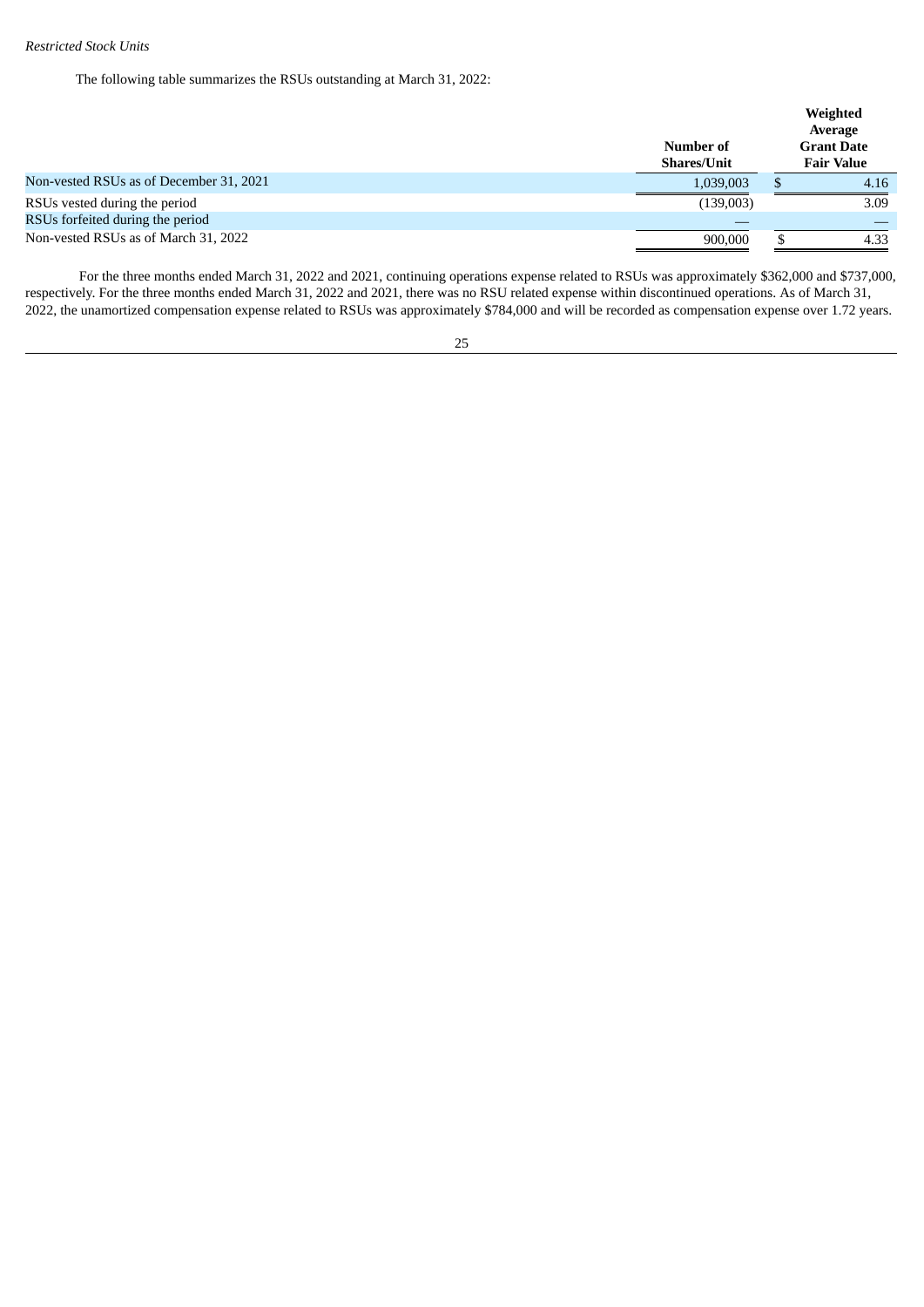*Restricted Stock Units*

The following table summarizes the RSUs outstanding at March 31, 2022:

| | Number of Shares/Unit | Weighted Average Grant Date Fair Value |
|---|---|---|
| Non-vested RSUs as of December 31, 2021 | 1,039,003 | $ 4.16 |
| RSUs vested during the period | (139,003) | 3.09 |
| RSUs forfeited during the period | — | — |
| Non-vested RSUs as of March 31, 2022 | 900,000 | $ 4.33 |

For the three months ended March 31, 2022 and 2021, continuing operations expense related to RSUs was approximately $362,000 and $737,000, respectively. For the three months ended March 31, 2022 and 2021, there was no RSU related expense within discontinued operations. As of March 31, 2022, the unamortized compensation expense related to RSUs was approximately $784,000 and will be recorded as compensation expense over 1.72 years.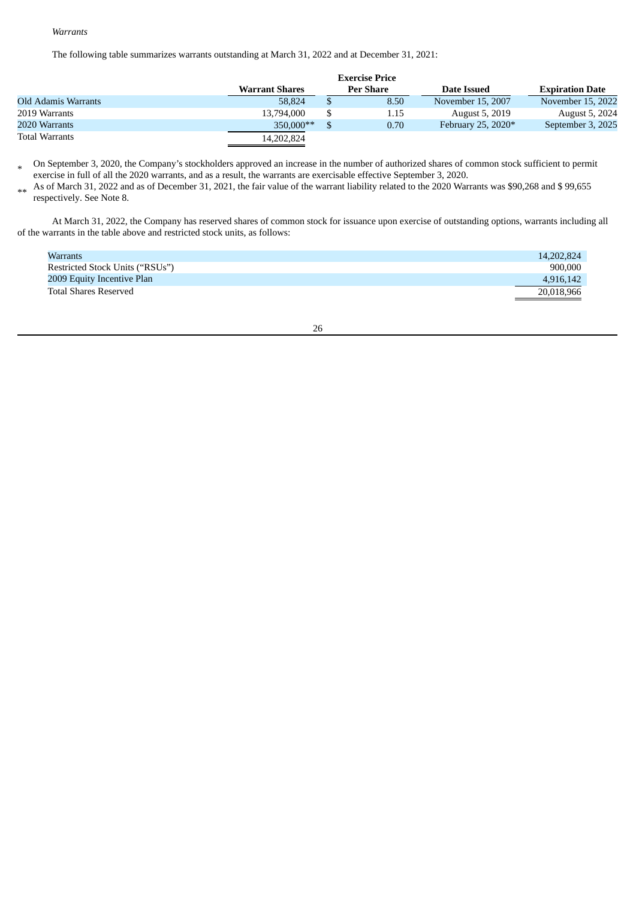*Warrants*

The following table summarizes warrants outstanding at March 31, 2022 and at December 31, 2021:

| | Warrant Shares | Exercise Price Per Share | Date Issued | Expiration Date |
|---|---|---|---|---|
| Old Adamis Warrants | 58,824 | $ 8.50 | November 15, 2007 | November 15, 2022 |
| 2019 Warrants | 13,794,000 | $ 1.15 | August 5, 2019 | August 5, 2024 |
| 2020 Warrants | 350,000** | $ 0.70 | February 25, 2020* | September 3, 2025 |
| Total Warrants | 14,202,824 | | | |

\* On September 3, 2020, the Company's stockholders approved an increase in the number of authorized shares of common stock sufficient to permit exercise in full of all the 2020 warrants, and as a result, the warrants are exercisable effective September 3, 2020.

\*\* As of March 31, 2022 and as of December 31, 2021, the fair value of the warrant liability related to the 2020 Warrants was $90,268 and $ 99,655 respectively. See Note 8.

At March 31, 2022, the Company has reserved shares of common stock for issuance upon exercise of outstanding options, warrants including all of the warrants in the table above and restricted stock units, as follows:

| | |
|---|---|
| Warrants | 14,202,824 |
| Restricted Stock Units ("RSUs") | 900,000 |
| 2009 Equity Incentive Plan | 4,916,142 |
| Total Shares Reserved | 20,018,966 |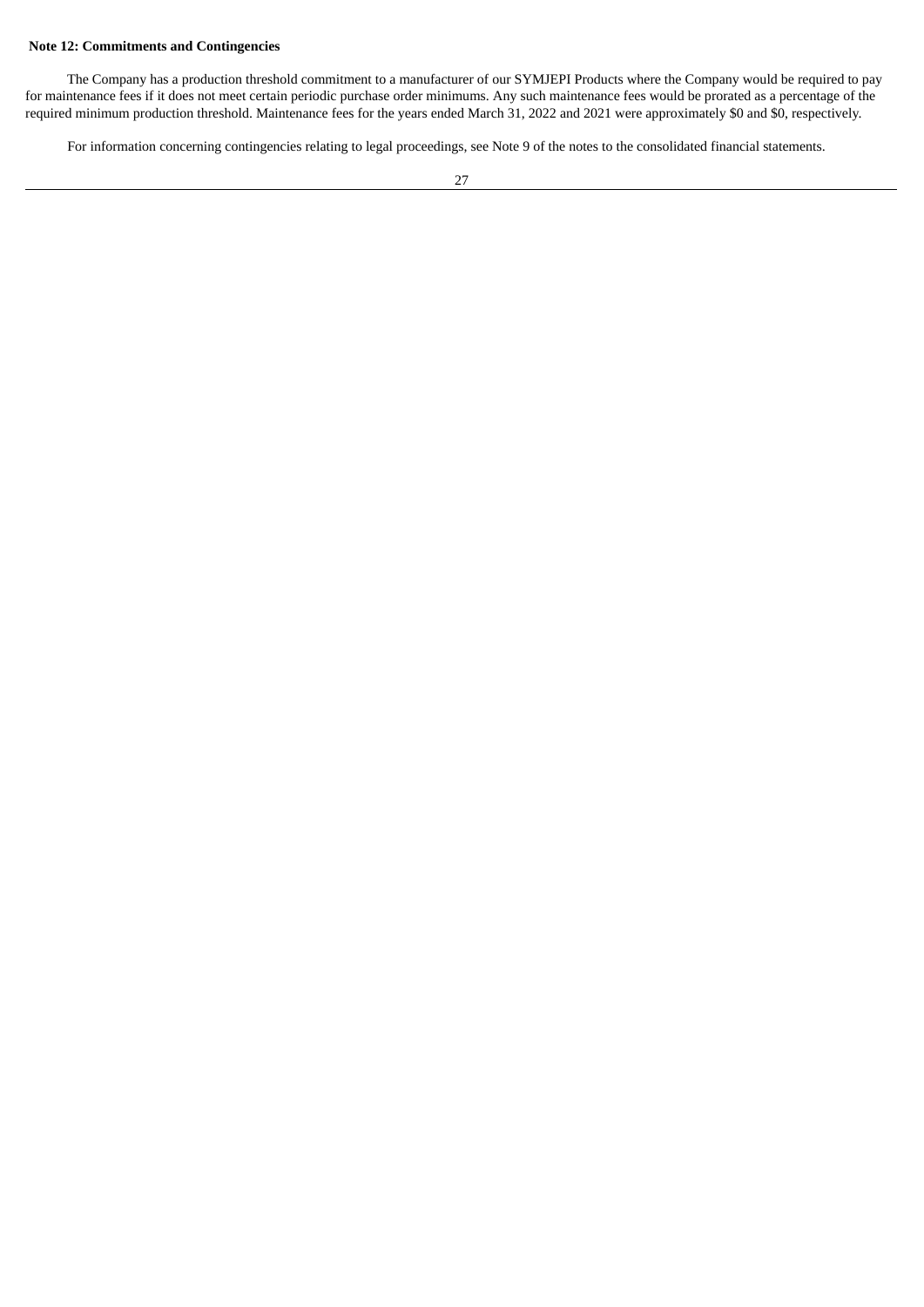**Note 12: Commitments and Contingencies**

The Company has a production threshold commitment to a manufacturer of our SYMJEPI Products where the Company would be required to pay for maintenance fees if it does not meet certain periodic purchase order minimums. Any such maintenance fees would be prorated as a percentage of the required minimum production threshold. Maintenance fees for the years ended March 31, 2022 and 2021 were approximately $0 and $0, respectively.

For information concerning contingencies relating to legal proceedings, see Note 9 of the notes to the consolidated financial statements.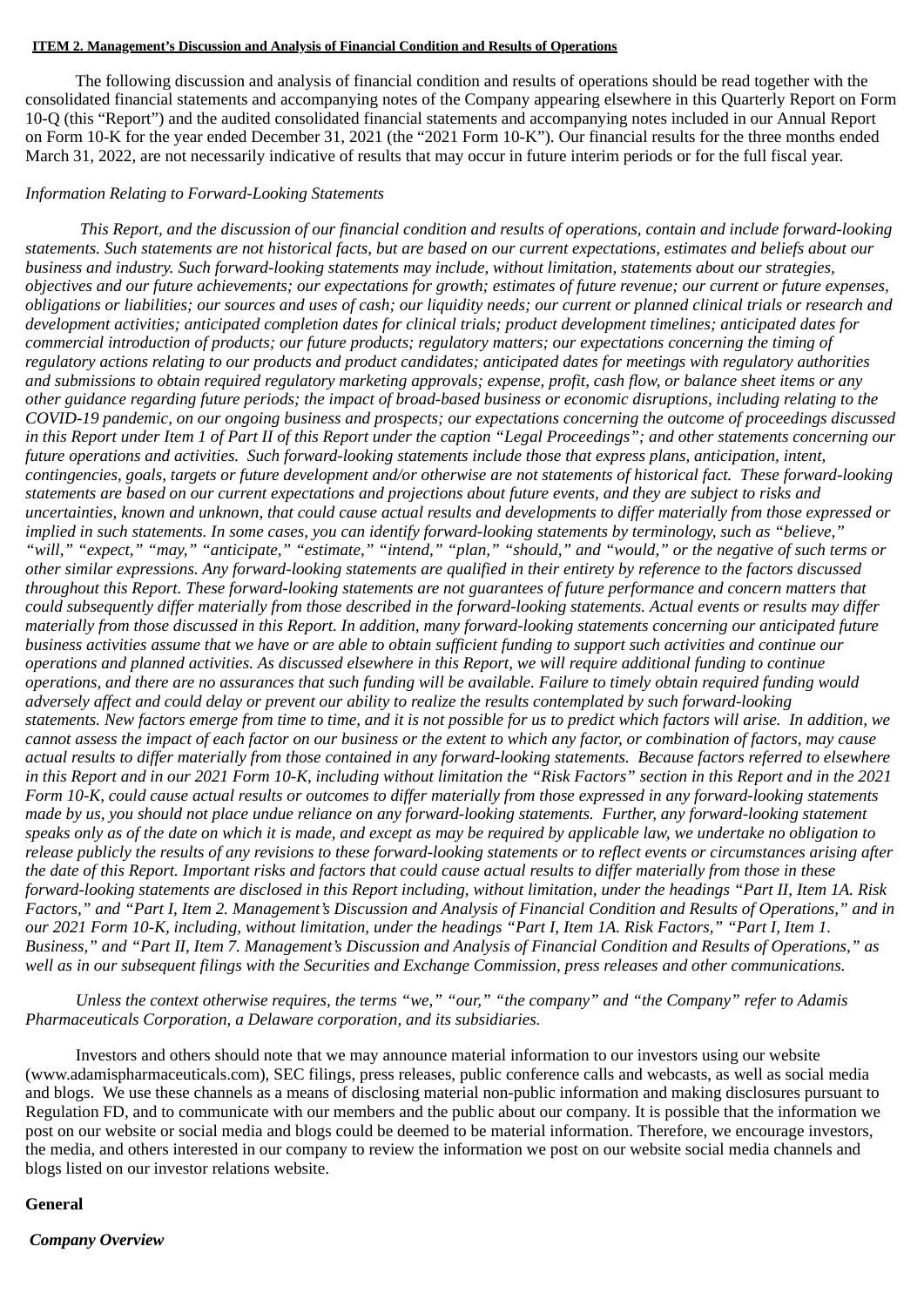**ITEM 2. Management's Discussion and Analysis of Financial Condition and Results of Operations**

The following discussion and analysis of financial condition and results of operations should be read together with the consolidated financial statements and accompanying notes of the Company appearing elsewhere in this Quarterly Report on Form 10-Q (this "Report") and the audited consolidated financial statements and accompanying notes included in our Annual Report on Form 10-K for the year ended December 31, 2021 (the "2021 Form 10-K"). Our financial results for the three months ended March 31, 2022, are not necessarily indicative of results that may occur in future interim periods or for the full fiscal year.

*Information Relating to Forward-Looking Statements*

*This Report, and the discussion of our financial condition and results of operations, contain and include forward-looking statements. Such statements are not historical facts, but are based on our current expectations, estimates and beliefs about our business and industry. Such forward-looking statements may include, without limitation, statements about our strategies, objectives and our future achievements; our expectations for growth; estimates of future revenue; our current or future expenses, obligations or liabilities; our sources and uses of cash; our liquidity needs; our current or planned clinical trials or research and development activities; anticipated completion dates for clinical trials; product development timelines; anticipated dates for commercial introduction of products; our future products; regulatory matters; our expectations concerning the timing of regulatory actions relating to our products and product candidates; anticipated dates for meetings with regulatory authorities and submissions to obtain required regulatory marketing approvals; expense, profit, cash flow, or balance sheet items or any other guidance regarding future periods; the impact of broad-based business or economic disruptions, including relating to the COVID-19 pandemic, on our ongoing business and prospects; our expectations concerning the outcome of proceedings discussed in this Report under Item 1 of Part II of this Report under the caption "Legal Proceedings"; and other statements concerning our future operations and activities. Such forward-looking statements include those that express plans, anticipation, intent, contingencies, goals, targets or future development and/or otherwise are not statements of historical fact. These forward-looking statements are based on our current expectations and projections about future events, and they are subject to risks and uncertainties, known and unknown, that could cause actual results and developments to differ materially from those expressed or implied in such statements. In some cases, you can identify forward-looking statements by terminology, such as "believe," "will," "expect," "may," "anticipate," "estimate," "intend," "plan," "should," and "would," or the negative of such terms or other similar expressions. Any forward-looking statements are qualified in their entirety by reference to the factors discussed throughout this Report. These forward-looking statements are not guarantees of future performance and concern matters that could subsequently differ materially from those described in the forward-looking statements. Actual events or results may differ materially from those discussed in this Report. In addition, many forward-looking statements concerning our anticipated future business activities assume that we have or are able to obtain sufficient funding to support such activities and continue our operations and planned activities. As discussed elsewhere in this Report, we will require additional funding to continue operations, and there are no assurances that such funding will be available. Failure to timely obtain required funding would adversely affect and could delay or prevent our ability to realize the results contemplated by such forward-looking statements. New factors emerge from time to time, and it is not possible for us to predict which factors will arise. In addition, we cannot assess the impact of each factor on our business or the extent to which any factor, or combination of factors, may cause actual results to differ materially from those contained in any forward-looking statements. Because factors referred to elsewhere in this Report and in our 2021 Form 10-K, including without limitation the "Risk Factors" section in this Report and in the 2021 Form 10-K, could cause actual results or outcomes to differ materially from those expressed in any forward-looking statements made by us, you should not place undue reliance on any forward-looking statements. Further, any forward-looking statement speaks only as of the date on which it is made, and except as may be required by applicable law, we undertake no obligation to release publicly the results of any revisions to these forward-looking statements or to reflect events or circumstances arising after the date of this Report. Important risks and factors that could cause actual results to differ materially from those in these forward-looking statements are disclosed in this Report including, without limitation, under the headings "Part II, Item 1A. Risk Factors," and "Part I, Item 2. Management's Discussion and Analysis of Financial Condition and Results of Operations," and in our 2021 Form 10-K, including, without limitation, under the headings "Part I, Item 1A. Risk Factors," "Part I, Item 1. Business," and "Part II, Item 7. Management's Discussion and Analysis of Financial Condition and Results of Operations," as well as in our subsequent filings with the Securities and Exchange Commission, press releases and other communications.*

*Unless the context otherwise requires, the terms "we," "our," "the company" and "the Company" refer to Adamis Pharmaceuticals Corporation, a Delaware corporation, and its subsidiaries.*

Investors and others should note that we may announce material information to our investors using our website (www.adamispharmaceuticals.com), SEC filings, press releases, public conference calls and webcasts, as well as social media and blogs. We use these channels as a means of disclosing material non-public information and making disclosures pursuant to Regulation FD, and to communicate with our members and the public about our company. It is possible that the information we post on our website or social media and blogs could be deemed to be material information. Therefore, we encourage investors, the media, and others interested in our company to review the information we post on our website social media channels and blogs listed on our investor relations website.

## General

***Company Overview***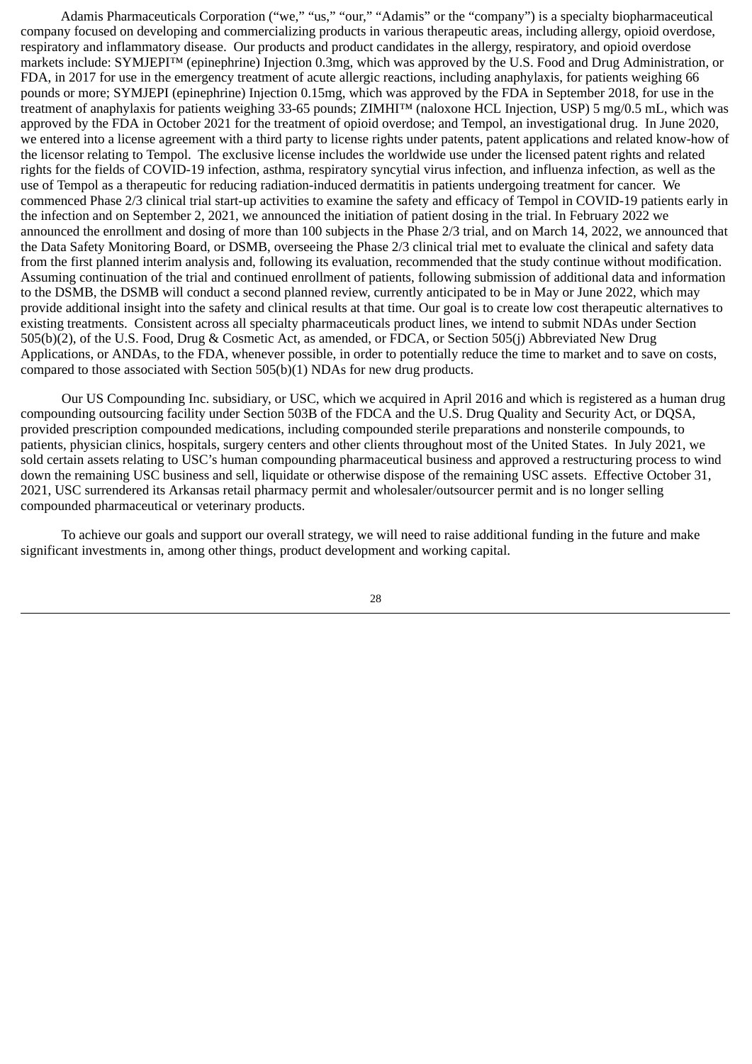Adamis Pharmaceuticals Corporation ("we," "us," "our," "Adamis" or the "company") is a specialty biopharmaceutical company focused on developing and commercializing products in various therapeutic areas, including allergy, opioid overdose, respiratory and inflammatory disease. Our products and product candidates in the allergy, respiratory, and opioid overdose markets include: SYMJEPI™ (epinephrine) Injection 0.3mg, which was approved by the U.S. Food and Drug Administration, or FDA, in 2017 for use in the emergency treatment of acute allergic reactions, including anaphylaxis, for patients weighing 66 pounds or more; SYMJEPI (epinephrine) Injection 0.15mg, which was approved by the FDA in September 2018, for use in the treatment of anaphylaxis for patients weighing 33-65 pounds; ZIMHI™ (naloxone HCL Injection, USP) 5 mg/0.5 mL, which was approved by the FDA in October 2021 for the treatment of opioid overdose; and Tempol, an investigational drug. In June 2020, we entered into a license agreement with a third party to license rights under patents, patent applications and related know-how of the licensor relating to Tempol. The exclusive license includes the worldwide use under the licensed patent rights and related rights for the fields of COVID-19 infection, asthma, respiratory syncytial virus infection, and influenza infection, as well as the use of Tempol as a therapeutic for reducing radiation-induced dermatitis in patients undergoing treatment for cancer. We commenced Phase 2/3 clinical trial start-up activities to examine the safety and efficacy of Tempol in COVID-19 patients early in the infection and on September 2, 2021, we announced the initiation of patient dosing in the trial. In February 2022 we announced the enrollment and dosing of more than 100 subjects in the Phase 2/3 trial, and on March 14, 2022, we announced that the Data Safety Monitoring Board, or DSMB, overseeing the Phase 2/3 clinical trial met to evaluate the clinical and safety data from the first planned interim analysis and, following its evaluation, recommended that the study continue without modification. Assuming continuation of the trial and continued enrollment of patients, following submission of additional data and information to the DSMB, the DSMB will conduct a second planned review, currently anticipated to be in May or June 2022, which may provide additional insight into the safety and clinical results at that time. Our goal is to create low cost therapeutic alternatives to existing treatments. Consistent across all specialty pharmaceuticals product lines, we intend to submit NDAs under Section 505(b)(2), of the U.S. Food, Drug & Cosmetic Act, as amended, or FDCA, or Section 505(j) Abbreviated New Drug Applications, or ANDAs, to the FDA, whenever possible, in order to potentially reduce the time to market and to save on costs, compared to those associated with Section 505(b)(1) NDAs for new drug products.

Our US Compounding Inc. subsidiary, or USC, which we acquired in April 2016 and which is registered as a human drug compounding outsourcing facility under Section 503B of the FDCA and the U.S. Drug Quality and Security Act, or DQSA, provided prescription compounded medications, including compounded sterile preparations and nonsterile compounds, to patients, physician clinics, hospitals, surgery centers and other clients throughout most of the United States. In July 2021, we sold certain assets relating to USC's human compounding pharmaceutical business and approved a restructuring process to wind down the remaining USC business and sell, liquidate or otherwise dispose of the remaining USC assets. Effective October 31, 2021, USC surrendered its Arkansas retail pharmacy permit and wholesaler/outsourcer permit and is no longer selling compounded pharmaceutical or veterinary products.

To achieve our goals and support our overall strategy, we will need to raise additional funding in the future and make significant investments in, among other things, product development and working capital.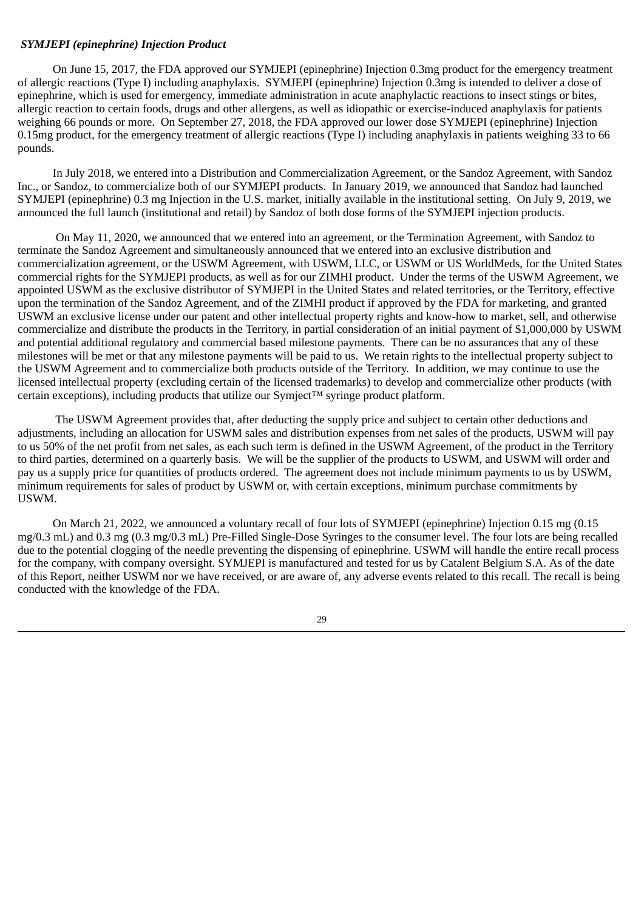***SYMJEPI (epinephrine) Injection Product***

On June 15, 2017, the FDA approved our SYMJEPI (epinephrine) Injection 0.3mg product for the emergency treatment of allergic reactions (Type I) including anaphylaxis. SYMJEPI (epinephrine) Injection 0.3mg is intended to deliver a dose of epinephrine, which is used for emergency, immediate administration in acute anaphylactic reactions to insect stings or bites, allergic reaction to certain foods, drugs and other allergens, as well as idiopathic or exercise-induced anaphylaxis for patients weighing 66 pounds or more. On September 27, 2018, the FDA approved our lower dose SYMJEPI (epinephrine) Injection 0.15mg product, for the emergency treatment of allergic reactions (Type I) including anaphylaxis in patients weighing 33 to 66 pounds.

In July 2018, we entered into a Distribution and Commercialization Agreement, or the Sandoz Agreement, with Sandoz Inc., or Sandoz, to commercialize both of our SYMJEPI products. In January 2019, we announced that Sandoz had launched SYMJEPI (epinephrine) 0.3 mg Injection in the U.S. market, initially available in the institutional setting. On July 9, 2019, we announced the full launch (institutional and retail) by Sandoz of both dose forms of the SYMJEPI injection products.

On May 11, 2020, we announced that we entered into an agreement, or the Termination Agreement, with Sandoz to terminate the Sandoz Agreement and simultaneously announced that we entered into an exclusive distribution and commercialization agreement, or the USWM Agreement, with USWM, LLC, or USWM or US WorldMeds, for the United States commercial rights for the SYMJEPI products, as well as for our ZIMHI product. Under the terms of the USWM Agreement, we appointed USWM as the exclusive distributor of SYMJEPI in the United States and related territories, or the Territory, effective upon the termination of the Sandoz Agreement, and of the ZIMHI product if approved by the FDA for marketing, and granted USWM an exclusive license under our patent and other intellectual property rights and know-how to market, sell, and otherwise commercialize and distribute the products in the Territory, in partial consideration of an initial payment of $1,000,000 by USWM and potential additional regulatory and commercial based milestone payments. There can be no assurances that any of these milestones will be met or that any milestone payments will be paid to us. We retain rights to the intellectual property subject to the USWM Agreement and to commercialize both products outside of the Territory. In addition, we may continue to use the licensed intellectual property (excluding certain of the licensed trademarks) to develop and commercialize other products (with certain exceptions), including products that utilize our Symject™ syringe product platform.

The USWM Agreement provides that, after deducting the supply price and subject to certain other deductions and adjustments, including an allocation for USWM sales and distribution expenses from net sales of the products, USWM will pay to us 50% of the net profit from net sales, as each such term is defined in the USWM Agreement, of the product in the Territory to third parties, determined on a quarterly basis. We will be the supplier of the products to USWM, and USWM will order and pay us a supply price for quantities of products ordered. The agreement does not include minimum payments to us by USWM, minimum requirements for sales of product by USWM or, with certain exceptions, minimum purchase commitments by USWM.

On March 21, 2022, we announced a voluntary recall of four lots of SYMJEPI (epinephrine) Injection 0.15 mg (0.15 mg/0.3 mL) and 0.3 mg (0.3 mg/0.3 mL) Pre-Filled Single-Dose Syringes to the consumer level. The four lots are being recalled due to the potential clogging of the needle preventing the dispensing of epinephrine. USWM will handle the entire recall process for the company, with company oversight. SYMJEPI is manufactured and tested for us by Catalent Belgium S.A. As of the date of this Report, neither USWM nor we have received, or are aware of, any adverse events related to this recall. The recall is being conducted with the knowledge of the FDA.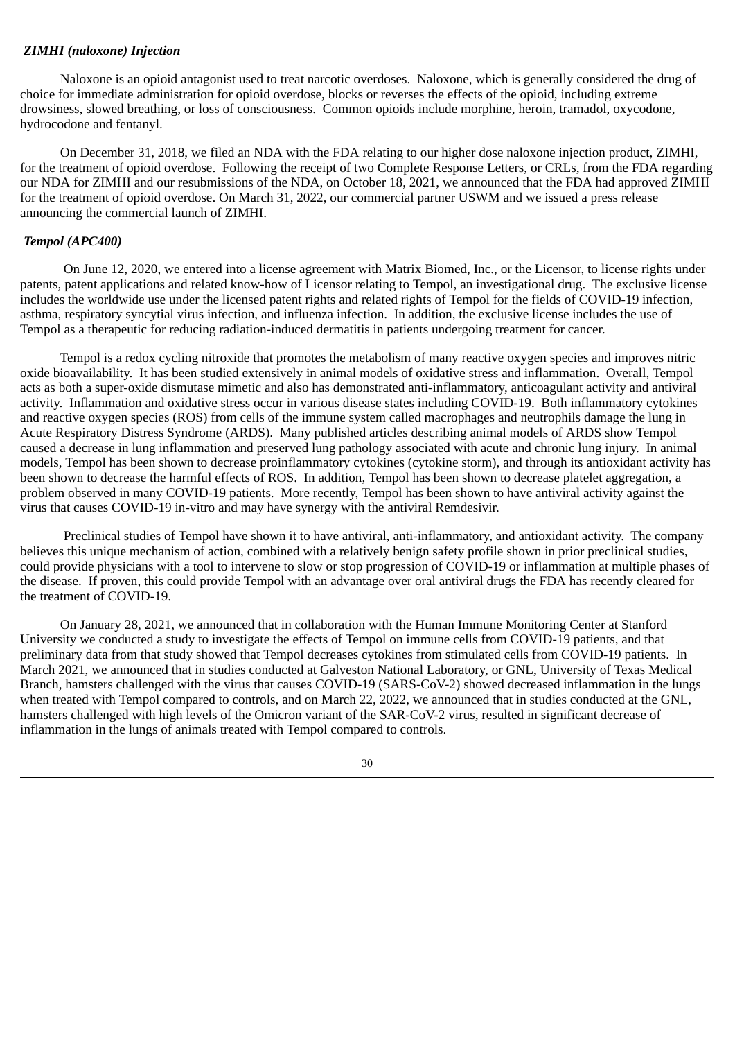***ZIMHI (naloxone) Injection***

Naloxone is an opioid antagonist used to treat narcotic overdoses. Naloxone, which is generally considered the drug of choice for immediate administration for opioid overdose, blocks or reverses the effects of the opioid, including extreme drowsiness, slowed breathing, or loss of consciousness. Common opioids include morphine, heroin, tramadol, oxycodone, hydrocodone and fentanyl.

On December 31, 2018, we filed an NDA with the FDA relating to our higher dose naloxone injection product, ZIMHI, for the treatment of opioid overdose. Following the receipt of two Complete Response Letters, or CRLs, from the FDA regarding our NDA for ZIMHI and our resubmissions of the NDA, on October 18, 2021, we announced that the FDA had approved ZIMHI for the treatment of opioid overdose. On March 31, 2022, our commercial partner USWM and we issued a press release announcing the commercial launch of ZIMHI.

***Tempol (APC400)***

On June 12, 2020, we entered into a license agreement with Matrix Biomed, Inc., or the Licensor, to license rights under patents, patent applications and related know-how of Licensor relating to Tempol, an investigational drug. The exclusive license includes the worldwide use under the licensed patent rights and related rights of Tempol for the fields of COVID-19 infection, asthma, respiratory syncytial virus infection, and influenza infection. In addition, the exclusive license includes the use of Tempol as a therapeutic for reducing radiation-induced dermatitis in patients undergoing treatment for cancer.

Tempol is a redox cycling nitroxide that promotes the metabolism of many reactive oxygen species and improves nitric oxide bioavailability. It has been studied extensively in animal models of oxidative stress and inflammation. Overall, Tempol acts as both a super-oxide dismutase mimetic and also has demonstrated anti-inflammatory, anticoagulant activity and antiviral activity. Inflammation and oxidative stress occur in various disease states including COVID-19. Both inflammatory cytokines and reactive oxygen species (ROS) from cells of the immune system called macrophages and neutrophils damage the lung in Acute Respiratory Distress Syndrome (ARDS). Many published articles describing animal models of ARDS show Tempol caused a decrease in lung inflammation and preserved lung pathology associated with acute and chronic lung injury. In animal models, Tempol has been shown to decrease proinflammatory cytokines (cytokine storm), and through its antioxidant activity has been shown to decrease the harmful effects of ROS. In addition, Tempol has been shown to decrease platelet aggregation, a problem observed in many COVID-19 patients. More recently, Tempol has been shown to have antiviral activity against the virus that causes COVID-19 in-vitro and may have synergy with the antiviral Remdesivir.

Preclinical studies of Tempol have shown it to have antiviral, anti-inflammatory, and antioxidant activity. The company believes this unique mechanism of action, combined with a relatively benign safety profile shown in prior preclinical studies, could provide physicians with a tool to intervene to slow or stop progression of COVID-19 or inflammation at multiple phases of the disease. If proven, this could provide Tempol with an advantage over oral antiviral drugs the FDA has recently cleared for the treatment of COVID-19.

On January 28, 2021, we announced that in collaboration with the Human Immune Monitoring Center at Stanford University we conducted a study to investigate the effects of Tempol on immune cells from COVID-19 patients, and that preliminary data from that study showed that Tempol decreases cytokines from stimulated cells from COVID-19 patients. In March 2021, we announced that in studies conducted at Galveston National Laboratory, or GNL, University of Texas Medical Branch, hamsters challenged with the virus that causes COVID-19 (SARS-CoV-2) showed decreased inflammation in the lungs when treated with Tempol compared to controls, and on March 22, 2022, we announced that in studies conducted at the GNL, hamsters challenged with high levels of the Omicron variant of the SAR-CoV-2 virus, resulted in significant decrease of inflammation in the lungs of animals treated with Tempol compared to controls.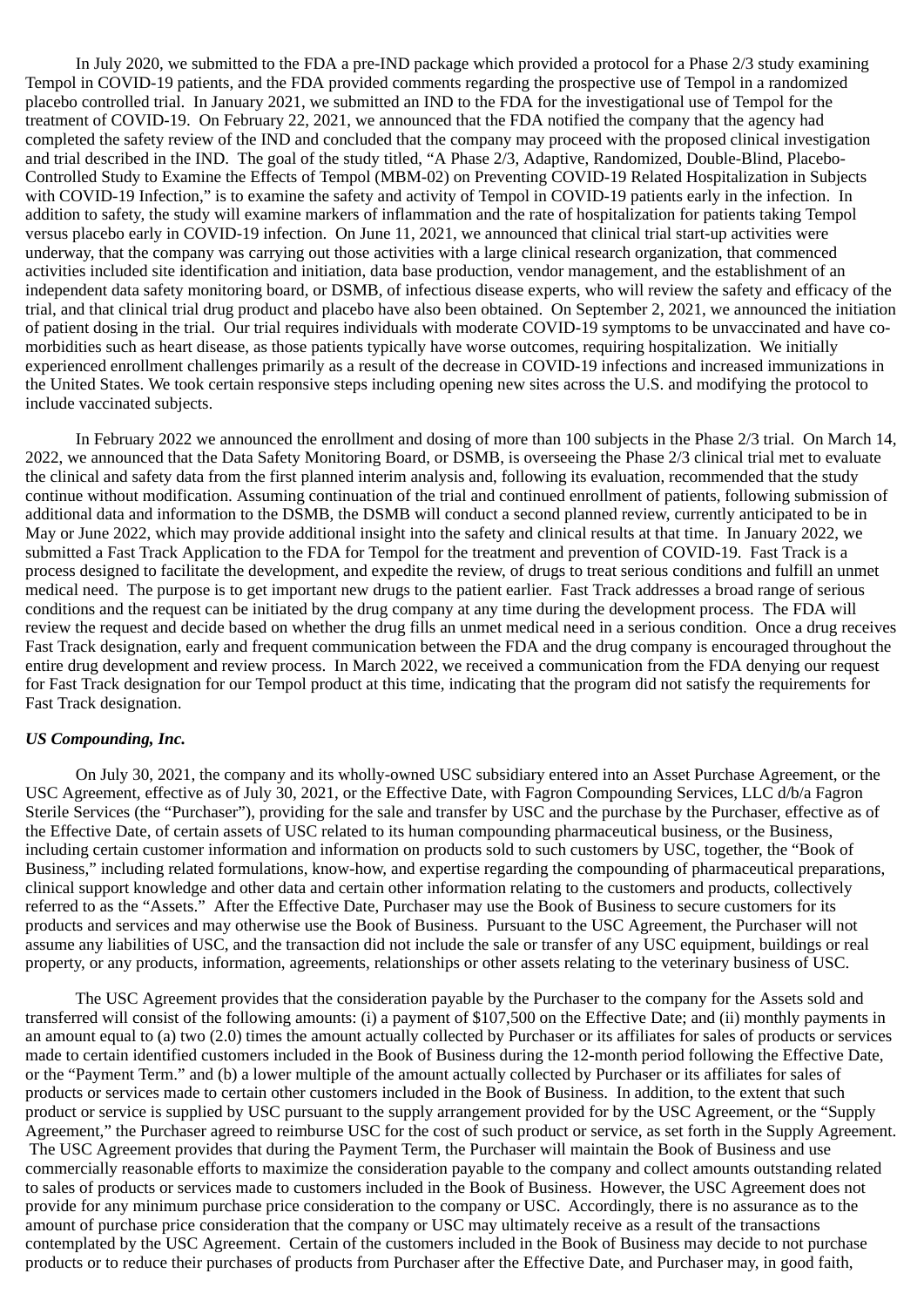In July 2020, we submitted to the FDA a pre-IND package which provided a protocol for a Phase 2/3 study examining Tempol in COVID-19 patients, and the FDA provided comments regarding the prospective use of Tempol in a randomized placebo controlled trial. In January 2021, we submitted an IND to the FDA for the investigational use of Tempol for the treatment of COVID-19. On February 22, 2021, we announced that the FDA notified the company that the agency had completed the safety review of the IND and concluded that the company may proceed with the proposed clinical investigation and trial described in the IND. The goal of the study titled, "A Phase 2/3, Adaptive, Randomized, Double-Blind, Placebo-Controlled Study to Examine the Effects of Tempol (MBM-02) on Preventing COVID-19 Related Hospitalization in Subjects with COVID-19 Infection," is to examine the safety and activity of Tempol in COVID-19 patients early in the infection. In addition to safety, the study will examine markers of inflammation and the rate of hospitalization for patients taking Tempol versus placebo early in COVID-19 infection. On June 11, 2021, we announced that clinical trial start-up activities were underway, that the company was carrying out those activities with a large clinical research organization, that commenced activities included site identification and initiation, data base production, vendor management, and the establishment of an independent data safety monitoring board, or DSMB, of infectious disease experts, who will review the safety and efficacy of the trial, and that clinical trial drug product and placebo have also been obtained. On September 2, 2021, we announced the initiation of patient dosing in the trial. Our trial requires individuals with moderate COVID-19 symptoms to be unvaccinated and have co-morbidities such as heart disease, as those patients typically have worse outcomes, requiring hospitalization. We initially experienced enrollment challenges primarily as a result of the decrease in COVID-19 infections and increased immunizations in the United States. We took certain responsive steps including opening new sites across the U.S. and modifying the protocol to include vaccinated subjects.

In February 2022 we announced the enrollment and dosing of more than 100 subjects in the Phase 2/3 trial. On March 14, 2022, we announced that the Data Safety Monitoring Board, or DSMB, is overseeing the Phase 2/3 clinical trial met to evaluate the clinical and safety data from the first planned interim analysis and, following its evaluation, recommended that the study continue without modification. Assuming continuation of the trial and continued enrollment of patients, following submission of additional data and information to the DSMB, the DSMB will conduct a second planned review, currently anticipated to be in May or June 2022, which may provide additional insight into the safety and clinical results at that time. In January 2022, we submitted a Fast Track Application to the FDA for Tempol for the treatment and prevention of COVID-19. Fast Track is a process designed to facilitate the development, and expedite the review, of drugs to treat serious conditions and fulfill an unmet medical need. The purpose is to get important new drugs to the patient earlier. Fast Track addresses a broad range of serious conditions and the request can be initiated by the drug company at any time during the development process. The FDA will review the request and decide based on whether the drug fills an unmet medical need in a serious condition. Once a drug receives Fast Track designation, early and frequent communication between the FDA and the drug company is encouraged throughout the entire drug development and review process. In March 2022, we received a communication from the FDA denying our request for Fast Track designation for our Tempol product at this time, indicating that the program did not satisfy the requirements for Fast Track designation.

***US Compounding, Inc.***

On July 30, 2021, the company and its wholly-owned USC subsidiary entered into an Asset Purchase Agreement, or the USC Agreement, effective as of July 30, 2021, or the Effective Date, with Fagron Compounding Services, LLC d/b/a Fagron Sterile Services (the "Purchaser"), providing for the sale and transfer by USC and the purchase by the Purchaser, effective as of the Effective Date, of certain assets of USC related to its human compounding pharmaceutical business, or the Business, including certain customer information and information on products sold to such customers by USC, together, the "Book of Business," including related formulations, know-how, and expertise regarding the compounding of pharmaceutical preparations, clinical support knowledge and other data and certain other information relating to the customers and products, collectively referred to as the "Assets." After the Effective Date, Purchaser may use the Book of Business to secure customers for its products and services and may otherwise use the Book of Business. Pursuant to the USC Agreement, the Purchaser will not assume any liabilities of USC, and the transaction did not include the sale or transfer of any USC equipment, buildings or real property, or any products, information, agreements, relationships or other assets relating to the veterinary business of USC.

The USC Agreement provides that the consideration payable by the Purchaser to the company for the Assets sold and transferred will consist of the following amounts: (i) a payment of $107,500 on the Effective Date; and (ii) monthly payments in an amount equal to (a) two (2.0) times the amount actually collected by Purchaser or its affiliates for sales of products or services made to certain identified customers included in the Book of Business during the 12-month period following the Effective Date, or the "Payment Term." and (b) a lower multiple of the amount actually collected by Purchaser or its affiliates for sales of products or services made to certain other customers included in the Book of Business. In addition, to the extent that such product or service is supplied by USC pursuant to the supply arrangement provided for by the USC Agreement, or the "Supply Agreement," the Purchaser agreed to reimburse USC for the cost of such product or service, as set forth in the Supply Agreement. The USC Agreement provides that during the Payment Term, the Purchaser will maintain the Book of Business and use commercially reasonable efforts to maximize the consideration payable to the company and collect amounts outstanding related to sales of products or services made to customers included in the Book of Business. However, the USC Agreement does not provide for any minimum purchase price consideration to the company or USC. Accordingly, there is no assurance as to the amount of purchase price consideration that the company or USC may ultimately receive as a result of the transactions contemplated by the USC Agreement. Certain of the customers included in the Book of Business may decide to not purchase products or to reduce their purchases of products from Purchaser after the Effective Date, and Purchaser may, in good faith,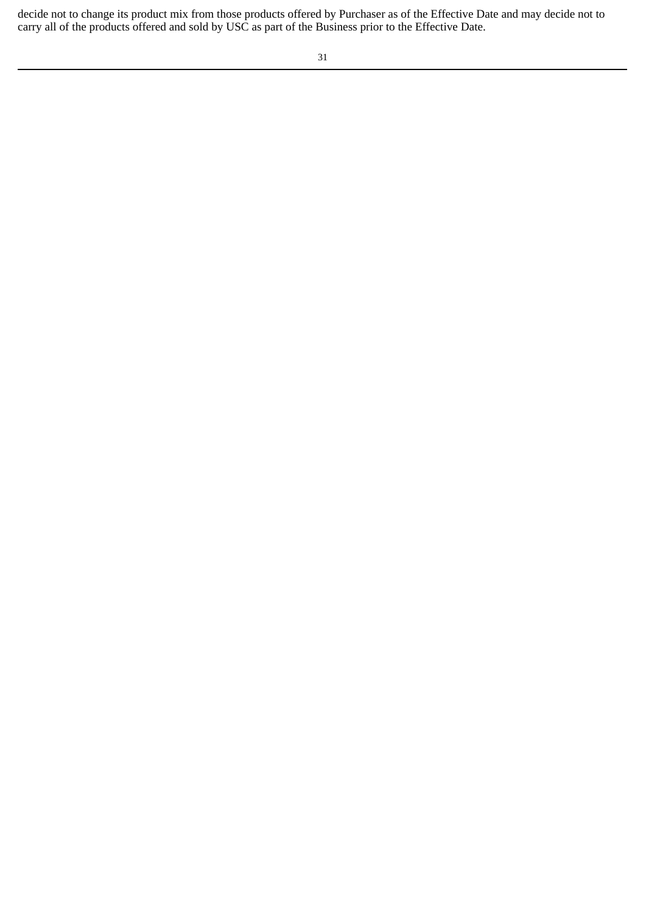decide not to change its product mix from those products offered by Purchaser as of the Effective Date and may decide not to carry all of the products offered and sold by USC as part of the Business prior to the Effective Date.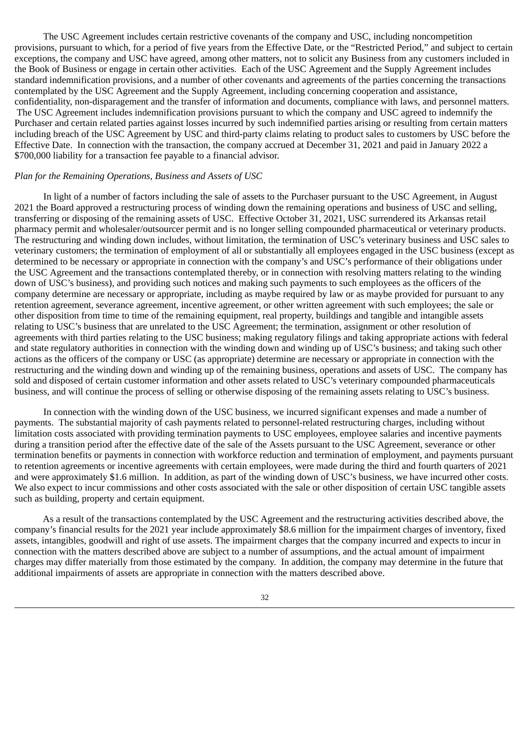The USC Agreement includes certain restrictive covenants of the company and USC, including noncompetition provisions, pursuant to which, for a period of five years from the Effective Date, or the "Restricted Period," and subject to certain exceptions, the company and USC have agreed, among other matters, not to solicit any Business from any customers included in the Book of Business or engage in certain other activities. Each of the USC Agreement and the Supply Agreement includes standard indemnification provisions, and a number of other covenants and agreements of the parties concerning the transactions contemplated by the USC Agreement and the Supply Agreement, including concerning cooperation and assistance, confidentiality, non-disparagement and the transfer of information and documents, compliance with laws, and personnel matters. The USC Agreement includes indemnification provisions pursuant to which the company and USC agreed to indemnify the Purchaser and certain related parties against losses incurred by such indemnified parties arising or resulting from certain matters including breach of the USC Agreement by USC and third-party claims relating to product sales to customers by USC before the Effective Date. In connection with the transaction, the company accrued at December 31, 2021 and paid in January 2022 a $700,000 liability for a transaction fee payable to a financial advisor.

*Plan for the Remaining Operations, Business and Assets of USC*

In light of a number of factors including the sale of assets to the Purchaser pursuant to the USC Agreement, in August 2021 the Board approved a restructuring process of winding down the remaining operations and business of USC and selling, transferring or disposing of the remaining assets of USC. Effective October 31, 2021, USC surrendered its Arkansas retail pharmacy permit and wholesaler/outsourcer permit and is no longer selling compounded pharmaceutical or veterinary products. The restructuring and winding down includes, without limitation, the termination of USC's veterinary business and USC sales to veterinary customers; the termination of employment of all or substantially all employees engaged in the USC business (except as determined to be necessary or appropriate in connection with the company's and USC's performance of their obligations under the USC Agreement and the transactions contemplated thereby, or in connection with resolving matters relating to the winding down of USC's business), and providing such notices and making such payments to such employees as the officers of the company determine are necessary or appropriate, including as maybe required by law or as maybe provided for pursuant to any retention agreement, severance agreement, incentive agreement, or other written agreement with such employees; the sale or other disposition from time to time of the remaining equipment, real property, buildings and tangible and intangible assets relating to USC's business that are unrelated to the USC Agreement; the termination, assignment or other resolution of agreements with third parties relating to the USC business; making regulatory filings and taking appropriate actions with federal and state regulatory authorities in connection with the winding down and winding up of USC's business; and taking such other actions as the officers of the company or USC (as appropriate) determine are necessary or appropriate in connection with the restructuring and the winding down and winding up of the remaining business, operations and assets of USC. The company has sold and disposed of certain customer information and other assets related to USC's veterinary compounded pharmaceuticals business, and will continue the process of selling or otherwise disposing of the remaining assets relating to USC's business.

In connection with the winding down of the USC business, we incurred significant expenses and made a number of payments. The substantial majority of cash payments related to personnel-related restructuring charges, including without limitation costs associated with providing termination payments to USC employees, employee salaries and incentive payments during a transition period after the effective date of the sale of the Assets pursuant to the USC Agreement, severance or other termination benefits or payments in connection with workforce reduction and termination of employment, and payments pursuant to retention agreements or incentive agreements with certain employees, were made during the third and fourth quarters of 2021 and were approximately $1.6 million. In addition, as part of the winding down of USC's business, we have incurred other costs. We also expect to incur commissions and other costs associated with the sale or other disposition of certain USC tangible assets such as building, property and certain equipment.

As a result of the transactions contemplated by the USC Agreement and the restructuring activities described above, the company's financial results for the 2021 year include approximately $8.6 million for the impairment charges of inventory, fixed assets, intangibles, goodwill and right of use assets. The impairment charges that the company incurred and expects to incur in connection with the matters described above are subject to a number of assumptions, and the actual amount of impairment charges may differ materially from those estimated by the company. In addition, the company may determine in the future that additional impairments of assets are appropriate in connection with the matters described above.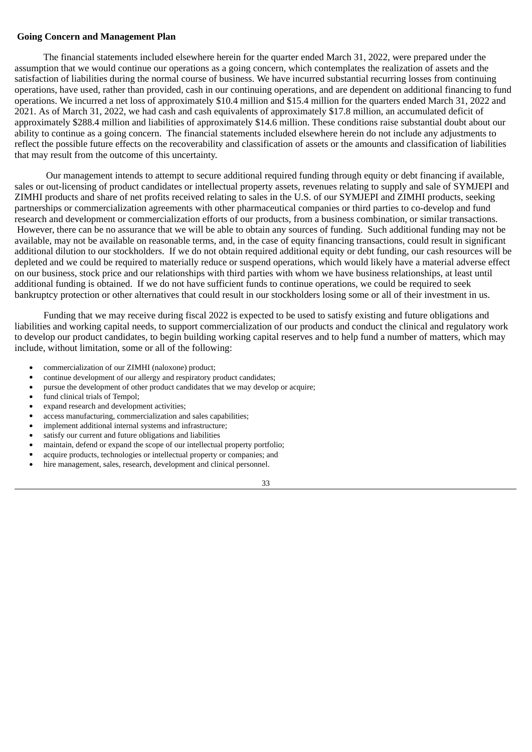**Going Concern and Management Plan**

The financial statements included elsewhere herein for the quarter ended March 31, 2022, were prepared under the assumption that we would continue our operations as a going concern, which contemplates the realization of assets and the satisfaction of liabilities during the normal course of business. We have incurred substantial recurring losses from continuing operations, have used, rather than provided, cash in our continuing operations, and are dependent on additional financing to fund operations. We incurred a net loss of approximately $10.4 million and $15.4 million for the quarters ended March 31, 2022 and 2021. As of March 31, 2022, we had cash and cash equivalents of approximately $17.8 million, an accumulated deficit of approximately $288.4 million and liabilities of approximately $14.6 million. These conditions raise substantial doubt about our ability to continue as a going concern. The financial statements included elsewhere herein do not include any adjustments to reflect the possible future effects on the recoverability and classification of assets or the amounts and classification of liabilities that may result from the outcome of this uncertainty.

Our management intends to attempt to secure additional required funding through equity or debt financing if available, sales or out-licensing of product candidates or intellectual property assets, revenues relating to supply and sale of SYMJEPI and ZIMHI products and share of net profits received relating to sales in the U.S. of our SYMJEPI and ZIMHI products, seeking partnerships or commercialization agreements with other pharmaceutical companies or third parties to co-develop and fund research and development or commercialization efforts of our products, from a business combination, or similar transactions. However, there can be no assurance that we will be able to obtain any sources of funding. Such additional funding may not be available, may not be available on reasonable terms, and, in the case of equity financing transactions, could result in significant additional dilution to our stockholders. If we do not obtain required additional equity or debt funding, our cash resources will be depleted and we could be required to materially reduce or suspend operations, which would likely have a material adverse effect on our business, stock price and our relationships with third parties with whom we have business relationships, at least until additional funding is obtained. If we do not have sufficient funds to continue operations, we could be required to seek bankruptcy protection or other alternatives that could result in our stockholders losing some or all of their investment in us.

Funding that we may receive during fiscal 2022 is expected to be used to satisfy existing and future obligations and liabilities and working capital needs, to support commercialization of our products and conduct the clinical and regulatory work to develop our product candidates, to begin building working capital reserves and to help fund a number of matters, which may include, without limitation, some or all of the following:

- commercialization of our ZIMHI (naloxone) product;
- continue development of our allergy and respiratory product candidates;
- pursue the development of other product candidates that we may develop or acquire;
- fund clinical trials of Tempol;
- expand research and development activities;
- access manufacturing, commercialization and sales capabilities;
- implement additional internal systems and infrastructure;
- satisfy our current and future obligations and liabilities
- maintain, defend or expand the scope of our intellectual property portfolio;
- acquire products, technologies or intellectual property or companies; and
- hire management, sales, research, development and clinical personnel.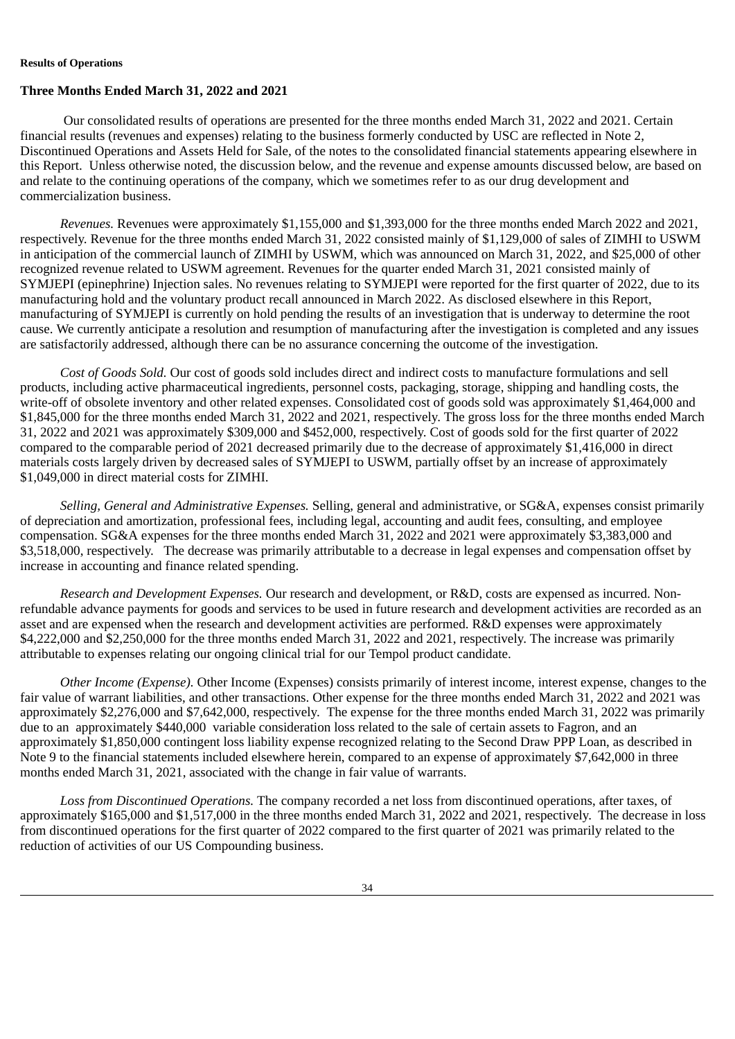**Results of Operations**

**Three Months Ended March 31, 2022 and 2021**

Our consolidated results of operations are presented for the three months ended March 31, 2022 and 2021. Certain financial results (revenues and expenses) relating to the business formerly conducted by USC are reflected in Note 2, Discontinued Operations and Assets Held for Sale, of the notes to the consolidated financial statements appearing elsewhere in this Report. Unless otherwise noted, the discussion below, and the revenue and expense amounts discussed below, are based on and relate to the continuing operations of the company, which we sometimes refer to as our drug development and commercialization business.

*Revenues.* Revenues were approximately $1,155,000 and $1,393,000 for the three months ended March 2022 and 2021, respectively. Revenue for the three months ended March 31, 2022 consisted mainly of $1,129,000 of sales of ZIMHI to USWM in anticipation of the commercial launch of ZIMHI by USWM, which was announced on March 31, 2022, and $25,000 of other recognized revenue related to USWM agreement. Revenues for the quarter ended March 31, 2021 consisted mainly of SYMJEPI (epinephrine) Injection sales. No revenues relating to SYMJEPI were reported for the first quarter of 2022, due to its manufacturing hold and the voluntary product recall announced in March 2022. As disclosed elsewhere in this Report, manufacturing of SYMJEPI is currently on hold pending the results of an investigation that is underway to determine the root cause. We currently anticipate a resolution and resumption of manufacturing after the investigation is completed and any issues are satisfactorily addressed, although there can be no assurance concerning the outcome of the investigation.

*Cost of Goods Sold.* Our cost of goods sold includes direct and indirect costs to manufacture formulations and sell products, including active pharmaceutical ingredients, personnel costs, packaging, storage, shipping and handling costs, the write-off of obsolete inventory and other related expenses. Consolidated cost of goods sold was approximately $1,464,000 and $1,845,000 for the three months ended March 31, 2022 and 2021, respectively. The gross loss for the three months ended March 31, 2022 and 2021 was approximately $309,000 and $452,000, respectively. Cost of goods sold for the first quarter of 2022 compared to the comparable period of 2021 decreased primarily due to the decrease of approximately $1,416,000 in direct materials costs largely driven by decreased sales of SYMJEPI to USWM, partially offset by an increase of approximately $1,049,000 in direct material costs for ZIMHI.

*Selling, General and Administrative Expenses.* Selling, general and administrative, or SG&A, expenses consist primarily of depreciation and amortization, professional fees, including legal, accounting and audit fees, consulting, and employee compensation. SG&A expenses for the three months ended March 31, 2022 and 2021 were approximately $3,383,000 and $3,518,000, respectively. The decrease was primarily attributable to a decrease in legal expenses and compensation offset by increase in accounting and finance related spending.

*Research and Development Expenses.* Our research and development, or R&D, costs are expensed as incurred. Non-refundable advance payments for goods and services to be used in future research and development activities are recorded as an asset and are expensed when the research and development activities are performed. R&D expenses were approximately $4,222,000 and $2,250,000 for the three months ended March 31, 2022 and 2021, respectively. The increase was primarily attributable to expenses relating our ongoing clinical trial for our Tempol product candidate.

*Other Income (Expense).* Other Income (Expenses) consists primarily of interest income, interest expense, changes to the fair value of warrant liabilities, and other transactions. Other expense for the three months ended March 31, 2022 and 2021 was approximately $2,276,000 and $7,642,000, respectively. The expense for the three months ended March 31, 2022 was primarily due to an approximately $440,000 variable consideration loss related to the sale of certain assets to Fagron, and an approximately $1,850,000 contingent loss liability expense recognized relating to the Second Draw PPP Loan, as described in Note 9 to the financial statements included elsewhere herein, compared to an expense of approximately $7,642,000 in three months ended March 31, 2021, associated with the change in fair value of warrants.

*Loss from Discontinued Operations.* The company recorded a net loss from discontinued operations, after taxes, of approximately $165,000 and $1,517,000 in the three months ended March 31, 2022 and 2021, respectively. The decrease in loss from discontinued operations for the first quarter of 2022 compared to the first quarter of 2021 was primarily related to the reduction of activities of our US Compounding business.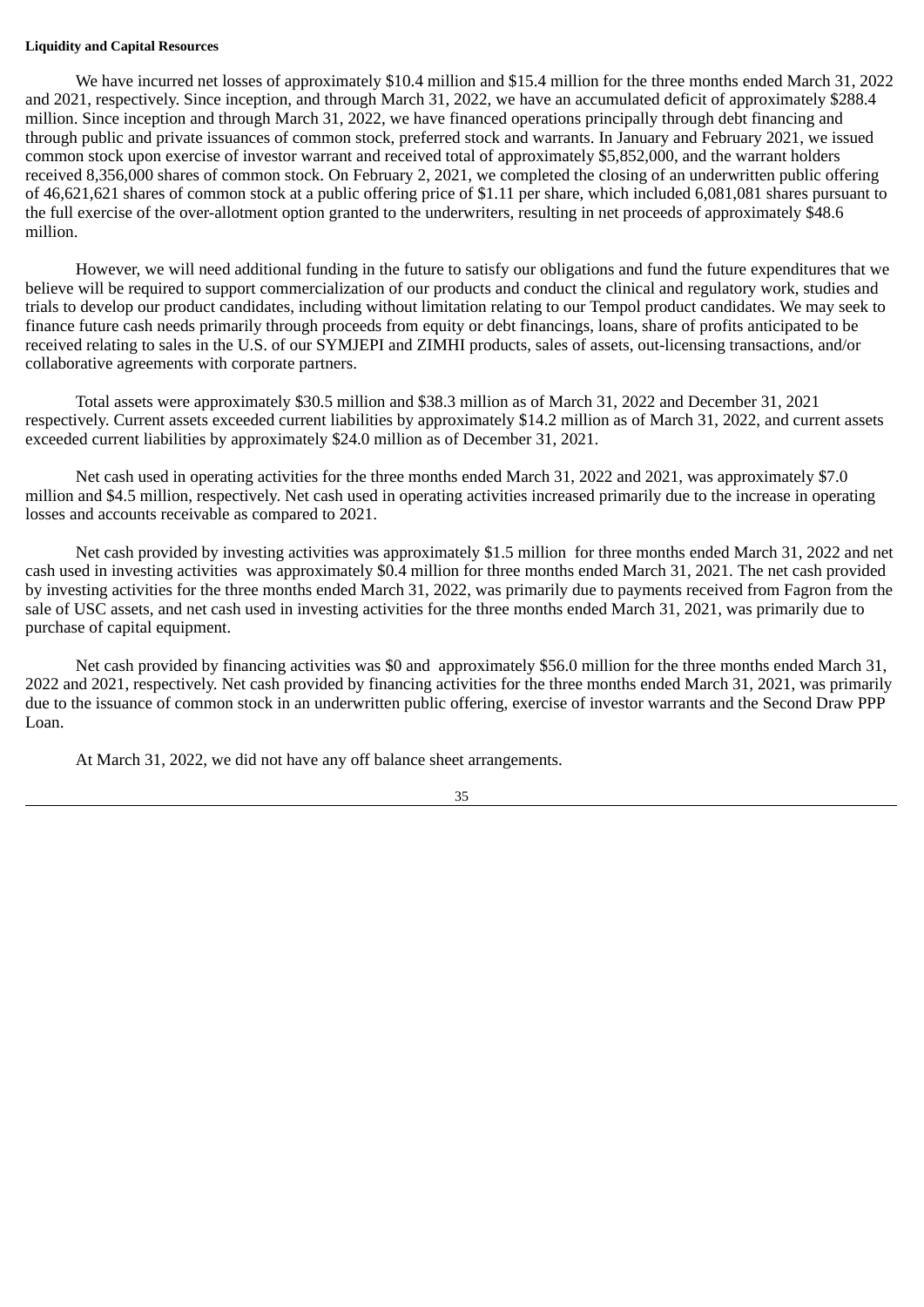**Liquidity and Capital Resources**

We have incurred net losses of approximately $10.4 million and $15.4 million for the three months ended March 31, 2022 and 2021, respectively. Since inception, and through March 31, 2022, we have an accumulated deficit of approximately $288.4 million. Since inception and through March 31, 2022, we have financed operations principally through debt financing and through public and private issuances of common stock, preferred stock and warrants. In January and February 2021, we issued common stock upon exercise of investor warrant and received total of approximately $5,852,000, and the warrant holders received 8,356,000 shares of common stock. On February 2, 2021, we completed the closing of an underwritten public offering of 46,621,621 shares of common stock at a public offering price of $1.11 per share, which included 6,081,081 shares pursuant to the full exercise of the over-allotment option granted to the underwriters, resulting in net proceeds of approximately $48.6 million.

However, we will need additional funding in the future to satisfy our obligations and fund the future expenditures that we believe will be required to support commercialization of our products and conduct the clinical and regulatory work, studies and trials to develop our product candidates, including without limitation relating to our Tempol product candidates. We may seek to finance future cash needs primarily through proceeds from equity or debt financings, loans, share of profits anticipated to be received relating to sales in the U.S. of our SYMJEPI and ZIMHI products, sales of assets, out-licensing transactions, and/or collaborative agreements with corporate partners.

Total assets were approximately $30.5 million and $38.3 million as of March 31, 2022 and December 31, 2021 respectively. Current assets exceeded current liabilities by approximately $14.2 million as of March 31, 2022, and current assets exceeded current liabilities by approximately $24.0 million as of December 31, 2021.

Net cash used in operating activities for the three months ended March 31, 2022 and 2021, was approximately $7.0 million and $4.5 million, respectively. Net cash used in operating activities increased primarily due to the increase in operating losses and accounts receivable as compared to 2021.

Net cash provided by investing activities was approximately $1.5 million for three months ended March 31, 2022 and net cash used in investing activities was approximately $0.4 million for three months ended March 31, 2021. The net cash provided by investing activities for the three months ended March 31, 2022, was primarily due to payments received from Fagron from the sale of USC assets, and net cash used in investing activities for the three months ended March 31, 2021, was primarily due to purchase of capital equipment.

Net cash provided by financing activities was $0 and approximately $56.0 million for the three months ended March 31, 2022 and 2021, respectively. Net cash provided by financing activities for the three months ended March 31, 2021, was primarily due to the issuance of common stock in an underwritten public offering, exercise of investor warrants and the Second Draw PPP Loan.

At March 31, 2022, we did not have any off balance sheet arrangements.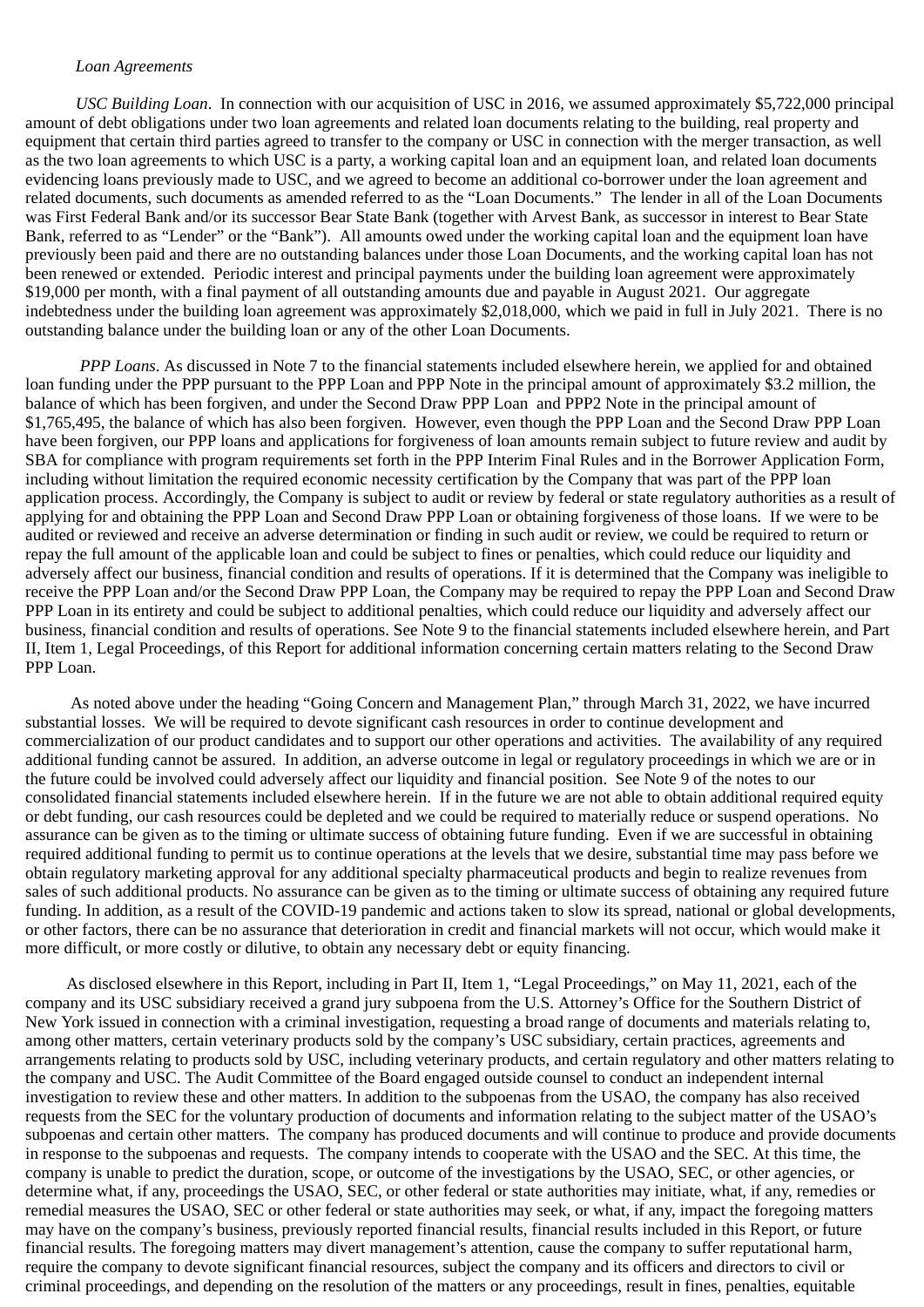*Loan Agreements*

*USC Building Loan*. In connection with our acquisition of USC in 2016, we assumed approximately $5,722,000 principal amount of debt obligations under two loan agreements and related loan documents relating to the building, real property and equipment that certain third parties agreed to transfer to the company or USC in connection with the merger transaction, as well as the two loan agreements to which USC is a party, a working capital loan and an equipment loan, and related loan documents evidencing loans previously made to USC, and we agreed to become an additional co-borrower under the loan agreement and related documents, such documents as amended referred to as the "Loan Documents." The lender in all of the Loan Documents was First Federal Bank and/or its successor Bear State Bank (together with Arvest Bank, as successor in interest to Bear State Bank, referred to as "Lender" or the "Bank"). All amounts owed under the working capital loan and the equipment loan have previously been paid and there are no outstanding balances under those Loan Documents, and the working capital loan has not been renewed or extended. Periodic interest and principal payments under the building loan agreement were approximately $19,000 per month, with a final payment of all outstanding amounts due and payable in August 2021. Our aggregate indebtedness under the building loan agreement was approximately $2,018,000, which we paid in full in July 2021. There is no outstanding balance under the building loan or any of the other Loan Documents.

*PPP Loans*. As discussed in Note 7 to the financial statements included elsewhere herein, we applied for and obtained loan funding under the PPP pursuant to the PPP Loan and PPP Note in the principal amount of approximately $3.2 million, the balance of which has been forgiven, and under the Second Draw PPP Loan and PPP2 Note in the principal amount of $1,765,495, the balance of which has also been forgiven. However, even though the PPP Loan and the Second Draw PPP Loan have been forgiven, our PPP loans and applications for forgiveness of loan amounts remain subject to future review and audit by SBA for compliance with program requirements set forth in the PPP Interim Final Rules and in the Borrower Application Form, including without limitation the required economic necessity certification by the Company that was part of the PPP loan application process. Accordingly, the Company is subject to audit or review by federal or state regulatory authorities as a result of applying for and obtaining the PPP Loan and Second Draw PPP Loan or obtaining forgiveness of those loans. If we were to be audited or reviewed and receive an adverse determination or finding in such audit or review, we could be required to return or repay the full amount of the applicable loan and could be subject to fines or penalties, which could reduce our liquidity and adversely affect our business, financial condition and results of operations. If it is determined that the Company was ineligible to receive the PPP Loan and/or the Second Draw PPP Loan, the Company may be required to repay the PPP Loan and Second Draw PPP Loan in its entirety and could be subject to additional penalties, which could reduce our liquidity and adversely affect our business, financial condition and results of operations. See Note 9 to the financial statements included elsewhere herein, and Part II, Item 1, Legal Proceedings, of this Report for additional information concerning certain matters relating to the Second Draw PPP Loan.

As noted above under the heading "Going Concern and Management Plan," through March 31, 2022, we have incurred substantial losses. We will be required to devote significant cash resources in order to continue development and commercialization of our product candidates and to support our other operations and activities. The availability of any required additional funding cannot be assured. In addition, an adverse outcome in legal or regulatory proceedings in which we are or in the future could be involved could adversely affect our liquidity and financial position. See Note 9 of the notes to our consolidated financial statements included elsewhere herein. If in the future we are not able to obtain additional required equity or debt funding, our cash resources could be depleted and we could be required to materially reduce or suspend operations. No assurance can be given as to the timing or ultimate success of obtaining future funding. Even if we are successful in obtaining required additional funding to permit us to continue operations at the levels that we desire, substantial time may pass before we obtain regulatory marketing approval for any additional specialty pharmaceutical products and begin to realize revenues from sales of such additional products. No assurance can be given as to the timing or ultimate success of obtaining any required future funding. In addition, as a result of the COVID-19 pandemic and actions taken to slow its spread, national or global developments, or other factors, there can be no assurance that deterioration in credit and financial markets will not occur, which would make it more difficult, or more costly or dilutive, to obtain any necessary debt or equity financing.

As disclosed elsewhere in this Report, including in Part II, Item 1, "Legal Proceedings," on May 11, 2021, each of the company and its USC subsidiary received a grand jury subpoena from the U.S. Attorney's Office for the Southern District of New York issued in connection with a criminal investigation, requesting a broad range of documents and materials relating to, among other matters, certain veterinary products sold by the company's USC subsidiary, certain practices, agreements and arrangements relating to products sold by USC, including veterinary products, and certain regulatory and other matters relating to the company and USC. The Audit Committee of the Board engaged outside counsel to conduct an independent internal investigation to review these and other matters. In addition to the subpoenas from the USAO, the company has also received requests from the SEC for the voluntary production of documents and information relating to the subject matter of the USAO's subpoenas and certain other matters. The company has produced documents and will continue to produce and provide documents in response to the subpoenas and requests. The company intends to cooperate with the USAO and the SEC. At this time, the company is unable to predict the duration, scope, or outcome of the investigations by the USAO, SEC, or other agencies, or determine what, if any, proceedings the USAO, SEC, or other federal or state authorities may initiate, what, if any, remedies or remedial measures the USAO, SEC or other federal or state authorities may seek, or what, if any, impact the foregoing matters may have on the company's business, previously reported financial results, financial results included in this Report, or future financial results. The foregoing matters may divert management's attention, cause the company to suffer reputational harm, require the company to devote significant financial resources, subject the company and its officers and directors to civil or criminal proceedings, and depending on the resolution of the matters or any proceedings, result in fines, penalties, equitable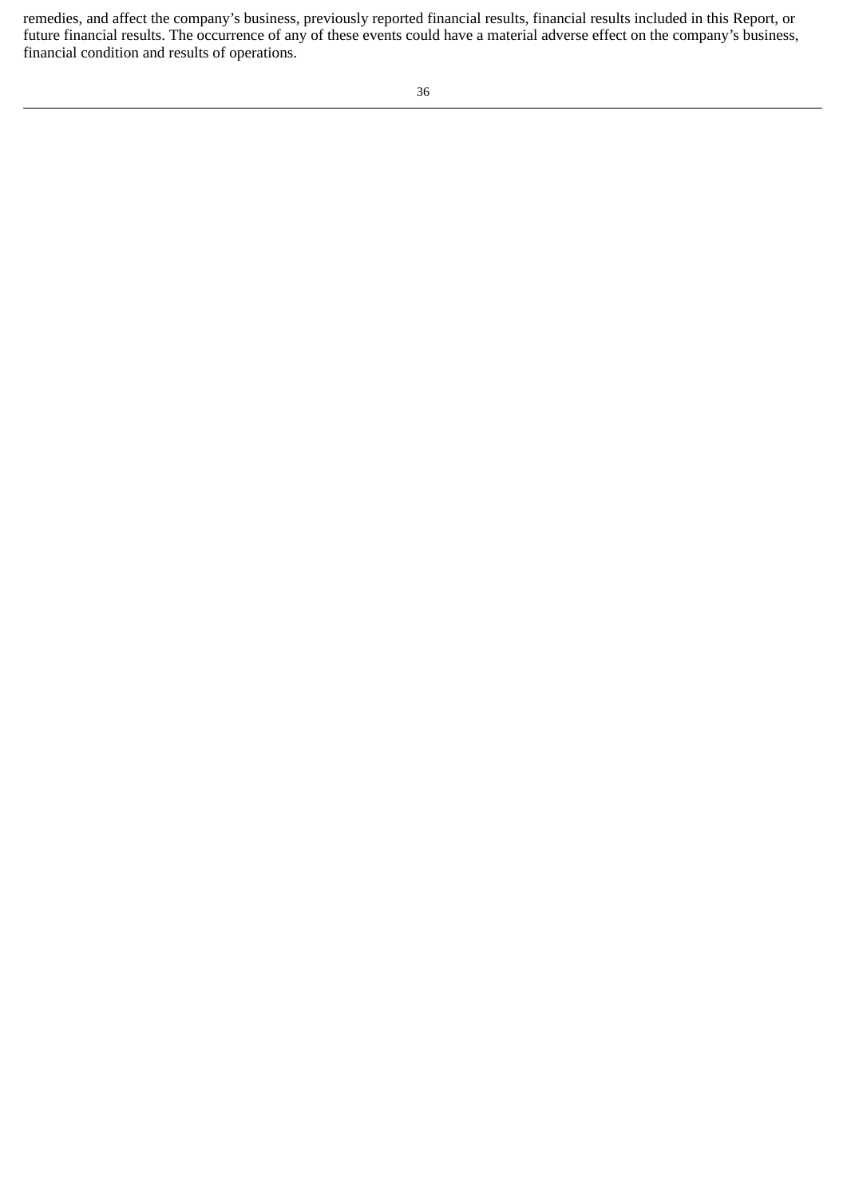remedies, and affect the company’s business, previously reported financial results, financial results included in this Report, or future financial results. The occurrence of any of these events could have a material adverse effect on the company’s business, financial condition and results of operations.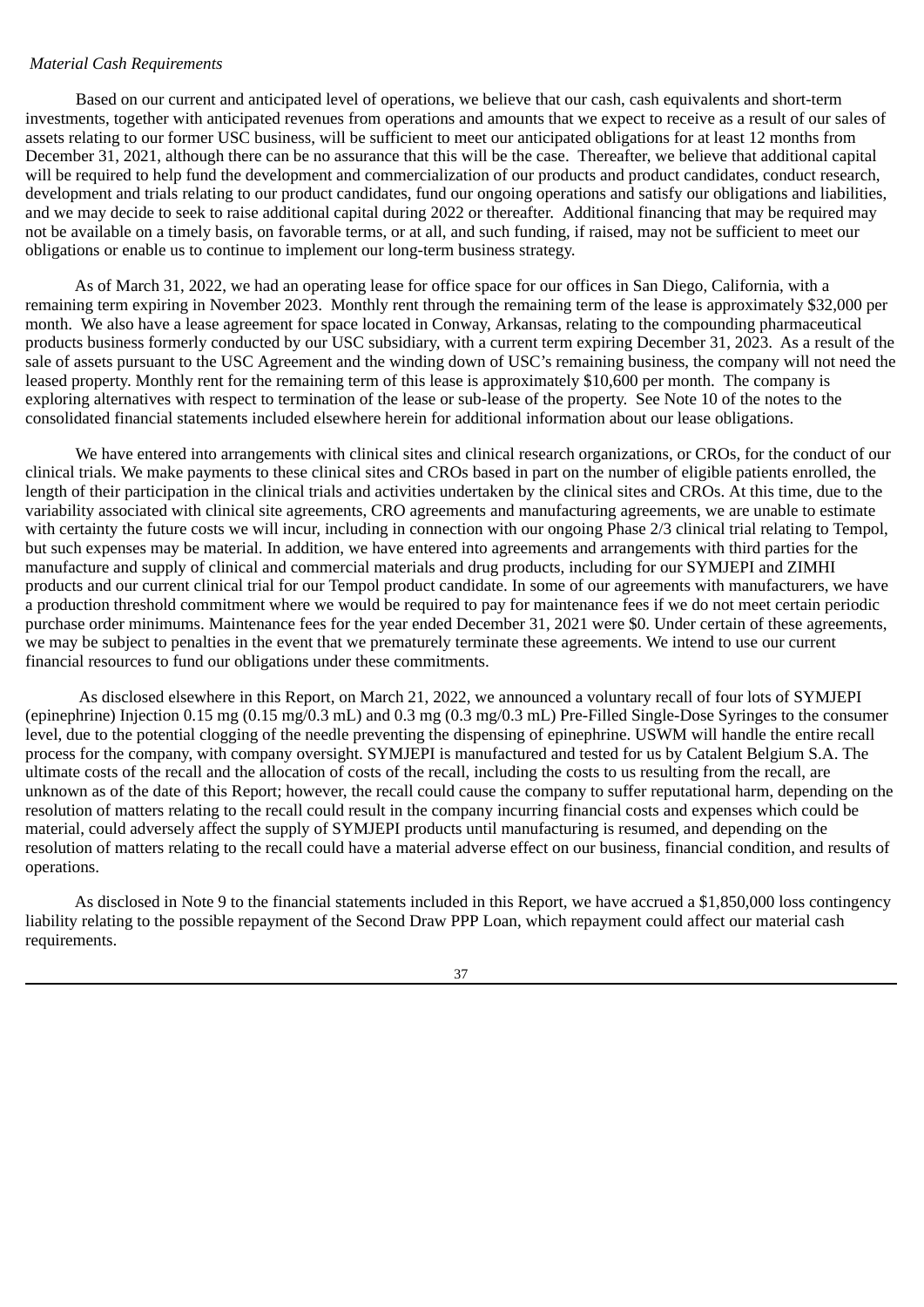*Material Cash Requirements*

Based on our current and anticipated level of operations, we believe that our cash, cash equivalents and short-term investments, together with anticipated revenues from operations and amounts that we expect to receive as a result of our sales of assets relating to our former USC business, will be sufficient to meet our anticipated obligations for at least 12 months from December 31, 2021, although there can be no assurance that this will be the case. Thereafter, we believe that additional capital will be required to help fund the development and commercialization of our products and product candidates, conduct research, development and trials relating to our product candidates, fund our ongoing operations and satisfy our obligations and liabilities, and we may decide to seek to raise additional capital during 2022 or thereafter. Additional financing that may be required may not be available on a timely basis, on favorable terms, or at all, and such funding, if raised, may not be sufficient to meet our obligations or enable us to continue to implement our long-term business strategy.

As of March 31, 2022, we had an operating lease for office space for our offices in San Diego, California, with a remaining term expiring in November 2023. Monthly rent through the remaining term of the lease is approximately $32,000 per month. We also have a lease agreement for space located in Conway, Arkansas, relating to the compounding pharmaceutical products business formerly conducted by our USC subsidiary, with a current term expiring December 31, 2023. As a result of the sale of assets pursuant to the USC Agreement and the winding down of USC's remaining business, the company will not need the leased property. Monthly rent for the remaining term of this lease is approximately $10,600 per month. The company is exploring alternatives with respect to termination of the lease or sub-lease of the property. See Note 10 of the notes to the consolidated financial statements included elsewhere herein for additional information about our lease obligations.

We have entered into arrangements with clinical sites and clinical research organizations, or CROs, for the conduct of our clinical trials. We make payments to these clinical sites and CROs based in part on the number of eligible patients enrolled, the length of their participation in the clinical trials and activities undertaken by the clinical sites and CROs. At this time, due to the variability associated with clinical site agreements, CRO agreements and manufacturing agreements, we are unable to estimate with certainty the future costs we will incur, including in connection with our ongoing Phase 2/3 clinical trial relating to Tempol, but such expenses may be material. In addition, we have entered into agreements and arrangements with third parties for the manufacture and supply of clinical and commercial materials and drug products, including for our SYMJEPI and ZIMHI products and our current clinical trial for our Tempol product candidate. In some of our agreements with manufacturers, we have a production threshold commitment where we would be required to pay for maintenance fees if we do not meet certain periodic purchase order minimums. Maintenance fees for the year ended December 31, 2021 were $0. Under certain of these agreements, we may be subject to penalties in the event that we prematurely terminate these agreements. We intend to use our current financial resources to fund our obligations under these commitments.

As disclosed elsewhere in this Report, on March 21, 2022, we announced a voluntary recall of four lots of SYMJEPI (epinephrine) Injection 0.15 mg (0.15 mg/0.3 mL) and 0.3 mg (0.3 mg/0.3 mL) Pre-Filled Single-Dose Syringes to the consumer level, due to the potential clogging of the needle preventing the dispensing of epinephrine. USWM will handle the entire recall process for the company, with company oversight. SYMJEPI is manufactured and tested for us by Catalent Belgium S.A. The ultimate costs of the recall and the allocation of costs of the recall, including the costs to us resulting from the recall, are unknown as of the date of this Report; however, the recall could cause the company to suffer reputational harm, depending on the resolution of matters relating to the recall could result in the company incurring financial costs and expenses which could be material, could adversely affect the supply of SYMJEPI products until manufacturing is resumed, and depending on the resolution of matters relating to the recall could have a material adverse effect on our business, financial condition, and results of operations.

As disclosed in Note 9 to the financial statements included in this Report, we have accrued a $1,850,000 loss contingency liability relating to the possible repayment of the Second Draw PPP Loan, which repayment could affect our material cash requirements.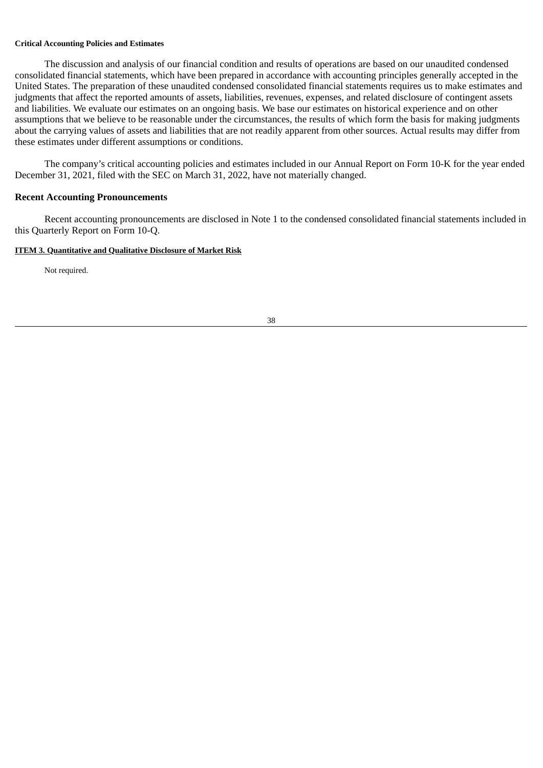**Critical Accounting Policies and Estimates**

The discussion and analysis of our financial condition and results of operations are based on our unaudited condensed consolidated financial statements, which have been prepared in accordance with accounting principles generally accepted in the United States. The preparation of these unaudited condensed consolidated financial statements requires us to make estimates and judgments that affect the reported amounts of assets, liabilities, revenues, expenses, and related disclosure of contingent assets and liabilities. We evaluate our estimates on an ongoing basis. We base our estimates on historical experience and on other assumptions that we believe to be reasonable under the circumstances, the results of which form the basis for making judgments about the carrying values of assets and liabilities that are not readily apparent from other sources. Actual results may differ from these estimates under different assumptions or conditions.

The company's critical accounting policies and estimates included in our Annual Report on Form 10-K for the year ended December 31, 2021, filed with the SEC on March 31, 2022, have not materially changed.

## Recent Accounting Pronouncements

Recent accounting pronouncements are disclosed in Note 1 to the condensed consolidated financial statements included in this Quarterly Report on Form 10-Q.

**ITEM 3. Quantitative and Qualitative Disclosure of Market Risk**

Not required.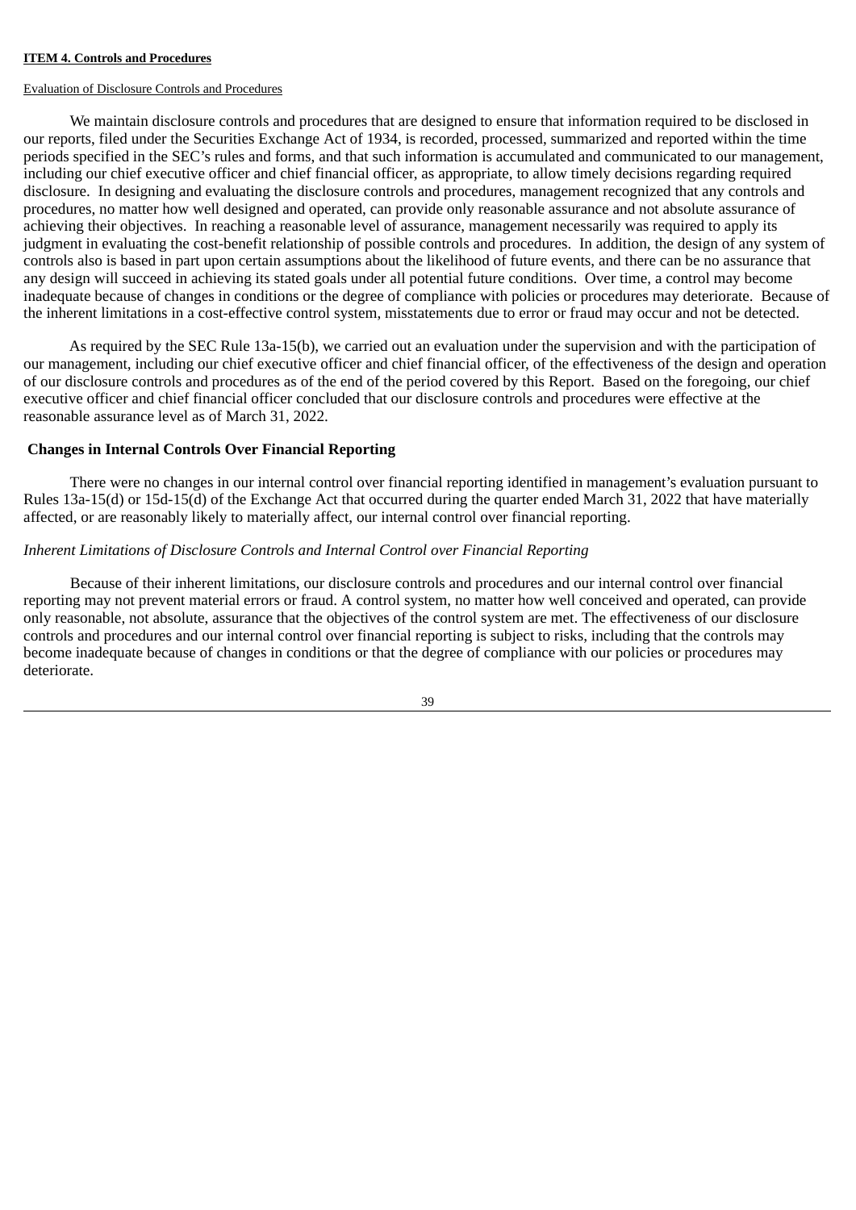**ITEM 4. Controls and Procedures**

Evaluation of Disclosure Controls and Procedures

We maintain disclosure controls and procedures that are designed to ensure that information required to be disclosed in our reports, filed under the Securities Exchange Act of 1934, is recorded, processed, summarized and reported within the time periods specified in the SEC's rules and forms, and that such information is accumulated and communicated to our management, including our chief executive officer and chief financial officer, as appropriate, to allow timely decisions regarding required disclosure. In designing and evaluating the disclosure controls and procedures, management recognized that any controls and procedures, no matter how well designed and operated, can provide only reasonable assurance and not absolute assurance of achieving their objectives. In reaching a reasonable level of assurance, management necessarily was required to apply its judgment in evaluating the cost-benefit relationship of possible controls and procedures. In addition, the design of any system of controls also is based in part upon certain assumptions about the likelihood of future events, and there can be no assurance that any design will succeed in achieving its stated goals under all potential future conditions. Over time, a control may become inadequate because of changes in conditions or the degree of compliance with policies or procedures may deteriorate. Because of the inherent limitations in a cost-effective control system, misstatements due to error or fraud may occur and not be detected.

As required by the SEC Rule 13a-15(b), we carried out an evaluation under the supervision and with the participation of our management, including our chief executive officer and chief financial officer, of the effectiveness of the design and operation of our disclosure controls and procedures as of the end of the period covered by this Report. Based on the foregoing, our chief executive officer and chief financial officer concluded that our disclosure controls and procedures were effective at the reasonable assurance level as of March 31, 2022.

**Changes in Internal Controls Over Financial Reporting**

There were no changes in our internal control over financial reporting identified in management's evaluation pursuant to Rules 13a-15(d) or 15d-15(d) of the Exchange Act that occurred during the quarter ended March 31, 2022 that have materially affected, or are reasonably likely to materially affect, our internal control over financial reporting.

*Inherent Limitations of Disclosure Controls and Internal Control over Financial Reporting*

Because of their inherent limitations, our disclosure controls and procedures and our internal control over financial reporting may not prevent material errors or fraud. A control system, no matter how well conceived and operated, can provide only reasonable, not absolute, assurance that the objectives of the control system are met. The effectiveness of our disclosure controls and procedures and our internal control over financial reporting is subject to risks, including that the controls may become inadequate because of changes in conditions or that the degree of compliance with our policies or procedures may deteriorate.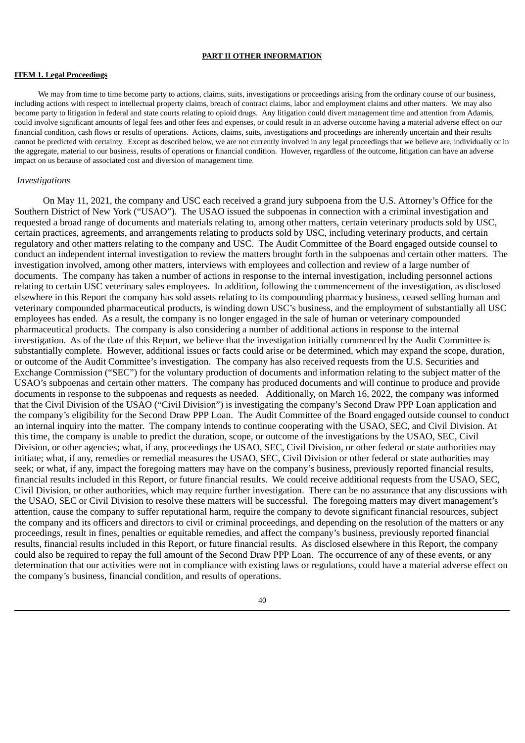## PART II OTHER INFORMATION

### ITEM 1. Legal Proceedings

We may from time to time become party to actions, claims, suits, investigations or proceedings arising from the ordinary course of our business, including actions with respect to intellectual property claims, breach of contract claims, labor and employment claims and other matters. We may also become party to litigation in federal and state courts relating to opioid drugs. Any litigation could divert management time and attention from Adamis, could involve significant amounts of legal fees and other fees and expenses, or could result in an adverse outcome having a material adverse effect on our financial condition, cash flows or results of operations. Actions, claims, suits, investigations and proceedings are inherently uncertain and their results cannot be predicted with certainty. Except as described below, we are not currently involved in any legal proceedings that we believe are, individually or in the aggregate, material to our business, results of operations or financial condition. However, regardless of the outcome, litigation can have an adverse impact on us because of associated cost and diversion of management time.

*Investigations*

On May 11, 2021, the company and USC each received a grand jury subpoena from the U.S. Attorney's Office for the Southern District of New York ("USAO"). The USAO issued the subpoenas in connection with a criminal investigation and requested a broad range of documents and materials relating to, among other matters, certain veterinary products sold by USC, certain practices, agreements, and arrangements relating to products sold by USC, including veterinary products, and certain regulatory and other matters relating to the company and USC. The Audit Committee of the Board engaged outside counsel to conduct an independent internal investigation to review the matters brought forth in the subpoenas and certain other matters. The investigation involved, among other matters, interviews with employees and collection and review of a large number of documents. The company has taken a number of actions in response to the internal investigation, including personnel actions relating to certain USC veterinary sales employees. In addition, following the commencement of the investigation, as disclosed elsewhere in this Report the company has sold assets relating to its compounding pharmacy business, ceased selling human and veterinary compounded pharmaceutical products, is winding down USC's business, and the employment of substantially all USC employees has ended. As a result, the company is no longer engaged in the sale of human or veterinary compounded pharmaceutical products. The company is also considering a number of additional actions in response to the internal investigation. As of the date of this Report, we believe that the investigation initially commenced by the Audit Committee is substantially complete. However, additional issues or facts could arise or be determined, which may expand the scope, duration, or outcome of the Audit Committee's investigation. The company has also received requests from the U.S. Securities and Exchange Commission ("SEC") for the voluntary production of documents and information relating to the subject matter of the USAO's subpoenas and certain other matters. The company has produced documents and will continue to produce and provide documents in response to the subpoenas and requests as needed. Additionally, on March 16, 2022, the company was informed that the Civil Division of the USAO ("Civil Division") is investigating the company's Second Draw PPP Loan application and the company's eligibility for the Second Draw PPP Loan. The Audit Committee of the Board engaged outside counsel to conduct an internal inquiry into the matter. The company intends to continue cooperating with the USAO, SEC, and Civil Division. At this time, the company is unable to predict the duration, scope, or outcome of the investigations by the USAO, SEC, Civil Division, or other agencies; what, if any, proceedings the USAO, SEC, Civil Division, or other federal or state authorities may initiate; what, if any, remedies or remedial measures the USAO, SEC, Civil Division or other federal or state authorities may seek; or what, if any, impact the foregoing matters may have on the company's business, previously reported financial results, financial results included in this Report, or future financial results. We could receive additional requests from the USAO, SEC, Civil Division, or other authorities, which may require further investigation. There can be no assurance that any discussions with the USAO, SEC or Civil Division to resolve these matters will be successful. The foregoing matters may divert management's attention, cause the company to suffer reputational harm, require the company to devote significant financial resources, subject the company and its officers and directors to civil or criminal proceedings, and depending on the resolution of the matters or any proceedings, result in fines, penalties or equitable remedies, and affect the company's business, previously reported financial results, financial results included in this Report, or future financial results. As disclosed elsewhere in this Report, the company could also be required to repay the full amount of the Second Draw PPP Loan. The occurrence of any of these events, or any determination that our activities were not in compliance with existing laws or regulations, could have a material adverse effect on the company's business, financial condition, and results of operations.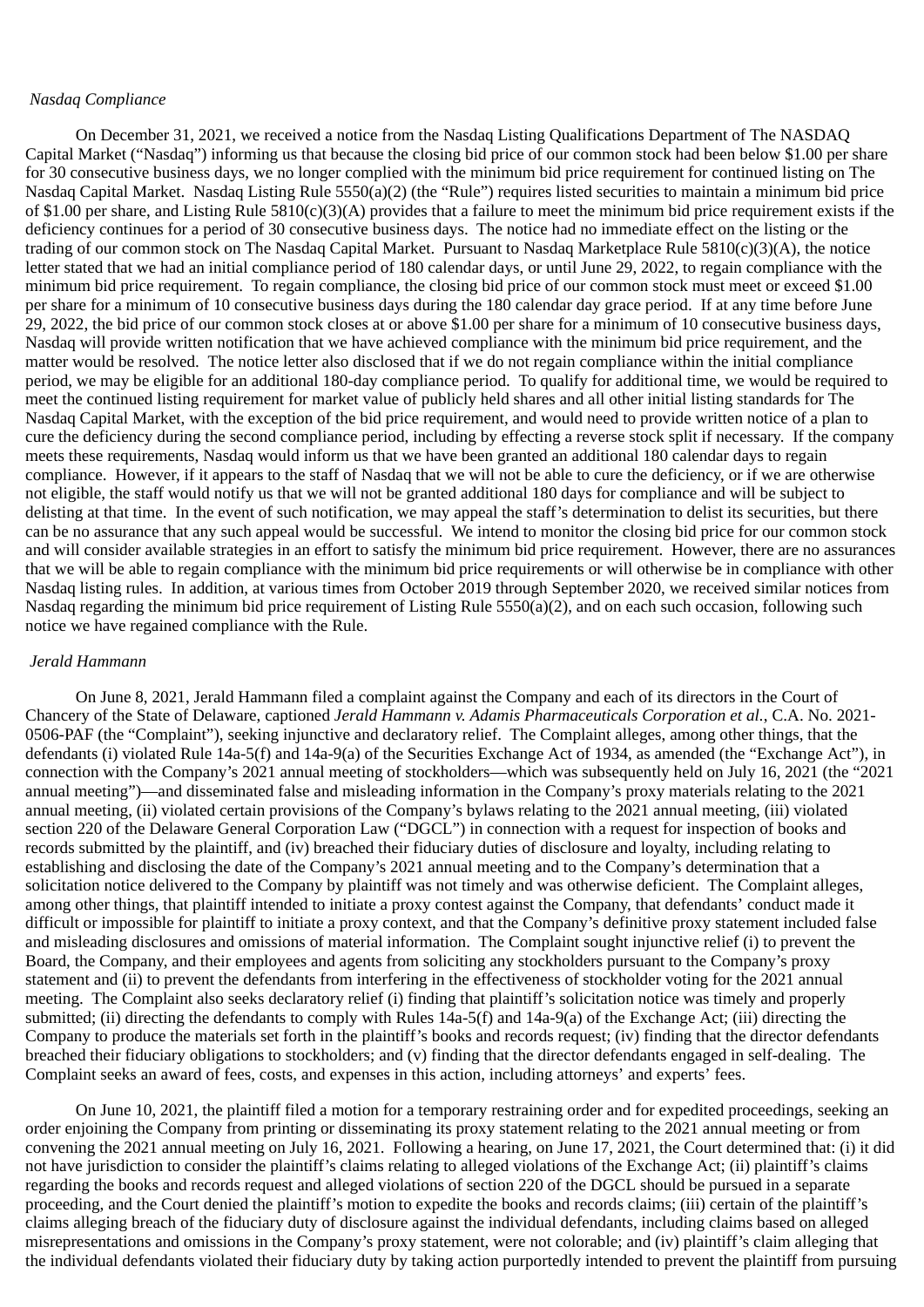*Nasdaq Compliance*

On December 31, 2021, we received a notice from the Nasdaq Listing Qualifications Department of The NASDAQ Capital Market ("Nasdaq") informing us that because the closing bid price of our common stock had been below $1.00 per share for 30 consecutive business days, we no longer complied with the minimum bid price requirement for continued listing on The Nasdaq Capital Market. Nasdaq Listing Rule 5550(a)(2) (the "Rule") requires listed securities to maintain a minimum bid price of $1.00 per share, and Listing Rule 5810(c)(3)(A) provides that a failure to meet the minimum bid price requirement exists if the deficiency continues for a period of 30 consecutive business days. The notice had no immediate effect on the listing or the trading of our common stock on The Nasdaq Capital Market. Pursuant to Nasdaq Marketplace Rule 5810(c)(3)(A), the notice letter stated that we had an initial compliance period of 180 calendar days, or until June 29, 2022, to regain compliance with the minimum bid price requirement. To regain compliance, the closing bid price of our common stock must meet or exceed $1.00 per share for a minimum of 10 consecutive business days during the 180 calendar day grace period. If at any time before June 29, 2022, the bid price of our common stock closes at or above $1.00 per share for a minimum of 10 consecutive business days, Nasdaq will provide written notification that we have achieved compliance with the minimum bid price requirement, and the matter would be resolved. The notice letter also disclosed that if we do not regain compliance within the initial compliance period, we may be eligible for an additional 180-day compliance period. To qualify for additional time, we would be required to meet the continued listing requirement for market value of publicly held shares and all other initial listing standards for The Nasdaq Capital Market, with the exception of the bid price requirement, and would need to provide written notice of a plan to cure the deficiency during the second compliance period, including by effecting a reverse stock split if necessary. If the company meets these requirements, Nasdaq would inform us that we have been granted an additional 180 calendar days to regain compliance. However, if it appears to the staff of Nasdaq that we will not be able to cure the deficiency, or if we are otherwise not eligible, the staff would notify us that we will not be granted additional 180 days for compliance and will be subject to delisting at that time. In the event of such notification, we may appeal the staff's determination to delist its securities, but there can be no assurance that any such appeal would be successful. We intend to monitor the closing bid price for our common stock and will consider available strategies in an effort to satisfy the minimum bid price requirement. However, there are no assurances that we will be able to regain compliance with the minimum bid price requirements or will otherwise be in compliance with other Nasdaq listing rules. In addition, at various times from October 2019 through September 2020, we received similar notices from Nasdaq regarding the minimum bid price requirement of Listing Rule 5550(a)(2), and on each such occasion, following such notice we have regained compliance with the Rule.

*Jerald Hammann*

On June 8, 2021, Jerald Hammann filed a complaint against the Company and each of its directors in the Court of Chancery of the State of Delaware, captioned *Jerald Hammann v. Adamis Pharmaceuticals Corporation et al.*, C.A. No. 2021-0506-PAF (the "Complaint"), seeking injunctive and declaratory relief. The Complaint alleges, among other things, that the defendants (i) violated Rule 14a-5(f) and 14a-9(a) of the Securities Exchange Act of 1934, as amended (the "Exchange Act"), in connection with the Company's 2021 annual meeting of stockholders—which was subsequently held on July 16, 2021 (the "2021 annual meeting")—and disseminated false and misleading information in the Company's proxy materials relating to the 2021 annual meeting, (ii) violated certain provisions of the Company's bylaws relating to the 2021 annual meeting, (iii) violated section 220 of the Delaware General Corporation Law ("DGCL") in connection with a request for inspection of books and records submitted by the plaintiff, and (iv) breached their fiduciary duties of disclosure and loyalty, including relating to establishing and disclosing the date of the Company's 2021 annual meeting and to the Company's determination that a solicitation notice delivered to the Company by plaintiff was not timely and was otherwise deficient. The Complaint alleges, among other things, that plaintiff intended to initiate a proxy contest against the Company, that defendants' conduct made it difficult or impossible for plaintiff to initiate a proxy context, and that the Company's definitive proxy statement included false and misleading disclosures and omissions of material information. The Complaint sought injunctive relief (i) to prevent the Board, the Company, and their employees and agents from soliciting any stockholders pursuant to the Company's proxy statement and (ii) to prevent the defendants from interfering in the effectiveness of stockholder voting for the 2021 annual meeting. The Complaint also seeks declaratory relief (i) finding that plaintiff's solicitation notice was timely and properly submitted; (ii) directing the defendants to comply with Rules 14a-5(f) and 14a-9(a) of the Exchange Act; (iii) directing the Company to produce the materials set forth in the plaintiff's books and records request; (iv) finding that the director defendants breached their fiduciary obligations to stockholders; and (v) finding that the director defendants engaged in self-dealing. The Complaint seeks an award of fees, costs, and expenses in this action, including attorneys' and experts' fees.

On June 10, 2021, the plaintiff filed a motion for a temporary restraining order and for expedited proceedings, seeking an order enjoining the Company from printing or disseminating its proxy statement relating to the 2021 annual meeting or from convening the 2021 annual meeting on July 16, 2021. Following a hearing, on June 17, 2021, the Court determined that: (i) it did not have jurisdiction to consider the plaintiff's claims relating to alleged violations of the Exchange Act; (ii) plaintiff's claims regarding the books and records request and alleged violations of section 220 of the DGCL should be pursued in a separate proceeding, and the Court denied the plaintiff's motion to expedite the books and records claims; (iii) certain of the plaintiff's claims alleging breach of the fiduciary duty of disclosure against the individual defendants, including claims based on alleged misrepresentations and omissions in the Company's proxy statement, were not colorable; and (iv) plaintiff's claim alleging that the individual defendants violated their fiduciary duty by taking action purportedly intended to prevent the plaintiff from pursuing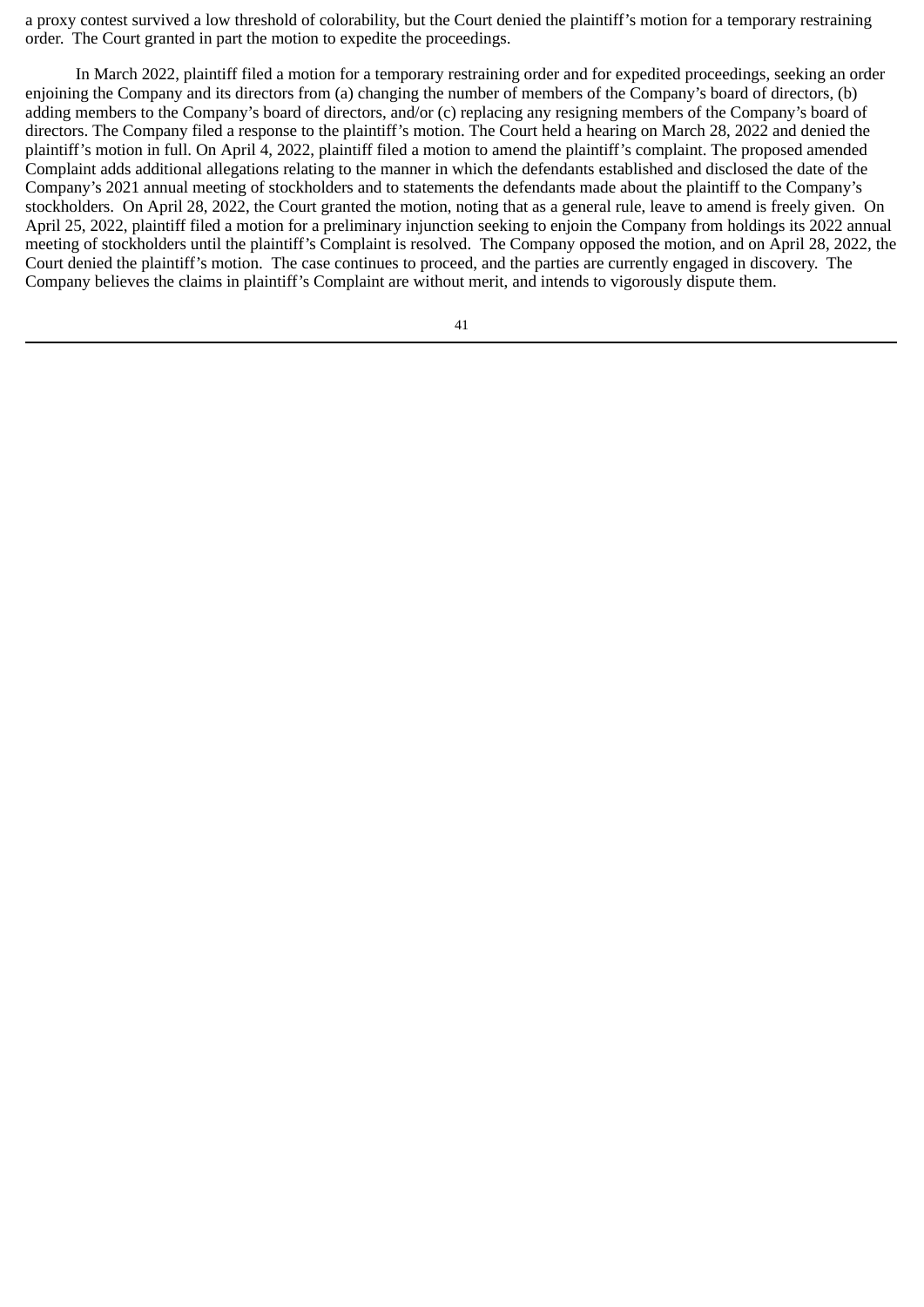a proxy contest survived a low threshold of colorability, but the Court denied the plaintiff's motion for a temporary restraining order. The Court granted in part the motion to expedite the proceedings.

In March 2022, plaintiff filed a motion for a temporary restraining order and for expedited proceedings, seeking an order enjoining the Company and its directors from (a) changing the number of members of the Company's board of directors, (b) adding members to the Company's board of directors, and/or (c) replacing any resigning members of the Company's board of directors. The Company filed a response to the plaintiff's motion. The Court held a hearing on March 28, 2022 and denied the plaintiff's motion in full. On April 4, 2022, plaintiff filed a motion to amend the plaintiff's complaint. The proposed amended Complaint adds additional allegations relating to the manner in which the defendants established and disclosed the date of the Company's 2021 annual meeting of stockholders and to statements the defendants made about the plaintiff to the Company's stockholders. On April 28, 2022, the Court granted the motion, noting that as a general rule, leave to amend is freely given. On April 25, 2022, plaintiff filed a motion for a preliminary injunction seeking to enjoin the Company from holdings its 2022 annual meeting of stockholders until the plaintiff's Complaint is resolved. The Company opposed the motion, and on April 28, 2022, the Court denied the plaintiff's motion. The case continues to proceed, and the parties are currently engaged in discovery. The Company believes the claims in plaintiff's Complaint are without merit, and intends to vigorously dispute them.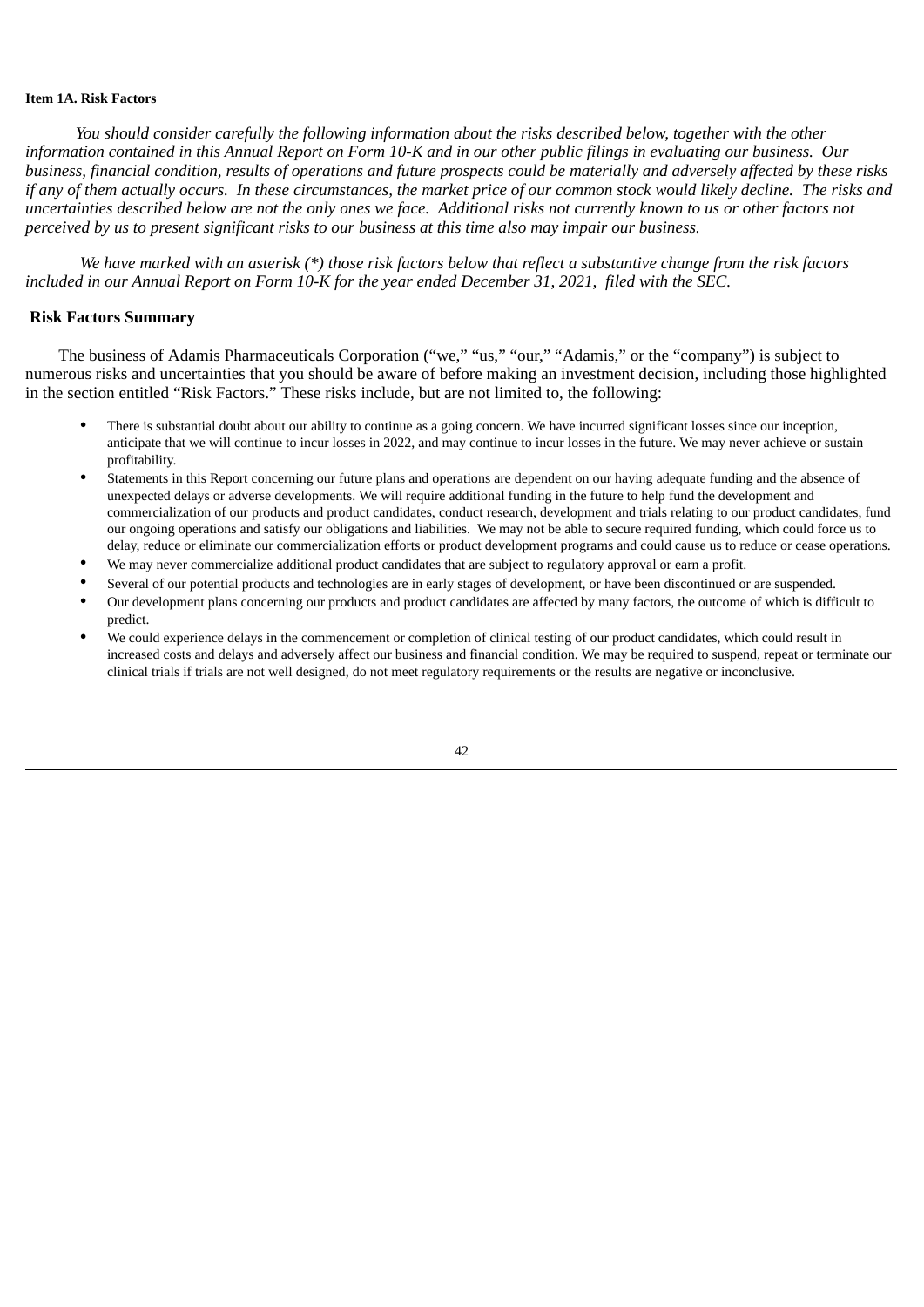**Item 1A. Risk Factors**

*You should consider carefully the following information about the risks described below, together with the other information contained in this Annual Report on Form 10-K and in our other public filings in evaluating our business. Our business, financial condition, results of operations and future prospects could be materially and adversely affected by these risks if any of them actually occurs. In these circumstances, the market price of our common stock would likely decline. The risks and uncertainties described below are not the only ones we face. Additional risks not currently known to us or other factors not perceived by us to present significant risks to our business at this time also may impair our business.*

*We have marked with an asterisk (*) those risk factors below that reflect a substantive change from the risk factors included in our Annual Report on Form 10-K for the year ended December 31, 2021, filed with the SEC.*

**Risk Factors Summary**

The business of Adamis Pharmaceuticals Corporation ("we," "us," "our," "Adamis," or the "company") is subject to numerous risks and uncertainties that you should be aware of before making an investment decision, including those highlighted in the section entitled "Risk Factors." These risks include, but are not limited to, the following:

- There is substantial doubt about our ability to continue as a going concern. We have incurred significant losses since our inception, anticipate that we will continue to incur losses in 2022, and may continue to incur losses in the future. We may never achieve or sustain profitability.
- Statements in this Report concerning our future plans and operations are dependent on our having adequate funding and the absence of unexpected delays or adverse developments. We will require additional funding in the future to help fund the development and commercialization of our products and product candidates, conduct research, development and trials relating to our product candidates, fund our ongoing operations and satisfy our obligations and liabilities. We may not be able to secure required funding, which could force us to delay, reduce or eliminate our commercialization efforts or product development programs and could cause us to reduce or cease operations.
- We may never commercialize additional product candidates that are subject to regulatory approval or earn a profit.
- Several of our potential products and technologies are in early stages of development, or have been discontinued or are suspended.
- Our development plans concerning our products and product candidates are affected by many factors, the outcome of which is difficult to predict.
- We could experience delays in the commencement or completion of clinical testing of our product candidates, which could result in increased costs and delays and adversely affect our business and financial condition. We may be required to suspend, repeat or terminate our clinical trials if trials are not well designed, do not meet regulatory requirements or the results are negative or inconclusive.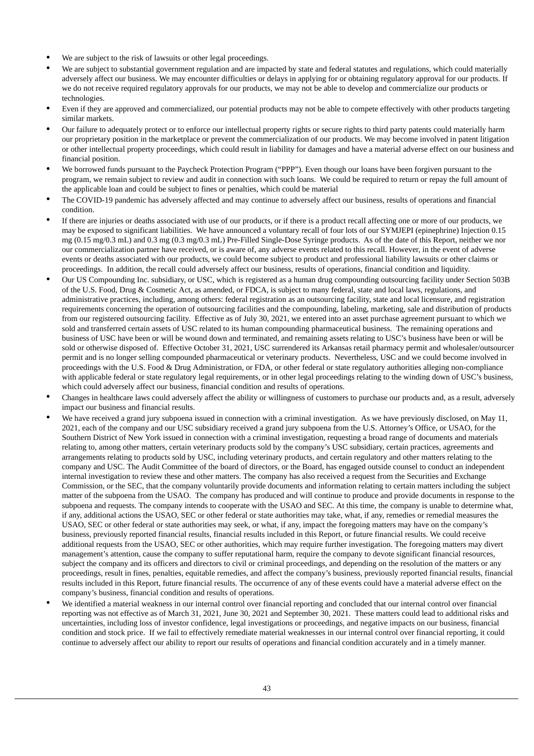- We are subject to the risk of lawsuits or other legal proceedings.
- We are subject to substantial government regulation and are impacted by state and federal statutes and regulations, which could materially adversely affect our business. We may encounter difficulties or delays in applying for or obtaining regulatory approval for our products. If we do not receive required regulatory approvals for our products, we may not be able to develop and commercialize our products or technologies.
- Even if they are approved and commercialized, our potential products may not be able to compete effectively with other products targeting similar markets.
- Our failure to adequately protect or to enforce our intellectual property rights or secure rights to third party patents could materially harm our proprietary position in the marketplace or prevent the commercialization of our products. We may become involved in patent litigation or other intellectual property proceedings, which could result in liability for damages and have a material adverse effect on our business and financial position.
- We borrowed funds pursuant to the Paycheck Protection Program ("PPP"). Even though our loans have been forgiven pursuant to the program, we remain subject to review and audit in connection with such loans. We could be required to return or repay the full amount of the applicable loan and could be subject to fines or penalties, which could be material
- The COVID-19 pandemic has adversely affected and may continue to adversely affect our business, results of operations and financial condition.
- If there are injuries or deaths associated with use of our products, or if there is a product recall affecting one or more of our products, we may be exposed to significant liabilities. We have announced a voluntary recall of four lots of our SYMJEPI (epinephrine) Injection 0.15 mg (0.15 mg/0.3 mL) and 0.3 mg (0.3 mg/0.3 mL) Pre-Filled Single-Dose Syringe products. As of the date of this Report, neither we nor our commercialization partner have received, or is aware of, any adverse events related to this recall. However, in the event of adverse events or deaths associated with our products, we could become subject to product and professional liability lawsuits or other claims or proceedings. In addition, the recall could adversely affect our business, results of operations, financial condition and liquidity.
- Our US Compounding Inc. subsidiary, or USC, which is registered as a human drug compounding outsourcing facility under Section 503B of the U.S. Food, Drug & Cosmetic Act, as amended, or FDCA, is subject to many federal, state and local laws, regulations, and administrative practices, including, among others: federal registration as an outsourcing facility, state and local licensure, and registration requirements concerning the operation of outsourcing facilities and the compounding, labeling, marketing, sale and distribution of products from our registered outsourcing facility. Effective as of July 30, 2021, we entered into an asset purchase agreement pursuant to which we sold and transferred certain assets of USC related to its human compounding pharmaceutical business. The remaining operations and business of USC have been or will be wound down and terminated, and remaining assets relating to USC's business have been or will be sold or otherwise disposed of. Effective October 31, 2021, USC surrendered its Arkansas retail pharmacy permit and wholesaler/outsourcer permit and is no longer selling compounded pharmaceutical or veterinary products. Nevertheless, USC and we could become involved in proceedings with the U.S. Food & Drug Administration, or FDA, or other federal or state regulatory authorities alleging non-compliance with applicable federal or state regulatory legal requirements, or in other legal proceedings relating to the winding down of USC's business, which could adversely affect our business, financial condition and results of operations.
- Changes in healthcare laws could adversely affect the ability or willingness of customers to purchase our products and, as a result, adversely impact our business and financial results.
- We have received a grand jury subpoena issued in connection with a criminal investigation. As we have previously disclosed, on May 11, 2021, each of the company and our USC subsidiary received a grand jury subpoena from the U.S. Attorney's Office, or USAO, for the Southern District of New York issued in connection with a criminal investigation, requesting a broad range of documents and materials relating to, among other matters, certain veterinary products sold by the company's USC subsidiary, certain practices, agreements and arrangements relating to products sold by USC, including veterinary products, and certain regulatory and other matters relating to the company and USC. The Audit Committee of the board of directors, or the Board, has engaged outside counsel to conduct an independent internal investigation to review these and other matters. The company has also received a request from the Securities and Exchange Commission, or the SEC, that the company voluntarily provide documents and information relating to certain matters including the subject matter of the subpoena from the USAO. The company has produced and will continue to produce and provide documents in response to the subpoena and requests. The company intends to cooperate with the USAO and SEC. At this time, the company is unable to determine what, if any, additional actions the USAO, SEC or other federal or state authorities may take, what, if any, remedies or remedial measures the USAO, SEC or other federal or state authorities may seek, or what, if any, impact the foregoing matters may have on the company's business, previously reported financial results, financial results included in this Report, or future financial results. We could receive additional requests from the USAO, SEC or other authorities, which may require further investigation. The foregoing matters may divert management's attention, cause the company to suffer reputational harm, require the company to devote significant financial resources, subject the company and its officers and directors to civil or criminal proceedings, and depending on the resolution of the matters or any proceedings, result in fines, penalties, equitable remedies, and affect the company's business, previously reported financial results, financial results included in this Report, future financial results. The occurrence of any of these events could have a material adverse effect on the company's business, financial condition and results of operations.
- We identified a material weakness in our internal control over financial reporting and concluded that our internal control over financial reporting was not effective as of March 31, 2021, June 30, 2021 and September 30, 2021. These matters could lead to additional risks and uncertainties, including loss of investor confidence, legal investigations or proceedings, and negative impacts on our business, financial condition and stock price. If we fail to effectively remediate material weaknesses in our internal control over financial reporting, it could continue to adversely affect our ability to report our results of operations and financial condition accurately and in a timely manner.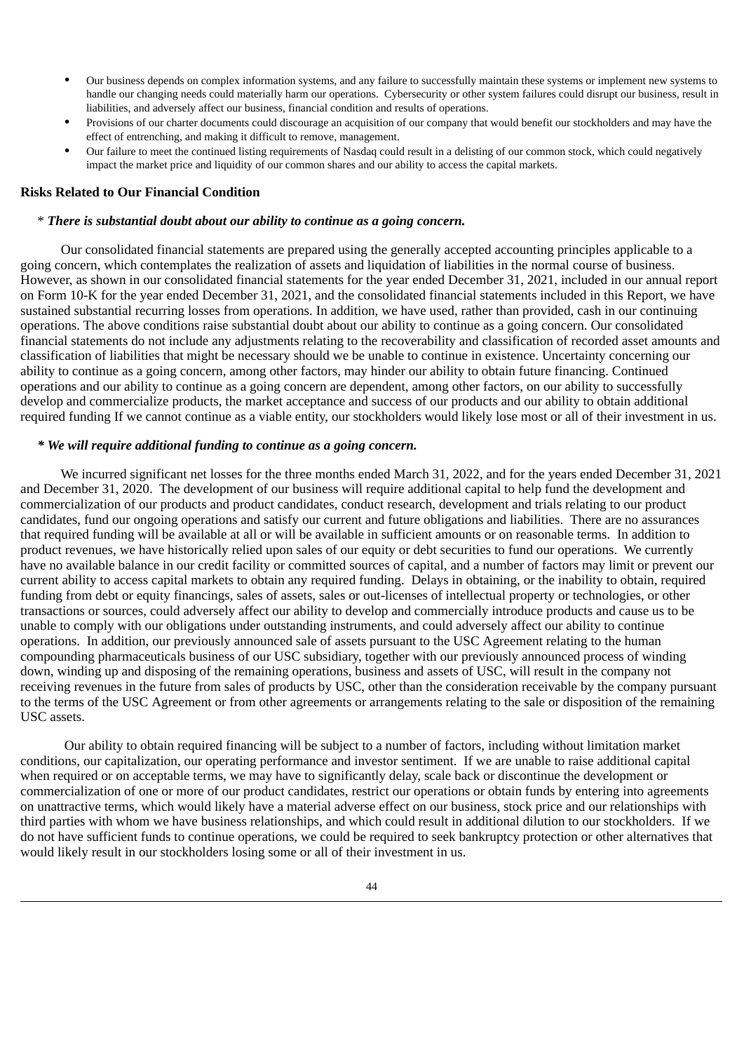- Our business depends on complex information systems, and any failure to successfully maintain these systems or implement new systems to handle our changing needs could materially harm our operations. Cybersecurity or other system failures could disrupt our business, result in liabilities, and adversely affect our business, financial condition and results of operations.
- Provisions of our charter documents could discourage an acquisition of our company that would benefit our stockholders and may have the effect of entrenching, and making it difficult to remove, management.
- Our failure to meet the continued listing requirements of Nasdaq could result in a delisting of our common stock, which could negatively impact the market price and liquidity of our common shares and our ability to access the capital markets.

**Risks Related to Our Financial Condition**

\* ***There is substantial doubt about our ability to continue as a going concern.***

Our consolidated financial statements are prepared using the generally accepted accounting principles applicable to a going concern, which contemplates the realization of assets and liquidation of liabilities in the normal course of business. However, as shown in our consolidated financial statements for the year ended December 31, 2021, included in our annual report on Form 10-K for the year ended December 31, 2021, and the consolidated financial statements included in this Report, we have sustained substantial recurring losses from operations. In addition, we have used, rather than provided, cash in our continuing operations. The above conditions raise substantial doubt about our ability to continue as a going concern. Our consolidated financial statements do not include any adjustments relating to the recoverability and classification of recorded asset amounts and classification of liabilities that might be necessary should we be unable to continue in existence. Uncertainty concerning our ability to continue as a going concern, among other factors, may hinder our ability to obtain future financing. Continued operations and our ability to continue as a going concern are dependent, among other factors, on our ability to successfully develop and commercialize products, the market acceptance and success of our products and our ability to obtain additional required funding If we cannot continue as a viable entity, our stockholders would likely lose most or all of their investment in us.

***\* We will require additional funding to continue as a going concern.***

We incurred significant net losses for the three months ended March 31, 2022, and for the years ended December 31, 2021 and December 31, 2020. The development of our business will require additional capital to help fund the development and commercialization of our products and product candidates, conduct research, development and trials relating to our product candidates, fund our ongoing operations and satisfy our current and future obligations and liabilities. There are no assurances that required funding will be available at all or will be available in sufficient amounts or on reasonable terms. In addition to product revenues, we have historically relied upon sales of our equity or debt securities to fund our operations. We currently have no available balance in our credit facility or committed sources of capital, and a number of factors may limit or prevent our current ability to access capital markets to obtain any required funding. Delays in obtaining, or the inability to obtain, required funding from debt or equity financings, sales of assets, sales or out-licenses of intellectual property or technologies, or other transactions or sources, could adversely affect our ability to develop and commercially introduce products and cause us to be unable to comply with our obligations under outstanding instruments, and could adversely affect our ability to continue operations. In addition, our previously announced sale of assets pursuant to the USC Agreement relating to the human compounding pharmaceuticals business of our USC subsidiary, together with our previously announced process of winding down, winding up and disposing of the remaining operations, business and assets of USC, will result in the company not receiving revenues in the future from sales of products by USC, other than the consideration receivable by the company pursuant to the terms of the USC Agreement or from other agreements or arrangements relating to the sale or disposition of the remaining USC assets.

Our ability to obtain required financing will be subject to a number of factors, including without limitation market conditions, our capitalization, our operating performance and investor sentiment. If we are unable to raise additional capital when required or on acceptable terms, we may have to significantly delay, scale back or discontinue the development or commercialization of one or more of our product candidates, restrict our operations or obtain funds by entering into agreements on unattractive terms, which would likely have a material adverse effect on our business, stock price and our relationships with third parties with whom we have business relationships, and which could result in additional dilution to our stockholders. If we do not have sufficient funds to continue operations, we could be required to seek bankruptcy protection or other alternatives that would likely result in our stockholders losing some or all of their investment in us.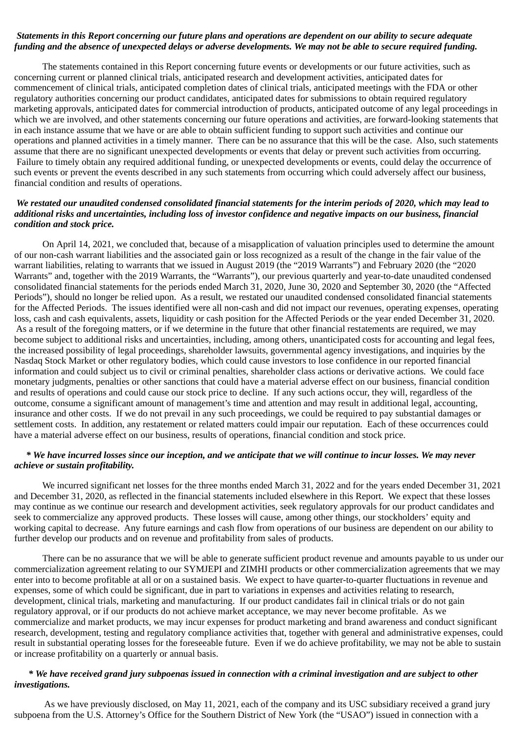***Statements in this Report concerning our future plans and operations are dependent on our ability to secure adequate funding and the absence of unexpected delays or adverse developments. We may not be able to secure required funding.***

The statements contained in this Report concerning future events or developments or our future activities, such as concerning current or planned clinical trials, anticipated research and development activities, anticipated dates for commencement of clinical trials, anticipated completion dates of clinical trials, anticipated meetings with the FDA or other regulatory authorities concerning our product candidates, anticipated dates for submissions to obtain required regulatory marketing approvals, anticipated dates for commercial introduction of products, anticipated outcome of any legal proceedings in which we are involved, and other statements concerning our future operations and activities, are forward-looking statements that in each instance assume that we have or are able to obtain sufficient funding to support such activities and continue our operations and planned activities in a timely manner. There can be no assurance that this will be the case. Also, such statements assume that there are no significant unexpected developments or events that delay or prevent such activities from occurring. Failure to timely obtain any required additional funding, or unexpected developments or events, could delay the occurrence of such events or prevent the events described in any such statements from occurring which could adversely affect our business, financial condition and results of operations.

***We restated our unaudited condensed consolidated financial statements for the interim periods of 2020, which may lead to additional risks and uncertainties, including loss of investor confidence and negative impacts on our business, financial condition and stock price.***

On April 14, 2021, we concluded that, because of a misapplication of valuation principles used to determine the amount of our non-cash warrant liabilities and the associated gain or loss recognized as a result of the change in the fair value of the warrant liabilities, relating to warrants that we issued in August 2019 (the "2019 Warrants") and February 2020 (the "2020 Warrants" and, together with the 2019 Warrants, the "Warrants"), our previous quarterly and year-to-date unaudited condensed consolidated financial statements for the periods ended March 31, 2020, June 30, 2020 and September 30, 2020 (the "Affected Periods"), should no longer be relied upon. As a result, we restated our unaudited condensed consolidated financial statements for the Affected Periods. The issues identified were all non-cash and did not impact our revenues, operating expenses, operating loss, cash and cash equivalents, assets, liquidity or cash position for the Affected Periods or the year ended December 31, 2020. As a result of the foregoing matters, or if we determine in the future that other financial restatements are required, we may become subject to additional risks and uncertainties, including, among others, unanticipated costs for accounting and legal fees, the increased possibility of legal proceedings, shareholder lawsuits, governmental agency investigations, and inquiries by the Nasdaq Stock Market or other regulatory bodies, which could cause investors to lose confidence in our reported financial information and could subject us to civil or criminal penalties, shareholder class actions or derivative actions. We could face monetary judgments, penalties or other sanctions that could have a material adverse effect on our business, financial condition and results of operations and could cause our stock price to decline. If any such actions occur, they will, regardless of the outcome, consume a significant amount of management's time and attention and may result in additional legal, accounting, insurance and other costs. If we do not prevail in any such proceedings, we could be required to pay substantial damages or settlement costs. In addition, any restatement or related matters could impair our reputation. Each of these occurrences could have a material adverse effect on our business, results of operations, financial condition and stock price.

***\* We have incurred losses since our inception, and we anticipate that we will continue to incur losses. We may never achieve or sustain profitability.***

We incurred significant net losses for the three months ended March 31, 2022 and for the years ended December 31, 2021 and December 31, 2020, as reflected in the financial statements included elsewhere in this Report. We expect that these losses may continue as we continue our research and development activities, seek regulatory approvals for our product candidates and seek to commercialize any approved products. These losses will cause, among other things, our stockholders' equity and working capital to decrease. Any future earnings and cash flow from operations of our business are dependent on our ability to further develop our products and on revenue and profitability from sales of products.

There can be no assurance that we will be able to generate sufficient product revenue and amounts payable to us under our commercialization agreement relating to our SYMJEPI and ZIMHI products or other commercialization agreements that we may enter into to become profitable at all or on a sustained basis. We expect to have quarter-to-quarter fluctuations in revenue and expenses, some of which could be significant, due in part to variations in expenses and activities relating to research, development, clinical trials, marketing and manufacturing. If our product candidates fail in clinical trials or do not gain regulatory approval, or if our products do not achieve market acceptance, we may never become profitable. As we commercialize and market products, we may incur expenses for product marketing and brand awareness and conduct significant research, development, testing and regulatory compliance activities that, together with general and administrative expenses, could result in substantial operating losses for the foreseeable future. Even if we do achieve profitability, we may not be able to sustain or increase profitability on a quarterly or annual basis.

***\* We have received grand jury subpoenas issued in connection with a criminal investigation and are subject to other investigations.***

As we have previously disclosed, on May 11, 2021, each of the company and its USC subsidiary received a grand jury subpoena from the U.S. Attorney's Office for the Southern District of New York (the "USAO") issued in connection with a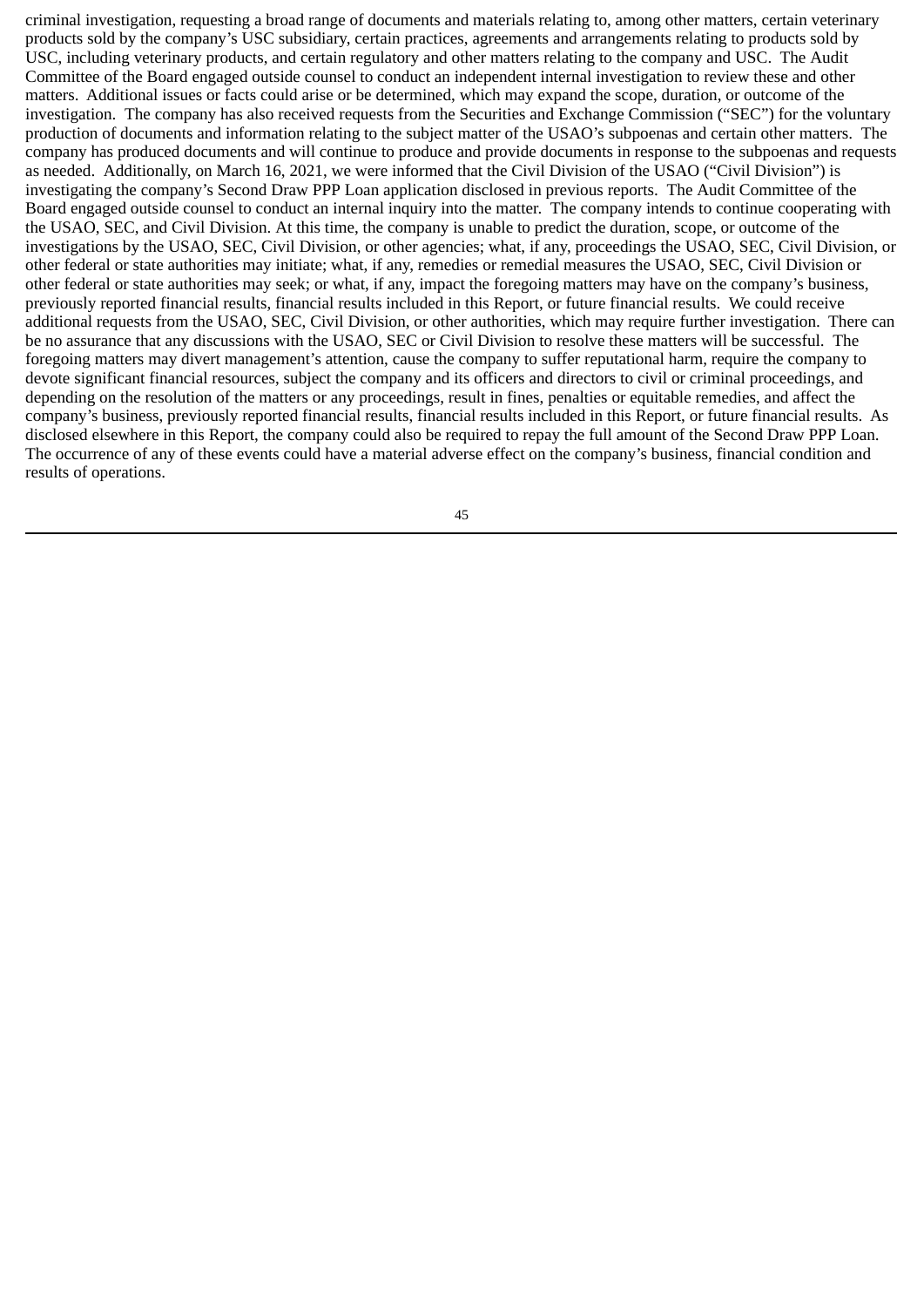criminal investigation, requesting a broad range of documents and materials relating to, among other matters, certain veterinary products sold by the company's USC subsidiary, certain practices, agreements and arrangements relating to products sold by USC, including veterinary products, and certain regulatory and other matters relating to the company and USC. The Audit Committee of the Board engaged outside counsel to conduct an independent internal investigation to review these and other matters. Additional issues or facts could arise or be determined, which may expand the scope, duration, or outcome of the investigation. The company has also received requests from the Securities and Exchange Commission ("SEC") for the voluntary production of documents and information relating to the subject matter of the USAO's subpoenas and certain other matters. The company has produced documents and will continue to produce and provide documents in response to the subpoenas and requests as needed. Additionally, on March 16, 2021, we were informed that the Civil Division of the USAO ("Civil Division") is investigating the company's Second Draw PPP Loan application disclosed in previous reports. The Audit Committee of the Board engaged outside counsel to conduct an internal inquiry into the matter. The company intends to continue cooperating with the USAO, SEC, and Civil Division. At this time, the company is unable to predict the duration, scope, or outcome of the investigations by the USAO, SEC, Civil Division, or other agencies; what, if any, proceedings the USAO, SEC, Civil Division, or other federal or state authorities may initiate; what, if any, remedies or remedial measures the USAO, SEC, Civil Division or other federal or state authorities may seek; or what, if any, impact the foregoing matters may have on the company's business, previously reported financial results, financial results included in this Report, or future financial results. We could receive additional requests from the USAO, SEC, Civil Division, or other authorities, which may require further investigation. There can be no assurance that any discussions with the USAO, SEC or Civil Division to resolve these matters will be successful. The foregoing matters may divert management's attention, cause the company to suffer reputational harm, require the company to devote significant financial resources, subject the company and its officers and directors to civil or criminal proceedings, and depending on the resolution of the matters or any proceedings, result in fines, penalties or equitable remedies, and affect the company's business, previously reported financial results, financial results included in this Report, or future financial results. As disclosed elsewhere in this Report, the company could also be required to repay the full amount of the Second Draw PPP Loan. The occurrence of any of these events could have a material adverse effect on the company's business, financial condition and results of operations.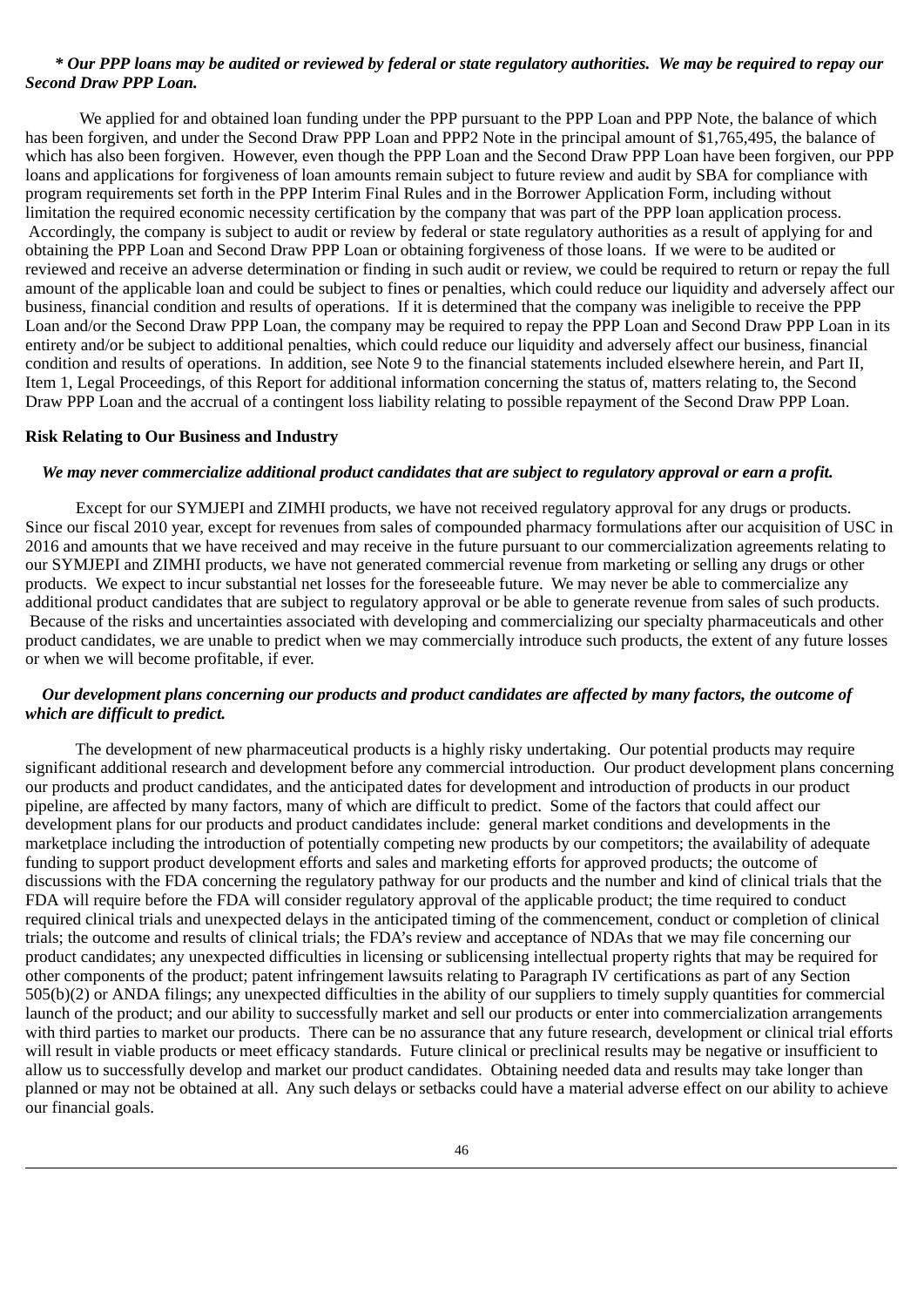***Our PPP loans may be audited or reviewed by federal or state regulatory authorities. We may be required to repay our Second Draw PPP Loan.***

We applied for and obtained loan funding under the PPP pursuant to the PPP Loan and PPP Note, the balance of which has been forgiven, and under the Second Draw PPP Loan and PPP2 Note in the principal amount of $1,765,495, the balance of which has also been forgiven. However, even though the PPP Loan and the Second Draw PPP Loan have been forgiven, our PPP loans and applications for forgiveness of loan amounts remain subject to future review and audit by SBA for compliance with program requirements set forth in the PPP Interim Final Rules and in the Borrower Application Form, including without limitation the required economic necessity certification by the company that was part of the PPP loan application process. Accordingly, the company is subject to audit or review by federal or state regulatory authorities as a result of applying for and obtaining the PPP Loan and Second Draw PPP Loan or obtaining forgiveness of those loans. If we were to be audited or reviewed and receive an adverse determination or finding in such audit or review, we could be required to return or repay the full amount of the applicable loan and could be subject to fines or penalties, which could reduce our liquidity and adversely affect our business, financial condition and results of operations. If it is determined that the company was ineligible to receive the PPP Loan and/or the Second Draw PPP Loan, the company may be required to repay the PPP Loan and Second Draw PPP Loan in its entirety and/or be subject to additional penalties, which could reduce our liquidity and adversely affect our business, financial condition and results of operations. In addition, see Note 9 to the financial statements included elsewhere herein, and Part II, Item 1, Legal Proceedings, of this Report for additional information concerning the status of, matters relating to, the Second Draw PPP Loan and the accrual of a contingent loss liability relating to possible repayment of the Second Draw PPP Loan.

**Risk Relating to Our Business and Industry**

***We may never commercialize additional product candidates that are subject to regulatory approval or earn a profit.***

Except for our SYMJEPI and ZIMHI products, we have not received regulatory approval for any drugs or products. Since our fiscal 2010 year, except for revenues from sales of compounded pharmacy formulations after our acquisition of USC in 2016 and amounts that we have received and may receive in the future pursuant to our commercialization agreements relating to our SYMJEPI and ZIMHI products, we have not generated commercial revenue from marketing or selling any drugs or other products. We expect to incur substantial net losses for the foreseeable future. We may never be able to commercialize any additional product candidates that are subject to regulatory approval or be able to generate revenue from sales of such products. Because of the risks and uncertainties associated with developing and commercializing our specialty pharmaceuticals and other product candidates, we are unable to predict when we may commercially introduce such products, the extent of any future losses or when we will become profitable, if ever.

***Our development plans concerning our products and product candidates are affected by many factors, the outcome of which are difficult to predict.***

The development of new pharmaceutical products is a highly risky undertaking. Our potential products may require significant additional research and development before any commercial introduction. Our product development plans concerning our products and product candidates, and the anticipated dates for development and introduction of products in our product pipeline, are affected by many factors, many of which are difficult to predict. Some of the factors that could affect our development plans for our products and product candidates include: general market conditions and developments in the marketplace including the introduction of potentially competing new products by our competitors; the availability of adequate funding to support product development efforts and sales and marketing efforts for approved products; the outcome of discussions with the FDA concerning the regulatory pathway for our products and the number and kind of clinical trials that the FDA will require before the FDA will consider regulatory approval of the applicable product; the time required to conduct required clinical trials and unexpected delays in the anticipated timing of the commencement, conduct or completion of clinical trials; the outcome and results of clinical trials; the FDA's review and acceptance of NDAs that we may file concerning our product candidates; any unexpected difficulties in licensing or sublicensing intellectual property rights that may be required for other components of the product; patent infringement lawsuits relating to Paragraph IV certifications as part of any Section 505(b)(2) or ANDA filings; any unexpected difficulties in the ability of our suppliers to timely supply quantities for commercial launch of the product; and our ability to successfully market and sell our products or enter into commercialization arrangements with third parties to market our products. There can be no assurance that any future research, development or clinical trial efforts will result in viable products or meet efficacy standards. Future clinical or preclinical results may be negative or insufficient to allow us to successfully develop and market our product candidates. Obtaining needed data and results may take longer than planned or may not be obtained at all. Any such delays or setbacks could have a material adverse effect on our ability to achieve our financial goals.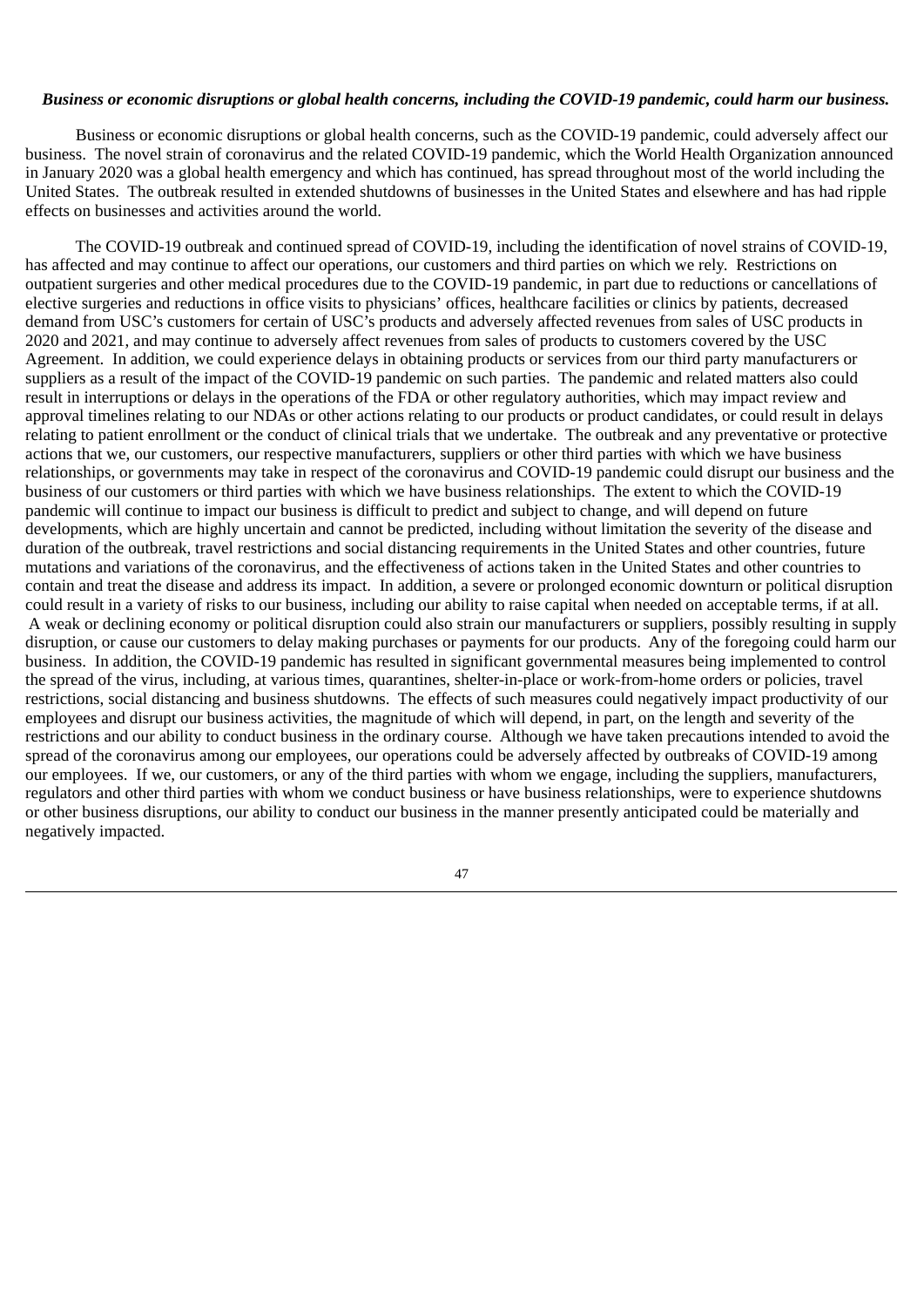***Business or economic disruptions or global health concerns, including the COVID-19 pandemic, could harm our business.***

Business or economic disruptions or global health concerns, such as the COVID-19 pandemic, could adversely affect our business. The novel strain of coronavirus and the related COVID-19 pandemic, which the World Health Organization announced in January 2020 was a global health emergency and which has continued, has spread throughout most of the world including the United States. The outbreak resulted in extended shutdowns of businesses in the United States and elsewhere and has had ripple effects on businesses and activities around the world.

The COVID-19 outbreak and continued spread of COVID-19, including the identification of novel strains of COVID-19, has affected and may continue to affect our operations, our customers and third parties on which we rely. Restrictions on outpatient surgeries and other medical procedures due to the COVID-19 pandemic, in part due to reductions or cancellations of elective surgeries and reductions in office visits to physicians' offices, healthcare facilities or clinics by patients, decreased demand from USC's customers for certain of USC's products and adversely affected revenues from sales of USC products in 2020 and 2021, and may continue to adversely affect revenues from sales of products to customers covered by the USC Agreement. In addition, we could experience delays in obtaining products or services from our third party manufacturers or suppliers as a result of the impact of the COVID-19 pandemic on such parties. The pandemic and related matters also could result in interruptions or delays in the operations of the FDA or other regulatory authorities, which may impact review and approval timelines relating to our NDAs or other actions relating to our products or product candidates, or could result in delays relating to patient enrollment or the conduct of clinical trials that we undertake. The outbreak and any preventative or protective actions that we, our customers, our respective manufacturers, suppliers or other third parties with which we have business relationships, or governments may take in respect of the coronavirus and COVID-19 pandemic could disrupt our business and the business of our customers or third parties with which we have business relationships. The extent to which the COVID-19 pandemic will continue to impact our business is difficult to predict and subject to change, and will depend on future developments, which are highly uncertain and cannot be predicted, including without limitation the severity of the disease and duration of the outbreak, travel restrictions and social distancing requirements in the United States and other countries, future mutations and variations of the coronavirus, and the effectiveness of actions taken in the United States and other countries to contain and treat the disease and address its impact. In addition, a severe or prolonged economic downturn or political disruption could result in a variety of risks to our business, including our ability to raise capital when needed on acceptable terms, if at all. A weak or declining economy or political disruption could also strain our manufacturers or suppliers, possibly resulting in supply disruption, or cause our customers to delay making purchases or payments for our products. Any of the foregoing could harm our business. In addition, the COVID-19 pandemic has resulted in significant governmental measures being implemented to control the spread of the virus, including, at various times, quarantines, shelter-in-place or work-from-home orders or policies, travel restrictions, social distancing and business shutdowns. The effects of such measures could negatively impact productivity of our employees and disrupt our business activities, the magnitude of which will depend, in part, on the length and severity of the restrictions and our ability to conduct business in the ordinary course. Although we have taken precautions intended to avoid the spread of the coronavirus among our employees, our operations could be adversely affected by outbreaks of COVID-19 among our employees. If we, our customers, or any of the third parties with whom we engage, including the suppliers, manufacturers, regulators and other third parties with whom we conduct business or have business relationships, were to experience shutdowns or other business disruptions, our ability to conduct our business in the manner presently anticipated could be materially and negatively impacted.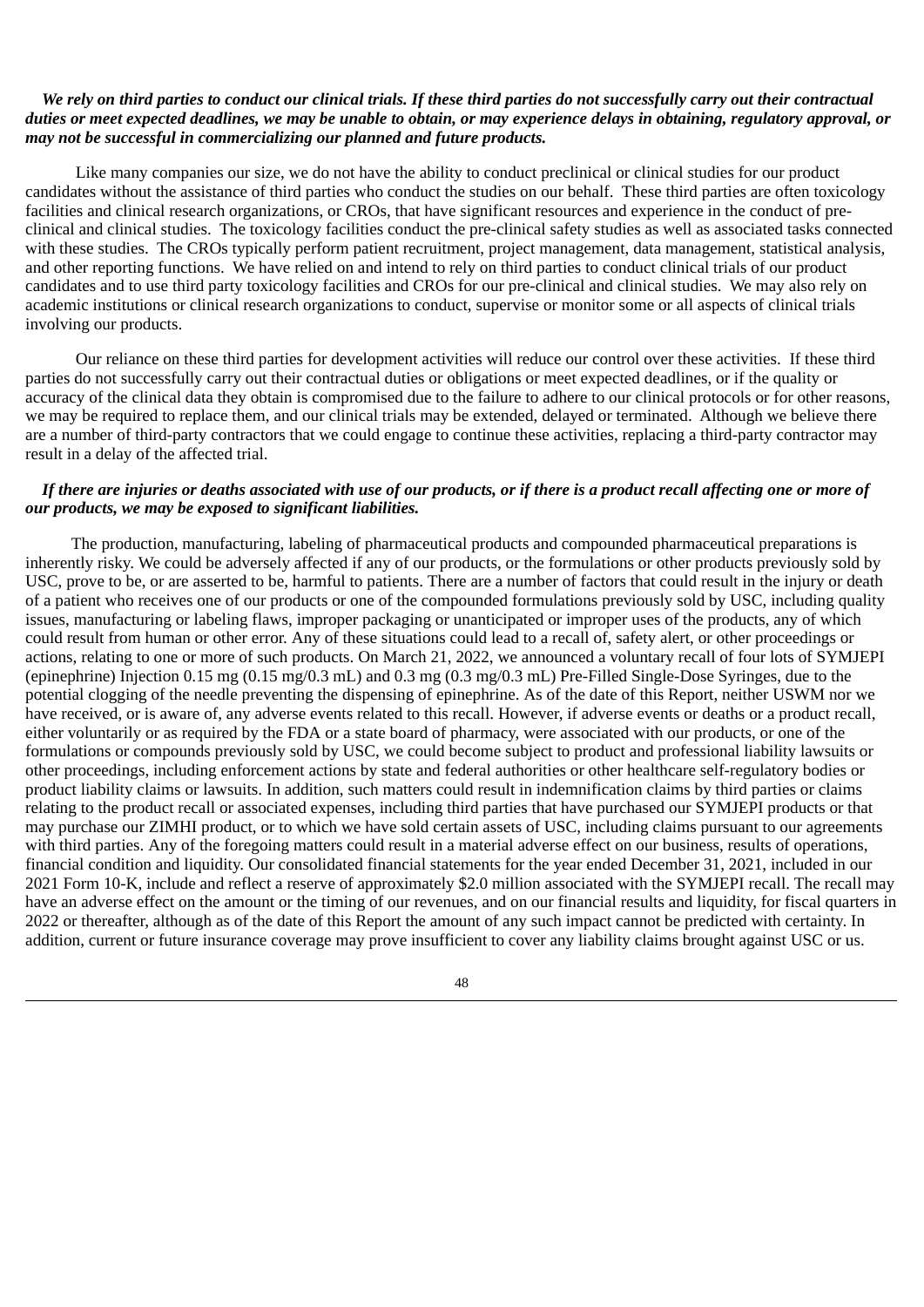***We rely on third parties to conduct our clinical trials. If these third parties do not successfully carry out their contractual duties or meet expected deadlines, we may be unable to obtain, or may experience delays in obtaining, regulatory approval, or may not be successful in commercializing our planned and future products.***

Like many companies our size, we do not have the ability to conduct preclinical or clinical studies for our product candidates without the assistance of third parties who conduct the studies on our behalf. These third parties are often toxicology facilities and clinical research organizations, or CROs, that have significant resources and experience in the conduct of pre-clinical and clinical studies. The toxicology facilities conduct the pre-clinical safety studies as well as associated tasks connected with these studies. The CROs typically perform patient recruitment, project management, data management, statistical analysis, and other reporting functions. We have relied on and intend to rely on third parties to conduct clinical trials of our product candidates and to use third party toxicology facilities and CROs for our pre-clinical and clinical studies. We may also rely on academic institutions or clinical research organizations to conduct, supervise or monitor some or all aspects of clinical trials involving our products.

Our reliance on these third parties for development activities will reduce our control over these activities. If these third parties do not successfully carry out their contractual duties or obligations or meet expected deadlines, or if the quality or accuracy of the clinical data they obtain is compromised due to the failure to adhere to our clinical protocols or for other reasons, we may be required to replace them, and our clinical trials may be extended, delayed or terminated. Although we believe there are a number of third-party contractors that we could engage to continue these activities, replacing a third-party contractor may result in a delay of the affected trial.

***If there are injuries or deaths associated with use of our products, or if there is a product recall affecting one or more of our products, we may be exposed to significant liabilities.***

The production, manufacturing, labeling of pharmaceutical products and compounded pharmaceutical preparations is inherently risky. We could be adversely affected if any of our products, or the formulations or other products previously sold by USC, prove to be, or are asserted to be, harmful to patients. There are a number of factors that could result in the injury or death of a patient who receives one of our products or one of the compounded formulations previously sold by USC, including quality issues, manufacturing or labeling flaws, improper packaging or unanticipated or improper uses of the products, any of which could result from human or other error. Any of these situations could lead to a recall of, safety alert, or other proceedings or actions, relating to one or more of such products. On March 21, 2022, we announced a voluntary recall of four lots of SYMJEPI (epinephrine) Injection 0.15 mg (0.15 mg/0.3 mL) and 0.3 mg (0.3 mg/0.3 mL) Pre-Filled Single-Dose Syringes, due to the potential clogging of the needle preventing the dispensing of epinephrine. As of the date of this Report, neither USWM nor we have received, or is aware of, any adverse events related to this recall. However, if adverse events or deaths or a product recall, either voluntarily or as required by the FDA or a state board of pharmacy, were associated with our products, or one of the formulations or compounds previously sold by USC, we could become subject to product and professional liability lawsuits or other proceedings, including enforcement actions by state and federal authorities or other healthcare self-regulatory bodies or product liability claims or lawsuits. In addition, such matters could result in indemnification claims by third parties or claims relating to the product recall or associated expenses, including third parties that have purchased our SYMJEPI products or that may purchase our ZIMHI product, or to which we have sold certain assets of USC, including claims pursuant to our agreements with third parties. Any of the foregoing matters could result in a material adverse effect on our business, results of operations, financial condition and liquidity. Our consolidated financial statements for the year ended December 31, 2021, included in our 2021 Form 10-K, include and reflect a reserve of approximately $2.0 million associated with the SYMJEPI recall. The recall may have an adverse effect on the amount or the timing of our revenues, and on our financial results and liquidity, for fiscal quarters in 2022 or thereafter, although as of the date of this Report the amount of any such impact cannot be predicted with certainty. In addition, current or future insurance coverage may prove insufficient to cover any liability claims brought against USC or us.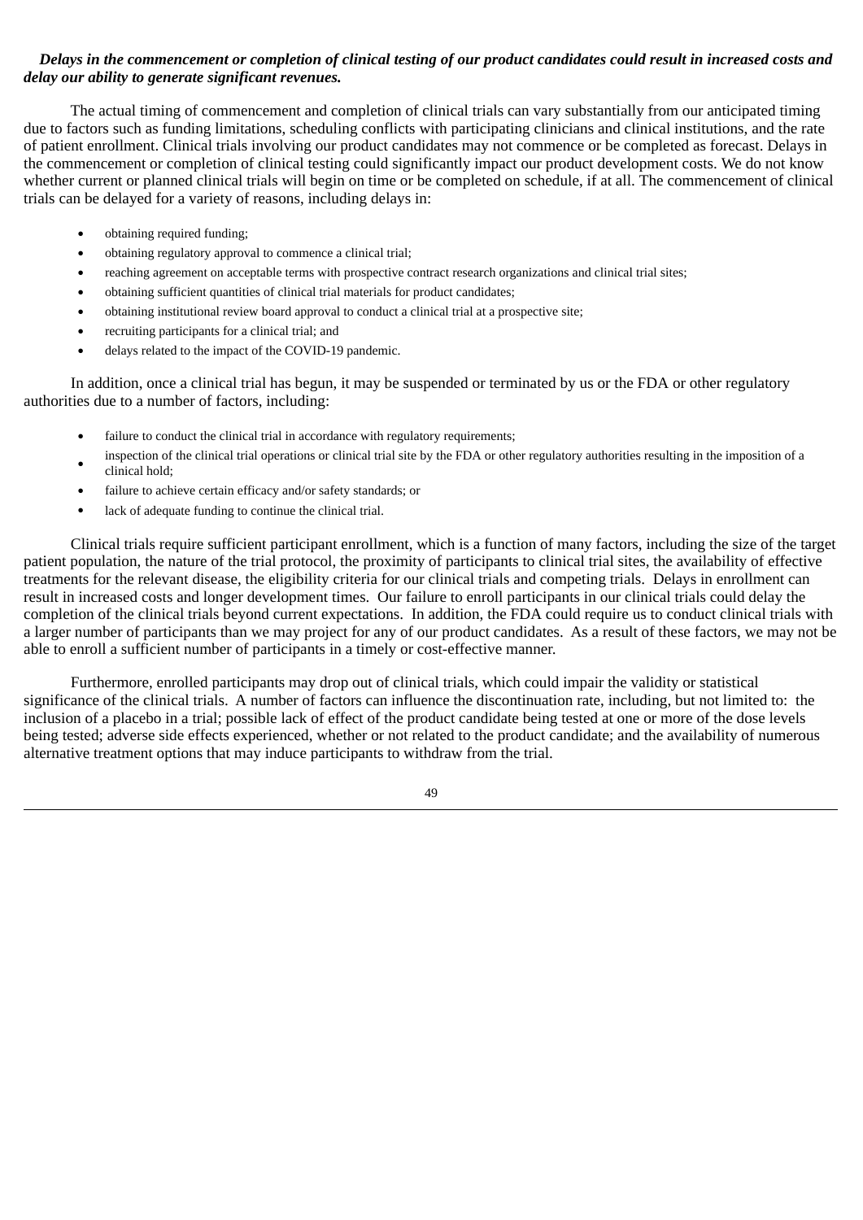***Delays in the commencement or completion of clinical testing of our product candidates could result in increased costs and delay our ability to generate significant revenues.***

The actual timing of commencement and completion of clinical trials can vary substantially from our anticipated timing due to factors such as funding limitations, scheduling conflicts with participating clinicians and clinical institutions, and the rate of patient enrollment. Clinical trials involving our product candidates may not commence or be completed as forecast. Delays in the commencement or completion of clinical testing could significantly impact our product development costs. We do not know whether current or planned clinical trials will begin on time or be completed on schedule, if at all. The commencement of clinical trials can be delayed for a variety of reasons, including delays in:

- obtaining required funding;
- obtaining regulatory approval to commence a clinical trial;
- reaching agreement on acceptable terms with prospective contract research organizations and clinical trial sites;
- obtaining sufficient quantities of clinical trial materials for product candidates;
- obtaining institutional review board approval to conduct a clinical trial at a prospective site;
- recruiting participants for a clinical trial; and
- delays related to the impact of the COVID-19 pandemic.

In addition, once a clinical trial has begun, it may be suspended or terminated by us or the FDA or other regulatory authorities due to a number of factors, including:

- failure to conduct the clinical trial in accordance with regulatory requirements;
- inspection of the clinical trial operations or clinical trial site by the FDA or other regulatory authorities resulting in the imposition of a clinical hold;
- failure to achieve certain efficacy and/or safety standards; or
- lack of adequate funding to continue the clinical trial.

Clinical trials require sufficient participant enrollment, which is a function of many factors, including the size of the target patient population, the nature of the trial protocol, the proximity of participants to clinical trial sites, the availability of effective treatments for the relevant disease, the eligibility criteria for our clinical trials and competing trials. Delays in enrollment can result in increased costs and longer development times. Our failure to enroll participants in our clinical trials could delay the completion of the clinical trials beyond current expectations. In addition, the FDA could require us to conduct clinical trials with a larger number of participants than we may project for any of our product candidates. As a result of these factors, we may not be able to enroll a sufficient number of participants in a timely or cost-effective manner.

Furthermore, enrolled participants may drop out of clinical trials, which could impair the validity or statistical significance of the clinical trials. A number of factors can influence the discontinuation rate, including, but not limited to: the inclusion of a placebo in a trial; possible lack of effect of the product candidate being tested at one or more of the dose levels being tested; adverse side effects experienced, whether or not related to the product candidate; and the availability of numerous alternative treatment options that may induce participants to withdraw from the trial.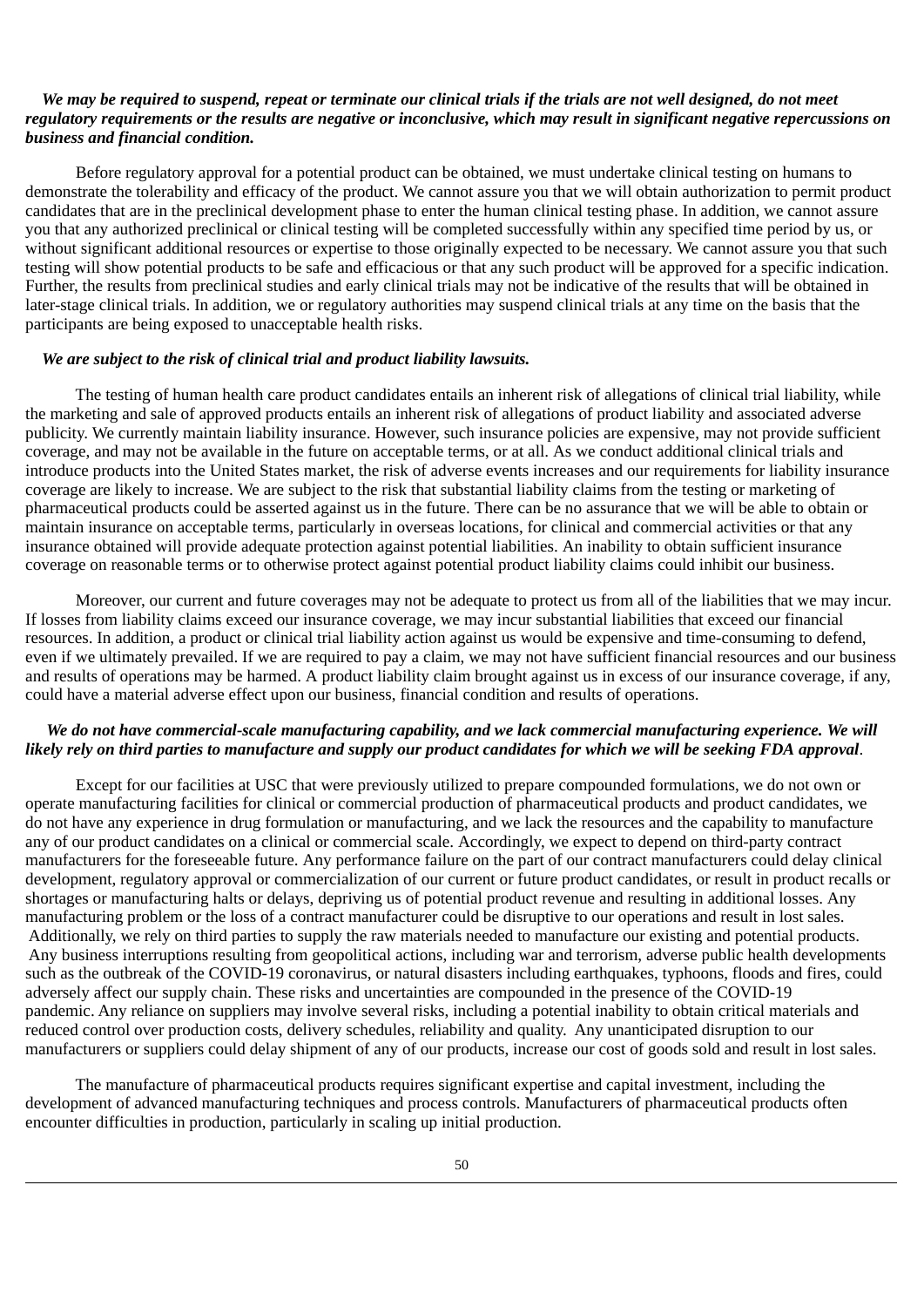***We may be required to suspend, repeat or terminate our clinical trials if the trials are not well designed, do not meet regulatory requirements or the results are negative or inconclusive, which may result in significant negative repercussions on business and financial condition.***

Before regulatory approval for a potential product can be obtained, we must undertake clinical testing on humans to demonstrate the tolerability and efficacy of the product. We cannot assure you that we will obtain authorization to permit product candidates that are in the preclinical development phase to enter the human clinical testing phase. In addition, we cannot assure you that any authorized preclinical or clinical testing will be completed successfully within any specified time period by us, or without significant additional resources or expertise to those originally expected to be necessary. We cannot assure you that such testing will show potential products to be safe and efficacious or that any such product will be approved for a specific indication. Further, the results from preclinical studies and early clinical trials may not be indicative of the results that will be obtained in later-stage clinical trials. In addition, we or regulatory authorities may suspend clinical trials at any time on the basis that the participants are being exposed to unacceptable health risks.

***We are subject to the risk of clinical trial and product liability lawsuits.***

The testing of human health care product candidates entails an inherent risk of allegations of clinical trial liability, while the marketing and sale of approved products entails an inherent risk of allegations of product liability and associated adverse publicity. We currently maintain liability insurance. However, such insurance policies are expensive, may not provide sufficient coverage, and may not be available in the future on acceptable terms, or at all. As we conduct additional clinical trials and introduce products into the United States market, the risk of adverse events increases and our requirements for liability insurance coverage are likely to increase. We are subject to the risk that substantial liability claims from the testing or marketing of pharmaceutical products could be asserted against us in the future. There can be no assurance that we will be able to obtain or maintain insurance on acceptable terms, particularly in overseas locations, for clinical and commercial activities or that any insurance obtained will provide adequate protection against potential liabilities. An inability to obtain sufficient insurance coverage on reasonable terms or to otherwise protect against potential product liability claims could inhibit our business.

Moreover, our current and future coverages may not be adequate to protect us from all of the liabilities that we may incur. If losses from liability claims exceed our insurance coverage, we may incur substantial liabilities that exceed our financial resources. In addition, a product or clinical trial liability action against us would be expensive and time-consuming to defend, even if we ultimately prevailed. If we are required to pay a claim, we may not have sufficient financial resources and our business and results of operations may be harmed. A product liability claim brought against us in excess of our insurance coverage, if any, could have a material adverse effect upon our business, financial condition and results of operations.

***We do not have commercial-scale manufacturing capability, and we lack commercial manufacturing experience. We will likely rely on third parties to manufacture and supply our product candidates for which we will be seeking FDA approval*.**

Except for our facilities at USC that were previously utilized to prepare compounded formulations, we do not own or operate manufacturing facilities for clinical or commercial production of pharmaceutical products and product candidates, we do not have any experience in drug formulation or manufacturing, and we lack the resources and the capability to manufacture any of our product candidates on a clinical or commercial scale. Accordingly, we expect to depend on third-party contract manufacturers for the foreseeable future. Any performance failure on the part of our contract manufacturers could delay clinical development, regulatory approval or commercialization of our current or future product candidates, or result in product recalls or shortages or manufacturing halts or delays, depriving us of potential product revenue and resulting in additional losses. Any manufacturing problem or the loss of a contract manufacturer could be disruptive to our operations and result in lost sales. Additionally, we rely on third parties to supply the raw materials needed to manufacture our existing and potential products. Any business interruptions resulting from geopolitical actions, including war and terrorism, adverse public health developments such as the outbreak of the COVID-19 coronavirus, or natural disasters including earthquakes, typhoons, floods and fires, could adversely affect our supply chain. These risks and uncertainties are compounded in the presence of the COVID-19 pandemic. Any reliance on suppliers may involve several risks, including a potential inability to obtain critical materials and reduced control over production costs, delivery schedules, reliability and quality. Any unanticipated disruption to our manufacturers or suppliers could delay shipment of any of our products, increase our cost of goods sold and result in lost sales.

The manufacture of pharmaceutical products requires significant expertise and capital investment, including the development of advanced manufacturing techniques and process controls. Manufacturers of pharmaceutical products often encounter difficulties in production, particularly in scaling up initial production.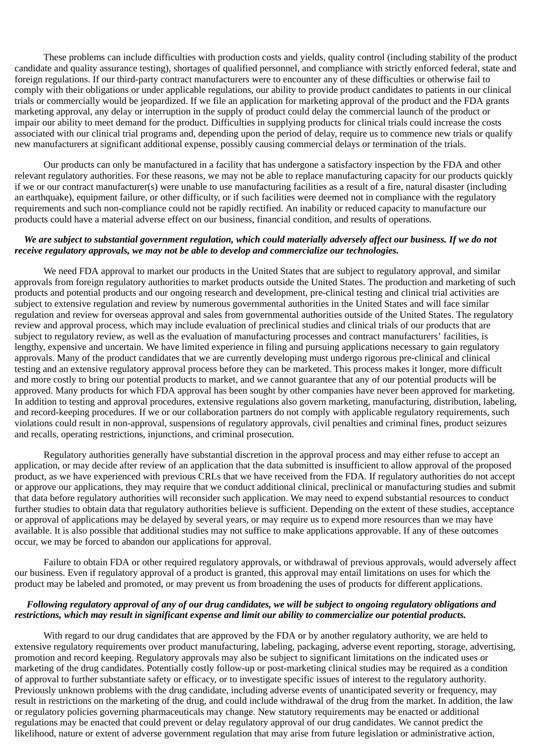These problems can include difficulties with production costs and yields, quality control (including stability of the product candidate and quality assurance testing), shortages of qualified personnel, and compliance with strictly enforced federal, state and foreign regulations. If our third-party contract manufacturers were to encounter any of these difficulties or otherwise fail to comply with their obligations or under applicable regulations, our ability to provide product candidates to patients in our clinical trials or commercially would be jeopardized. If we file an application for marketing approval of the product and the FDA grants marketing approval, any delay or interruption in the supply of product could delay the commercial launch of the product or impair our ability to meet demand for the product. Difficulties in supplying products for clinical trials could increase the costs associated with our clinical trial programs and, depending upon the period of delay, require us to commence new trials or qualify new manufacturers at significant additional expense, possibly causing commercial delays or termination of the trials.

Our products can only be manufactured in a facility that has undergone a satisfactory inspection by the FDA and other relevant regulatory authorities. For these reasons, we may not be able to replace manufacturing capacity for our products quickly if we or our contract manufacturer(s) were unable to use manufacturing facilities as a result of a fire, natural disaster (including an earthquake), equipment failure, or other difficulty, or if such facilities were deemed not in compliance with the regulatory requirements and such non-compliance could not be rapidly rectified. An inability or reduced capacity to manufacture our products could have a material adverse effect on our business, financial condition, and results of operations.

***We are subject to substantial government regulation, which could materially adversely affect our business. If we do not receive regulatory approvals, we may not be able to develop and commercialize our technologies.***

We need FDA approval to market our products in the United States that are subject to regulatory approval, and similar approvals from foreign regulatory authorities to market products outside the United States. The production and marketing of such products and potential products and our ongoing research and development, pre-clinical testing and clinical trial activities are subject to extensive regulation and review by numerous governmental authorities in the United States and will face similar regulation and review for overseas approval and sales from governmental authorities outside of the United States. The regulatory review and approval process, which may include evaluation of preclinical studies and clinical trials of our products that are subject to regulatory review, as well as the evaluation of manufacturing processes and contract manufacturers' facilities, is lengthy, expensive and uncertain. We have limited experience in filing and pursuing applications necessary to gain regulatory approvals. Many of the product candidates that we are currently developing must undergo rigorous pre-clinical and clinical testing and an extensive regulatory approval process before they can be marketed. This process makes it longer, more difficult and more costly to bring our potential products to market, and we cannot guarantee that any of our potential products will be approved. Many products for which FDA approval has been sought by other companies have never been approved for marketing. In addition to testing and approval procedures, extensive regulations also govern marketing, manufacturing, distribution, labeling, and record-keeping procedures. If we or our collaboration partners do not comply with applicable regulatory requirements, such violations could result in non-approval, suspensions of regulatory approvals, civil penalties and criminal fines, product seizures and recalls, operating restrictions, injunctions, and criminal prosecution.

Regulatory authorities generally have substantial discretion in the approval process and may either refuse to accept an application, or may decide after review of an application that the data submitted is insufficient to allow approval of the proposed product, as we have experienced with previous CRLs that we have received from the FDA. If regulatory authorities do not accept or approve our applications, they may require that we conduct additional clinical, preclinical or manufacturing studies and submit that data before regulatory authorities will reconsider such application. We may need to expend substantial resources to conduct further studies to obtain data that regulatory authorities believe is sufficient. Depending on the extent of these studies, acceptance or approval of applications may be delayed by several years, or may require us to expend more resources than we may have available. It is also possible that additional studies may not suffice to make applications approvable. If any of these outcomes occur, we may be forced to abandon our applications for approval.

Failure to obtain FDA or other required regulatory approvals, or withdrawal of previous approvals, would adversely affect our business. Even if regulatory approval of a product is granted, this approval may entail limitations on uses for which the product may be labeled and promoted, or may prevent us from broadening the uses of products for different applications.

***Following regulatory approval of any of our drug candidates, we will be subject to ongoing regulatory obligations and restrictions, which may result in significant expense and limit our ability to commercialize our potential products.***

With regard to our drug candidates that are approved by the FDA or by another regulatory authority, we are held to extensive regulatory requirements over product manufacturing, labeling, packaging, adverse event reporting, storage, advertising, promotion and record keeping. Regulatory approvals may also be subject to significant limitations on the indicated uses or marketing of the drug candidates. Potentially costly follow-up or post-marketing clinical studies may be required as a condition of approval to further substantiate safety or efficacy, or to investigate specific issues of interest to the regulatory authority. Previously unknown problems with the drug candidate, including adverse events of unanticipated severity or frequency, may result in restrictions on the marketing of the drug, and could include withdrawal of the drug from the market. In addition, the law or regulatory policies governing pharmaceuticals may change. New statutory requirements may be enacted or additional regulations may be enacted that could prevent or delay regulatory approval of our drug candidates. We cannot predict the likelihood, nature or extent of adverse government regulation that may arise from future legislation or administrative action,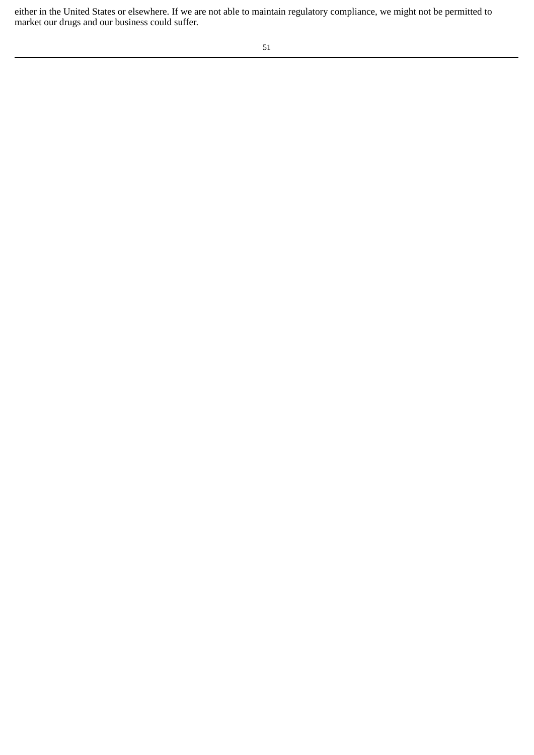either in the United States or elsewhere. If we are not able to maintain regulatory compliance, we might not be permitted to market our drugs and our business could suffer.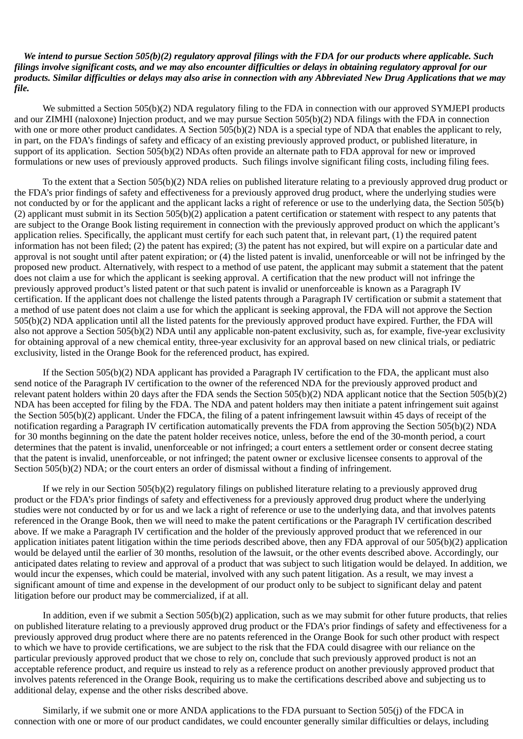***We intend to pursue Section 505(b)(2) regulatory approval filings with the FDA for our products where applicable. Such filings involve significant costs, and we may also encounter difficulties or delays in obtaining regulatory approval for our products. Similar difficulties or delays may also arise in connection with any Abbreviated New Drug Applications that we may file.***

We submitted a Section 505(b)(2) NDA regulatory filing to the FDA in connection with our approved SYMJEPI products and our ZIMHI (naloxone) Injection product, and we may pursue Section 505(b)(2) NDA filings with the FDA in connection with one or more other product candidates. A Section 505(b)(2) NDA is a special type of NDA that enables the applicant to rely, in part, on the FDA's findings of safety and efficacy of an existing previously approved product, or published literature, in support of its application. Section 505(b)(2) NDAs often provide an alternate path to FDA approval for new or improved formulations or new uses of previously approved products. Such filings involve significant filing costs, including filing fees.

To the extent that a Section 505(b)(2) NDA relies on published literature relating to a previously approved drug product or the FDA's prior findings of safety and effectiveness for a previously approved drug product, where the underlying studies were not conducted by or for the applicant and the applicant lacks a right of reference or use to the underlying data, the Section 505(b)(2) applicant must submit in its Section 505(b)(2) application a patent certification or statement with respect to any patents that are subject to the Orange Book listing requirement in connection with the previously approved product on which the applicant's application relies. Specifically, the applicant must certify for each such patent that, in relevant part, (1) the required patent information has not been filed; (2) the patent has expired; (3) the patent has not expired, but will expire on a particular date and approval is not sought until after patent expiration; or (4) the listed patent is invalid, unenforceable or will not be infringed by the proposed new product. Alternatively, with respect to a method of use patent, the applicant may submit a statement that the patent does not claim a use for which the applicant is seeking approval. A certification that the new product will not infringe the previously approved product's listed patent or that such patent is invalid or unenforceable is known as a Paragraph IV certification. If the applicant does not challenge the listed patents through a Paragraph IV certification or submit a statement that a method of use patent does not claim a use for which the applicant is seeking approval, the FDA will not approve the Section 505(b)(2) NDA application until all the listed patents for the previously approved product have expired. Further, the FDA will also not approve a Section 505(b)(2) NDA until any applicable non-patent exclusivity, such as, for example, five-year exclusivity for obtaining approval of a new chemical entity, three-year exclusivity for an approval based on new clinical trials, or pediatric exclusivity, listed in the Orange Book for the referenced product, has expired.

If the Section 505(b)(2) NDA applicant has provided a Paragraph IV certification to the FDA, the applicant must also send notice of the Paragraph IV certification to the owner of the referenced NDA for the previously approved product and relevant patent holders within 20 days after the FDA sends the Section 505(b)(2) NDA applicant notice that the Section 505(b)(2) NDA has been accepted for filing by the FDA. The NDA and patent holders may then initiate a patent infringement suit against the Section 505(b)(2) applicant. Under the FDCA, the filing of a patent infringement lawsuit within 45 days of receipt of the notification regarding a Paragraph IV certification automatically prevents the FDA from approving the Section 505(b)(2) NDA for 30 months beginning on the date the patent holder receives notice, unless, before the end of the 30-month period, a court determines that the patent is invalid, unenforceable or not infringed; a court enters a settlement order or consent decree stating that the patent is invalid, unenforceable, or not infringed; the patent owner or exclusive licensee consents to approval of the Section 505(b)(2) NDA; or the court enters an order of dismissal without a finding of infringement.

If we rely in our Section 505(b)(2) regulatory filings on published literature relating to a previously approved drug product or the FDA's prior findings of safety and effectiveness for a previously approved drug product where the underlying studies were not conducted by or for us and we lack a right of reference or use to the underlying data, and that involves patents referenced in the Orange Book, then we will need to make the patent certifications or the Paragraph IV certification described above. If we make a Paragraph IV certification and the holder of the previously approved product that we referenced in our application initiates patent litigation within the time periods described above, then any FDA approval of our 505(b)(2) application would be delayed until the earlier of 30 months, resolution of the lawsuit, or the other events described above. Accordingly, our anticipated dates relating to review and approval of a product that was subject to such litigation would be delayed. In addition, we would incur the expenses, which could be material, involved with any such patent litigation. As a result, we may invest a significant amount of time and expense in the development of our product only to be subject to significant delay and patent litigation before our product may be commercialized, if at all.

In addition, even if we submit a Section 505(b)(2) application, such as we may submit for other future products, that relies on published literature relating to a previously approved drug product or the FDA's prior findings of safety and effectiveness for a previously approved drug product where there are no patents referenced in the Orange Book for such other product with respect to which we have to provide certifications, we are subject to the risk that the FDA could disagree with our reliance on the particular previously approved product that we chose to rely on, conclude that such previously approved product is not an acceptable reference product, and require us instead to rely as a reference product on another previously approved product that involves patents referenced in the Orange Book, requiring us to make the certifications described above and subjecting us to additional delay, expense and the other risks described above.

Similarly, if we submit one or more ANDA applications to the FDA pursuant to Section 505(j) of the FDCA in connection with one or more of our product candidates, we could encounter generally similar difficulties or delays, including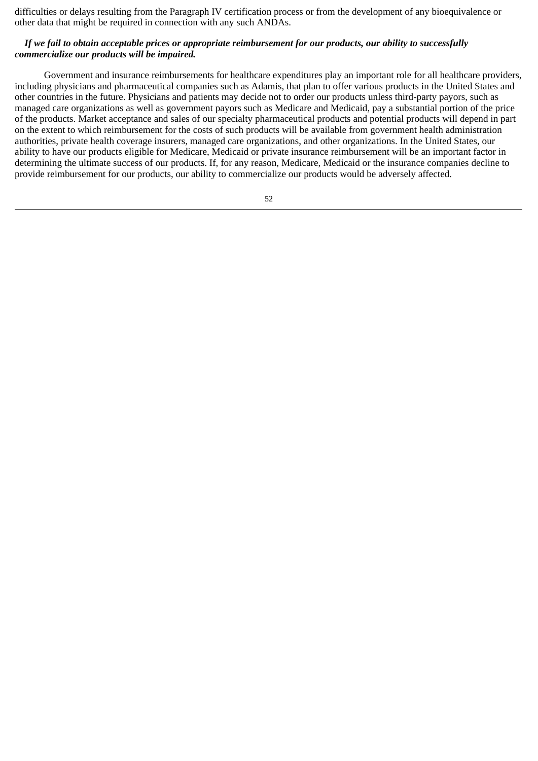difficulties or delays resulting from the Paragraph IV certification process or from the development of any bioequivalence or other data that might be required in connection with any such ANDAs.

***If we fail to obtain acceptable prices or appropriate reimbursement for our products, our ability to successfully commercialize our products will be impaired.***

Government and insurance reimbursements for healthcare expenditures play an important role for all healthcare providers, including physicians and pharmaceutical companies such as Adamis, that plan to offer various products in the United States and other countries in the future. Physicians and patients may decide not to order our products unless third-party payors, such as managed care organizations as well as government payors such as Medicare and Medicaid, pay a substantial portion of the price of the products. Market acceptance and sales of our specialty pharmaceutical products and potential products will depend in part on the extent to which reimbursement for the costs of such products will be available from government health administration authorities, private health coverage insurers, managed care organizations, and other organizations. In the United States, our ability to have our products eligible for Medicare, Medicaid or private insurance reimbursement will be an important factor in determining the ultimate success of our products. If, for any reason, Medicare, Medicaid or the insurance companies decline to provide reimbursement for our products, our ability to commercialize our products would be adversely affected.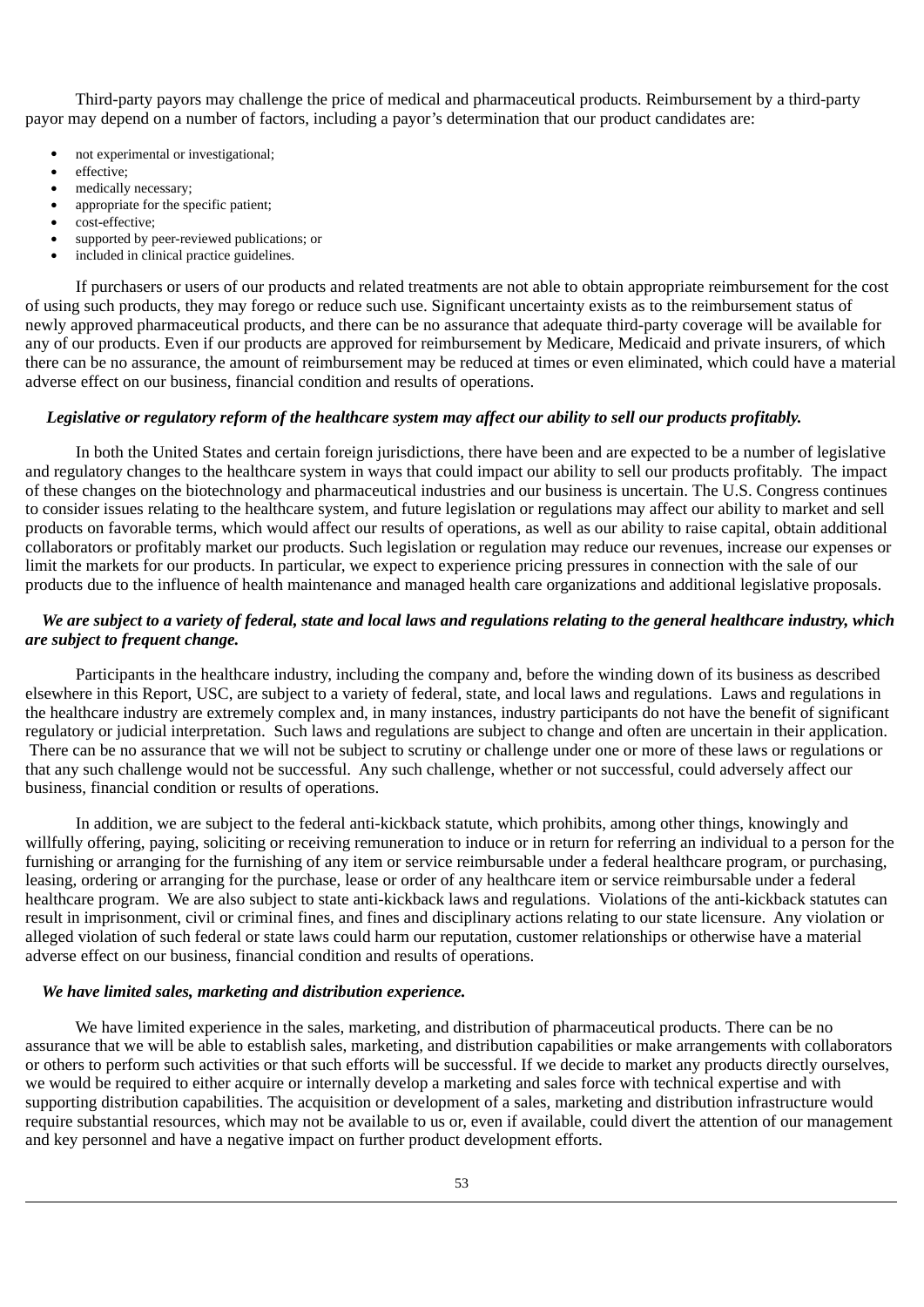Third-party payors may challenge the price of medical and pharmaceutical products. Reimbursement by a third-party payor may depend on a number of factors, including a payor's determination that our product candidates are:

- not experimental or investigational;
- effective;
- medically necessary;
- appropriate for the specific patient;
- cost-effective;
- supported by peer-reviewed publications; or
- included in clinical practice guidelines.

If purchasers or users of our products and related treatments are not able to obtain appropriate reimbursement for the cost of using such products, they may forego or reduce such use. Significant uncertainty exists as to the reimbursement status of newly approved pharmaceutical products, and there can be no assurance that adequate third-party coverage will be available for any of our products. Even if our products are approved for reimbursement by Medicare, Medicaid and private insurers, of which there can be no assurance, the amount of reimbursement may be reduced at times or even eliminated, which could have a material adverse effect on our business, financial condition and results of operations.

***Legislative or regulatory reform of the healthcare system may affect our ability to sell our products profitably.***

In both the United States and certain foreign jurisdictions, there have been and are expected to be a number of legislative and regulatory changes to the healthcare system in ways that could impact our ability to sell our products profitably. The impact of these changes on the biotechnology and pharmaceutical industries and our business is uncertain. The U.S. Congress continues to consider issues relating to the healthcare system, and future legislation or regulations may affect our ability to market and sell products on favorable terms, which would affect our results of operations, as well as our ability to raise capital, obtain additional collaborators or profitably market our products. Such legislation or regulation may reduce our revenues, increase our expenses or limit the markets for our products. In particular, we expect to experience pricing pressures in connection with the sale of our products due to the influence of health maintenance and managed health care organizations and additional legislative proposals.

***We are subject to a variety of federal, state and local laws and regulations relating to the general healthcare industry, which are subject to frequent change.***

Participants in the healthcare industry, including the company and, before the winding down of its business as described elsewhere in this Report, USC, are subject to a variety of federal, state, and local laws and regulations. Laws and regulations in the healthcare industry are extremely complex and, in many instances, industry participants do not have the benefit of significant regulatory or judicial interpretation. Such laws and regulations are subject to change and often are uncertain in their application. There can be no assurance that we will not be subject to scrutiny or challenge under one or more of these laws or regulations or that any such challenge would not be successful. Any such challenge, whether or not successful, could adversely affect our business, financial condition or results of operations.

In addition, we are subject to the federal anti-kickback statute, which prohibits, among other things, knowingly and willfully offering, paying, soliciting or receiving remuneration to induce or in return for referring an individual to a person for the furnishing or arranging for the furnishing of any item or service reimbursable under a federal healthcare program, or purchasing, leasing, ordering or arranging for the purchase, lease or order of any healthcare item or service reimbursable under a federal healthcare program. We are also subject to state anti-kickback laws and regulations. Violations of the anti-kickback statutes can result in imprisonment, civil or criminal fines, and fines and disciplinary actions relating to our state licensure. Any violation or alleged violation of such federal or state laws could harm our reputation, customer relationships or otherwise have a material adverse effect on our business, financial condition and results of operations.

***We have limited sales, marketing and distribution experience.***

We have limited experience in the sales, marketing, and distribution of pharmaceutical products. There can be no assurance that we will be able to establish sales, marketing, and distribution capabilities or make arrangements with collaborators or others to perform such activities or that such efforts will be successful. If we decide to market any products directly ourselves, we would be required to either acquire or internally develop a marketing and sales force with technical expertise and with supporting distribution capabilities. The acquisition or development of a sales, marketing and distribution infrastructure would require substantial resources, which may not be available to us or, even if available, could divert the attention of our management and key personnel and have a negative impact on further product development efforts.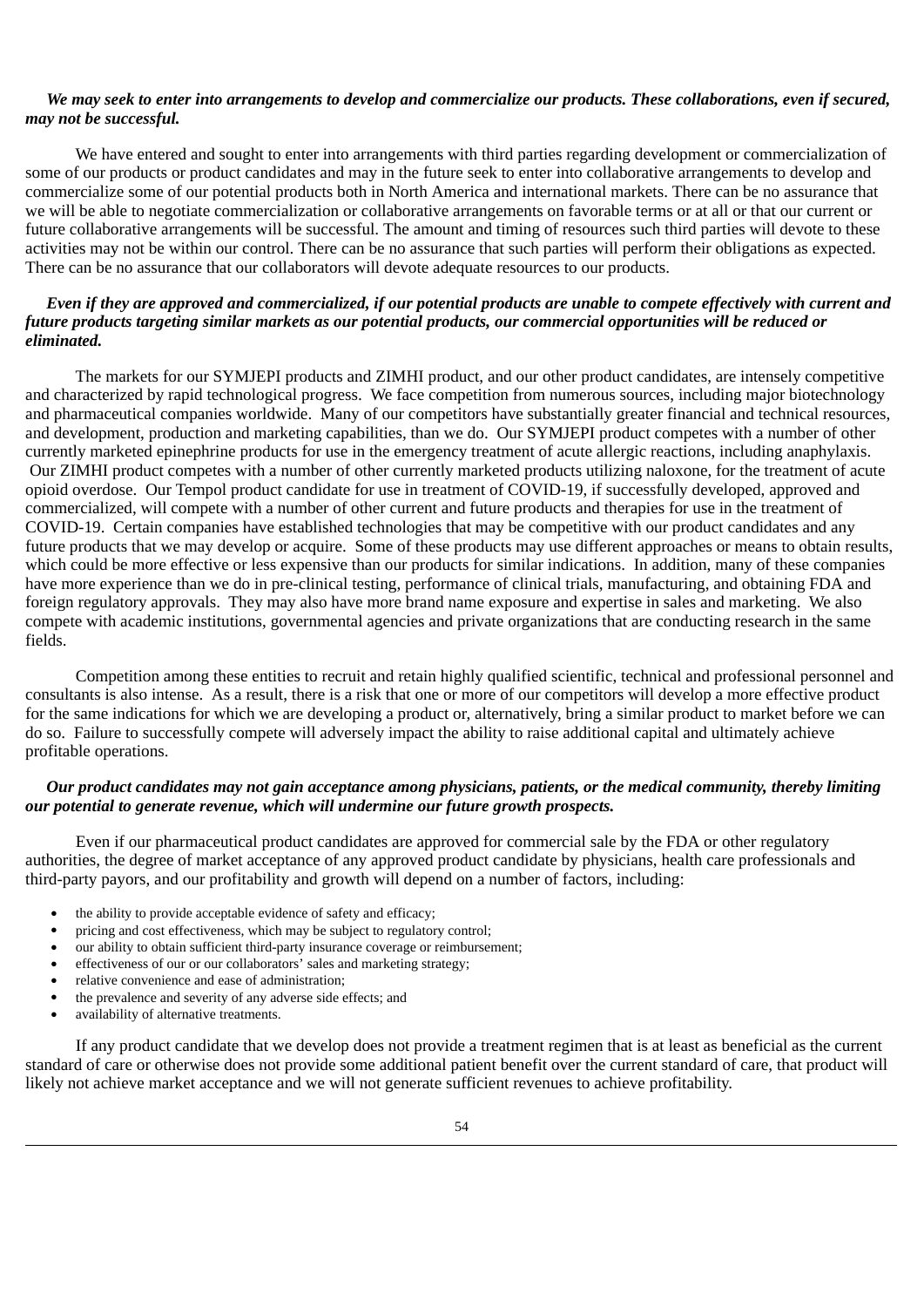***We may seek to enter into arrangements to develop and commercialize our products. These collaborations, even if secured, may not be successful.***

We have entered and sought to enter into arrangements with third parties regarding development or commercialization of some of our products or product candidates and may in the future seek to enter into collaborative arrangements to develop and commercialize some of our potential products both in North America and international markets. There can be no assurance that we will be able to negotiate commercialization or collaborative arrangements on favorable terms or at all or that our current or future collaborative arrangements will be successful. The amount and timing of resources such third parties will devote to these activities may not be within our control. There can be no assurance that such parties will perform their obligations as expected. There can be no assurance that our collaborators will devote adequate resources to our products.

***Even if they are approved and commercialized, if our potential products are unable to compete effectively with current and future products targeting similar markets as our potential products, our commercial opportunities will be reduced or eliminated.***

The markets for our SYMJEPI products and ZIMHI product, and our other product candidates, are intensely competitive and characterized by rapid technological progress. We face competition from numerous sources, including major biotechnology and pharmaceutical companies worldwide. Many of our competitors have substantially greater financial and technical resources, and development, production and marketing capabilities, than we do. Our SYMJEPI product competes with a number of other currently marketed epinephrine products for use in the emergency treatment of acute allergic reactions, including anaphylaxis. Our ZIMHI product competes with a number of other currently marketed products utilizing naloxone, for the treatment of acute opioid overdose. Our Tempol product candidate for use in treatment of COVID-19, if successfully developed, approved and commercialized, will compete with a number of other current and future products and therapies for use in the treatment of COVID-19. Certain companies have established technologies that may be competitive with our product candidates and any future products that we may develop or acquire. Some of these products may use different approaches or means to obtain results, which could be more effective or less expensive than our products for similar indications. In addition, many of these companies have more experience than we do in pre-clinical testing, performance of clinical trials, manufacturing, and obtaining FDA and foreign regulatory approvals. They may also have more brand name exposure and expertise in sales and marketing. We also compete with academic institutions, governmental agencies and private organizations that are conducting research in the same fields.

Competition among these entities to recruit and retain highly qualified scientific, technical and professional personnel and consultants is also intense. As a result, there is a risk that one or more of our competitors will develop a more effective product for the same indications for which we are developing a product or, alternatively, bring a similar product to market before we can do so. Failure to successfully compete will adversely impact the ability to raise additional capital and ultimately achieve profitable operations.

***Our product candidates may not gain acceptance among physicians, patients, or the medical community, thereby limiting our potential to generate revenue, which will undermine our future growth prospects.***

Even if our pharmaceutical product candidates are approved for commercial sale by the FDA or other regulatory authorities, the degree of market acceptance of any approved product candidate by physicians, health care professionals and third-party payors, and our profitability and growth will depend on a number of factors, including:

- the ability to provide acceptable evidence of safety and efficacy;
- pricing and cost effectiveness, which may be subject to regulatory control;
- our ability to obtain sufficient third-party insurance coverage or reimbursement;
- effectiveness of our or our collaborators' sales and marketing strategy;
- relative convenience and ease of administration;
- the prevalence and severity of any adverse side effects; and
- availability of alternative treatments.

If any product candidate that we develop does not provide a treatment regimen that is at least as beneficial as the current standard of care or otherwise does not provide some additional patient benefit over the current standard of care, that product will likely not achieve market acceptance and we will not generate sufficient revenues to achieve profitability.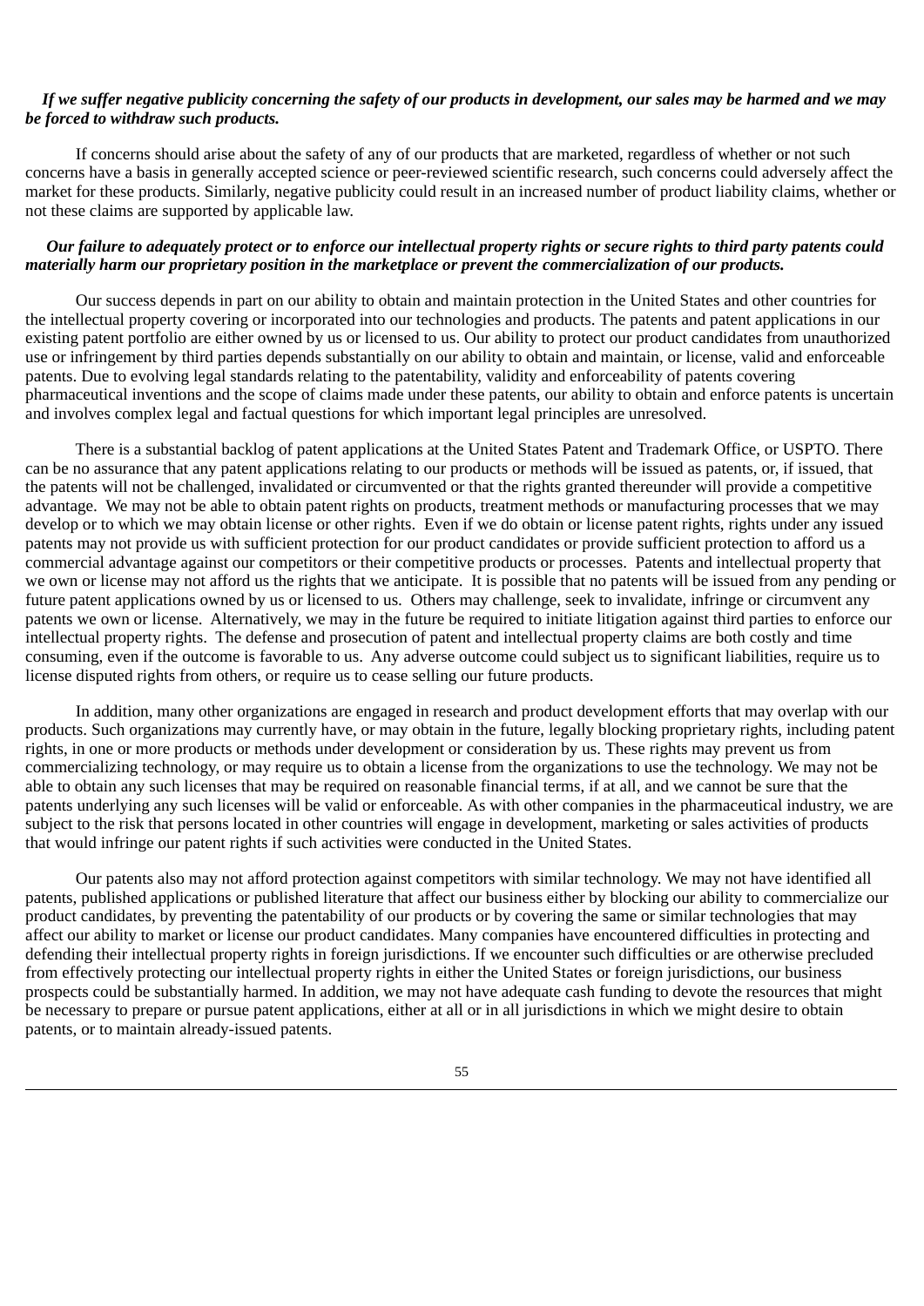***If we suffer negative publicity concerning the safety of our products in development, our sales may be harmed and we may be forced to withdraw such products.***

If concerns should arise about the safety of any of our products that are marketed, regardless of whether or not such concerns have a basis in generally accepted science or peer-reviewed scientific research, such concerns could adversely affect the market for these products. Similarly, negative publicity could result in an increased number of product liability claims, whether or not these claims are supported by applicable law.

***Our failure to adequately protect or to enforce our intellectual property rights or secure rights to third party patents could materially harm our proprietary position in the marketplace or prevent the commercialization of our products.***

Our success depends in part on our ability to obtain and maintain protection in the United States and other countries for the intellectual property covering or incorporated into our technologies and products. The patents and patent applications in our existing patent portfolio are either owned by us or licensed to us. Our ability to protect our product candidates from unauthorized use or infringement by third parties depends substantially on our ability to obtain and maintain, or license, valid and enforceable patents. Due to evolving legal standards relating to the patentability, validity and enforceability of patents covering pharmaceutical inventions and the scope of claims made under these patents, our ability to obtain and enforce patents is uncertain and involves complex legal and factual questions for which important legal principles are unresolved.

There is a substantial backlog of patent applications at the United States Patent and Trademark Office, or USPTO. There can be no assurance that any patent applications relating to our products or methods will be issued as patents, or, if issued, that the patents will not be challenged, invalidated or circumvented or that the rights granted thereunder will provide a competitive advantage. We may not be able to obtain patent rights on products, treatment methods or manufacturing processes that we may develop or to which we may obtain license or other rights. Even if we do obtain or license patent rights, rights under any issued patents may not provide us with sufficient protection for our product candidates or provide sufficient protection to afford us a commercial advantage against our competitors or their competitive products or processes. Patents and intellectual property that we own or license may not afford us the rights that we anticipate. It is possible that no patents will be issued from any pending or future patent applications owned by us or licensed to us. Others may challenge, seek to invalidate, infringe or circumvent any patents we own or license. Alternatively, we may in the future be required to initiate litigation against third parties to enforce our intellectual property rights. The defense and prosecution of patent and intellectual property claims are both costly and time consuming, even if the outcome is favorable to us. Any adverse outcome could subject us to significant liabilities, require us to license disputed rights from others, or require us to cease selling our future products.

In addition, many other organizations are engaged in research and product development efforts that may overlap with our products. Such organizations may currently have, or may obtain in the future, legally blocking proprietary rights, including patent rights, in one or more products or methods under development or consideration by us. These rights may prevent us from commercializing technology, or may require us to obtain a license from the organizations to use the technology. We may not be able to obtain any such licenses that may be required on reasonable financial terms, if at all, and we cannot be sure that the patents underlying any such licenses will be valid or enforceable. As with other companies in the pharmaceutical industry, we are subject to the risk that persons located in other countries will engage in development, marketing or sales activities of products that would infringe our patent rights if such activities were conducted in the United States.

Our patents also may not afford protection against competitors with similar technology. We may not have identified all patents, published applications or published literature that affect our business either by blocking our ability to commercialize our product candidates, by preventing the patentability of our products or by covering the same or similar technologies that may affect our ability to market or license our product candidates. Many companies have encountered difficulties in protecting and defending their intellectual property rights in foreign jurisdictions. If we encounter such difficulties or are otherwise precluded from effectively protecting our intellectual property rights in either the United States or foreign jurisdictions, our business prospects could be substantially harmed. In addition, we may not have adequate cash funding to devote the resources that might be necessary to prepare or pursue patent applications, either at all or in all jurisdictions in which we might desire to obtain patents, or to maintain already-issued patents.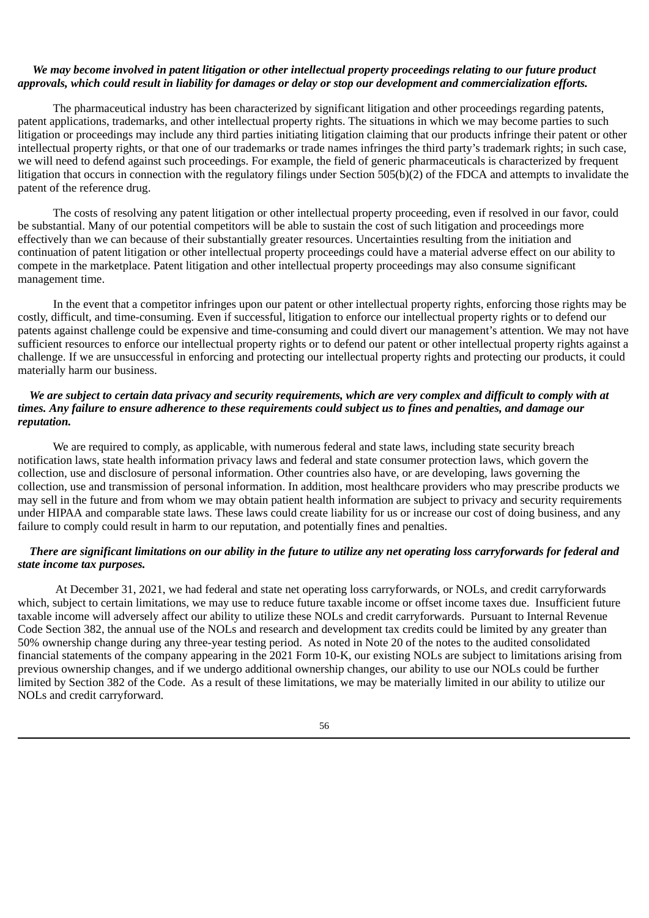***We may become involved in patent litigation or other intellectual property proceedings relating to our future product approvals, which could result in liability for damages or delay or stop our development and commercialization efforts.***

The pharmaceutical industry has been characterized by significant litigation and other proceedings regarding patents, patent applications, trademarks, and other intellectual property rights. The situations in which we may become parties to such litigation or proceedings may include any third parties initiating litigation claiming that our products infringe their patent or other intellectual property rights, or that one of our trademarks or trade names infringes the third party's trademark rights; in such case, we will need to defend against such proceedings. For example, the field of generic pharmaceuticals is characterized by frequent litigation that occurs in connection with the regulatory filings under Section 505(b)(2) of the FDCA and attempts to invalidate the patent of the reference drug.

The costs of resolving any patent litigation or other intellectual property proceeding, even if resolved in our favor, could be substantial. Many of our potential competitors will be able to sustain the cost of such litigation and proceedings more effectively than we can because of their substantially greater resources. Uncertainties resulting from the initiation and continuation of patent litigation or other intellectual property proceedings could have a material adverse effect on our ability to compete in the marketplace. Patent litigation and other intellectual property proceedings may also consume significant management time.

In the event that a competitor infringes upon our patent or other intellectual property rights, enforcing those rights may be costly, difficult, and time-consuming. Even if successful, litigation to enforce our intellectual property rights or to defend our patents against challenge could be expensive and time-consuming and could divert our management's attention. We may not have sufficient resources to enforce our intellectual property rights or to defend our patent or other intellectual property rights against a challenge. If we are unsuccessful in enforcing and protecting our intellectual property rights and protecting our products, it could materially harm our business.

***We are subject to certain data privacy and security requirements, which are very complex and difficult to comply with at times. Any failure to ensure adherence to these requirements could subject us to fines and penalties, and damage our reputation.***

We are required to comply, as applicable, with numerous federal and state laws, including state security breach notification laws, state health information privacy laws and federal and state consumer protection laws, which govern the collection, use and disclosure of personal information. Other countries also have, or are developing, laws governing the collection, use and transmission of personal information. In addition, most healthcare providers who may prescribe products we may sell in the future and from whom we may obtain patient health information are subject to privacy and security requirements under HIPAA and comparable state laws. These laws could create liability for us or increase our cost of doing business, and any failure to comply could result in harm to our reputation, and potentially fines and penalties.

***There are significant limitations on our ability in the future to utilize any net operating loss carryforwards for federal and state income tax purposes.***

At December 31, 2021, we had federal and state net operating loss carryforwards, or NOLs, and credit carryforwards which, subject to certain limitations, we may use to reduce future taxable income or offset income taxes due. Insufficient future taxable income will adversely affect our ability to utilize these NOLs and credit carryforwards. Pursuant to Internal Revenue Code Section 382, the annual use of the NOLs and research and development tax credits could be limited by any greater than 50% ownership change during any three-year testing period. As noted in Note 20 of the notes to the audited consolidated financial statements of the company appearing in the 2021 Form 10-K, our existing NOLs are subject to limitations arising from previous ownership changes, and if we undergo additional ownership changes, our ability to use our NOLs could be further limited by Section 382 of the Code. As a result of these limitations, we may be materially limited in our ability to utilize our NOLs and credit carryforward.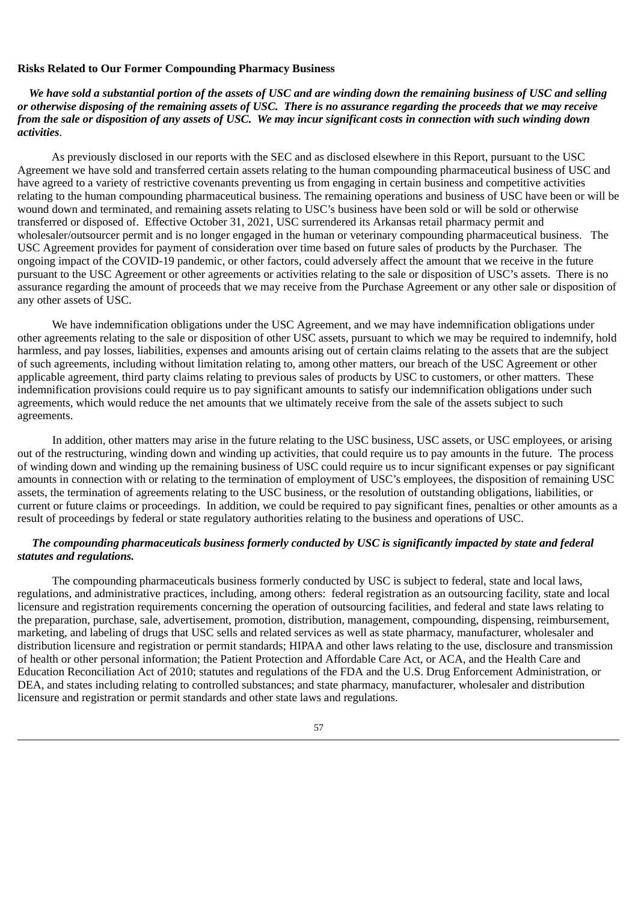**Risks Related to Our Former Compounding Pharmacy Business**

***We have sold a substantial portion of the assets of USC and are winding down the remaining business of USC and selling or otherwise disposing of the remaining assets of USC. There is no assurance regarding the proceeds that we may receive from the sale or disposition of any assets of USC. We may incur significant costs in connection with such winding down activities*.**

As previously disclosed in our reports with the SEC and as disclosed elsewhere in this Report, pursuant to the USC Agreement we have sold and transferred certain assets relating to the human compounding pharmaceutical business of USC and have agreed to a variety of restrictive covenants preventing us from engaging in certain business and competitive activities relating to the human compounding pharmaceutical business. The remaining operations and business of USC have been or will be wound down and terminated, and remaining assets relating to USC's business have been sold or will be sold or otherwise transferred or disposed of. Effective October 31, 2021, USC surrendered its Arkansas retail pharmacy permit and wholesaler/outsourcer permit and is no longer engaged in the human or veterinary compounding pharmaceutical business. The USC Agreement provides for payment of consideration over time based on future sales of products by the Purchaser. The ongoing impact of the COVID-19 pandemic, or other factors, could adversely affect the amount that we receive in the future pursuant to the USC Agreement or other agreements or activities relating to the sale or disposition of USC's assets. There is no assurance regarding the amount of proceeds that we may receive from the Purchase Agreement or any other sale or disposition of any other assets of USC.

We have indemnification obligations under the USC Agreement, and we may have indemnification obligations under other agreements relating to the sale or disposition of other USC assets, pursuant to which we may be required to indemnify, hold harmless, and pay losses, liabilities, expenses and amounts arising out of certain claims relating to the assets that are the subject of such agreements, including without limitation relating to, among other matters, our breach of the USC Agreement or other applicable agreement, third party claims relating to previous sales of products by USC to customers, or other matters. These indemnification provisions could require us to pay significant amounts to satisfy our indemnification obligations under such agreements, which would reduce the net amounts that we ultimately receive from the sale of the assets subject to such agreements.

In addition, other matters may arise in the future relating to the USC business, USC assets, or USC employees, or arising out of the restructuring, winding down and winding up activities, that could require us to pay amounts in the future. The process of winding down and winding up the remaining business of USC could require us to incur significant expenses or pay significant amounts in connection with or relating to the termination of employment of USC's employees, the disposition of remaining USC assets, the termination of agreements relating to the USC business, or the resolution of outstanding obligations, liabilities, or current or future claims or proceedings. In addition, we could be required to pay significant fines, penalties or other amounts as a result of proceedings by federal or state regulatory authorities relating to the business and operations of USC.

***The compounding pharmaceuticals business formerly conducted by USC is significantly impacted by state and federal statutes and regulations.***

The compounding pharmaceuticals business formerly conducted by USC is subject to federal, state and local laws, regulations, and administrative practices, including, among others: federal registration as an outsourcing facility, state and local licensure and registration requirements concerning the operation of outsourcing facilities, and federal and state laws relating to the preparation, purchase, sale, advertisement, promotion, distribution, management, compounding, dispensing, reimbursement, marketing, and labeling of drugs that USC sells and related services as well as state pharmacy, manufacturer, wholesaler and distribution licensure and registration or permit standards; HIPAA and other laws relating to the use, disclosure and transmission of health or other personal information; the Patient Protection and Affordable Care Act, or ACA, and the Health Care and Education Reconciliation Act of 2010; statutes and regulations of the FDA and the U.S. Drug Enforcement Administration, or DEA, and states including relating to controlled substances; and state pharmacy, manufacturer, wholesaler and distribution licensure and registration or permit standards and other state laws and regulations.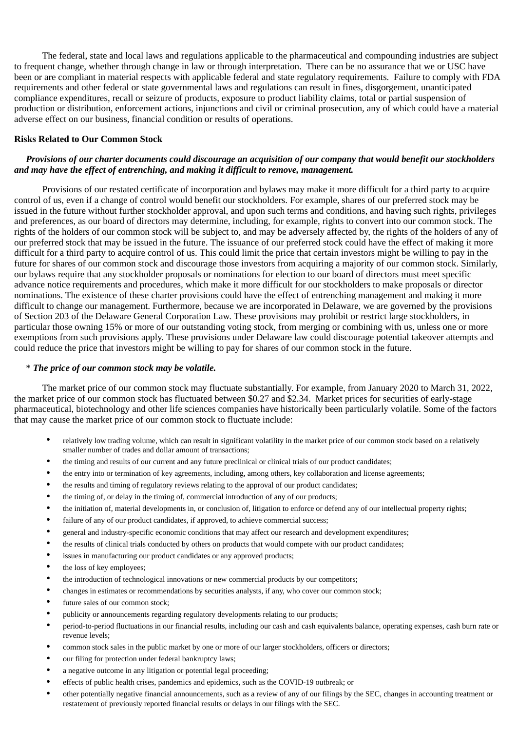The federal, state and local laws and regulations applicable to the pharmaceutical and compounding industries are subject to frequent change, whether through change in law or through interpretation. There can be no assurance that we or USC have been or are compliant in material respects with applicable federal and state regulatory requirements. Failure to comply with FDA requirements and other federal or state governmental laws and regulations can result in fines, disgorgement, unanticipated compliance expenditures, recall or seizure of products, exposure to product liability claims, total or partial suspension of production or distribution, enforcement actions, injunctions and civil or criminal prosecution, any of which could have a material adverse effect on our business, financial condition or results of operations.

**Risks Related to Our Common Stock**

***Provisions of our charter documents could discourage an acquisition of our company that would benefit our stockholders and may have the effect of entrenching, and making it difficult to remove, management.***

Provisions of our restated certificate of incorporation and bylaws may make it more difficult for a third party to acquire control of us, even if a change of control would benefit our stockholders. For example, shares of our preferred stock may be issued in the future without further stockholder approval, and upon such terms and conditions, and having such rights, privileges and preferences, as our board of directors may determine, including, for example, rights to convert into our common stock. The rights of the holders of our common stock will be subject to, and may be adversely affected by, the rights of the holders of any of our preferred stock that may be issued in the future. The issuance of our preferred stock could have the effect of making it more difficult for a third party to acquire control of us. This could limit the price that certain investors might be willing to pay in the future for shares of our common stock and discourage those investors from acquiring a majority of our common stock. Similarly, our bylaws require that any stockholder proposals or nominations for election to our board of directors must meet specific advance notice requirements and procedures, which make it more difficult for our stockholders to make proposals or director nominations. The existence of these charter provisions could have the effect of entrenching management and making it more difficult to change our management. Furthermore, because we are incorporated in Delaware, we are governed by the provisions of Section 203 of the Delaware General Corporation Law. These provisions may prohibit or restrict large stockholders, in particular those owning 15% or more of our outstanding voting stock, from merging or combining with us, unless one or more exemptions from such provisions apply. These provisions under Delaware law could discourage potential takeover attempts and could reduce the price that investors might be willing to pay for shares of our common stock in the future.

\* ***The price of our common stock may be volatile.***

The market price of our common stock may fluctuate substantially. For example, from January 2020 to March 31, 2022, the market price of our common stock has fluctuated between $0.27 and $2.34. Market prices for securities of early-stage pharmaceutical, biotechnology and other life sciences companies have historically been particularly volatile. Some of the factors that may cause the market price of our common stock to fluctuate include:

- relatively low trading volume, which can result in significant volatility in the market price of our common stock based on a relatively smaller number of trades and dollar amount of transactions;
- the timing and results of our current and any future preclinical or clinical trials of our product candidates;
- the entry into or termination of key agreements, including, among others, key collaboration and license agreements;
- the results and timing of regulatory reviews relating to the approval of our product candidates;
- the timing of, or delay in the timing of, commercial introduction of any of our products;
- the initiation of, material developments in, or conclusion of, litigation to enforce or defend any of our intellectual property rights;
- failure of any of our product candidates, if approved, to achieve commercial success;
- general and industry-specific economic conditions that may affect our research and development expenditures;
- the results of clinical trials conducted by others on products that would compete with our product candidates;
- issues in manufacturing our product candidates or any approved products;
- the loss of key employees;
- the introduction of technological innovations or new commercial products by our competitors;
- changes in estimates or recommendations by securities analysts, if any, who cover our common stock;
- future sales of our common stock;
- publicity or announcements regarding regulatory developments relating to our products;
- period-to-period fluctuations in our financial results, including our cash and cash equivalents balance, operating expenses, cash burn rate or revenue levels;
- common stock sales in the public market by one or more of our larger stockholders, officers or directors;
- our filing for protection under federal bankruptcy laws;
- a negative outcome in any litigation or potential legal proceeding;
- effects of public health crises, pandemics and epidemics, such as the COVID-19 outbreak; or
- other potentially negative financial announcements, such as a review of any of our filings by the SEC, changes in accounting treatment or restatement of previously reported financial results or delays in our filings with the SEC.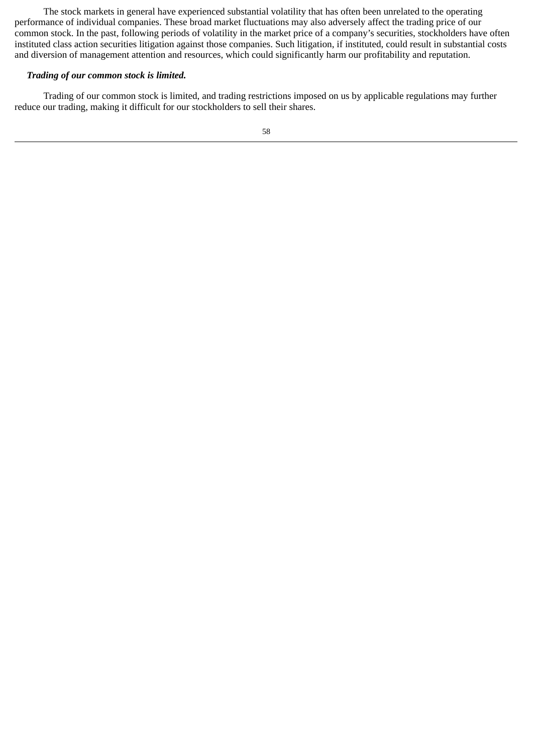The stock markets in general have experienced substantial volatility that has often been unrelated to the operating performance of individual companies. These broad market fluctuations may also adversely affect the trading price of our common stock. In the past, following periods of volatility in the market price of a company’s securities, stockholders have often instituted class action securities litigation against those companies. Such litigation, if instituted, could result in substantial costs and diversion of management attention and resources, which could significantly harm our profitability and reputation.

***Trading of our common stock is limited.***

Trading of our common stock is limited, and trading restrictions imposed on us by applicable regulations may further reduce our trading, making it difficult for our stockholders to sell their shares.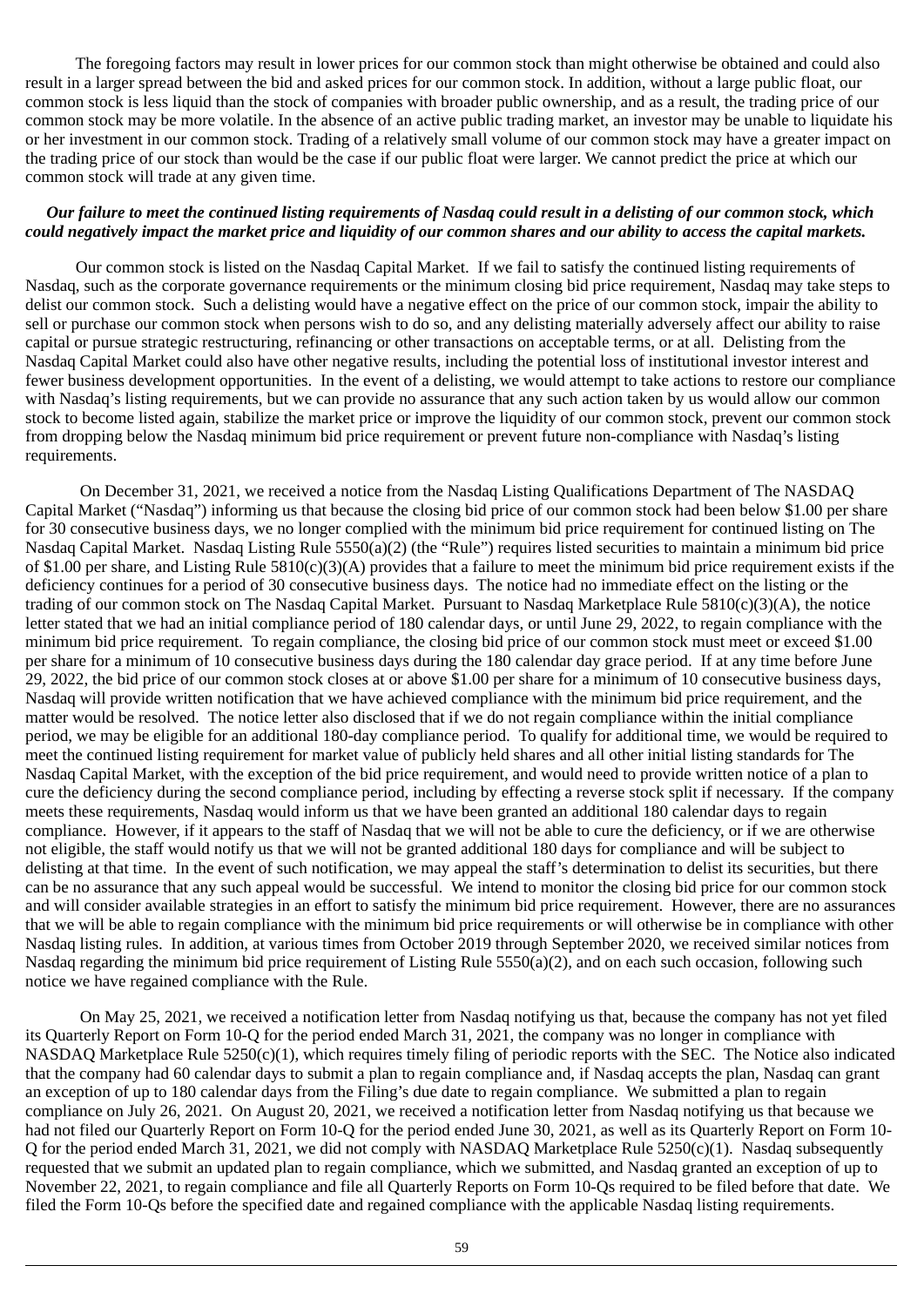The foregoing factors may result in lower prices for our common stock than might otherwise be obtained and could also result in a larger spread between the bid and asked prices for our common stock. In addition, without a large public float, our common stock is less liquid than the stock of companies with broader public ownership, and as a result, the trading price of our common stock may be more volatile. In the absence of an active public trading market, an investor may be unable to liquidate his or her investment in our common stock. Trading of a relatively small volume of our common stock may have a greater impact on the trading price of our stock than would be the case if our public float were larger. We cannot predict the price at which our common stock will trade at any given time.

***Our failure to meet the continued listing requirements of Nasdaq could result in a delisting of our common stock, which could negatively impact the market price and liquidity of our common shares and our ability to access the capital markets.***

Our common stock is listed on the Nasdaq Capital Market. If we fail to satisfy the continued listing requirements of Nasdaq, such as the corporate governance requirements or the minimum closing bid price requirement, Nasdaq may take steps to delist our common stock. Such a delisting would have a negative effect on the price of our common stock, impair the ability to sell or purchase our common stock when persons wish to do so, and any delisting materially adversely affect our ability to raise capital or pursue strategic restructuring, refinancing or other transactions on acceptable terms, or at all. Delisting from the Nasdaq Capital Market could also have other negative results, including the potential loss of institutional investor interest and fewer business development opportunities. In the event of a delisting, we would attempt to take actions to restore our compliance with Nasdaq's listing requirements, but we can provide no assurance that any such action taken by us would allow our common stock to become listed again, stabilize the market price or improve the liquidity of our common stock, prevent our common stock from dropping below the Nasdaq minimum bid price requirement or prevent future non-compliance with Nasdaq's listing requirements.

On December 31, 2021, we received a notice from the Nasdaq Listing Qualifications Department of The NASDAQ Capital Market ("Nasdaq") informing us that because the closing bid price of our common stock had been below $1.00 per share for 30 consecutive business days, we no longer complied with the minimum bid price requirement for continued listing on The Nasdaq Capital Market. Nasdaq Listing Rule 5550(a)(2) (the "Rule") requires listed securities to maintain a minimum bid price of $1.00 per share, and Listing Rule 5810(c)(3)(A) provides that a failure to meet the minimum bid price requirement exists if the deficiency continues for a period of 30 consecutive business days. The notice had no immediate effect on the listing or the trading of our common stock on The Nasdaq Capital Market. Pursuant to Nasdaq Marketplace Rule 5810(c)(3)(A), the notice letter stated that we had an initial compliance period of 180 calendar days, or until June 29, 2022, to regain compliance with the minimum bid price requirement. To regain compliance, the closing bid price of our common stock must meet or exceed $1.00 per share for a minimum of 10 consecutive business days during the 180 calendar day grace period. If at any time before June 29, 2022, the bid price of our common stock closes at or above $1.00 per share for a minimum of 10 consecutive business days, Nasdaq will provide written notification that we have achieved compliance with the minimum bid price requirement, and the matter would be resolved. The notice letter also disclosed that if we do not regain compliance within the initial compliance period, we may be eligible for an additional 180-day compliance period. To qualify for additional time, we would be required to meet the continued listing requirement for market value of publicly held shares and all other initial listing standards for The Nasdaq Capital Market, with the exception of the bid price requirement, and would need to provide written notice of a plan to cure the deficiency during the second compliance period, including by effecting a reverse stock split if necessary. If the company meets these requirements, Nasdaq would inform us that we have been granted an additional 180 calendar days to regain compliance. However, if it appears to the staff of Nasdaq that we will not be able to cure the deficiency, or if we are otherwise not eligible, the staff would notify us that we will not be granted additional 180 days for compliance and will be subject to delisting at that time. In the event of such notification, we may appeal the staff's determination to delist its securities, but there can be no assurance that any such appeal would be successful. We intend to monitor the closing bid price for our common stock and will consider available strategies in an effort to satisfy the minimum bid price requirement. However, there are no assurances that we will be able to regain compliance with the minimum bid price requirements or will otherwise be in compliance with other Nasdaq listing rules. In addition, at various times from October 2019 through September 2020, we received similar notices from Nasdaq regarding the minimum bid price requirement of Listing Rule 5550(a)(2), and on each such occasion, following such notice we have regained compliance with the Rule.

On May 25, 2021, we received a notification letter from Nasdaq notifying us that, because the company has not yet filed its Quarterly Report on Form 10-Q for the period ended March 31, 2021, the company was no longer in compliance with NASDAQ Marketplace Rule 5250(c)(1), which requires timely filing of periodic reports with the SEC. The Notice also indicated that the company had 60 calendar days to submit a plan to regain compliance and, if Nasdaq accepts the plan, Nasdaq can grant an exception of up to 180 calendar days from the Filing's due date to regain compliance. We submitted a plan to regain compliance on July 26, 2021. On August 20, 2021, we received a notification letter from Nasdaq notifying us that because we had not filed our Quarterly Report on Form 10-Q for the period ended June 30, 2021, as well as its Quarterly Report on Form 10-Q for the period ended March 31, 2021, we did not comply with NASDAQ Marketplace Rule 5250(c)(1). Nasdaq subsequently requested that we submit an updated plan to regain compliance, which we submitted, and Nasdaq granted an exception of up to November 22, 2021, to regain compliance and file all Quarterly Reports on Form 10-Qs required to be filed before that date. We filed the Form 10-Qs before the specified date and regained compliance with the applicable Nasdaq listing requirements.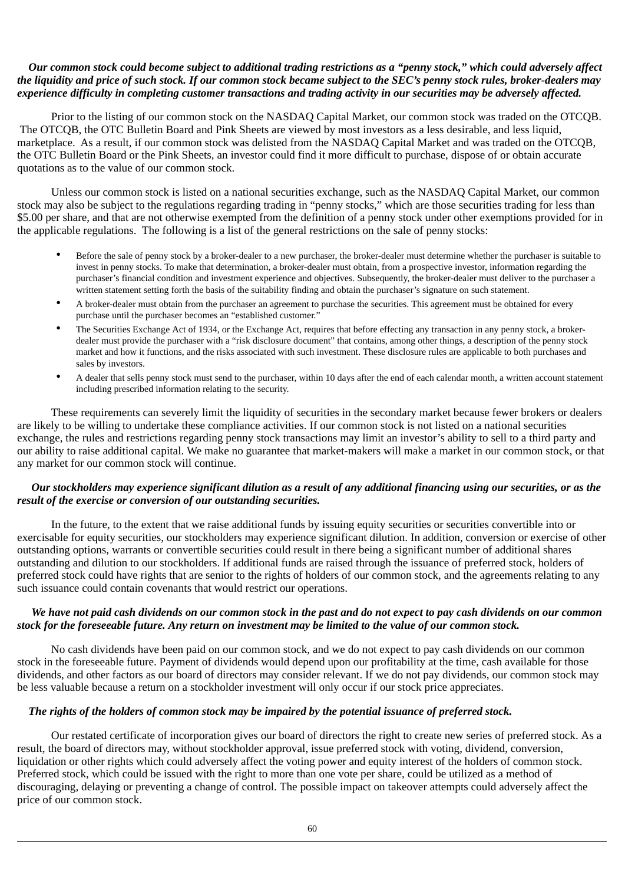***Our common stock could become subject to additional trading restrictions as a "penny stock," which could adversely affect the liquidity and price of such stock. If our common stock became subject to the SEC's penny stock rules, broker-dealers may experience difficulty in completing customer transactions and trading activity in our securities may be adversely affected.***

Prior to the listing of our common stock on the NASDAQ Capital Market, our common stock was traded on the OTCQB. The OTCQB, the OTC Bulletin Board and Pink Sheets are viewed by most investors as a less desirable, and less liquid, marketplace. As a result, if our common stock was delisted from the NASDAQ Capital Market and was traded on the OTCQB, the OTC Bulletin Board or the Pink Sheets, an investor could find it more difficult to purchase, dispose of or obtain accurate quotations as to the value of our common stock.

Unless our common stock is listed on a national securities exchange, such as the NASDAQ Capital Market, our common stock may also be subject to the regulations regarding trading in "penny stocks," which are those securities trading for less than $5.00 per share, and that are not otherwise exempted from the definition of a penny stock under other exemptions provided for in the applicable regulations. The following is a list of the general restrictions on the sale of penny stocks:

- Before the sale of penny stock by a broker-dealer to a new purchaser, the broker-dealer must determine whether the purchaser is suitable to invest in penny stocks. To make that determination, a broker-dealer must obtain, from a prospective investor, information regarding the purchaser's financial condition and investment experience and objectives. Subsequently, the broker-dealer must deliver to the purchaser a written statement setting forth the basis of the suitability finding and obtain the purchaser's signature on such statement.
- A broker-dealer must obtain from the purchaser an agreement to purchase the securities. This agreement must be obtained for every purchase until the purchaser becomes an "established customer."
- The Securities Exchange Act of 1934, or the Exchange Act, requires that before effecting any transaction in any penny stock, a broker-dealer must provide the purchaser with a "risk disclosure document" that contains, among other things, a description of the penny stock market and how it functions, and the risks associated with such investment. These disclosure rules are applicable to both purchases and sales by investors.
- A dealer that sells penny stock must send to the purchaser, within 10 days after the end of each calendar month, a written account statement including prescribed information relating to the security.

These requirements can severely limit the liquidity of securities in the secondary market because fewer brokers or dealers are likely to be willing to undertake these compliance activities. If our common stock is not listed on a national securities exchange, the rules and restrictions regarding penny stock transactions may limit an investor's ability to sell to a third party and our ability to raise additional capital. We make no guarantee that market-makers will make a market in our common stock, or that any market for our common stock will continue.

***Our stockholders may experience significant dilution as a result of any additional financing using our securities, or as the result of the exercise or conversion of our outstanding securities.***

In the future, to the extent that we raise additional funds by issuing equity securities or securities convertible into or exercisable for equity securities, our stockholders may experience significant dilution. In addition, conversion or exercise of other outstanding options, warrants or convertible securities could result in there being a significant number of additional shares outstanding and dilution to our stockholders. If additional funds are raised through the issuance of preferred stock, holders of preferred stock could have rights that are senior to the rights of holders of our common stock, and the agreements relating to any such issuance could contain covenants that would restrict our operations.

***We have not paid cash dividends on our common stock in the past and do not expect to pay cash dividends on our common stock for the foreseeable future. Any return on investment may be limited to the value of our common stock.***

No cash dividends have been paid on our common stock, and we do not expect to pay cash dividends on our common stock in the foreseeable future. Payment of dividends would depend upon our profitability at the time, cash available for those dividends, and other factors as our board of directors may consider relevant. If we do not pay dividends, our common stock may be less valuable because a return on a stockholder investment will only occur if our stock price appreciates.

***The rights of the holders of common stock may be impaired by the potential issuance of preferred stock.***

Our restated certificate of incorporation gives our board of directors the right to create new series of preferred stock. As a result, the board of directors may, without stockholder approval, issue preferred stock with voting, dividend, conversion, liquidation or other rights which could adversely affect the voting power and equity interest of the holders of common stock. Preferred stock, which could be issued with the right to more than one vote per share, could be utilized as a method of discouraging, delaying or preventing a change of control. The possible impact on takeover attempts could adversely affect the price of our common stock.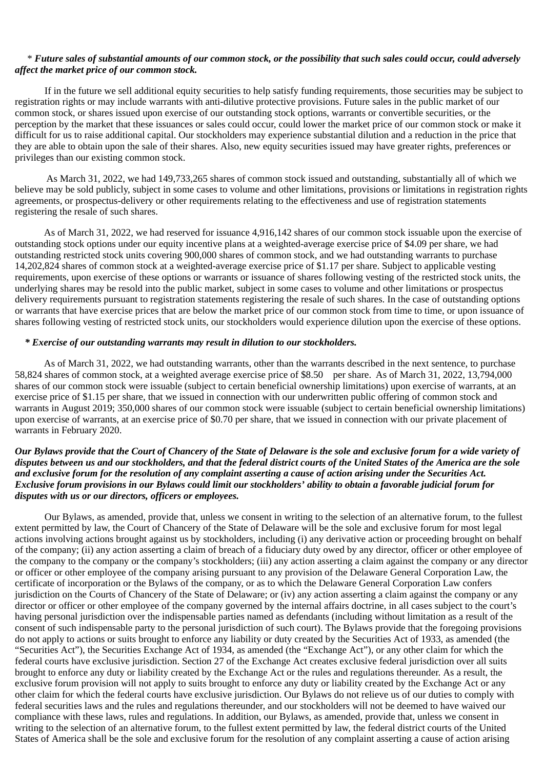*** *Future sales of substantial amounts of our common stock, or the possibility that such sales could occur, could adversely affect the market price of our common stock.***

If in the future we sell additional equity securities to help satisfy funding requirements, those securities may be subject to registration rights or may include warrants with anti-dilutive protective provisions. Future sales in the public market of our common stock, or shares issued upon exercise of our outstanding stock options, warrants or convertible securities, or the perception by the market that these issuances or sales could occur, could lower the market price of our common stock or make it difficult for us to raise additional capital. Our stockholders may experience substantial dilution and a reduction in the price that they are able to obtain upon the sale of their shares. Also, new equity securities issued may have greater rights, preferences or privileges than our existing common stock.

As March 31, 2022, we had 149,733,265 shares of common stock issued and outstanding, substantially all of which we believe may be sold publicly, subject in some cases to volume and other limitations, provisions or limitations in registration rights agreements, or prospectus-delivery or other requirements relating to the effectiveness and use of registration statements registering the resale of such shares.

As of March 31, 2022, we had reserved for issuance 4,916,142 shares of our common stock issuable upon the exercise of outstanding stock options under our equity incentive plans at a weighted-average exercise price of $4.09 per share, we had outstanding restricted stock units covering 900,000 shares of common stock, and we had outstanding warrants to purchase 14,202,824 shares of common stock at a weighted-average exercise price of $1.17 per share. Subject to applicable vesting requirements, upon exercise of these options or warrants or issuance of shares following vesting of the restricted stock units, the underlying shares may be resold into the public market, subject in some cases to volume and other limitations or prospectus delivery requirements pursuant to registration statements registering the resale of such shares. In the case of outstanding options or warrants that have exercise prices that are below the market price of our common stock from time to time, or upon issuance of shares following vesting of restricted stock units, our stockholders would experience dilution upon the exercise of these options.

***** *Exercise of our outstanding warrants may result in dilution to our stockholders.***

As of March 31, 2022, we had outstanding warrants, other than the warrants described in the next sentence, to purchase 58,824 shares of common stock, at a weighted average exercise price of $8.50 per share. As of March 31, 2022, 13,794,000 shares of our common stock were issuable (subject to certain beneficial ownership limitations) upon exercise of warrants, at an exercise price of $1.15 per share, that we issued in connection with our underwritten public offering of common stock and warrants in August 2019; 350,000 shares of our common stock were issuable (subject to certain beneficial ownership limitations) upon exercise of warrants, at an exercise price of $0.70 per share, that we issued in connection with our private placement of warrants in February 2020.

***Our Bylaws provide that the Court of Chancery of the State of Delaware is the sole and exclusive forum for a wide variety of disputes between us and our stockholders, and that the federal district courts of the United States of the America are the sole and exclusive forum for the resolution of any complaint asserting a cause of action arising under the Securities Act. Exclusive forum provisions in our Bylaws could limit our stockholders' ability to obtain a favorable judicial forum for disputes with us or our directors, officers or employees.***

Our Bylaws, as amended, provide that, unless we consent in writing to the selection of an alternative forum, to the fullest extent permitted by law, the Court of Chancery of the State of Delaware will be the sole and exclusive forum for most legal actions involving actions brought against us by stockholders, including (i) any derivative action or proceeding brought on behalf of the company; (ii) any action asserting a claim of breach of a fiduciary duty owed by any director, officer or other employee of the company to the company or the company's stockholders; (iii) any action asserting a claim against the company or any director or officer or other employee of the company arising pursuant to any provision of the Delaware General Corporation Law, the certificate of incorporation or the Bylaws of the company, or as to which the Delaware General Corporation Law confers jurisdiction on the Courts of Chancery of the State of Delaware; or (iv) any action asserting a claim against the company or any director or officer or other employee of the company governed by the internal affairs doctrine, in all cases subject to the court's having personal jurisdiction over the indispensable parties named as defendants (including without limitation as a result of the consent of such indispensable party to the personal jurisdiction of such court). The Bylaws provide that the foregoing provisions do not apply to actions or suits brought to enforce any liability or duty created by the Securities Act of 1933, as amended (the "Securities Act"), the Securities Exchange Act of 1934, as amended (the "Exchange Act"), or any other claim for which the federal courts have exclusive jurisdiction. Section 27 of the Exchange Act creates exclusive federal jurisdiction over all suits brought to enforce any duty or liability created by the Exchange Act or the rules and regulations thereunder. As a result, the exclusive forum provision will not apply to suits brought to enforce any duty or liability created by the Exchange Act or any other claim for which the federal courts have exclusive jurisdiction. Our Bylaws do not relieve us of our duties to comply with federal securities laws and the rules and regulations thereunder, and our stockholders will not be deemed to have waived our compliance with these laws, rules and regulations. In addition, our Bylaws, as amended, provide that, unless we consent in writing to the selection of an alternative forum, to the fullest extent permitted by law, the federal district courts of the United States of America shall be the sole and exclusive forum for the resolution of any complaint asserting a cause of action arising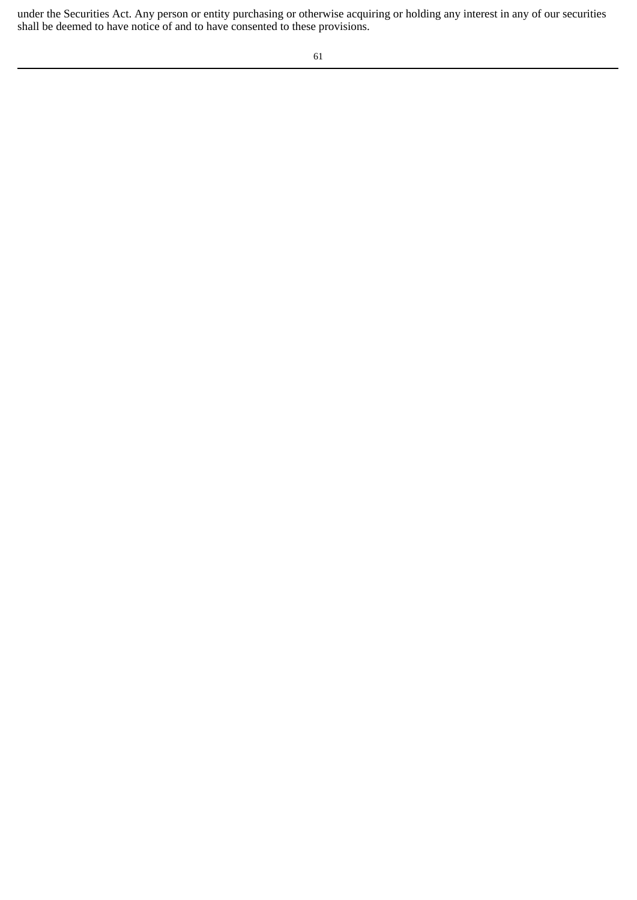under the Securities Act. Any person or entity purchasing or otherwise acquiring or holding any interest in any of our securities shall be deemed to have notice of and to have consented to these provisions.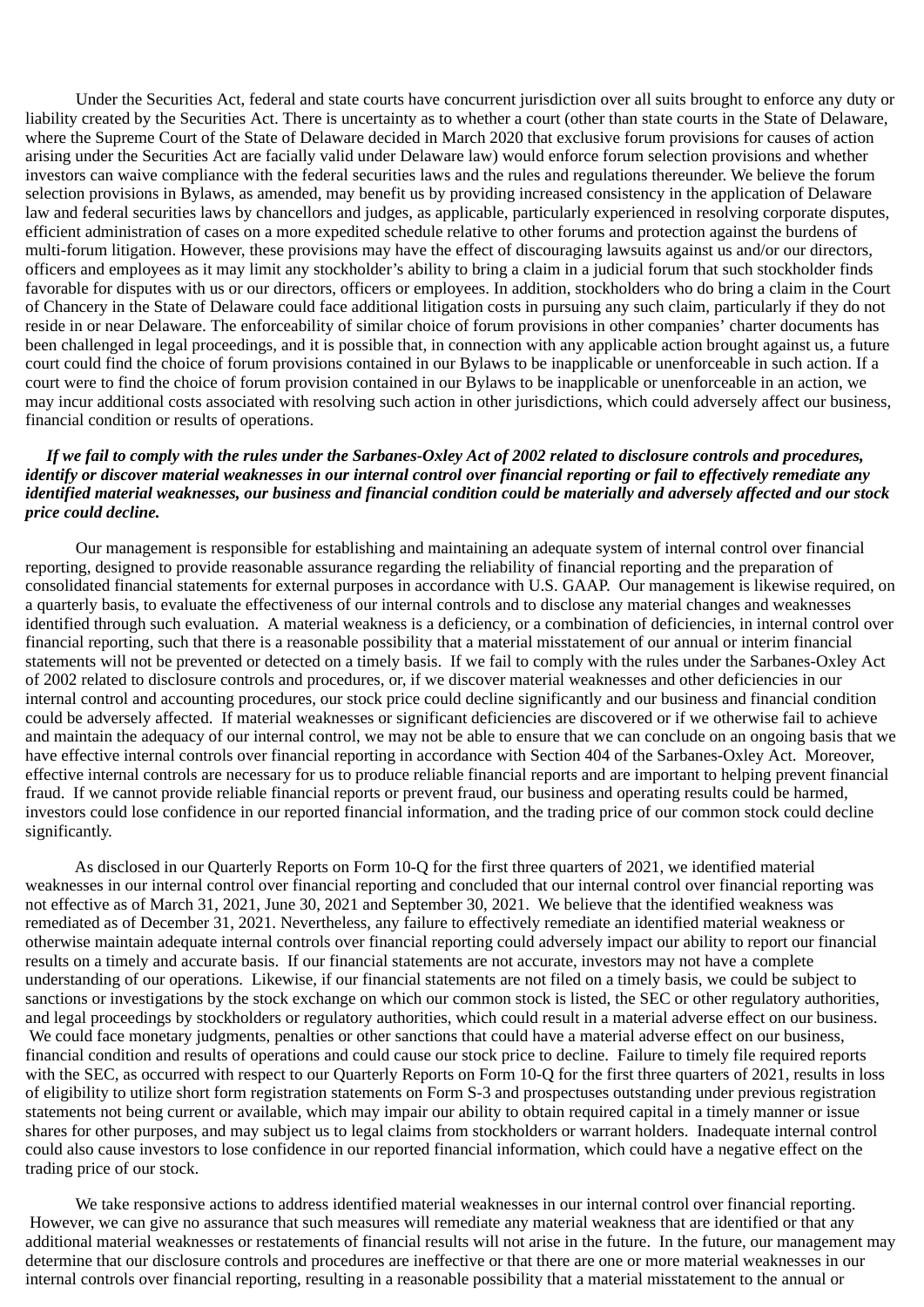Under the Securities Act, federal and state courts have concurrent jurisdiction over all suits brought to enforce any duty or liability created by the Securities Act. There is uncertainty as to whether a court (other than state courts in the State of Delaware, where the Supreme Court of the State of Delaware decided in March 2020 that exclusive forum provisions for causes of action arising under the Securities Act are facially valid under Delaware law) would enforce forum selection provisions and whether investors can waive compliance with the federal securities laws and the rules and regulations thereunder. We believe the forum selection provisions in Bylaws, as amended, may benefit us by providing increased consistency in the application of Delaware law and federal securities laws by chancellors and judges, as applicable, particularly experienced in resolving corporate disputes, efficient administration of cases on a more expedited schedule relative to other forums and protection against the burdens of multi-forum litigation. However, these provisions may have the effect of discouraging lawsuits against us and/or our directors, officers and employees as it may limit any stockholder's ability to bring a claim in a judicial forum that such stockholder finds favorable for disputes with us or our directors, officers or employees. In addition, stockholders who do bring a claim in the Court of Chancery in the State of Delaware could face additional litigation costs in pursuing any such claim, particularly if they do not reside in or near Delaware. The enforceability of similar choice of forum provisions in other companies' charter documents has been challenged in legal proceedings, and it is possible that, in connection with any applicable action brought against us, a future court could find the choice of forum provisions contained in our Bylaws to be inapplicable or unenforceable in such action. If a court were to find the choice of forum provision contained in our Bylaws to be inapplicable or unenforceable in an action, we may incur additional costs associated with resolving such action in other jurisdictions, which could adversely affect our business, financial condition or results of operations.

***If we fail to comply with the rules under the Sarbanes-Oxley Act of 2002 related to disclosure controls and procedures, identify or discover material weaknesses in our internal control over financial reporting or fail to effectively remediate any identified material weaknesses, our business and financial condition could be materially and adversely affected and our stock price could decline.***

Our management is responsible for establishing and maintaining an adequate system of internal control over financial reporting, designed to provide reasonable assurance regarding the reliability of financial reporting and the preparation of consolidated financial statements for external purposes in accordance with U.S. GAAP. Our management is likewise required, on a quarterly basis, to evaluate the effectiveness of our internal controls and to disclose any material changes and weaknesses identified through such evaluation. A material weakness is a deficiency, or a combination of deficiencies, in internal control over financial reporting, such that there is a reasonable possibility that a material misstatement of our annual or interim financial statements will not be prevented or detected on a timely basis. If we fail to comply with the rules under the Sarbanes-Oxley Act of 2002 related to disclosure controls and procedures, or, if we discover material weaknesses and other deficiencies in our internal control and accounting procedures, our stock price could decline significantly and our business and financial condition could be adversely affected. If material weaknesses or significant deficiencies are discovered or if we otherwise fail to achieve and maintain the adequacy of our internal control, we may not be able to ensure that we can conclude on an ongoing basis that we have effective internal controls over financial reporting in accordance with Section 404 of the Sarbanes-Oxley Act. Moreover, effective internal controls are necessary for us to produce reliable financial reports and are important to helping prevent financial fraud. If we cannot provide reliable financial reports or prevent fraud, our business and operating results could be harmed, investors could lose confidence in our reported financial information, and the trading price of our common stock could decline significantly.

As disclosed in our Quarterly Reports on Form 10-Q for the first three quarters of 2021, we identified material weaknesses in our internal control over financial reporting and concluded that our internal control over financial reporting was not effective as of March 31, 2021, June 30, 2021 and September 30, 2021. We believe that the identified weakness was remediated as of December 31, 2021. Nevertheless, any failure to effectively remediate an identified material weakness or otherwise maintain adequate internal controls over financial reporting could adversely impact our ability to report our financial results on a timely and accurate basis. If our financial statements are not accurate, investors may not have a complete understanding of our operations. Likewise, if our financial statements are not filed on a timely basis, we could be subject to sanctions or investigations by the stock exchange on which our common stock is listed, the SEC or other regulatory authorities, and legal proceedings by stockholders or regulatory authorities, which could result in a material adverse effect on our business. We could face monetary judgments, penalties or other sanctions that could have a material adverse effect on our business, financial condition and results of operations and could cause our stock price to decline. Failure to timely file required reports with the SEC, as occurred with respect to our Quarterly Reports on Form 10-Q for the first three quarters of 2021, results in loss of eligibility to utilize short form registration statements on Form S-3 and prospectuses outstanding under previous registration statements not being current or available, which may impair our ability to obtain required capital in a timely manner or issue shares for other purposes, and may subject us to legal claims from stockholders or warrant holders. Inadequate internal control could also cause investors to lose confidence in our reported financial information, which could have a negative effect on the trading price of our stock.

We take responsive actions to address identified material weaknesses in our internal control over financial reporting. However, we can give no assurance that such measures will remediate any material weakness that are identified or that any additional material weaknesses or restatements of financial results will not arise in the future. In the future, our management may determine that our disclosure controls and procedures are ineffective or that there are one or more material weaknesses in our internal controls over financial reporting, resulting in a reasonable possibility that a material misstatement to the annual or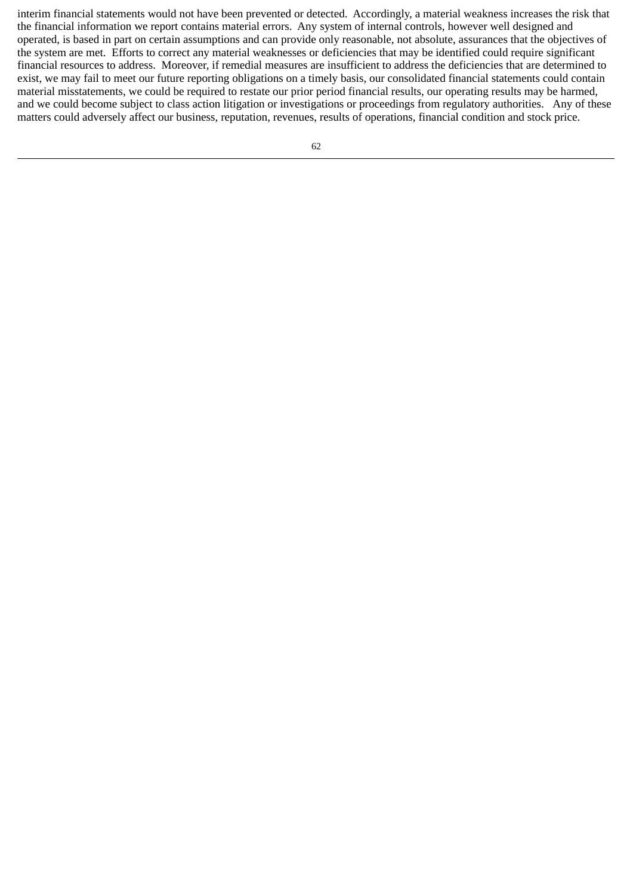interim financial statements would not have been prevented or detected. Accordingly, a material weakness increases the risk that the financial information we report contains material errors. Any system of internal controls, however well designed and operated, is based in part on certain assumptions and can provide only reasonable, not absolute, assurances that the objectives of the system are met. Efforts to correct any material weaknesses or deficiencies that may be identified could require significant financial resources to address. Moreover, if remedial measures are insufficient to address the deficiencies that are determined to exist, we may fail to meet our future reporting obligations on a timely basis, our consolidated financial statements could contain material misstatements, we could be required to restate our prior period financial results, our operating results may be harmed, and we could become subject to class action litigation or investigations or proceedings from regulatory authorities. Any of these matters could adversely affect our business, reputation, revenues, results of operations, financial condition and stock price.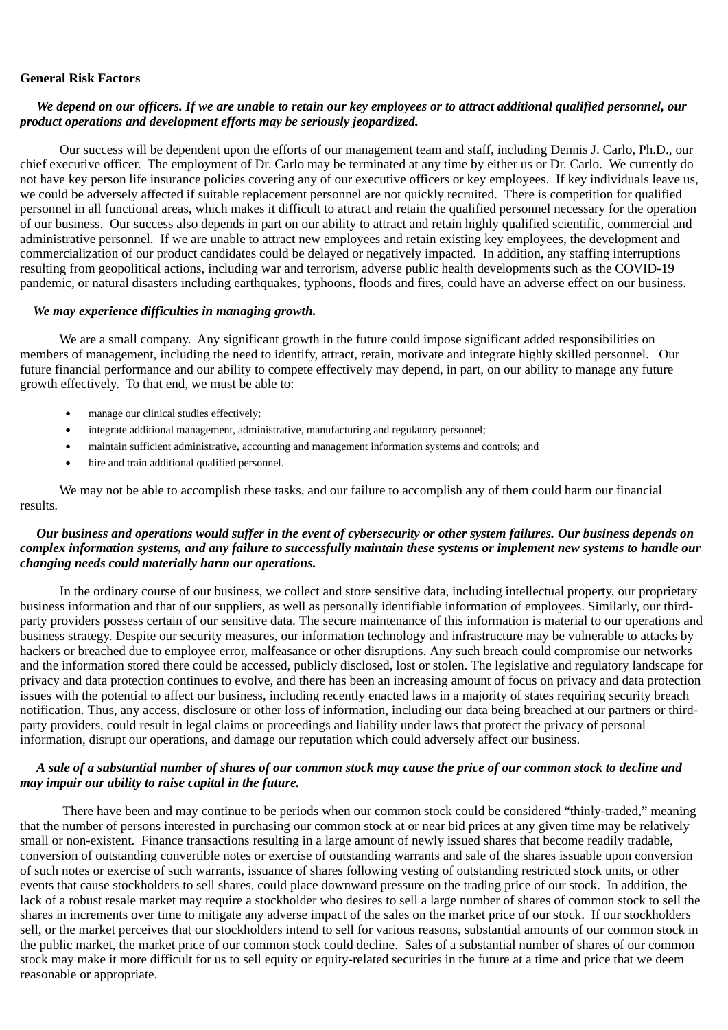**General Risk Factors**

***We depend on our officers. If we are unable to retain our key employees or to attract additional qualified personnel, our product operations and development efforts may be seriously jeopardized.***

Our success will be dependent upon the efforts of our management team and staff, including Dennis J. Carlo, Ph.D., our chief executive officer. The employment of Dr. Carlo may be terminated at any time by either us or Dr. Carlo. We currently do not have key person life insurance policies covering any of our executive officers or key employees. If key individuals leave us, we could be adversely affected if suitable replacement personnel are not quickly recruited. There is competition for qualified personnel in all functional areas, which makes it difficult to attract and retain the qualified personnel necessary for the operation of our business. Our success also depends in part on our ability to attract and retain highly qualified scientific, commercial and administrative personnel. If we are unable to attract new employees and retain existing key employees, the development and commercialization of our product candidates could be delayed or negatively impacted. In addition, any staffing interruptions resulting from geopolitical actions, including war and terrorism, adverse public health developments such as the COVID-19 pandemic, or natural disasters including earthquakes, typhoons, floods and fires, could have an adverse effect on our business.

***We may experience difficulties in managing growth.***

We are a small company. Any significant growth in the future could impose significant added responsibilities on members of management, including the need to identify, attract, retain, motivate and integrate highly skilled personnel. Our future financial performance and our ability to compete effectively may depend, in part, on our ability to manage any future growth effectively. To that end, we must be able to:

- manage our clinical studies effectively;
- integrate additional management, administrative, manufacturing and regulatory personnel;
- maintain sufficient administrative, accounting and management information systems and controls; and
- hire and train additional qualified personnel.

We may not be able to accomplish these tasks, and our failure to accomplish any of them could harm our financial results.

***Our business and operations would suffer in the event of cybersecurity or other system failures. Our business depends on complex information systems, and any failure to successfully maintain these systems or implement new systems to handle our changing needs could materially harm our operations.***

In the ordinary course of our business, we collect and store sensitive data, including intellectual property, our proprietary business information and that of our suppliers, as well as personally identifiable information of employees. Similarly, our third-party providers possess certain of our sensitive data. The secure maintenance of this information is material to our operations and business strategy. Despite our security measures, our information technology and infrastructure may be vulnerable to attacks by hackers or breached due to employee error, malfeasance or other disruptions. Any such breach could compromise our networks and the information stored there could be accessed, publicly disclosed, lost or stolen. The legislative and regulatory landscape for privacy and data protection continues to evolve, and there has been an increasing amount of focus on privacy and data protection issues with the potential to affect our business, including recently enacted laws in a majority of states requiring security breach notification. Thus, any access, disclosure or other loss of information, including our data being breached at our partners or third-party providers, could result in legal claims or proceedings and liability under laws that protect the privacy of personal information, disrupt our operations, and damage our reputation which could adversely affect our business.

***A sale of a substantial number of shares of our common stock may cause the price of our common stock to decline and may impair our ability to raise capital in the future.***

There have been and may continue to be periods when our common stock could be considered "thinly-traded," meaning that the number of persons interested in purchasing our common stock at or near bid prices at any given time may be relatively small or non-existent. Finance transactions resulting in a large amount of newly issued shares that become readily tradable, conversion of outstanding convertible notes or exercise of outstanding warrants and sale of the shares issuable upon conversion of such notes or exercise of such warrants, issuance of shares following vesting of outstanding restricted stock units, or other events that cause stockholders to sell shares, could place downward pressure on the trading price of our stock. In addition, the lack of a robust resale market may require a stockholder who desires to sell a large number of shares of common stock to sell the shares in increments over time to mitigate any adverse impact of the sales on the market price of our stock. If our stockholders sell, or the market perceives that our stockholders intend to sell for various reasons, substantial amounts of our common stock in the public market, the market price of our common stock could decline. Sales of a substantial number of shares of our common stock may make it more difficult for us to sell equity or equity-related securities in the future at a time and price that we deem reasonable or appropriate.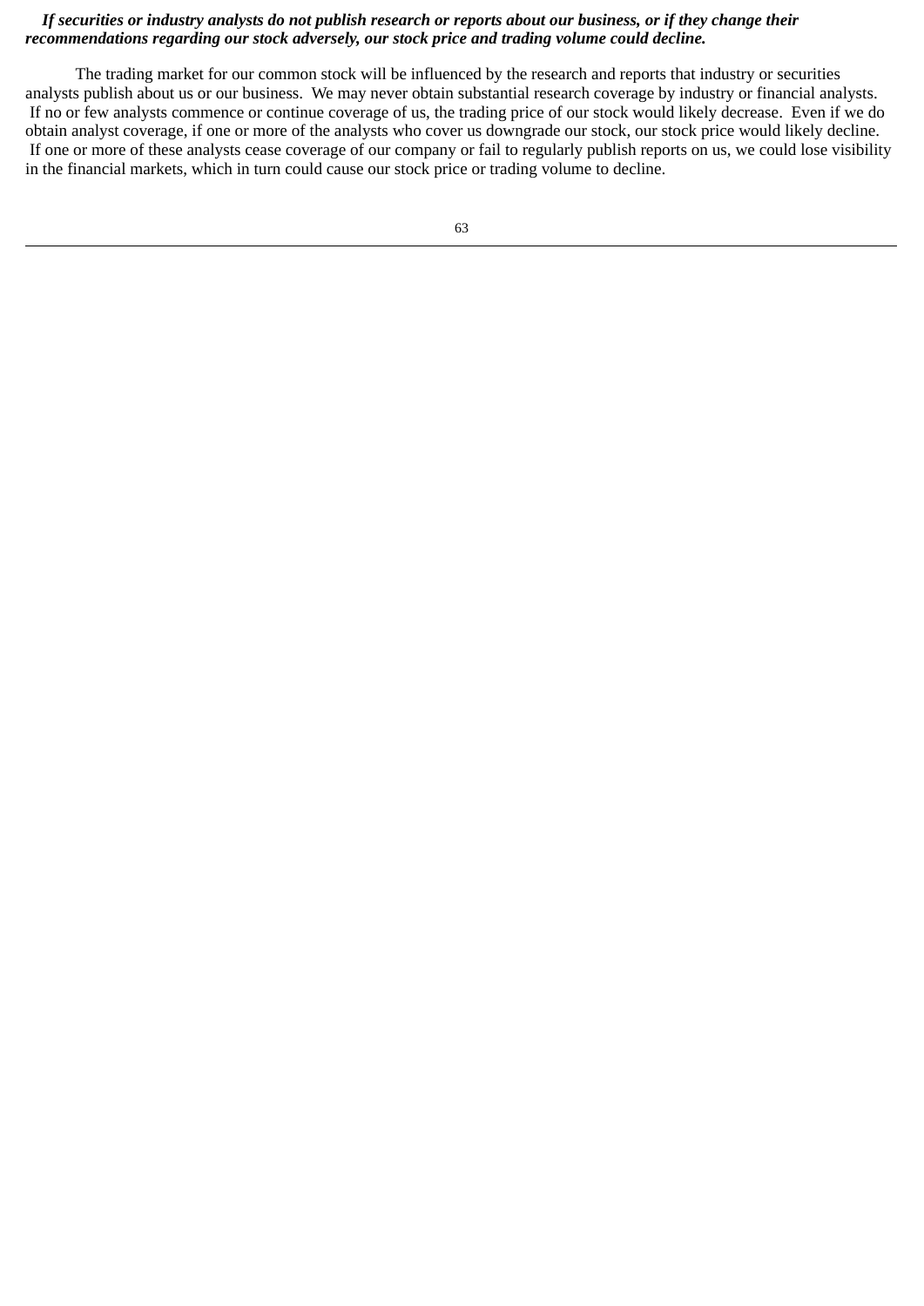***If securities or industry analysts do not publish research or reports about our business, or if they change their recommendations regarding our stock adversely, our stock price and trading volume could decline.***

The trading market for our common stock will be influenced by the research and reports that industry or securities analysts publish about us or our business. We may never obtain substantial research coverage by industry or financial analysts. If no or few analysts commence or continue coverage of us, the trading price of our stock would likely decrease. Even if we do obtain analyst coverage, if one or more of the analysts who cover us downgrade our stock, our stock price would likely decline. If one or more of these analysts cease coverage of our company or fail to regularly publish reports on us, we could lose visibility in the financial markets, which in turn could cause our stock price or trading volume to decline.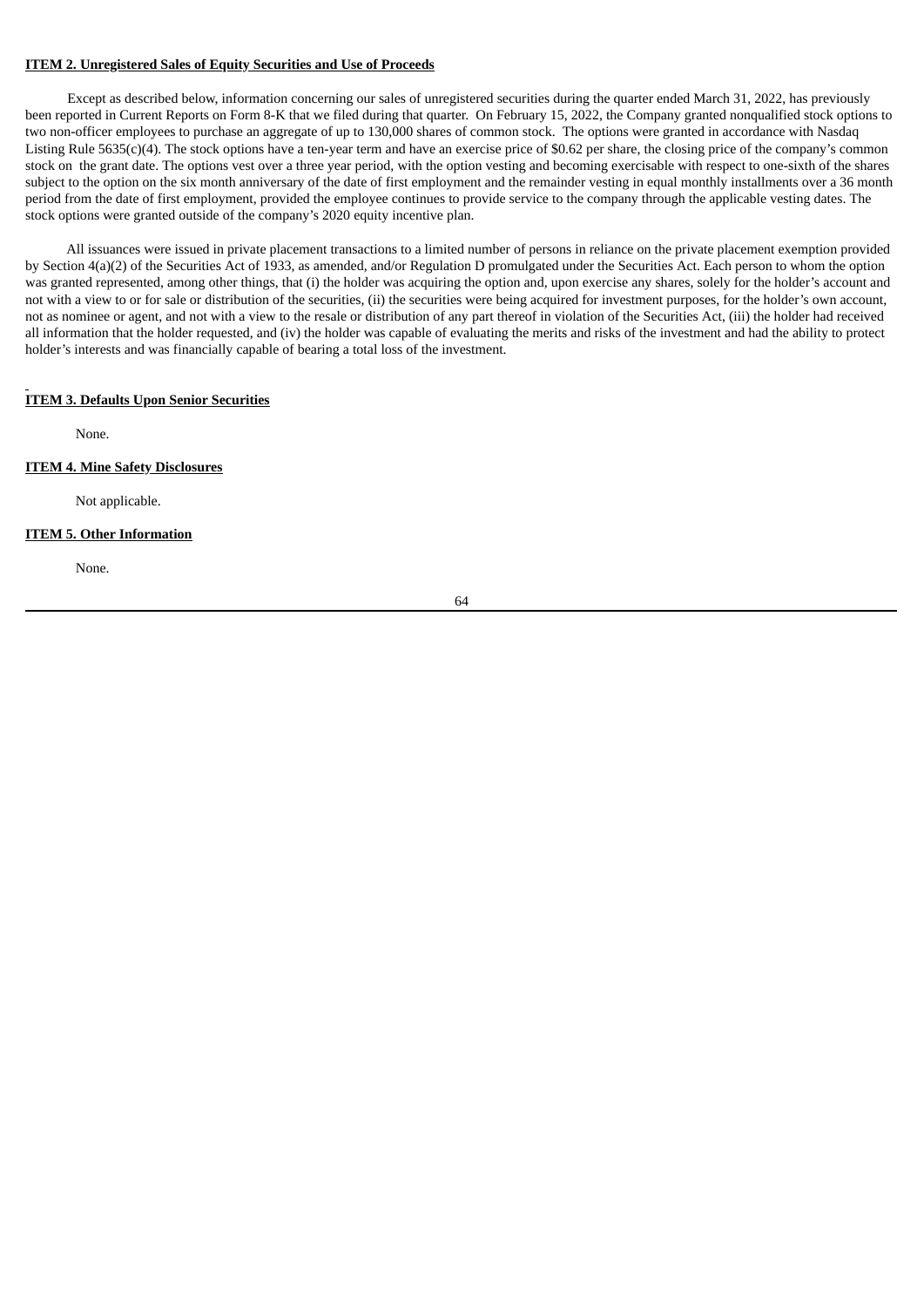**ITEM 2. Unregistered Sales of Equity Securities and Use of Proceeds**

Except as described below, information concerning our sales of unregistered securities during the quarter ended March 31, 2022, has previously been reported in Current Reports on Form 8-K that we filed during that quarter. On February 15, 2022, the Company granted nonqualified stock options to two non-officer employees to purchase an aggregate of up to 130,000 shares of common stock. The options were granted in accordance with Nasdaq Listing Rule 5635(c)(4). The stock options have a ten-year term and have an exercise price of $0.62 per share, the closing price of the company's common stock on the grant date. The options vest over a three year period, with the option vesting and becoming exercisable with respect to one-sixth of the shares subject to the option on the six month anniversary of the date of first employment and the remainder vesting in equal monthly installments over a 36 month period from the date of first employment, provided the employee continues to provide service to the company through the applicable vesting dates. The stock options were granted outside of the company's 2020 equity incentive plan.

All issuances were issued in private placement transactions to a limited number of persons in reliance on the private placement exemption provided by Section 4(a)(2) of the Securities Act of 1933, as amended, and/or Regulation D promulgated under the Securities Act. Each person to whom the option was granted represented, among other things, that (i) the holder was acquiring the option and, upon exercise any shares, solely for the holder's account and not with a view to or for sale or distribution of the securities, (ii) the securities were being acquired for investment purposes, for the holder's own account, not as nominee or agent, and not with a view to the resale or distribution of any part thereof in violation of the Securities Act, (iii) the holder had received all information that the holder requested, and (iv) the holder was capable of evaluating the merits and risks of the investment and had the ability to protect holder's interests and was financially capable of bearing a total loss of the investment.

**ITEM 3. Defaults Upon Senior Securities**

None.

**ITEM 4. Mine Safety Disclosures**

Not applicable.

**ITEM 5. Other Information**

None.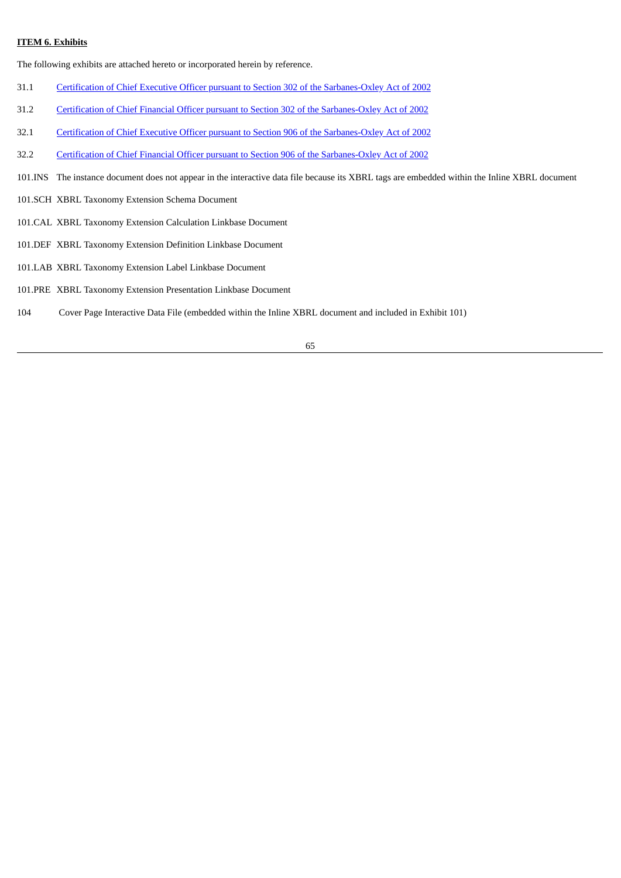**ITEM 6. Exhibits**

The following exhibits are attached hereto or incorporated herein by reference.

| | |
|---|---|
| 31.1 | Certification of Chief Executive Officer pursuant to Section 302 of the Sarbanes-Oxley Act of 2002 |
| 31.2 | Certification of Chief Financial Officer pursuant to Section 302 of the Sarbanes-Oxley Act of 2002 |
| 32.1 | Certification of Chief Executive Officer pursuant to Section 906 of the Sarbanes-Oxley Act of 2002 |
| 32.2 | Certification of Chief Financial Officer pursuant to Section 906 of the Sarbanes-Oxley Act of 2002 |
| 101.INS | The instance document does not appear in the interactive data file because its XBRL tags are embedded within the Inline XBRL document |
| 101.SCH | XBRL Taxonomy Extension Schema Document |
| 101.CAL | XBRL Taxonomy Extension Calculation Linkbase Document |
| 101.DEF | XBRL Taxonomy Extension Definition Linkbase Document |
| 101.LAB | XBRL Taxonomy Extension Label Linkbase Document |
| 101.PRE | XBRL Taxonomy Extension Presentation Linkbase Document |
| 104 | Cover Page Interactive Data File (embedded within the Inline XBRL document and included in Exhibit 101) |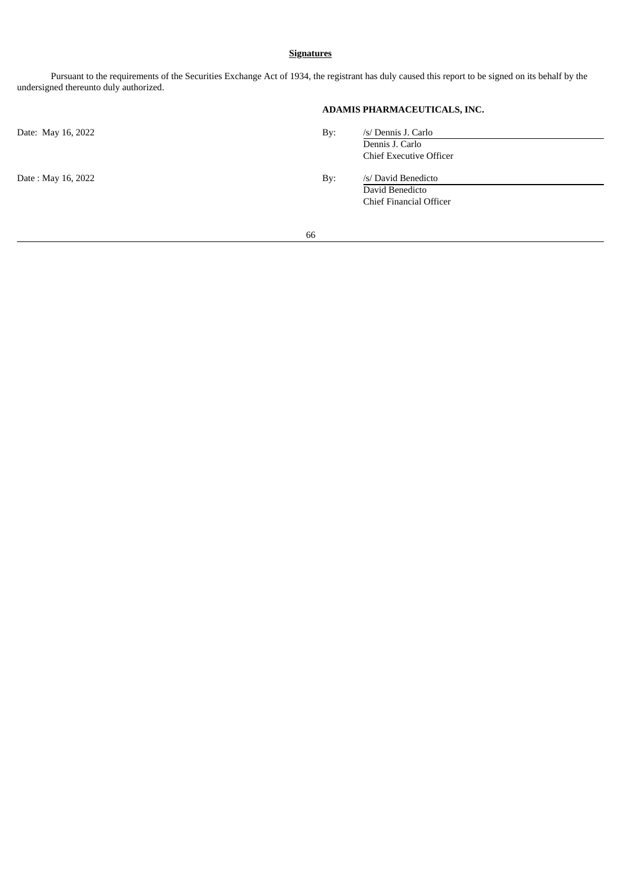**Signatures**

Pursuant to the requirements of the Securities Exchange Act of 1934, the registrant has duly caused this report to be signed on its behalf by the undersigned thereunto duly authorized.

**ADAMIS PHARMACEUTICALS, INC.**

| | | |
|---|---|---|
| Date: May 16, 2022 | By: | /s/ Dennis J. Carlo<br>Dennis J. Carlo<br>Chief Executive Officer |
| Date : May 16, 2022 | By: | /s/ David Benedicto<br>David Benedicto<br>Chief Financial Officer |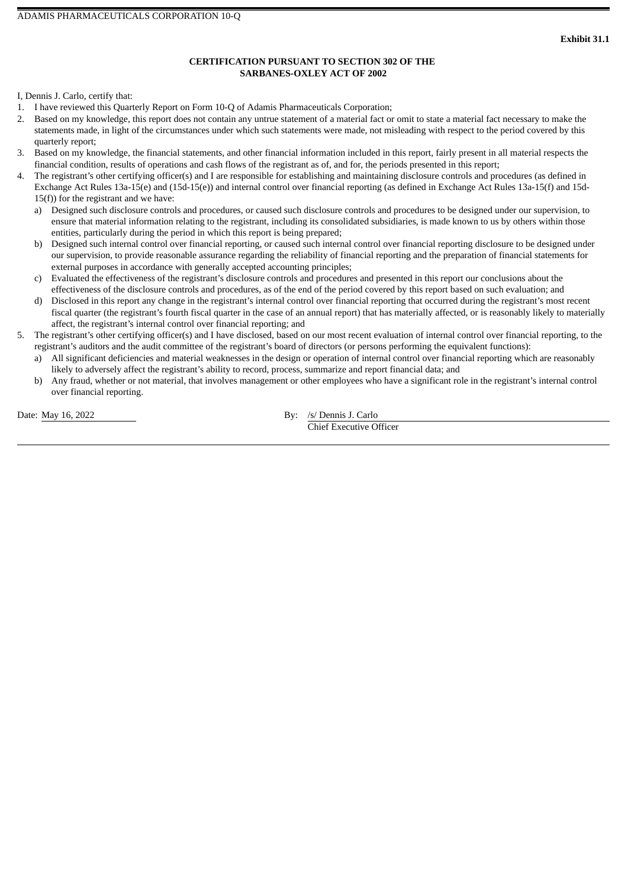**Exhibit 31.1**

**CERTIFICATION PURSUANT TO SECTION 302 OF THE SARBANES-OXLEY ACT OF 2002**

I, Dennis J. Carlo, certify that:

1. I have reviewed this Quarterly Report on Form 10-Q of Adamis Pharmaceuticals Corporation;
2. Based on my knowledge, this report does not contain any untrue statement of a material fact or omit to state a material fact necessary to make the statements made, in light of the circumstances under which such statements were made, not misleading with respect to the period covered by this quarterly report;
3. Based on my knowledge, the financial statements, and other financial information included in this report, fairly present in all material respects the financial condition, results of operations and cash flows of the registrant as of, and for, the periods presented in this report;
4. The registrant's other certifying officer(s) and I are responsible for establishing and maintaining disclosure controls and procedures (as defined in Exchange Act Rules 13a-15(e) and (15d-15(e)) and internal control over financial reporting (as defined in Exchange Act Rules 13a-15(f) and 15d-15(f)) for the registrant and we have:
   a) Designed such disclosure controls and procedures, or caused such disclosure controls and procedures to be designed under our supervision, to ensure that material information relating to the registrant, including its consolidated subsidiaries, is made known to us by others within those entities, particularly during the period in which this report is being prepared;
   b) Designed such internal control over financial reporting, or caused such internal control over financial reporting disclosure to be designed under our supervision, to provide reasonable assurance regarding the reliability of financial reporting and the preparation of financial statements for external purposes in accordance with generally accepted accounting principles;
   c) Evaluated the effectiveness of the registrant's disclosure controls and procedures and presented in this report our conclusions about the effectiveness of the disclosure controls and procedures, as of the end of the period covered by this report based on such evaluation; and
   d) Disclosed in this report any change in the registrant's internal control over financial reporting that occurred during the registrant's most recent fiscal quarter (the registrant's fourth fiscal quarter in the case of an annual report) that has materially affected, or is reasonably likely to materially affect, the registrant's internal control over financial reporting; and
5. The registrant's other certifying officer(s) and I have disclosed, based on our most recent evaluation of internal control over financial reporting, to the registrant's auditors and the audit committee of the registrant's board of directors (or persons performing the equivalent functions):
   a) All significant deficiencies and material weaknesses in the design or operation of internal control over financial reporting which are reasonably likely to adversely affect the registrant's ability to record, process, summarize and report financial data; and
   b) Any fraud, whether or not material, that involves management or other employees who have a significant role in the registrant's internal control over financial reporting.

Date: May 16, 2022

By: /s/ Dennis J. Carlo
Chief Executive Officer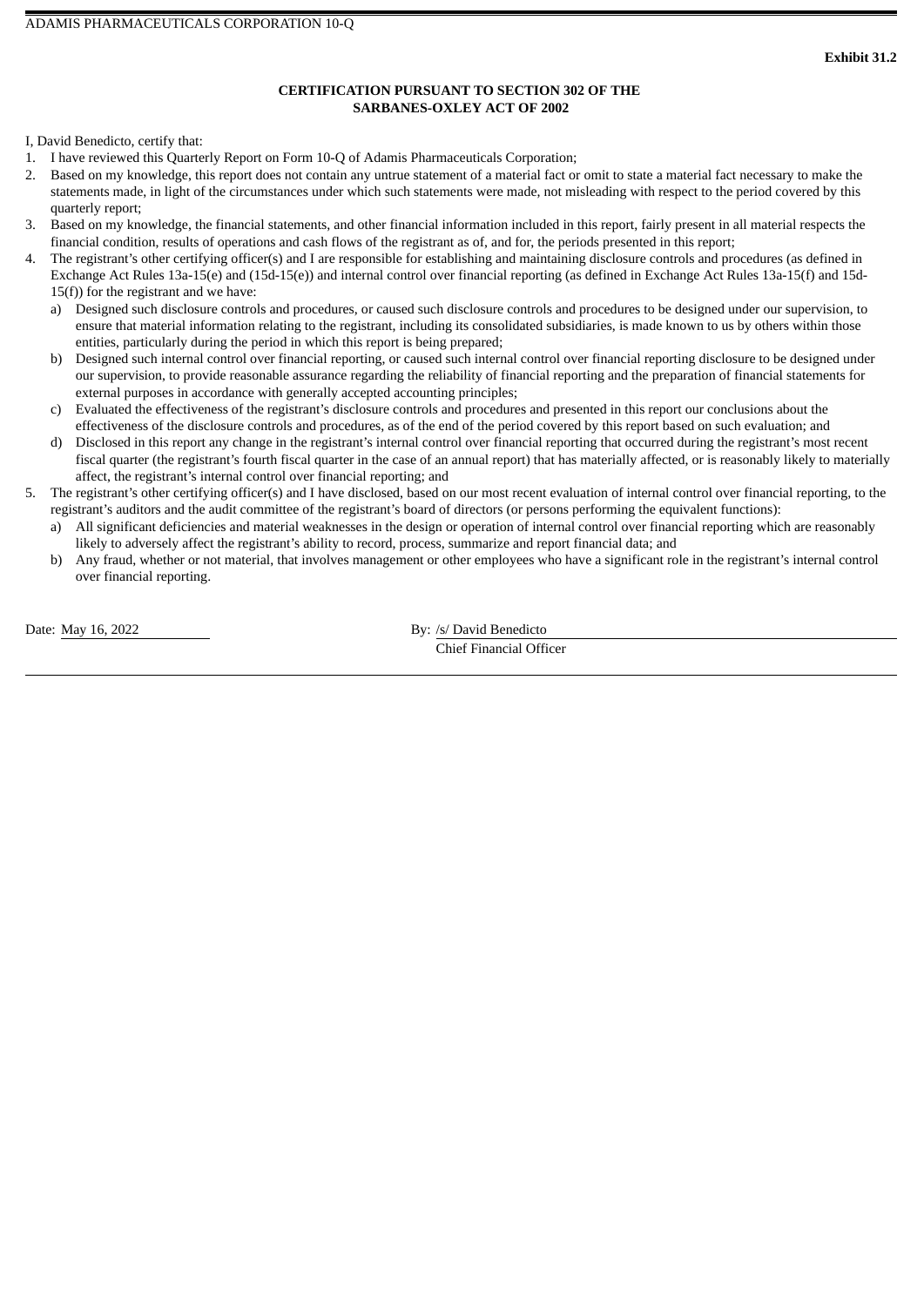Exhibit 31.2

**CERTIFICATION PURSUANT TO SECTION 302 OF THE SARBANES-OXLEY ACT OF 2002**

I, David Benedicto, certify that:

1. I have reviewed this Quarterly Report on Form 10-Q of Adamis Pharmaceuticals Corporation;
2. Based on my knowledge, this report does not contain any untrue statement of a material fact or omit to state a material fact necessary to make the statements made, in light of the circumstances under which such statements were made, not misleading with respect to the period covered by this quarterly report;
3. Based on my knowledge, the financial statements, and other financial information included in this report, fairly present in all material respects the financial condition, results of operations and cash flows of the registrant as of, and for, the periods presented in this report;
4. The registrant's other certifying officer(s) and I are responsible for establishing and maintaining disclosure controls and procedures (as defined in Exchange Act Rules 13a-15(e) and (15d-15(e)) and internal control over financial reporting (as defined in Exchange Act Rules 13a-15(f) and 15d-15(f)) for the registrant and we have:
   a) Designed such disclosure controls and procedures, or caused such disclosure controls and procedures to be designed under our supervision, to ensure that material information relating to the registrant, including its consolidated subsidiaries, is made known to us by others within those entities, particularly during the period in which this report is being prepared;
   b) Designed such internal control over financial reporting, or caused such internal control over financial reporting disclosure to be designed under our supervision, to provide reasonable assurance regarding the reliability of financial reporting and the preparation of financial statements for external purposes in accordance with generally accepted accounting principles;
   c) Evaluated the effectiveness of the registrant's disclosure controls and procedures and presented in this report our conclusions about the effectiveness of the disclosure controls and procedures, as of the end of the period covered by this report based on such evaluation; and
   d) Disclosed in this report any change in the registrant's internal control over financial reporting that occurred during the registrant's most recent fiscal quarter (the registrant's fourth fiscal quarter in the case of an annual report) that has materially affected, or is reasonably likely to materially affect, the registrant's internal control over financial reporting; and
5. The registrant's other certifying officer(s) and I have disclosed, based on our most recent evaluation of internal control over financial reporting, to the registrant's auditors and the audit committee of the registrant's board of directors (or persons performing the equivalent functions):
   a) All significant deficiencies and material weaknesses in the design or operation of internal control over financial reporting which are reasonably likely to adversely affect the registrant's ability to record, process, summarize and report financial data; and
   b) Any fraud, whether or not material, that involves management or other employees who have a significant role in the registrant's internal control over financial reporting.

Date: May 16, 2022

By: /s/ David Benedicto
Chief Financial Officer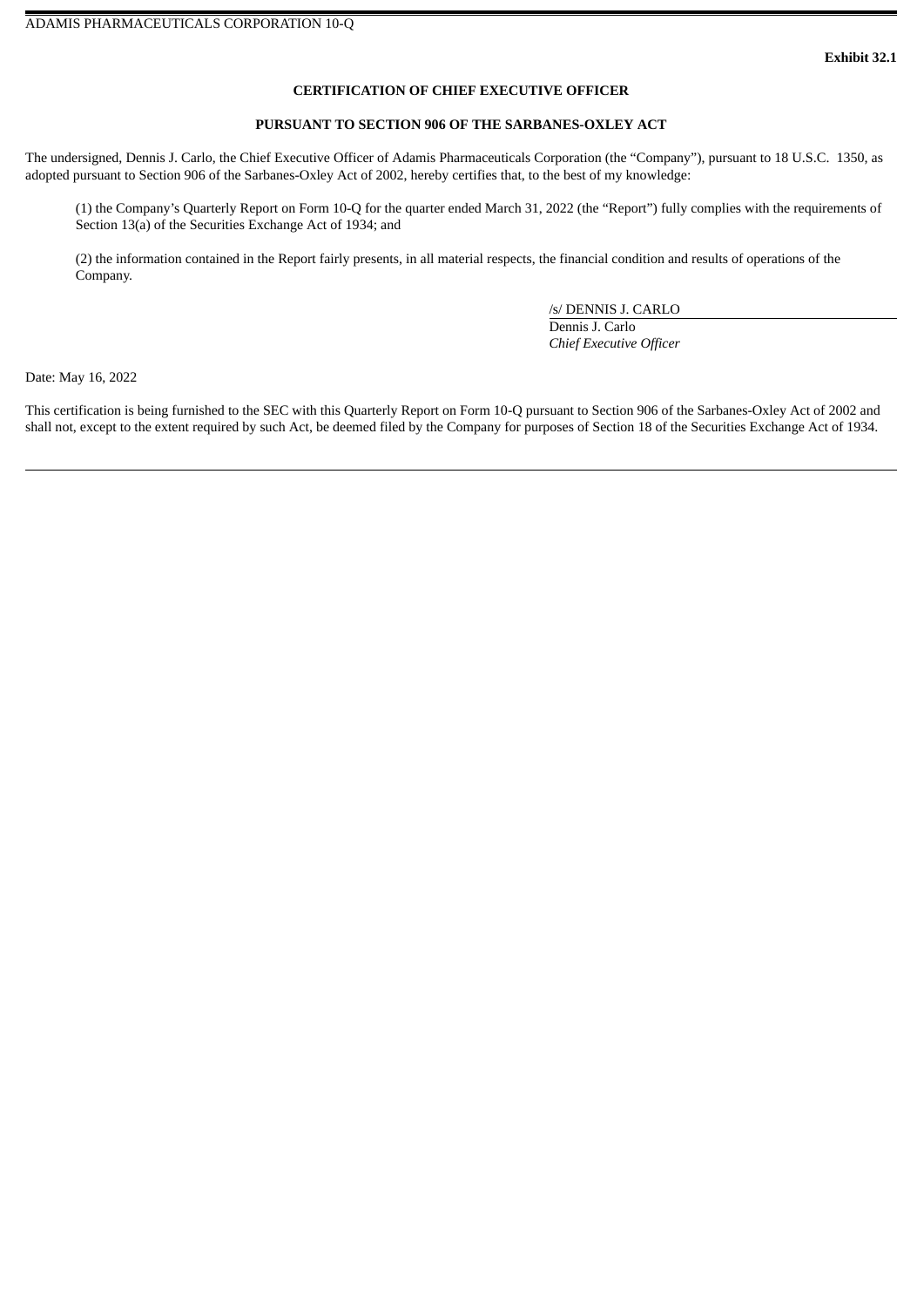**Exhibit 32.1**

**CERTIFICATION OF CHIEF EXECUTIVE OFFICER**

**PURSUANT TO SECTION 906 OF THE SARBANES-OXLEY ACT**

The undersigned, Dennis J. Carlo, the Chief Executive Officer of Adamis Pharmaceuticals Corporation (the "Company"), pursuant to 18 U.S.C. 1350, as adopted pursuant to Section 906 of the Sarbanes-Oxley Act of 2002, hereby certifies that, to the best of my knowledge:

(1) the Company's Quarterly Report on Form 10-Q for the quarter ended March 31, 2022 (the "Report") fully complies with the requirements of Section 13(a) of the Securities Exchange Act of 1934; and

(2) the information contained in the Report fairly presents, in all material respects, the financial condition and results of operations of the Company.

/s/ DENNIS J. CARLO
Dennis J. Carlo
*Chief Executive Officer*

Date: May 16, 2022

This certification is being furnished to the SEC with this Quarterly Report on Form 10-Q pursuant to Section 906 of the Sarbanes-Oxley Act of 2002 and shall not, except to the extent required by such Act, be deemed filed by the Company for purposes of Section 18 of the Securities Exchange Act of 1934.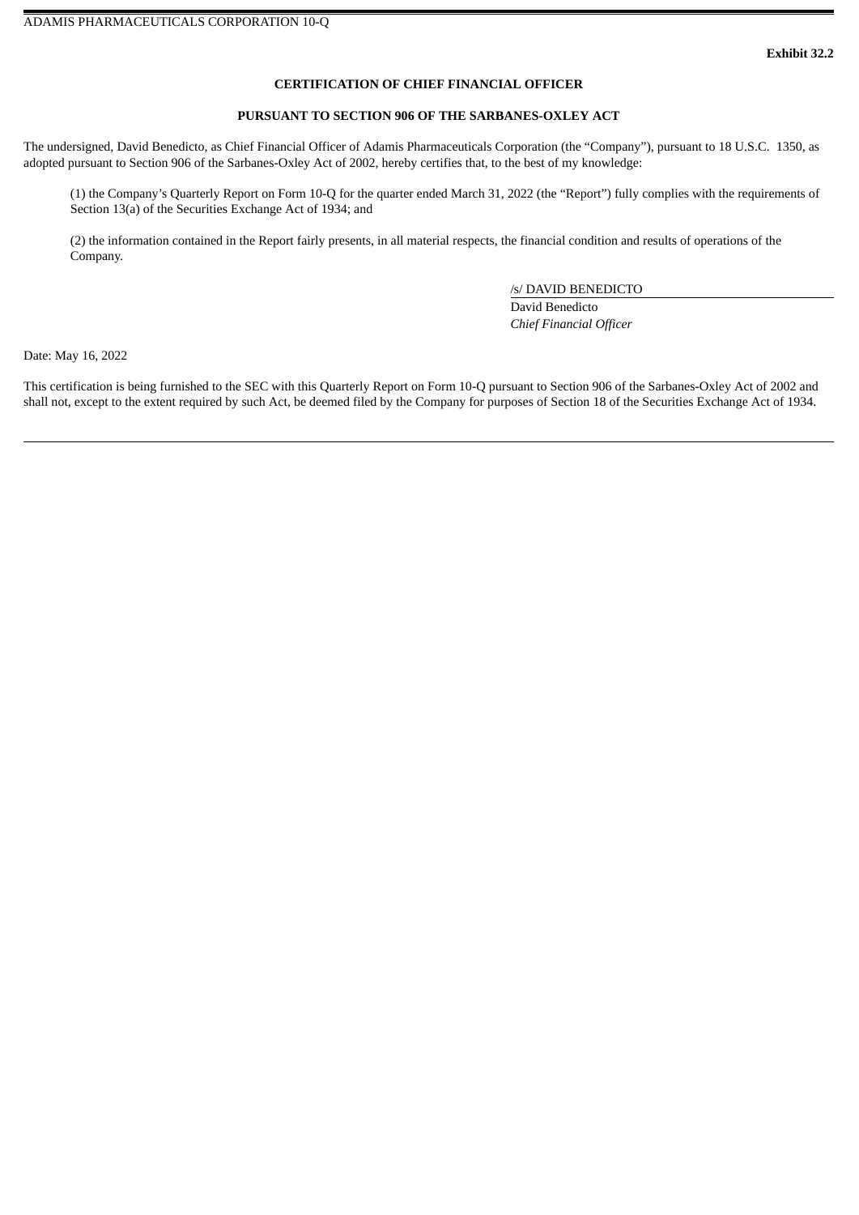**Exhibit 32.2**

**CERTIFICATION OF CHIEF FINANCIAL OFFICER**

**PURSUANT TO SECTION 906 OF THE SARBANES-OXLEY ACT**

The undersigned, David Benedicto, as Chief Financial Officer of Adamis Pharmaceuticals Corporation (the "Company"), pursuant to 18 U.S.C. 1350, as adopted pursuant to Section 906 of the Sarbanes-Oxley Act of 2002, hereby certifies that, to the best of my knowledge:

(1) the Company's Quarterly Report on Form 10-Q for the quarter ended March 31, 2022 (the "Report") fully complies with the requirements of Section 13(a) of the Securities Exchange Act of 1934; and

(2) the information contained in the Report fairly presents, in all material respects, the financial condition and results of operations of the Company.

/s/ DAVID BENEDICTO
David Benedicto
*Chief Financial Officer*

Date: May 16, 2022

This certification is being furnished to the SEC with this Quarterly Report on Form 10-Q pursuant to Section 906 of the Sarbanes-Oxley Act of 2002 and shall not, except to the extent required by such Act, be deemed filed by the Company for purposes of Section 18 of the Securities Exchange Act of 1934.